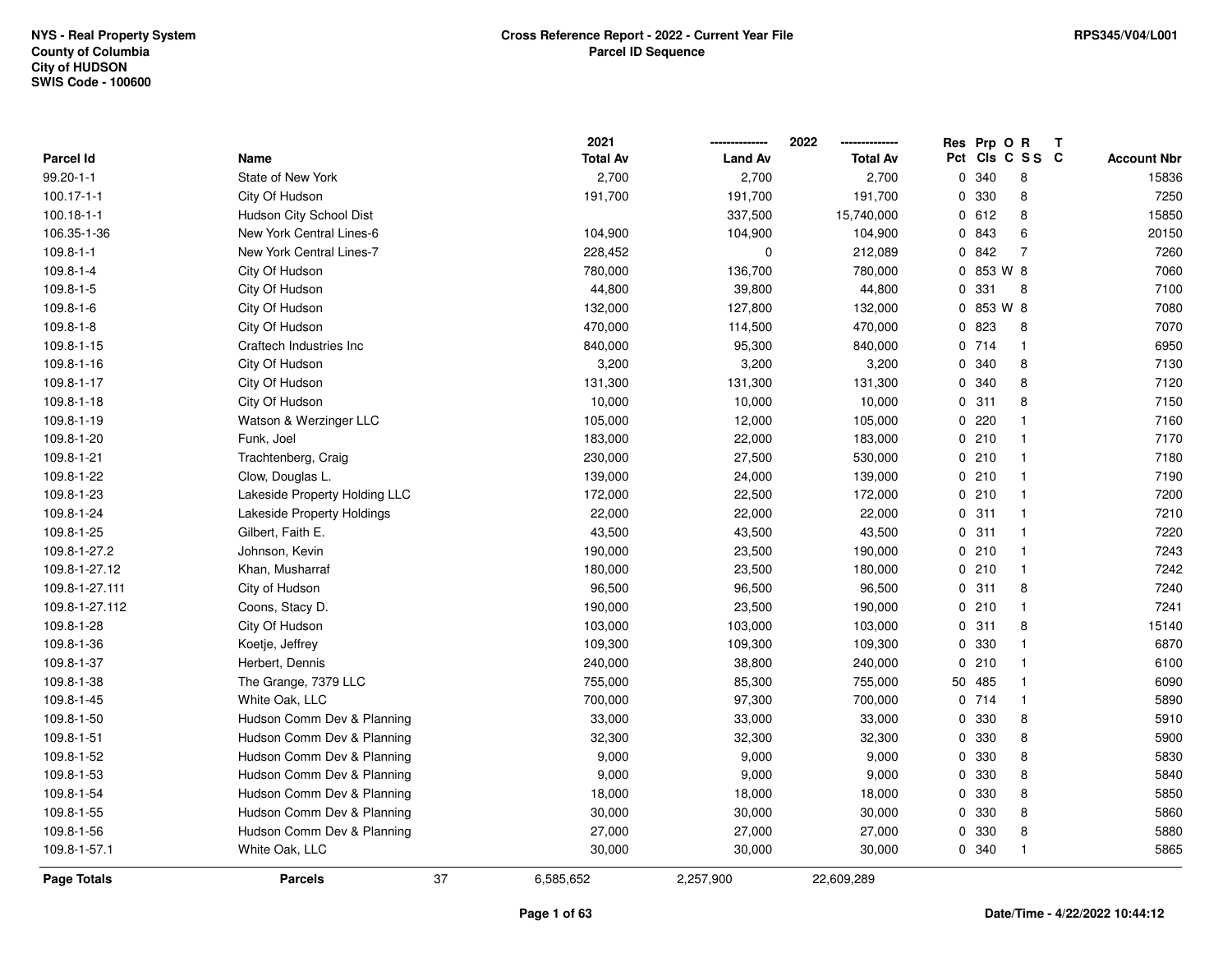NYS - Real Property System
County of Columbia
City of HUDSON
SWIS Code - 100600

**Cross Reference Report - 2022 - Current Year File**
**Parcel ID Sequence**

RPS345/V04/L001

| Parcel Id | Name | 2021 Total Av | 2022 Land Av | 2022 Total Av | Res Pct | Prp Cls | O C | R S S | T C | Account Nbr |
|---|---|---|---|---|---|---|---|---|---|---|
| 99.20-1-1 | State of New York | 2,700 | 2,700 | 2,700 | 0 | 340 | | 8 | | 15836 |
| 100.17-1-1 | City Of Hudson | 191,700 | 191,700 | 191,700 | 0 | 330 | | 8 | | 7250 |
| 100.18-1-1 | Hudson City School Dist | | 337,500 | 15,740,000 | 0 | 612 | | 8 | | 15850 |
| 106.35-1-36 | New York Central Lines-6 | 104,900 | 104,900 | 104,900 | 0 | 843 | | 6 | | 20150 |
| 109.8-1-1 | New York Central Lines-7 | 228,452 | 0 | 212,089 | 0 | 842 | | 7 | | 7260 |
| 109.8-1-4 | City Of Hudson | 780,000 | 136,700 | 780,000 | 0 | 853 | W | 8 | | 7060 |
| 109.8-1-5 | City Of Hudson | 44,800 | 39,800 | 44,800 | 0 | 331 | | 8 | | 7100 |
| 109.8-1-6 | City Of Hudson | 132,000 | 127,800 | 132,000 | 0 | 853 | W | 8 | | 7080 |
| 109.8-1-8 | City Of Hudson | 470,000 | 114,500 | 470,000 | 0 | 823 | | 8 | | 7070 |
| 109.8-1-15 | Craftech Industries Inc | 840,000 | 95,300 | 840,000 | 0 | 714 | | 1 | | 6950 |
| 109.8-1-16 | City Of Hudson | 3,200 | 3,200 | 3,200 | 0 | 340 | | 8 | | 7130 |
| 109.8-1-17 | City Of Hudson | 131,300 | 131,300 | 131,300 | 0 | 340 | | 8 | | 7120 |
| 109.8-1-18 | City Of Hudson | 10,000 | 10,000 | 10,000 | 0 | 311 | | 8 | | 7150 |
| 109.8-1-19 | Watson & Werzinger LLC | 105,000 | 12,000 | 105,000 | 0 | 220 | | 1 | | 7160 |
| 109.8-1-20 | Funk, Joel | 183,000 | 22,000 | 183,000 | 0 | 210 | | 1 | | 7170 |
| 109.8-1-21 | Trachtenberg, Craig | 230,000 | 27,500 | 530,000 | 0 | 210 | | 1 | | 7180 |
| 109.8-1-22 | Clow, Douglas L. | 139,000 | 24,000 | 139,000 | 0 | 210 | | 1 | | 7190 |
| 109.8-1-23 | Lakeside Property Holding LLC | 172,000 | 22,500 | 172,000 | 0 | 210 | | 1 | | 7200 |
| 109.8-1-24 | Lakeside Property Holdings | 22,000 | 22,000 | 22,000 | 0 | 311 | | 1 | | 7210 |
| 109.8-1-25 | Gilbert, Faith E. | 43,500 | 43,500 | 43,500 | 0 | 311 | | 1 | | 7220 |
| 109.8-1-27.2 | Johnson, Kevin | 190,000 | 23,500 | 190,000 | 0 | 210 | | 1 | | 7243 |
| 109.8-1-27.12 | Khan, Musharraf | 180,000 | 23,500 | 180,000 | 0 | 210 | | 1 | | 7242 |
| 109.8-1-27.111 | City of Hudson | 96,500 | 96,500 | 96,500 | 0 | 311 | | 8 | | 7240 |
| 109.8-1-27.112 | Coons, Stacy D. | 190,000 | 23,500 | 190,000 | 0 | 210 | | 1 | | 7241 |
| 109.8-1-28 | City Of Hudson | 103,000 | 103,000 | 103,000 | 0 | 311 | | 8 | | 15140 |
| 109.8-1-36 | Koetje, Jeffrey | 109,300 | 109,300 | 109,300 | 0 | 330 | | 1 | | 6870 |
| 109.8-1-37 | Herbert, Dennis | 240,000 | 38,800 | 240,000 | 0 | 210 | | 1 | | 6100 |
| 109.8-1-38 | The Grange, 7379 LLC | 755,000 | 85,300 | 755,000 | 50 | 485 | | 1 | | 6090 |
| 109.8-1-45 | White Oak, LLC | 700,000 | 97,300 | 700,000 | 0 | 714 | | 1 | | 5890 |
| 109.8-1-50 | Hudson Comm Dev & Planning | 33,000 | 33,000 | 33,000 | 0 | 330 | | 8 | | 5910 |
| 109.8-1-51 | Hudson Comm Dev & Planning | 32,300 | 32,300 | 32,300 | 0 | 330 | | 8 | | 5900 |
| 109.8-1-52 | Hudson Comm Dev & Planning | 9,000 | 9,000 | 9,000 | 0 | 330 | | 8 | | 5830 |
| 109.8-1-53 | Hudson Comm Dev & Planning | 9,000 | 9,000 | 9,000 | 0 | 330 | | 8 | | 5840 |
| 109.8-1-54 | Hudson Comm Dev & Planning | 18,000 | 18,000 | 18,000 | 0 | 330 | | 8 | | 5850 |
| 109.8-1-55 | Hudson Comm Dev & Planning | 30,000 | 30,000 | 30,000 | 0 | 330 | | 8 | | 5860 |
| 109.8-1-56 | Hudson Comm Dev & Planning | 27,000 | 27,000 | 27,000 | 0 | 330 | | 8 | | 5880 |
| 109.8-1-57.1 | White Oak, LLC | 30,000 | 30,000 | 30,000 | 0 | 340 | | 1 | | 5865 |
| **Page Totals** | **Parcels** 37 | 6,585,652 | 2,257,900 | 22,609,289 | | | | | | |

Date/Time - 4/22/2022 10:44:12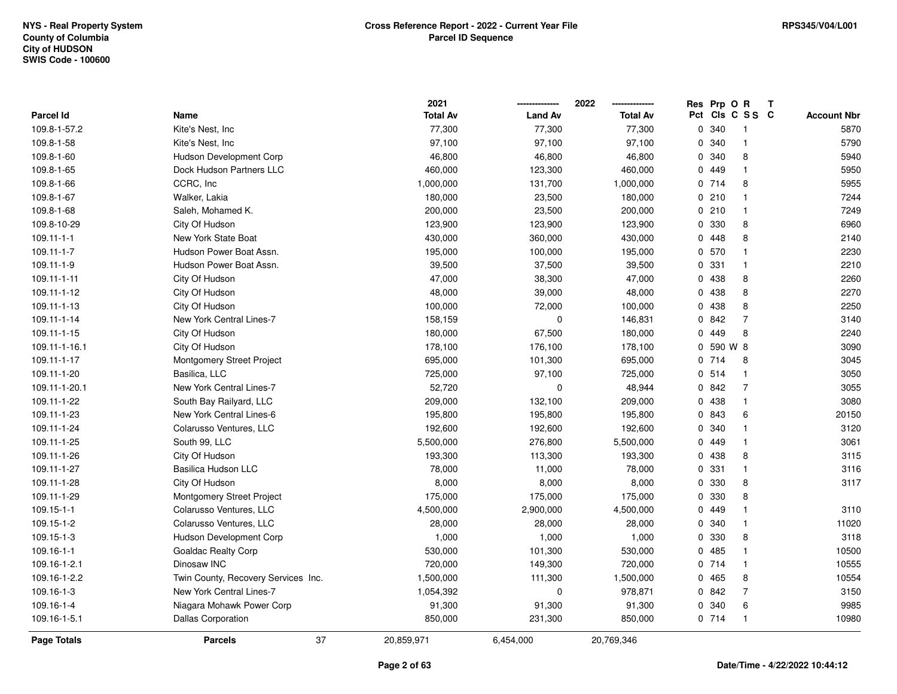NYS - Real Property System
County of Columbia
City of HUDSON
SWIS Code - 100600

**Cross Reference Report - 2022 - Current Year File**
**Parcel ID Sequence**

RPS345/V04/L001

| Parcel Id | Name | 2021 Total Av | 2022 Land Av | 2022 Total Av | Res Pct | Prp Cls | O C | R S S | T C | Account Nbr |
|---|---|---|---|---|---|---|---|---|---|---|
| 109.8-1-57.2 | Kite's Nest, Inc | 77,300 | 77,300 | 77,300 | 0 | 340 | | 1 | | 5870 |
| 109.8-1-58 | Kite's Nest, Inc | 97,100 | 97,100 | 97,100 | 0 | 340 | | 1 | | 5790 |
| 109.8-1-60 | Hudson Development Corp | 46,800 | 46,800 | 46,800 | 0 | 340 | | 8 | | 5940 |
| 109.8-1-65 | Dock Hudson Partners LLC | 460,000 | 123,300 | 460,000 | 0 | 449 | | 1 | | 5950 |
| 109.8-1-66 | CCRC, Inc | 1,000,000 | 131,700 | 1,000,000 | 0 | 714 | | 8 | | 5955 |
| 109.8-1-67 | Walker, Lakia | 180,000 | 23,500 | 180,000 | 0 | 210 | | 1 | | 7244 |
| 109.8-1-68 | Saleh, Mohamed K. | 200,000 | 23,500 | 200,000 | 0 | 210 | | 1 | | 7249 |
| 109.8-10-29 | City Of Hudson | 123,900 | 123,900 | 123,900 | 0 | 330 | | 8 | | 6960 |
| 109.11-1-1 | New York State Boat | 430,000 | 360,000 | 430,000 | 0 | 448 | | 8 | | 2140 |
| 109.11-1-7 | Hudson Power Boat Assn. | 195,000 | 100,000 | 195,000 | 0 | 570 | | 1 | | 2230 |
| 109.11-1-9 | Hudson Power Boat Assn. | 39,500 | 37,500 | 39,500 | 0 | 331 | | 1 | | 2210 |
| 109.11-1-11 | City Of Hudson | 47,000 | 38,300 | 47,000 | 0 | 438 | | 8 | | 2260 |
| 109.11-1-12 | City Of Hudson | 48,000 | 39,000 | 48,000 | 0 | 438 | | 8 | | 2270 |
| 109.11-1-13 | City Of Hudson | 100,000 | 72,000 | 100,000 | 0 | 438 | | 8 | | 2250 |
| 109.11-1-14 | New York Central Lines-7 | 158,159 | 0 | 146,831 | 0 | 842 | | 7 | | 3140 |
| 109.11-1-15 | City Of Hudson | 180,000 | 67,500 | 180,000 | 0 | 449 | | 8 | | 2240 |
| 109.11-1-16.1 | City Of Hudson | 178,100 | 176,100 | 178,100 | 0 | 590 | W | 8 | | 3090 |
| 109.11-1-17 | Montgomery Street Project | 695,000 | 101,300 | 695,000 | 0 | 714 | | 8 | | 3045 |
| 109.11-1-20 | Basilica, LLC | 725,000 | 97,100 | 725,000 | 0 | 514 | | 1 | | 3050 |
| 109.11-1-20.1 | New York Central Lines-7 | 52,720 | 0 | 48,944 | 0 | 842 | | 7 | | 3055 |
| 109.11-1-22 | South Bay Railyard, LLC | 209,000 | 132,100 | 209,000 | 0 | 438 | | 1 | | 3080 |
| 109.11-1-23 | New York Central Lines-6 | 195,800 | 195,800 | 195,800 | 0 | 843 | | 6 | | 20150 |
| 109.11-1-24 | Colarusso Ventures, LLC | 192,600 | 192,600 | 192,600 | 0 | 340 | | 1 | | 3120 |
| 109.11-1-25 | South 99, LLC | 5,500,000 | 276,800 | 5,500,000 | 0 | 449 | | 1 | | 3061 |
| 109.11-1-26 | City Of Hudson | 193,300 | 113,300 | 193,300 | 0 | 438 | | 8 | | 3115 |
| 109.11-1-27 | Basilica Hudson LLC | 78,000 | 11,000 | 78,000 | 0 | 331 | | 1 | | 3116 |
| 109.11-1-28 | City Of Hudson | 8,000 | 8,000 | 8,000 | 0 | 330 | | 8 | | 3117 |
| 109.11-1-29 | Montgomery Street Project | 175,000 | 175,000 | 175,000 | 0 | 330 | | 8 | | |
| 109.15-1-1 | Colarusso Ventures, LLC | 4,500,000 | 2,900,000 | 4,500,000 | 0 | 449 | | 1 | | 3110 |
| 109.15-1-2 | Colarusso Ventures, LLC | 28,000 | 28,000 | 28,000 | 0 | 340 | | 1 | | 11020 |
| 109.15-1-3 | Hudson Development Corp | 1,000 | 1,000 | 1,000 | 0 | 330 | | 8 | | 3118 |
| 109.16-1-1 | Goaldac Realty Corp | 530,000 | 101,300 | 530,000 | 0 | 485 | | 1 | | 10500 |
| 109.16-1-2.1 | Dinosaw INC | 720,000 | 149,300 | 720,000 | 0 | 714 | | 1 | | 10555 |
| 109.16-1-2.2 | Twin County, Recovery Services Inc. | 1,500,000 | 111,300 | 1,500,000 | 0 | 465 | | 8 | | 10554 |
| 109.16-1-3 | New York Central Lines-7 | 1,054,392 | 0 | 978,871 | 0 | 842 | | 7 | | 3150 |
| 109.16-1-4 | Niagara Mohawk Power Corp | 91,300 | 91,300 | 91,300 | 0 | 340 | | 6 | | 9985 |
| 109.16-1-5.1 | Dallas Corporation | 850,000 | 231,300 | 850,000 | 0 | 714 | | 1 | | 10980 |
| **Page Totals** | **Parcels** 37 | 20,859,971 | 6,454,000 | 20,769,346 | | | | | | |

**Date/Time - 4/22/2022 10:44:12**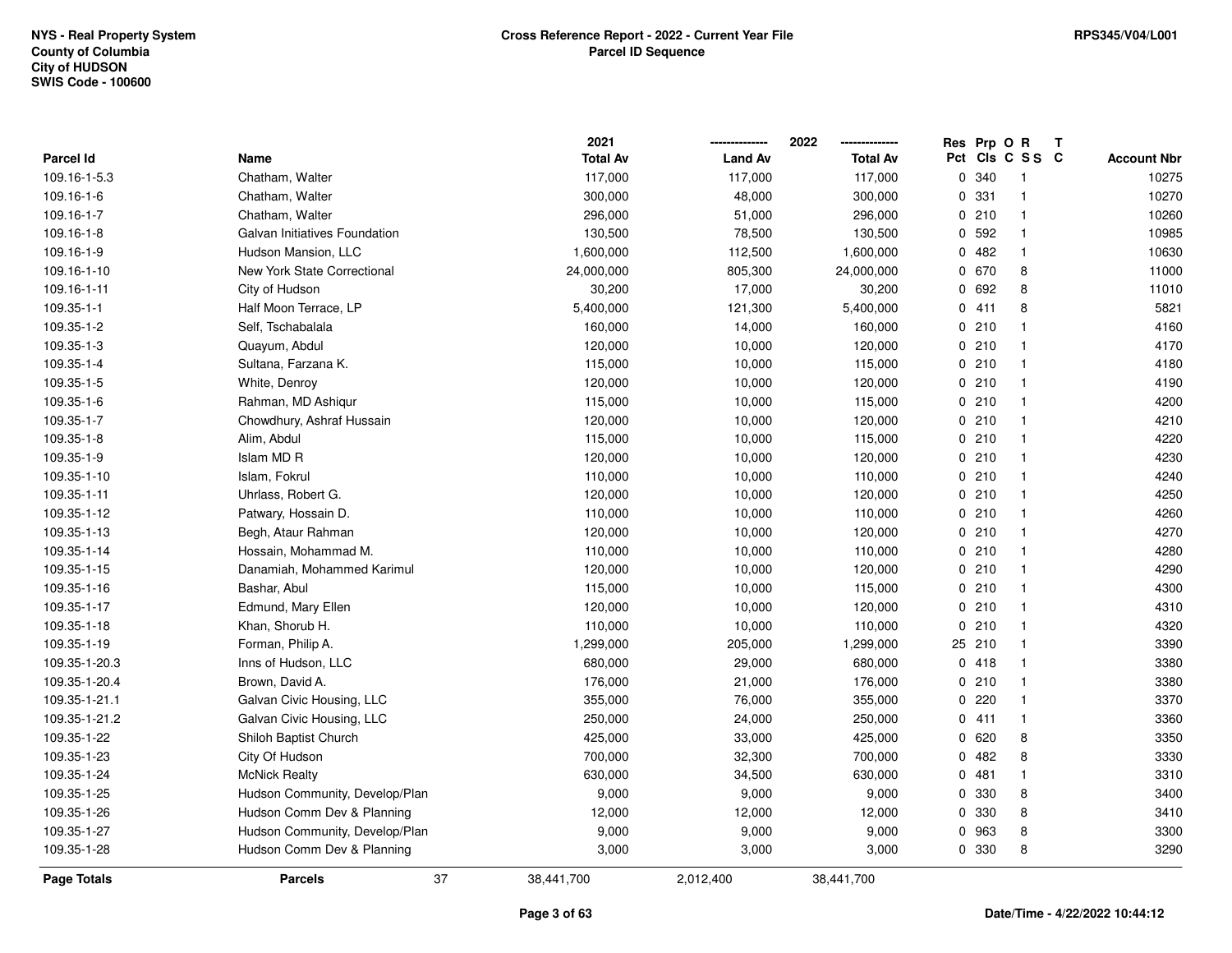NYS - Real Property System
County of Columbia
City of HUDSON
SWIS Code - 100600

**Cross Reference Report - 2022 - Current Year File**
**Parcel ID Sequence**

RPS345/V04/L001

| Parcel Id | Name | 2021 Total Av | 2022 Land Av | 2022 Total Av | Res Pct | Prp Cls | O C | R S S | T C | Account Nbr |
|---|---|---|---|---|---|---|---|---|---|---|
| 109.16-1-5.3 | Chatham, Walter | 117,000 | 117,000 | 117,000 | 0 | 340 | | 1 | | 10275 |
| 109.16-1-6 | Chatham, Walter | 300,000 | 48,000 | 300,000 | 0 | 331 | | 1 | | 10270 |
| 109.16-1-7 | Chatham, Walter | 296,000 | 51,000 | 296,000 | 0 | 210 | | 1 | | 10260 |
| 109.16-1-8 | Galvan Initiatives Foundation | 130,500 | 78,500 | 130,500 | 0 | 592 | | 1 | | 10985 |
| 109.16-1-9 | Hudson Mansion, LLC | 1,600,000 | 112,500 | 1,600,000 | 0 | 482 | | 1 | | 10630 |
| 109.16-1-10 | New York State Correctional | 24,000,000 | 805,300 | 24,000,000 | 0 | 670 | | 8 | | 11000 |
| 109.16-1-11 | City of Hudson | 30,200 | 17,000 | 30,200 | 0 | 692 | | 8 | | 11010 |
| 109.35-1-1 | Half Moon Terrace, LP | 5,400,000 | 121,300 | 5,400,000 | 0 | 411 | | 8 | | 5821 |
| 109.35-1-2 | Self, Tschabalala | 160,000 | 14,000 | 160,000 | 0 | 210 | | 1 | | 4160 |
| 109.35-1-3 | Quayum, Abdul | 120,000 | 10,000 | 120,000 | 0 | 210 | | 1 | | 4170 |
| 109.35-1-4 | Sultana, Farzana K. | 115,000 | 10,000 | 115,000 | 0 | 210 | | 1 | | 4180 |
| 109.35-1-5 | White, Denroy | 120,000 | 10,000 | 120,000 | 0 | 210 | | 1 | | 4190 |
| 109.35-1-6 | Rahman, MD Ashiqur | 115,000 | 10,000 | 115,000 | 0 | 210 | | 1 | | 4200 |
| 109.35-1-7 | Chowdhury, Ashraf Hussain | 120,000 | 10,000 | 120,000 | 0 | 210 | | 1 | | 4210 |
| 109.35-1-8 | Alim, Abdul | 115,000 | 10,000 | 115,000 | 0 | 210 | | 1 | | 4220 |
| 109.35-1-9 | Islam MD R | 120,000 | 10,000 | 120,000 | 0 | 210 | | 1 | | 4230 |
| 109.35-1-10 | Islam, Fokrul | 110,000 | 10,000 | 110,000 | 0 | 210 | | 1 | | 4240 |
| 109.35-1-11 | Uhrlass, Robert G. | 120,000 | 10,000 | 120,000 | 0 | 210 | | 1 | | 4250 |
| 109.35-1-12 | Patwary, Hossain D. | 110,000 | 10,000 | 110,000 | 0 | 210 | | 1 | | 4260 |
| 109.35-1-13 | Begh, Ataur Rahman | 120,000 | 10,000 | 120,000 | 0 | 210 | | 1 | | 4270 |
| 109.35-1-14 | Hossain, Mohammad M. | 110,000 | 10,000 | 110,000 | 0 | 210 | | 1 | | 4280 |
| 109.35-1-15 | Danamiah, Mohammed Karimul | 120,000 | 10,000 | 120,000 | 0 | 210 | | 1 | | 4290 |
| 109.35-1-16 | Bashar, Abul | 115,000 | 10,000 | 115,000 | 0 | 210 | | 1 | | 4300 |
| 109.35-1-17 | Edmund, Mary Ellen | 120,000 | 10,000 | 120,000 | 0 | 210 | | 1 | | 4310 |
| 109.35-1-18 | Khan, Shorub H. | 110,000 | 10,000 | 110,000 | 0 | 210 | | 1 | | 4320 |
| 109.35-1-19 | Forman, Philip A. | 1,299,000 | 205,000 | 1,299,000 | 25 | 210 | | 1 | | 3390 |
| 109.35-1-20.3 | Inns of Hudson, LLC | 680,000 | 29,000 | 680,000 | 0 | 418 | | 1 | | 3380 |
| 109.35-1-20.4 | Brown, David A. | 176,000 | 21,000 | 176,000 | 0 | 210 | | 1 | | 3380 |
| 109.35-1-21.1 | Galvan Civic Housing, LLC | 355,000 | 76,000 | 355,000 | 0 | 220 | | 1 | | 3370 |
| 109.35-1-21.2 | Galvan Civic Housing, LLC | 250,000 | 24,000 | 250,000 | 0 | 411 | | 1 | | 3360 |
| 109.35-1-22 | Shiloh Baptist Church | 425,000 | 33,000 | 425,000 | 0 | 620 | | 8 | | 3350 |
| 109.35-1-23 | City Of Hudson | 700,000 | 32,300 | 700,000 | 0 | 482 | | 8 | | 3330 |
| 109.35-1-24 | McNick Realty | 630,000 | 34,500 | 630,000 | 0 | 481 | | 1 | | 3310 |
| 109.35-1-25 | Hudson Community, Develop/Plan | 9,000 | 9,000 | 9,000 | 0 | 330 | | 8 | | 3400 |
| 109.35-1-26 | Hudson Comm Dev & Planning | 12,000 | 12,000 | 12,000 | 0 | 330 | | 8 | | 3410 |
| 109.35-1-27 | Hudson Community, Develop/Plan | 9,000 | 9,000 | 9,000 | 0 | 963 | | 8 | | 3300 |
| 109.35-1-28 | Hudson Comm Dev & Planning | 3,000 | 3,000 | 3,000 | 0 | 330 | | 8 | | 3290 |
| **Page Totals** | **Parcels** 37 | 38,441,700 | 2,012,400 | 38,441,700 | | | | | | |

Date/Time - 4/22/2022 10:44:12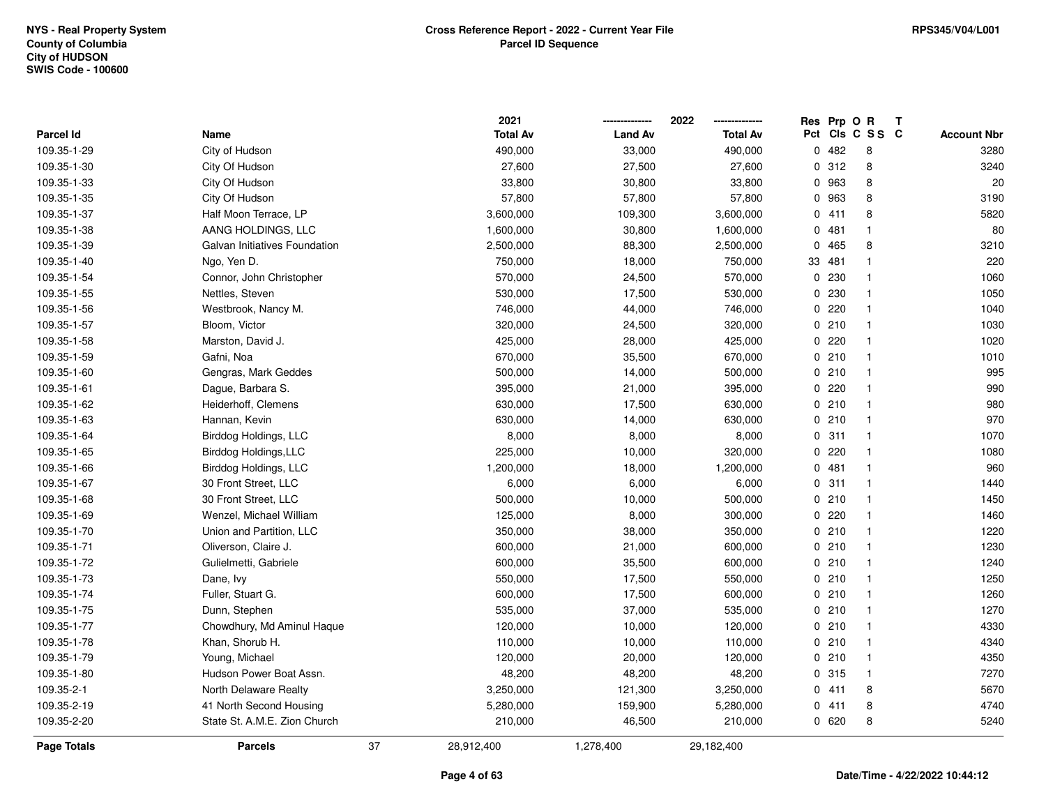NYS - Real Property System
County of Columbia
City of HUDSON
SWIS Code - 100600

**Cross Reference Report - 2022 - Current Year File**
**Parcel ID Sequence**

RPS345/V04/L001

| Parcel Id | Name | 2021 Total Av | 2022 Land Av | 2022 Total Av | Res Pct | Prp Cls | O C | R S S | T C | Account Nbr |
|---|---|---|---|---|---|---|---|---|---|---|
| 109.35-1-29 | City of Hudson | 490,000 | 33,000 | 490,000 | 0 | 482 | | 8 | | 3280 |
| 109.35-1-30 | City Of Hudson | 27,600 | 27,500 | 27,600 | 0 | 312 | | 8 | | 3240 |
| 109.35-1-33 | City Of Hudson | 33,800 | 30,800 | 33,800 | 0 | 963 | | 8 | | 20 |
| 109.35-1-35 | City Of Hudson | 57,800 | 57,800 | 57,800 | 0 | 963 | | 8 | | 3190 |
| 109.35-1-37 | Half Moon Terrace, LP | 3,600,000 | 109,300 | 3,600,000 | 0 | 411 | | 8 | | 5820 |
| 109.35-1-38 | AANG HOLDINGS, LLC | 1,600,000 | 30,800 | 1,600,000 | 0 | 481 | | 1 | | 80 |
| 109.35-1-39 | Galvan Initiatives Foundation | 2,500,000 | 88,300 | 2,500,000 | 0 | 465 | | 8 | | 3210 |
| 109.35-1-40 | Ngo, Yen D. | 750,000 | 18,000 | 750,000 | 33 | 481 | | 1 | | 220 |
| 109.35-1-54 | Connor, John Christopher | 570,000 | 24,500 | 570,000 | 0 | 230 | | 1 | | 1060 |
| 109.35-1-55 | Nettles, Steven | 530,000 | 17,500 | 530,000 | 0 | 230 | | 1 | | 1050 |
| 109.35-1-56 | Westbrook, Nancy M. | 746,000 | 44,000 | 746,000 | 0 | 220 | | 1 | | 1040 |
| 109.35-1-57 | Bloom, Victor | 320,000 | 24,500 | 320,000 | 0 | 210 | | 1 | | 1030 |
| 109.35-1-58 | Marston, David J. | 425,000 | 28,000 | 425,000 | 0 | 220 | | 1 | | 1020 |
| 109.35-1-59 | Gafni, Noa | 670,000 | 35,500 | 670,000 | 0 | 210 | | 1 | | 1010 |
| 109.35-1-60 | Gengras, Mark Geddes | 500,000 | 14,000 | 500,000 | 0 | 210 | | 1 | | 995 |
| 109.35-1-61 | Dague, Barbara S. | 395,000 | 21,000 | 395,000 | 0 | 220 | | 1 | | 990 |
| 109.35-1-62 | Heiderhoff, Clemens | 630,000 | 17,500 | 630,000 | 0 | 210 | | 1 | | 980 |
| 109.35-1-63 | Hannan, Kevin | 630,000 | 14,000 | 630,000 | 0 | 210 | | 1 | | 970 |
| 109.35-1-64 | Birddog Holdings, LLC | 8,000 | 8,000 | 8,000 | 0 | 311 | | 1 | | 1070 |
| 109.35-1-65 | Birddog Holdings,LLC | 225,000 | 10,000 | 320,000 | 0 | 220 | | 1 | | 1080 |
| 109.35-1-66 | Birddog Holdings, LLC | 1,200,000 | 18,000 | 1,200,000 | 0 | 481 | | 1 | | 960 |
| 109.35-1-67 | 30 Front Street, LLC | 6,000 | 6,000 | 6,000 | 0 | 311 | | 1 | | 1440 |
| 109.35-1-68 | 30 Front Street, LLC | 500,000 | 10,000 | 500,000 | 0 | 210 | | 1 | | 1450 |
| 109.35-1-69 | Wenzel, Michael William | 125,000 | 8,000 | 300,000 | 0 | 220 | | 1 | | 1460 |
| 109.35-1-70 | Union and Partition, LLC | 350,000 | 38,000 | 350,000 | 0 | 210 | | 1 | | 1220 |
| 109.35-1-71 | Oliverson, Claire J. | 600,000 | 21,000 | 600,000 | 0 | 210 | | 1 | | 1230 |
| 109.35-1-72 | Gulielmetti, Gabriele | 600,000 | 35,500 | 600,000 | 0 | 210 | | 1 | | 1240 |
| 109.35-1-73 | Dane, Ivy | 550,000 | 17,500 | 550,000 | 0 | 210 | | 1 | | 1250 |
| 109.35-1-74 | Fuller, Stuart G. | 600,000 | 17,500 | 600,000 | 0 | 210 | | 1 | | 1260 |
| 109.35-1-75 | Dunn, Stephen | 535,000 | 37,000 | 535,000 | 0 | 210 | | 1 | | 1270 |
| 109.35-1-77 | Chowdhury, Md Aminul Haque | 120,000 | 10,000 | 120,000 | 0 | 210 | | 1 | | 4330 |
| 109.35-1-78 | Khan, Shorub H. | 110,000 | 10,000 | 110,000 | 0 | 210 | | 1 | | 4340 |
| 109.35-1-79 | Young, Michael | 120,000 | 20,000 | 120,000 | 0 | 210 | | 1 | | 4350 |
| 109.35-1-80 | Hudson Power Boat Assn. | 48,200 | 48,200 | 48,200 | 0 | 315 | | 1 | | 7270 |
| 109.35-2-1 | North Delaware Realty | 3,250,000 | 121,300 | 3,250,000 | 0 | 411 | | 8 | | 5670 |
| 109.35-2-19 | 41 North Second Housing | 5,280,000 | 159,900 | 5,280,000 | 0 | 411 | | 8 | | 4740 |
| 109.35-2-20 | State St. A.M.E. Zion Church | 210,000 | 46,500 | 210,000 | 0 | 620 | | 8 | | 5240 |
| **Page Totals** | **Parcels** 37 | 28,912,400 | 1,278,400 | 29,182,400 | | | | | | |

**Date/Time - 4/22/2022 10:44:12**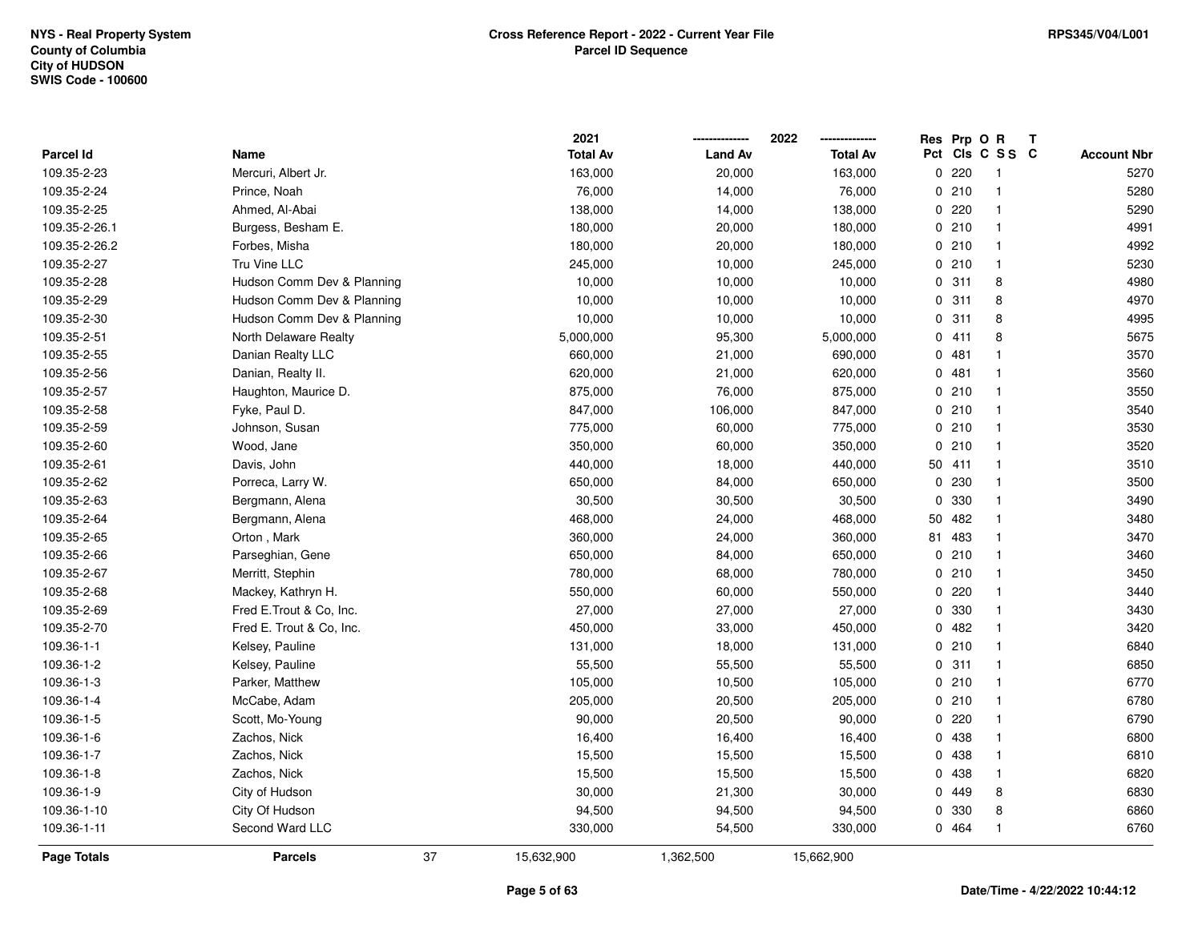NYS - Real Property System
County of Columbia
City of HUDSON
SWIS Code - 100600

**Cross Reference Report - 2022 - Current Year File**
**Parcel ID Sequence**

RPS345/V04/L001

| Parcel Id | Name | 2021 Total Av | 2022 Land Av | 2022 Total Av | Res Pct | Prp Cls | O C | R S S | T C | Account Nbr |
|---|---|---|---|---|---|---|---|---|---|---|
| 109.35-2-23 | Mercuri, Albert Jr. | 163,000 | 20,000 | 163,000 | 0 | 220 | | 1 | | 5270 |
| 109.35-2-24 | Prince, Noah | 76,000 | 14,000 | 76,000 | 0 | 210 | | 1 | | 5280 |
| 109.35-2-25 | Ahmed, Al-Abai | 138,000 | 14,000 | 138,000 | 0 | 220 | | 1 | | 5290 |
| 109.35-2-26.1 | Burgess, Besham E. | 180,000 | 20,000 | 180,000 | 0 | 210 | | 1 | | 4991 |
| 109.35-2-26.2 | Forbes, Misha | 180,000 | 20,000 | 180,000 | 0 | 210 | | 1 | | 4992 |
| 109.35-2-27 | Tru Vine LLC | 245,000 | 10,000 | 245,000 | 0 | 210 | | 1 | | 5230 |
| 109.35-2-28 | Hudson Comm Dev & Planning | 10,000 | 10,000 | 10,000 | 0 | 311 | | 8 | | 4980 |
| 109.35-2-29 | Hudson Comm Dev & Planning | 10,000 | 10,000 | 10,000 | 0 | 311 | | 8 | | 4970 |
| 109.35-2-30 | Hudson Comm Dev & Planning | 10,000 | 10,000 | 10,000 | 0 | 311 | | 8 | | 4995 |
| 109.35-2-51 | North Delaware Realty | 5,000,000 | 95,300 | 5,000,000 | 0 | 411 | | 8 | | 5675 |
| 109.35-2-55 | Danian Realty LLC | 660,000 | 21,000 | 690,000 | 0 | 481 | | 1 | | 3570 |
| 109.35-2-56 | Danian, Realty II. | 620,000 | 21,000 | 620,000 | 0 | 481 | | 1 | | 3560 |
| 109.35-2-57 | Haughton, Maurice D. | 875,000 | 76,000 | 875,000 | 0 | 210 | | 1 | | 3550 |
| 109.35-2-58 | Fyke, Paul D. | 847,000 | 106,000 | 847,000 | 0 | 210 | | 1 | | 3540 |
| 109.35-2-59 | Johnson, Susan | 775,000 | 60,000 | 775,000 | 0 | 210 | | 1 | | 3530 |
| 109.35-2-60 | Wood, Jane | 350,000 | 60,000 | 350,000 | 0 | 210 | | 1 | | 3520 |
| 109.35-2-61 | Davis, John | 440,000 | 18,000 | 440,000 | 50 | 411 | | 1 | | 3510 |
| 109.35-2-62 | Porreca, Larry W. | 650,000 | 84,000 | 650,000 | 0 | 230 | | 1 | | 3500 |
| 109.35-2-63 | Bergmann, Alena | 30,500 | 30,500 | 30,500 | 0 | 330 | | 1 | | 3490 |
| 109.35-2-64 | Bergmann, Alena | 468,000 | 24,000 | 468,000 | 50 | 482 | | 1 | | 3480 |
| 109.35-2-65 | Orton , Mark | 360,000 | 24,000 | 360,000 | 81 | 483 | | 1 | | 3470 |
| 109.35-2-66 | Parseghian, Gene | 650,000 | 84,000 | 650,000 | 0 | 210 | | 1 | | 3460 |
| 109.35-2-67 | Merritt, Stephin | 780,000 | 68,000 | 780,000 | 0 | 210 | | 1 | | 3450 |
| 109.35-2-68 | Mackey, Kathryn H. | 550,000 | 60,000 | 550,000 | 0 | 220 | | 1 | | 3440 |
| 109.35-2-69 | Fred E.Trout & Co, Inc. | 27,000 | 27,000 | 27,000 | 0 | 330 | | 1 | | 3430 |
| 109.35-2-70 | Fred E. Trout & Co, Inc. | 450,000 | 33,000 | 450,000 | 0 | 482 | | 1 | | 3420 |
| 109.36-1-1 | Kelsey, Pauline | 131,000 | 18,000 | 131,000 | 0 | 210 | | 1 | | 6840 |
| 109.36-1-2 | Kelsey, Pauline | 55,500 | 55,500 | 55,500 | 0 | 311 | | 1 | | 6850 |
| 109.36-1-3 | Parker, Matthew | 105,000 | 10,500 | 105,000 | 0 | 210 | | 1 | | 6770 |
| 109.36-1-4 | McCabe, Adam | 205,000 | 20,500 | 205,000 | 0 | 210 | | 1 | | 6780 |
| 109.36-1-5 | Scott, Mo-Young | 90,000 | 20,500 | 90,000 | 0 | 220 | | 1 | | 6790 |
| 109.36-1-6 | Zachos, Nick | 16,400 | 16,400 | 16,400 | 0 | 438 | | 1 | | 6800 |
| 109.36-1-7 | Zachos, Nick | 15,500 | 15,500 | 15,500 | 0 | 438 | | 1 | | 6810 |
| 109.36-1-8 | Zachos, Nick | 15,500 | 15,500 | 15,500 | 0 | 438 | | 1 | | 6820 |
| 109.36-1-9 | City of Hudson | 30,000 | 21,300 | 30,000 | 0 | 449 | | 8 | | 6830 |
| 109.36-1-10 | City Of Hudson | 94,500 | 94,500 | 94,500 | 0 | 330 | | 8 | | 6860 |
| 109.36-1-11 | Second Ward LLC | 330,000 | 54,500 | 330,000 | 0 | 464 | | 1 | | 6760 |
| **Page Totals** | **Parcels** 37 | 15,632,900 | 1,362,500 | 15,662,900 | | | | | | |

Date/Time - 4/22/2022 10:44:12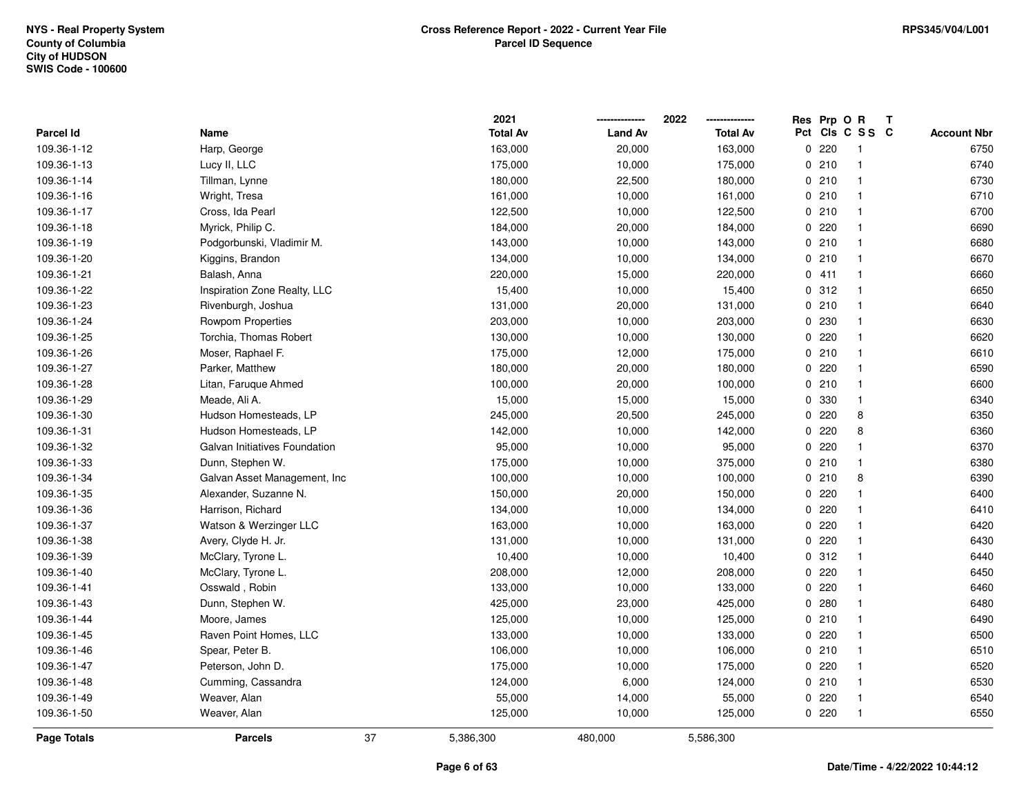NYS - Real Property System
County of Columbia
City of HUDSON
SWIS Code - 100600

**Cross Reference Report - 2022 - Current Year File**
**Parcel ID Sequence**

RPS345/V04/L001

| Parcel Id | Name | 2021 Total Av | 2022 Land Av | 2022 Total Av | Res Pct | Prp Cls | O C | R SS | T C | Account Nbr |
|---|---|---|---|---|---|---|---|---|---|---|
| 109.36-1-12 | Harp, George | 163,000 | 20,000 | 163,000 | 0 | 220 | | 1 | | 6750 |
| 109.36-1-13 | Lucy II, LLC | 175,000 | 10,000 | 175,000 | 0 | 210 | | 1 | | 6740 |
| 109.36-1-14 | Tillman, Lynne | 180,000 | 22,500 | 180,000 | 0 | 210 | | 1 | | 6730 |
| 109.36-1-16 | Wright, Tresa | 161,000 | 10,000 | 161,000 | 0 | 210 | | 1 | | 6710 |
| 109.36-1-17 | Cross, Ida Pearl | 122,500 | 10,000 | 122,500 | 0 | 210 | | 1 | | 6700 |
| 109.36-1-18 | Myrick, Philip C. | 184,000 | 20,000 | 184,000 | 0 | 220 | | 1 | | 6690 |
| 109.36-1-19 | Podgorbunski, Vladimir M. | 143,000 | 10,000 | 143,000 | 0 | 210 | | 1 | | 6680 |
| 109.36-1-20 | Kiggins, Brandon | 134,000 | 10,000 | 134,000 | 0 | 210 | | 1 | | 6670 |
| 109.36-1-21 | Balash, Anna | 220,000 | 15,000 | 220,000 | 0 | 411 | | 1 | | 6660 |
| 109.36-1-22 | Inspiration Zone Realty, LLC | 15,400 | 10,000 | 15,400 | 0 | 312 | | 1 | | 6650 |
| 109.36-1-23 | Rivenburgh, Joshua | 131,000 | 20,000 | 131,000 | 0 | 210 | | 1 | | 6640 |
| 109.36-1-24 | Rowpom Properties | 203,000 | 10,000 | 203,000 | 0 | 230 | | 1 | | 6630 |
| 109.36-1-25 | Torchia, Thomas Robert | 130,000 | 10,000 | 130,000 | 0 | 220 | | 1 | | 6620 |
| 109.36-1-26 | Moser, Raphael F. | 175,000 | 12,000 | 175,000 | 0 | 210 | | 1 | | 6610 |
| 109.36-1-27 | Parker, Matthew | 180,000 | 20,000 | 180,000 | 0 | 220 | | 1 | | 6590 |
| 109.36-1-28 | Litan, Faruque Ahmed | 100,000 | 20,000 | 100,000 | 0 | 210 | | 1 | | 6600 |
| 109.36-1-29 | Meade, Ali A. | 15,000 | 15,000 | 15,000 | 0 | 330 | | 1 | | 6340 |
| 109.36-1-30 | Hudson Homesteads, LP | 245,000 | 20,500 | 245,000 | 0 | 220 | | 8 | | 6350 |
| 109.36-1-31 | Hudson Homesteads, LP | 142,000 | 10,000 | 142,000 | 0 | 220 | | 8 | | 6360 |
| 109.36-1-32 | Galvan Initiatives Foundation | 95,000 | 10,000 | 95,000 | 0 | 220 | | 1 | | 6370 |
| 109.36-1-33 | Dunn, Stephen W. | 175,000 | 10,000 | 375,000 | 0 | 210 | | 1 | | 6380 |
| 109.36-1-34 | Galvan Asset Management, Inc | 100,000 | 10,000 | 100,000 | 0 | 210 | | 8 | | 6390 |
| 109.36-1-35 | Alexander, Suzanne N. | 150,000 | 20,000 | 150,000 | 0 | 220 | | 1 | | 6400 |
| 109.36-1-36 | Harrison, Richard | 134,000 | 10,000 | 134,000 | 0 | 220 | | 1 | | 6410 |
| 109.36-1-37 | Watson & Werzinger LLC | 163,000 | 10,000 | 163,000 | 0 | 220 | | 1 | | 6420 |
| 109.36-1-38 | Avery, Clyde H. Jr. | 131,000 | 10,000 | 131,000 | 0 | 220 | | 1 | | 6430 |
| 109.36-1-39 | McClary, Tyrone L. | 10,400 | 10,000 | 10,400 | 0 | 312 | | 1 | | 6440 |
| 109.36-1-40 | McClary, Tyrone L. | 208,000 | 12,000 | 208,000 | 0 | 220 | | 1 | | 6450 |
| 109.36-1-41 | Osswald , Robin | 133,000 | 10,000 | 133,000 | 0 | 220 | | 1 | | 6460 |
| 109.36-1-43 | Dunn, Stephen W. | 425,000 | 23,000 | 425,000 | 0 | 280 | | 1 | | 6480 |
| 109.36-1-44 | Moore, James | 125,000 | 10,000 | 125,000 | 0 | 210 | | 1 | | 6490 |
| 109.36-1-45 | Raven Point Homes, LLC | 133,000 | 10,000 | 133,000 | 0 | 220 | | 1 | | 6500 |
| 109.36-1-46 | Spear, Peter B. | 106,000 | 10,000 | 106,000 | 0 | 210 | | 1 | | 6510 |
| 109.36-1-47 | Peterson, John D. | 175,000 | 10,000 | 175,000 | 0 | 220 | | 1 | | 6520 |
| 109.36-1-48 | Cumming, Cassandra | 124,000 | 6,000 | 124,000 | 0 | 210 | | 1 | | 6530 |
| 109.36-1-49 | Weaver, Alan | 55,000 | 14,000 | 55,000 | 0 | 220 | | 1 | | 6540 |
| 109.36-1-50 | Weaver, Alan | 125,000 | 10,000 | 125,000 | 0 | 220 | | 1 | | 6550 |
| **Page Totals** | **Parcels** 37 | 5,386,300 | 480,000 | 5,586,300 | | | | | | |

**Date/Time - 4/22/2022 10:44:12**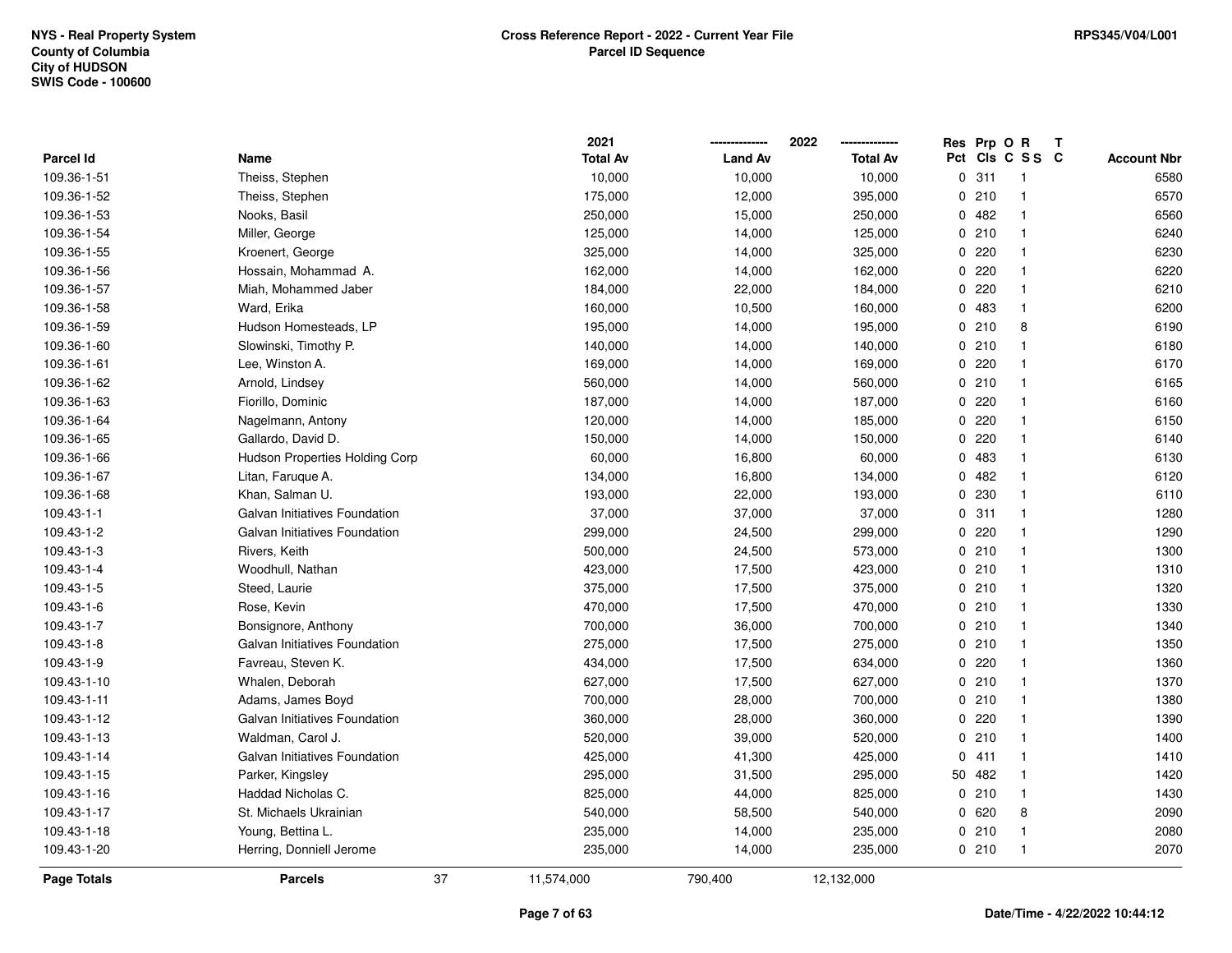**NYS - Real Property System**
**County of Columbia**
**City of HUDSON**
**SWIS Code - 100600**

**Cross Reference Report - 2022 - Current Year File**
**Parcel ID Sequence**

**RPS345/V04/L001**

| Parcel Id | Name | 2021 Total Av | 2022 Land Av | 2022 Total Av | Res Pct | Prp Cls | O C | R S S | T C | Account Nbr |
|---|---|---|---|---|---|---|---|---|---|---|
| 109.36-1-51 | Theiss, Stephen | 10,000 | 10,000 | 10,000 | 0 | 311 | | 1 | | 6580 |
| 109.36-1-52 | Theiss, Stephen | 175,000 | 12,000 | 395,000 | 0 | 210 | | 1 | | 6570 |
| 109.36-1-53 | Nooks, Basil | 250,000 | 15,000 | 250,000 | 0 | 482 | | 1 | | 6560 |
| 109.36-1-54 | Miller, George | 125,000 | 14,000 | 125,000 | 0 | 210 | | 1 | | 6240 |
| 109.36-1-55 | Kroenert, George | 325,000 | 14,000 | 325,000 | 0 | 220 | | 1 | | 6230 |
| 109.36-1-56 | Hossain, Mohammad A. | 162,000 | 14,000 | 162,000 | 0 | 220 | | 1 | | 6220 |
| 109.36-1-57 | Miah, Mohammed Jaber | 184,000 | 22,000 | 184,000 | 0 | 220 | | 1 | | 6210 |
| 109.36-1-58 | Ward, Erika | 160,000 | 10,500 | 160,000 | 0 | 483 | | 1 | | 6200 |
| 109.36-1-59 | Hudson Homesteads, LP | 195,000 | 14,000 | 195,000 | 0 | 210 | | 8 | | 6190 |
| 109.36-1-60 | Slowinski, Timothy P. | 140,000 | 14,000 | 140,000 | 0 | 210 | | 1 | | 6180 |
| 109.36-1-61 | Lee, Winston A. | 169,000 | 14,000 | 169,000 | 0 | 220 | | 1 | | 6170 |
| 109.36-1-62 | Arnold, Lindsey | 560,000 | 14,000 | 560,000 | 0 | 210 | | 1 | | 6165 |
| 109.36-1-63 | Fiorillo, Dominic | 187,000 | 14,000 | 187,000 | 0 | 220 | | 1 | | 6160 |
| 109.36-1-64 | Nagelmann, Antony | 120,000 | 14,000 | 185,000 | 0 | 220 | | 1 | | 6150 |
| 109.36-1-65 | Gallardo, David D. | 150,000 | 14,000 | 150,000 | 0 | 220 | | 1 | | 6140 |
| 109.36-1-66 | Hudson Properties Holding Corp | 60,000 | 16,800 | 60,000 | 0 | 483 | | 1 | | 6130 |
| 109.36-1-67 | Litan, Faruque A. | 134,000 | 16,800 | 134,000 | 0 | 482 | | 1 | | 6120 |
| 109.36-1-68 | Khan, Salman U. | 193,000 | 22,000 | 193,000 | 0 | 230 | | 1 | | 6110 |
| 109.43-1-1 | Galvan Initiatives Foundation | 37,000 | 37,000 | 37,000 | 0 | 311 | | 1 | | 1280 |
| 109.43-1-2 | Galvan Initiatives Foundation | 299,000 | 24,500 | 299,000 | 0 | 220 | | 1 | | 1290 |
| 109.43-1-3 | Rivers, Keith | 500,000 | 24,500 | 573,000 | 0 | 210 | | 1 | | 1300 |
| 109.43-1-4 | Woodhull, Nathan | 423,000 | 17,500 | 423,000 | 0 | 210 | | 1 | | 1310 |
| 109.43-1-5 | Steed, Laurie | 375,000 | 17,500 | 375,000 | 0 | 210 | | 1 | | 1320 |
| 109.43-1-6 | Rose, Kevin | 470,000 | 17,500 | 470,000 | 0 | 210 | | 1 | | 1330 |
| 109.43-1-7 | Bonsignore, Anthony | 700,000 | 36,000 | 700,000 | 0 | 210 | | 1 | | 1340 |
| 109.43-1-8 | Galvan Initiatives Foundation | 275,000 | 17,500 | 275,000 | 0 | 210 | | 1 | | 1350 |
| 109.43-1-9 | Favreau, Steven K. | 434,000 | 17,500 | 634,000 | 0 | 220 | | 1 | | 1360 |
| 109.43-1-10 | Whalen, Deborah | 627,000 | 17,500 | 627,000 | 0 | 210 | | 1 | | 1370 |
| 109.43-1-11 | Adams, James Boyd | 700,000 | 28,000 | 700,000 | 0 | 210 | | 1 | | 1380 |
| 109.43-1-12 | Galvan Initiatives Foundation | 360,000 | 28,000 | 360,000 | 0 | 220 | | 1 | | 1390 |
| 109.43-1-13 | Waldman, Carol J. | 520,000 | 39,000 | 520,000 | 0 | 210 | | 1 | | 1400 |
| 109.43-1-14 | Galvan Initiatives Foundation | 425,000 | 41,300 | 425,000 | 0 | 411 | | 1 | | 1410 |
| 109.43-1-15 | Parker, Kingsley | 295,000 | 31,500 | 295,000 | 50 | 482 | | 1 | | 1420 |
| 109.43-1-16 | Haddad Nicholas C. | 825,000 | 44,000 | 825,000 | 0 | 210 | | 1 | | 1430 |
| 109.43-1-17 | St. Michaels Ukrainian | 540,000 | 58,500 | 540,000 | 0 | 620 | | 8 | | 2090 |
| 109.43-1-18 | Young, Bettina L. | 235,000 | 14,000 | 235,000 | 0 | 210 | | 1 | | 2080 |
| 109.43-1-20 | Herring, Donniell Jerome | 235,000 | 14,000 | 235,000 | 0 | 210 | | 1 | | 2070 |
| **Page Totals** | **Parcels** 37 | 11,574,000 | 790,400 | 12,132,000 | | | | | | |

**Date/Time - 4/22/2022 10:44:12**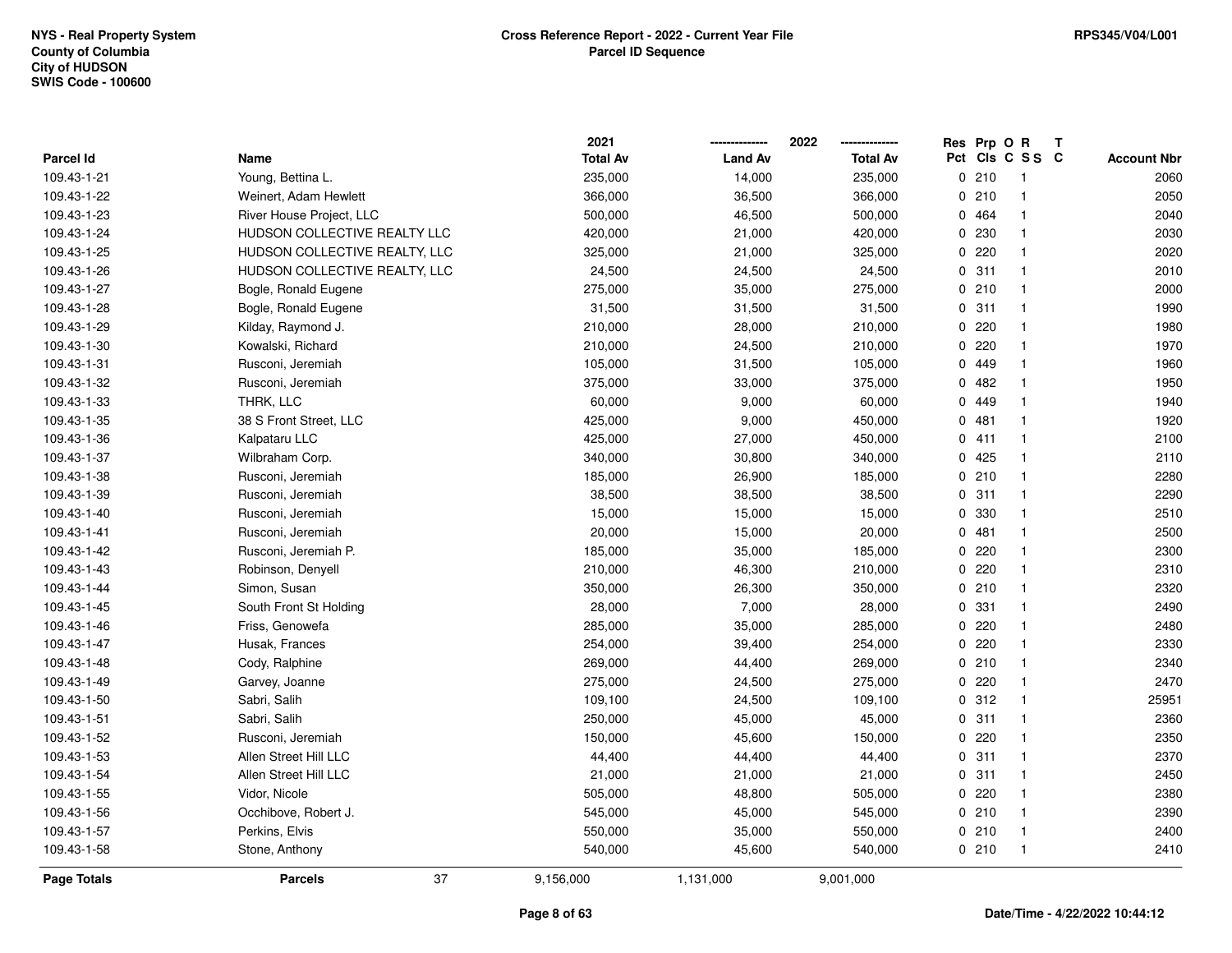NYS - Real Property System
County of Columbia
City of HUDSON
SWIS Code - 100600

**Cross Reference Report - 2022 - Current Year File**
**Parcel ID Sequence**

RPS345/V04/L001

| Parcel Id | Name | 2021 Total Av | 2022 Land Av | 2022 Total Av | Res Pct | Prp Cls | O C | R S S | T C | Account Nbr |
|---|---|---|---|---|---|---|---|---|---|---|
| 109.43-1-21 | Young, Bettina L. | 235,000 | 14,000 | 235,000 | 0 | 210 | | 1 | | 2060 |
| 109.43-1-22 | Weinert, Adam Hewlett | 366,000 | 36,500 | 366,000 | 0 | 210 | | 1 | | 2050 |
| 109.43-1-23 | River House Project, LLC | 500,000 | 46,500 | 500,000 | 0 | 464 | | 1 | | 2040 |
| 109.43-1-24 | HUDSON COLLECTIVE REALTY LLC | 420,000 | 21,000 | 420,000 | 0 | 230 | | 1 | | 2030 |
| 109.43-1-25 | HUDSON COLLECTIVE REALTY, LLC | 325,000 | 21,000 | 325,000 | 0 | 220 | | 1 | | 2020 |
| 109.43-1-26 | HUDSON COLLECTIVE REALTY, LLC | 24,500 | 24,500 | 24,500 | 0 | 311 | | 1 | | 2010 |
| 109.43-1-27 | Bogle, Ronald Eugene | 275,000 | 35,000 | 275,000 | 0 | 210 | | 1 | | 2000 |
| 109.43-1-28 | Bogle, Ronald Eugene | 31,500 | 31,500 | 31,500 | 0 | 311 | | 1 | | 1990 |
| 109.43-1-29 | Kilday, Raymond J. | 210,000 | 28,000 | 210,000 | 0 | 220 | | 1 | | 1980 |
| 109.43-1-30 | Kowalski, Richard | 210,000 | 24,500 | 210,000 | 0 | 220 | | 1 | | 1970 |
| 109.43-1-31 | Rusconi, Jeremiah | 105,000 | 31,500 | 105,000 | 0 | 449 | | 1 | | 1960 |
| 109.43-1-32 | Rusconi, Jeremiah | 375,000 | 33,000 | 375,000 | 0 | 482 | | 1 | | 1950 |
| 109.43-1-33 | THRK, LLC | 60,000 | 9,000 | 60,000 | 0 | 449 | | 1 | | 1940 |
| 109.43-1-35 | 38 S Front Street, LLC | 425,000 | 9,000 | 450,000 | 0 | 481 | | 1 | | 1920 |
| 109.43-1-36 | Kalpataru LLC | 425,000 | 27,000 | 450,000 | 0 | 411 | | 1 | | 2100 |
| 109.43-1-37 | Wilbraham Corp. | 340,000 | 30,800 | 340,000 | 0 | 425 | | 1 | | 2110 |
| 109.43-1-38 | Rusconi, Jeremiah | 185,000 | 26,900 | 185,000 | 0 | 210 | | 1 | | 2280 |
| 109.43-1-39 | Rusconi, Jeremiah | 38,500 | 38,500 | 38,500 | 0 | 311 | | 1 | | 2290 |
| 109.43-1-40 | Rusconi, Jeremiah | 15,000 | 15,000 | 15,000 | 0 | 330 | | 1 | | 2510 |
| 109.43-1-41 | Rusconi, Jeremiah | 20,000 | 15,000 | 20,000 | 0 | 481 | | 1 | | 2500 |
| 109.43-1-42 | Rusconi, Jeremiah P. | 185,000 | 35,000 | 185,000 | 0 | 220 | | 1 | | 2300 |
| 109.43-1-43 | Robinson, Denyell | 210,000 | 46,300 | 210,000 | 0 | 220 | | 1 | | 2310 |
| 109.43-1-44 | Simon, Susan | 350,000 | 26,300 | 350,000 | 0 | 210 | | 1 | | 2320 |
| 109.43-1-45 | South Front St Holding | 28,000 | 7,000 | 28,000 | 0 | 331 | | 1 | | 2490 |
| 109.43-1-46 | Friss, Genowefa | 285,000 | 35,000 | 285,000 | 0 | 220 | | 1 | | 2480 |
| 109.43-1-47 | Husak, Frances | 254,000 | 39,400 | 254,000 | 0 | 220 | | 1 | | 2330 |
| 109.43-1-48 | Cody, Ralphine | 269,000 | 44,400 | 269,000 | 0 | 210 | | 1 | | 2340 |
| 109.43-1-49 | Garvey, Joanne | 275,000 | 24,500 | 275,000 | 0 | 220 | | 1 | | 2470 |
| 109.43-1-50 | Sabri, Salih | 109,100 | 24,500 | 109,100 | 0 | 312 | | 1 | | 25951 |
| 109.43-1-51 | Sabri, Salih | 250,000 | 45,000 | 45,000 | 0 | 311 | | 1 | | 2360 |
| 109.43-1-52 | Rusconi, Jeremiah | 150,000 | 45,600 | 150,000 | 0 | 220 | | 1 | | 2350 |
| 109.43-1-53 | Allen Street Hill LLC | 44,400 | 44,400 | 44,400 | 0 | 311 | | 1 | | 2370 |
| 109.43-1-54 | Allen Street Hill LLC | 21,000 | 21,000 | 21,000 | 0 | 311 | | 1 | | 2450 |
| 109.43-1-55 | Vidor, Nicole | 505,000 | 48,800 | 505,000 | 0 | 220 | | 1 | | 2380 |
| 109.43-1-56 | Occhibove, Robert J. | 545,000 | 45,000 | 545,000 | 0 | 210 | | 1 | | 2390 |
| 109.43-1-57 | Perkins, Elvis | 550,000 | 35,000 | 550,000 | 0 | 210 | | 1 | | 2400 |
| 109.43-1-58 | Stone, Anthony | 540,000 | 45,600 | 540,000 | 0 | 210 | | 1 | | 2410 |
| **Page Totals** | **Parcels** 37 | 9,156,000 | 1,131,000 | 9,001,000 | | | | | | |

Date/Time - 4/22/2022 10:44:12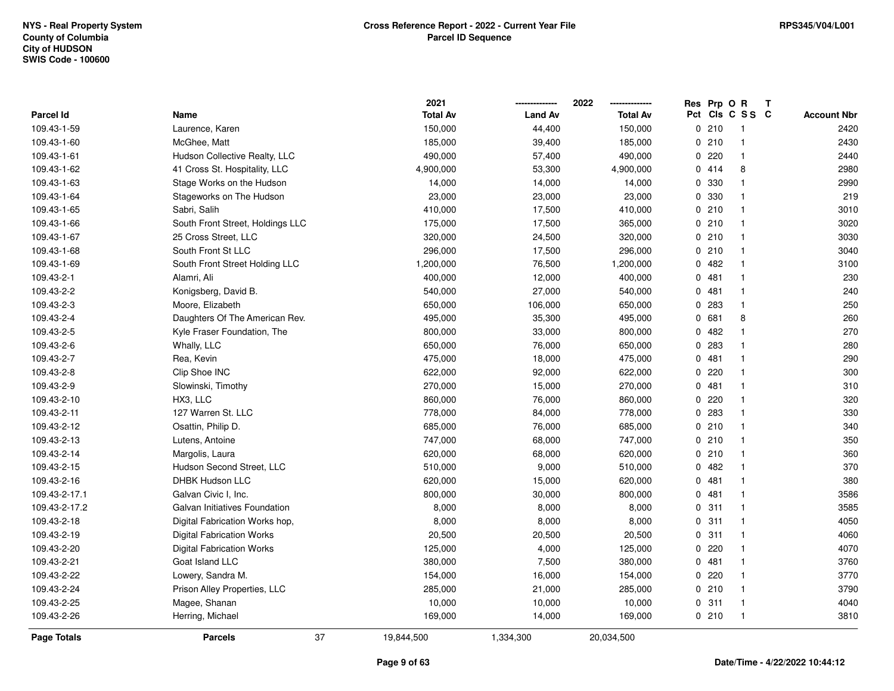NYS - Real Property System
County of Columbia
City of HUDSON
SWIS Code - 100600

**Cross Reference Report - 2022 - Current Year File**
**Parcel ID Sequence**

RPS345/V04/L001

| Parcel Id | Name | 2021 Total Av | 2022 Land Av | 2022 Total Av | Res Pct | Prp Cls | O C | R S S | T C | Account Nbr |
|---|---|---|---|---|---|---|---|---|---|---|
| 109.43-1-59 | Laurence, Karen | 150,000 | 44,400 | 150,000 | 0 | 210 | | 1 | | 2420 |
| 109.43-1-60 | McGhee, Matt | 185,000 | 39,400 | 185,000 | 0 | 210 | | 1 | | 2430 |
| 109.43-1-61 | Hudson Collective Realty, LLC | 490,000 | 57,400 | 490,000 | 0 | 220 | | 1 | | 2440 |
| 109.43-1-62 | 41 Cross St. Hospitality, LLC | 4,900,000 | 53,300 | 4,900,000 | 0 | 414 | | 8 | | 2980 |
| 109.43-1-63 | Stage Works on the Hudson | 14,000 | 14,000 | 14,000 | 0 | 330 | | 1 | | 2990 |
| 109.43-1-64 | Stageworks on The Hudson | 23,000 | 23,000 | 23,000 | 0 | 330 | | 1 | | 219 |
| 109.43-1-65 | Sabri, Salih | 410,000 | 17,500 | 410,000 | 0 | 210 | | 1 | | 3010 |
| 109.43-1-66 | South Front Street, Holdings LLC | 175,000 | 17,500 | 365,000 | 0 | 210 | | 1 | | 3020 |
| 109.43-1-67 | 25 Cross Street, LLC | 320,000 | 24,500 | 320,000 | 0 | 210 | | 1 | | 3030 |
| 109.43-1-68 | South Front St LLC | 296,000 | 17,500 | 296,000 | 0 | 210 | | 1 | | 3040 |
| 109.43-1-69 | South Front Street Holding LLC | 1,200,000 | 76,500 | 1,200,000 | 0 | 482 | | 1 | | 3100 |
| 109.43-2-1 | Alamri, Ali | 400,000 | 12,000 | 400,000 | 0 | 481 | | 1 | | 230 |
| 109.43-2-2 | Konigsberg, David B. | 540,000 | 27,000 | 540,000 | 0 | 481 | | 1 | | 240 |
| 109.43-2-3 | Moore, Elizabeth | 650,000 | 106,000 | 650,000 | 0 | 283 | | 1 | | 250 |
| 109.43-2-4 | Daughters Of The American Rev. | 495,000 | 35,300 | 495,000 | 0 | 681 | | 8 | | 260 |
| 109.43-2-5 | Kyle Fraser Foundation, The | 800,000 | 33,000 | 800,000 | 0 | 482 | | 1 | | 270 |
| 109.43-2-6 | Whally, LLC | 650,000 | 76,000 | 650,000 | 0 | 283 | | 1 | | 280 |
| 109.43-2-7 | Rea, Kevin | 475,000 | 18,000 | 475,000 | 0 | 481 | | 1 | | 290 |
| 109.43-2-8 | Clip Shoe INC | 622,000 | 92,000 | 622,000 | 0 | 220 | | 1 | | 300 |
| 109.43-2-9 | Slowinski, Timothy | 270,000 | 15,000 | 270,000 | 0 | 481 | | 1 | | 310 |
| 109.43-2-10 | HX3, LLC | 860,000 | 76,000 | 860,000 | 0 | 220 | | 1 | | 320 |
| 109.43-2-11 | 127 Warren St. LLC | 778,000 | 84,000 | 778,000 | 0 | 283 | | 1 | | 330 |
| 109.43-2-12 | Osattin, Philip D. | 685,000 | 76,000 | 685,000 | 0 | 210 | | 1 | | 340 |
| 109.43-2-13 | Lutens, Antoine | 747,000 | 68,000 | 747,000 | 0 | 210 | | 1 | | 350 |
| 109.43-2-14 | Margolis, Laura | 620,000 | 68,000 | 620,000 | 0 | 210 | | 1 | | 360 |
| 109.43-2-15 | Hudson Second Street, LLC | 510,000 | 9,000 | 510,000 | 0 | 482 | | 1 | | 370 |
| 109.43-2-16 | DHBK Hudson LLC | 620,000 | 15,000 | 620,000 | 0 | 481 | | 1 | | 380 |
| 109.43-2-17.1 | Galvan Civic I, Inc. | 800,000 | 30,000 | 800,000 | 0 | 481 | | 1 | | 3586 |
| 109.43-2-17.2 | Galvan Initiatives Foundation | 8,000 | 8,000 | 8,000 | 0 | 311 | | 1 | | 3585 |
| 109.43-2-18 | Digital Fabrication Works hop, | 8,000 | 8,000 | 8,000 | 0 | 311 | | 1 | | 4050 |
| 109.43-2-19 | Digital Fabrication Works | 20,500 | 20,500 | 20,500 | 0 | 311 | | 1 | | 4060 |
| 109.43-2-20 | Digital Fabrication Works | 125,000 | 4,000 | 125,000 | 0 | 220 | | 1 | | 4070 |
| 109.43-2-21 | Goat Island LLC | 380,000 | 7,500 | 380,000 | 0 | 481 | | 1 | | 3760 |
| 109.43-2-22 | Lowery, Sandra M. | 154,000 | 16,000 | 154,000 | 0 | 220 | | 1 | | 3770 |
| 109.43-2-24 | Prison Alley Properties, LLC | 285,000 | 21,000 | 285,000 | 0 | 210 | | 1 | | 3790 |
| 109.43-2-25 | Magee, Shanan | 10,000 | 10,000 | 10,000 | 0 | 311 | | 1 | | 4040 |
| 109.43-2-26 | Herring, Michael | 169,000 | 14,000 | 169,000 | 0 | 210 | | 1 | | 3810 |
| **Page Totals** | **Parcels** 37 | 19,844,500 | 1,334,300 | 20,034,500 | | | | | | |

Date/Time - 4/22/2022 10:44:12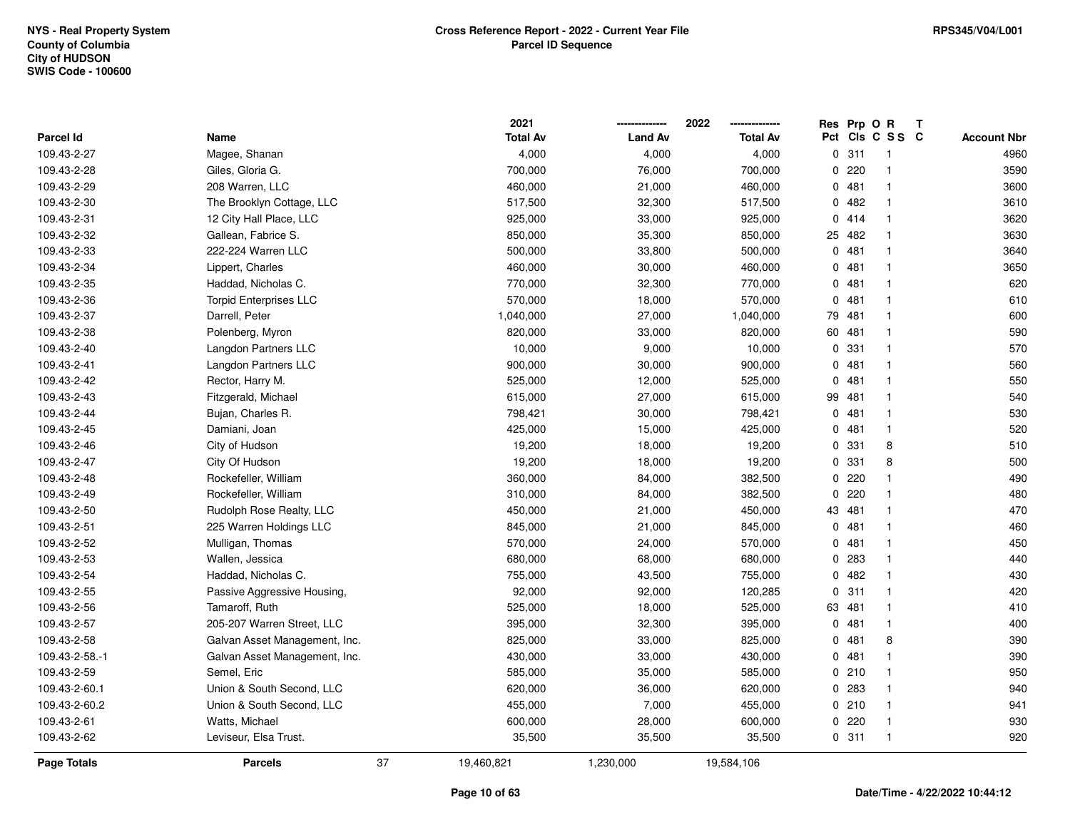NYS - Real Property System
County of Columbia
City of HUDSON
SWIS Code - 100600

**Cross Reference Report - 2022 - Current Year File**
**Parcel ID Sequence**

RPS345/V04/L001

| Parcel Id | Name | 2021 Total Av | 2022 Land Av | 2022 Total Av | Res Pct | Prp Cls | O C | R S S | T C | Account Nbr |
|---|---|---|---|---|---|---|---|---|---|---|
| 109.43-2-27 | Magee, Shanan | 4,000 | 4,000 | 4,000 | 0 | 311 | | 1 | | 4960 |
| 109.43-2-28 | Giles, Gloria G. | 700,000 | 76,000 | 700,000 | 0 | 220 | | 1 | | 3590 |
| 109.43-2-29 | 208 Warren, LLC | 460,000 | 21,000 | 460,000 | 0 | 481 | | 1 | | 3600 |
| 109.43-2-30 | The Brooklyn Cottage, LLC | 517,500 | 32,300 | 517,500 | 0 | 482 | | 1 | | 3610 |
| 109.43-2-31 | 12 City Hall Place, LLC | 925,000 | 33,000 | 925,000 | 0 | 414 | | 1 | | 3620 |
| 109.43-2-32 | Gallean, Fabrice S. | 850,000 | 35,300 | 850,000 | 25 | 482 | | 1 | | 3630 |
| 109.43-2-33 | 222-224 Warren LLC | 500,000 | 33,800 | 500,000 | 0 | 481 | | 1 | | 3640 |
| 109.43-2-34 | Lippert, Charles | 460,000 | 30,000 | 460,000 | 0 | 481 | | 1 | | 3650 |
| 109.43-2-35 | Haddad, Nicholas C. | 770,000 | 32,300 | 770,000 | 0 | 481 | | 1 | | 620 |
| 109.43-2-36 | Torpid Enterprises LLC | 570,000 | 18,000 | 570,000 | 0 | 481 | | 1 | | 610 |
| 109.43-2-37 | Darrell, Peter | 1,040,000 | 27,000 | 1,040,000 | 79 | 481 | | 1 | | 600 |
| 109.43-2-38 | Polenberg, Myron | 820,000 | 33,000 | 820,000 | 60 | 481 | | 1 | | 590 |
| 109.43-2-40 | Langdon Partners LLC | 10,000 | 9,000 | 10,000 | 0 | 331 | | 1 | | 570 |
| 109.43-2-41 | Langdon Partners LLC | 900,000 | 30,000 | 900,000 | 0 | 481 | | 1 | | 560 |
| 109.43-2-42 | Rector, Harry M. | 525,000 | 12,000 | 525,000 | 0 | 481 | | 1 | | 550 |
| 109.43-2-43 | Fitzgerald, Michael | 615,000 | 27,000 | 615,000 | 99 | 481 | | 1 | | 540 |
| 109.43-2-44 | Bujan, Charles R. | 798,421 | 30,000 | 798,421 | 0 | 481 | | 1 | | 530 |
| 109.43-2-45 | Damiani, Joan | 425,000 | 15,000 | 425,000 | 0 | 481 | | 1 | | 520 |
| 109.43-2-46 | City of Hudson | 19,200 | 18,000 | 19,200 | 0 | 331 | | 8 | | 510 |
| 109.43-2-47 | City Of Hudson | 19,200 | 18,000 | 19,200 | 0 | 331 | | 8 | | 500 |
| 109.43-2-48 | Rockefeller, William | 360,000 | 84,000 | 382,500 | 0 | 220 | | 1 | | 490 |
| 109.43-2-49 | Rockefeller, William | 310,000 | 84,000 | 382,500 | 0 | 220 | | 1 | | 480 |
| 109.43-2-50 | Rudolph Rose Realty, LLC | 450,000 | 21,000 | 450,000 | 43 | 481 | | 1 | | 470 |
| 109.43-2-51 | 225 Warren Holdings LLC | 845,000 | 21,000 | 845,000 | 0 | 481 | | 1 | | 460 |
| 109.43-2-52 | Mulligan, Thomas | 570,000 | 24,000 | 570,000 | 0 | 481 | | 1 | | 450 |
| 109.43-2-53 | Wallen, Jessica | 680,000 | 68,000 | 680,000 | 0 | 283 | | 1 | | 440 |
| 109.43-2-54 | Haddad, Nicholas C. | 755,000 | 43,500 | 755,000 | 0 | 482 | | 1 | | 430 |
| 109.43-2-55 | Passive Aggressive Housing, | 92,000 | 92,000 | 120,285 | 0 | 311 | | 1 | | 420 |
| 109.43-2-56 | Tamaroff, Ruth | 525,000 | 18,000 | 525,000 | 63 | 481 | | 1 | | 410 |
| 109.43-2-57 | 205-207 Warren Street, LLC | 395,000 | 32,300 | 395,000 | 0 | 481 | | 1 | | 400 |
| 109.43-2-58 | Galvan Asset Management, Inc. | 825,000 | 33,000 | 825,000 | 0 | 481 | | 8 | | 390 |
| 109.43-2-58.-1 | Galvan Asset Management, Inc. | 430,000 | 33,000 | 430,000 | 0 | 481 | | 1 | | 390 |
| 109.43-2-59 | Semel, Eric | 585,000 | 35,000 | 585,000 | 0 | 210 | | 1 | | 950 |
| 109.43-2-60.1 | Union & South Second, LLC | 620,000 | 36,000 | 620,000 | 0 | 283 | | 1 | | 940 |
| 109.43-2-60.2 | Union & South Second, LLC | 455,000 | 7,000 | 455,000 | 0 | 210 | | 1 | | 941 |
| 109.43-2-61 | Watts, Michael | 600,000 | 28,000 | 600,000 | 0 | 220 | | 1 | | 930 |
| 109.43-2-62 | Leviseur, Elsa Trust. | 35,500 | 35,500 | 35,500 | 0 | 311 | | 1 | | 920 |
| **Page Totals** | **Parcels** 37 | 19,460,821 | 1,230,000 | 19,584,106 | | | | | | |

Date/Time - 4/22/2022 10:44:12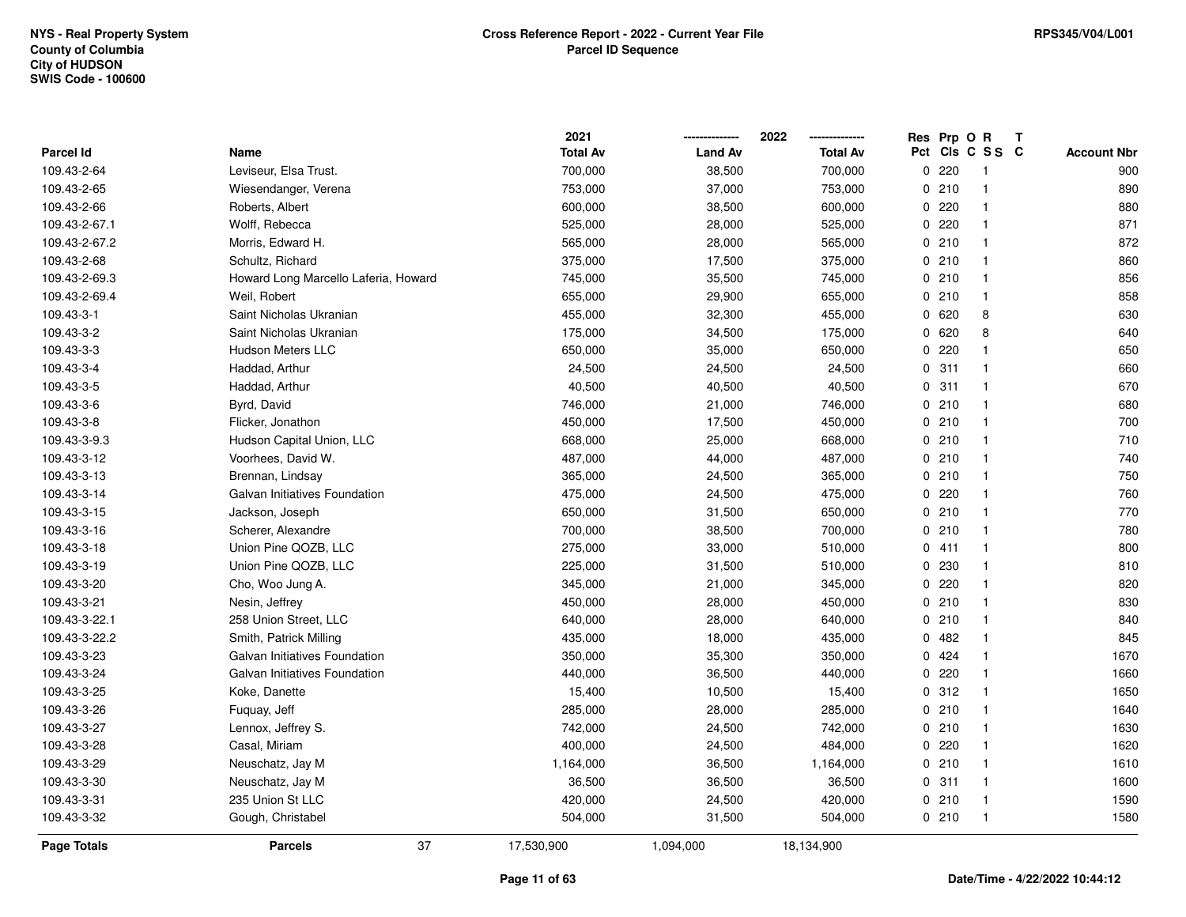NYS - Real Property System
County of Columbia
City of HUDSON
SWIS Code - 100600

**Cross Reference Report - 2022 - Current Year File**
**Parcel ID Sequence**

RPS345/V04/L001

| Parcel Id | Name | 2021 Total Av | 2022 Land Av | 2022 Total Av | Res Pct | Prp Cls | O C | R S S | T C | Account Nbr |
|---|---|---|---|---|---|---|---|---|---|---|
| 109.43-2-64 | Leviseur, Elsa Trust. | 700,000 | 38,500 | 700,000 | 0 | 220 | | 1 | | 900 |
| 109.43-2-65 | Wiesendanger, Verena | 753,000 | 37,000 | 753,000 | 0 | 210 | | 1 | | 890 |
| 109.43-2-66 | Roberts, Albert | 600,000 | 38,500 | 600,000 | 0 | 220 | | 1 | | 880 |
| 109.43-2-67.1 | Wolff, Rebecca | 525,000 | 28,000 | 525,000 | 0 | 220 | | 1 | | 871 |
| 109.43-2-67.2 | Morris, Edward H. | 565,000 | 28,000 | 565,000 | 0 | 210 | | 1 | | 872 |
| 109.43-2-68 | Schultz, Richard | 375,000 | 17,500 | 375,000 | 0 | 210 | | 1 | | 860 |
| 109.43-2-69.3 | Howard Long Marcello Laferia, Howard | 745,000 | 35,500 | 745,000 | 0 | 210 | | 1 | | 856 |
| 109.43-2-69.4 | Weil, Robert | 655,000 | 29,900 | 655,000 | 0 | 210 | | 1 | | 858 |
| 109.43-3-1 | Saint Nicholas Ukranian | 455,000 | 32,300 | 455,000 | 0 | 620 | | 8 | | 630 |
| 109.43-3-2 | Saint Nicholas Ukranian | 175,000 | 34,500 | 175,000 | 0 | 620 | | 8 | | 640 |
| 109.43-3-3 | Hudson Meters LLC | 650,000 | 35,000 | 650,000 | 0 | 220 | | 1 | | 650 |
| 109.43-3-4 | Haddad, Arthur | 24,500 | 24,500 | 24,500 | 0 | 311 | | 1 | | 660 |
| 109.43-3-5 | Haddad, Arthur | 40,500 | 40,500 | 40,500 | 0 | 311 | | 1 | | 670 |
| 109.43-3-6 | Byrd, David | 746,000 | 21,000 | 746,000 | 0 | 210 | | 1 | | 680 |
| 109.43-3-8 | Flicker, Jonathon | 450,000 | 17,500 | 450,000 | 0 | 210 | | 1 | | 700 |
| 109.43-3-9.3 | Hudson Capital Union, LLC | 668,000 | 25,000 | 668,000 | 0 | 210 | | 1 | | 710 |
| 109.43-3-12 | Voorhees, David W. | 487,000 | 44,000 | 487,000 | 0 | 210 | | 1 | | 740 |
| 109.43-3-13 | Brennan, Lindsay | 365,000 | 24,500 | 365,000 | 0 | 210 | | 1 | | 750 |
| 109.43-3-14 | Galvan Initiatives Foundation | 475,000 | 24,500 | 475,000 | 0 | 220 | | 1 | | 760 |
| 109.43-3-15 | Jackson, Joseph | 650,000 | 31,500 | 650,000 | 0 | 210 | | 1 | | 770 |
| 109.43-3-16 | Scherer, Alexandre | 700,000 | 38,500 | 700,000 | 0 | 210 | | 1 | | 780 |
| 109.43-3-18 | Union Pine QOZB, LLC | 275,000 | 33,000 | 510,000 | 0 | 411 | | 1 | | 800 |
| 109.43-3-19 | Union Pine QOZB, LLC | 225,000 | 31,500 | 510,000 | 0 | 230 | | 1 | | 810 |
| 109.43-3-20 | Cho, Woo Jung A. | 345,000 | 21,000 | 345,000 | 0 | 220 | | 1 | | 820 |
| 109.43-3-21 | Nesin, Jeffrey | 450,000 | 28,000 | 450,000 | 0 | 210 | | 1 | | 830 |
| 109.43-3-22.1 | 258 Union Street, LLC | 640,000 | 28,000 | 640,000 | 0 | 210 | | 1 | | 840 |
| 109.43-3-22.2 | Smith, Patrick Milling | 435,000 | 18,000 | 435,000 | 0 | 482 | | 1 | | 845 |
| 109.43-3-23 | Galvan Initiatives Foundation | 350,000 | 35,300 | 350,000 | 0 | 424 | | 1 | | 1670 |
| 109.43-3-24 | Galvan Initiatives Foundation | 440,000 | 36,500 | 440,000 | 0 | 220 | | 1 | | 1660 |
| 109.43-3-25 | Koke, Danette | 15,400 | 10,500 | 15,400 | 0 | 312 | | 1 | | 1650 |
| 109.43-3-26 | Fuquay, Jeff | 285,000 | 28,000 | 285,000 | 0 | 210 | | 1 | | 1640 |
| 109.43-3-27 | Lennox, Jeffrey S. | 742,000 | 24,500 | 742,000 | 0 | 210 | | 1 | | 1630 |
| 109.43-3-28 | Casal, Miriam | 400,000 | 24,500 | 484,000 | 0 | 220 | | 1 | | 1620 |
| 109.43-3-29 | Neuschatz, Jay M | 1,164,000 | 36,500 | 1,164,000 | 0 | 210 | | 1 | | 1610 |
| 109.43-3-30 | Neuschatz, Jay M | 36,500 | 36,500 | 36,500 | 0 | 311 | | 1 | | 1600 |
| 109.43-3-31 | 235 Union St LLC | 420,000 | 24,500 | 420,000 | 0 | 210 | | 1 | | 1590 |
| 109.43-3-32 | Gough, Christabel | 504,000 | 31,500 | 504,000 | 0 | 210 | | 1 | | 1580 |
| **Page Totals** | **Parcels** 37 | 17,530,900 | 1,094,000 | 18,134,900 | | | | | | |

Date/Time - 4/22/2022 10:44:12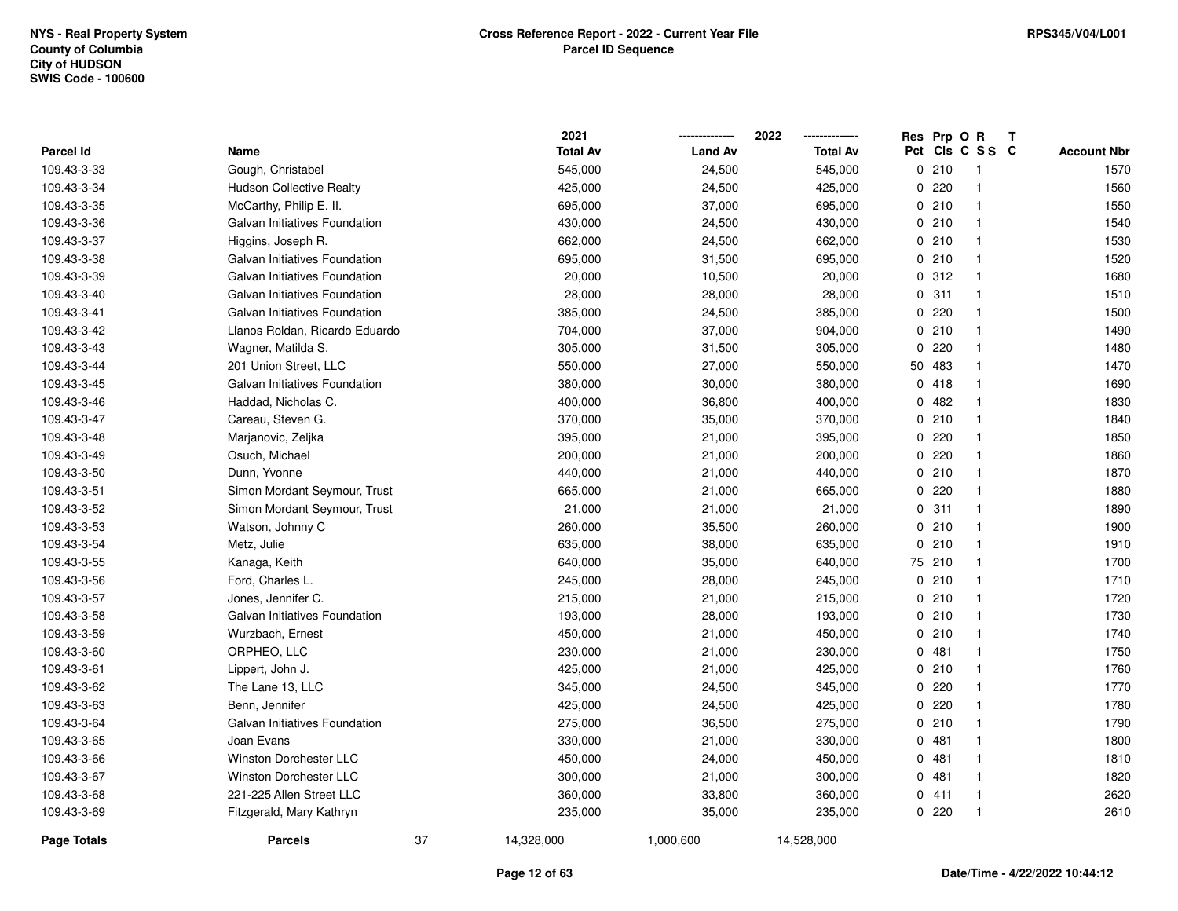NYS - Real Property System
County of Columbia
City of HUDSON
SWIS Code - 100600

**Cross Reference Report - 2022 - Current Year File**
**Parcel ID Sequence**

RPS345/V04/L001

| Parcel Id | Name | 2021 Total Av | 2022 Land Av | 2022 Total Av | Res Pct | Prp Cls | O C | R S S | T C | Account Nbr |
|---|---|---|---|---|---|---|---|---|---|---|
| 109.43-3-33 | Gough, Christabel | 545,000 | 24,500 | 545,000 | 0 | 210 | | 1 | | 1570 |
| 109.43-3-34 | Hudson Collective Realty | 425,000 | 24,500 | 425,000 | 0 | 220 | | 1 | | 1560 |
| 109.43-3-35 | McCarthy, Philip E. II. | 695,000 | 37,000 | 695,000 | 0 | 210 | | 1 | | 1550 |
| 109.43-3-36 | Galvan Initiatives Foundation | 430,000 | 24,500 | 430,000 | 0 | 210 | | 1 | | 1540 |
| 109.43-3-37 | Higgins, Joseph R. | 662,000 | 24,500 | 662,000 | 0 | 210 | | 1 | | 1530 |
| 109.43-3-38 | Galvan Initiatives Foundation | 695,000 | 31,500 | 695,000 | 0 | 210 | | 1 | | 1520 |
| 109.43-3-39 | Galvan Initiatives Foundation | 20,000 | 10,500 | 20,000 | 0 | 312 | | 1 | | 1680 |
| 109.43-3-40 | Galvan Initiatives Foundation | 28,000 | 28,000 | 28,000 | 0 | 311 | | 1 | | 1510 |
| 109.43-3-41 | Galvan Initiatives Foundation | 385,000 | 24,500 | 385,000 | 0 | 220 | | 1 | | 1500 |
| 109.43-3-42 | Llanos Roldan, Ricardo Eduardo | 704,000 | 37,000 | 904,000 | 0 | 210 | | 1 | | 1490 |
| 109.43-3-43 | Wagner, Matilda S. | 305,000 | 31,500 | 305,000 | 0 | 220 | | 1 | | 1480 |
| 109.43-3-44 | 201 Union Street, LLC | 550,000 | 27,000 | 550,000 | 50 | 483 | | 1 | | 1470 |
| 109.43-3-45 | Galvan Initiatives Foundation | 380,000 | 30,000 | 380,000 | 0 | 418 | | 1 | | 1690 |
| 109.43-3-46 | Haddad, Nicholas C. | 400,000 | 36,800 | 400,000 | 0 | 482 | | 1 | | 1830 |
| 109.43-3-47 | Careau, Steven G. | 370,000 | 35,000 | 370,000 | 0 | 210 | | 1 | | 1840 |
| 109.43-3-48 | Marjanovic, Zeljka | 395,000 | 21,000 | 395,000 | 0 | 220 | | 1 | | 1850 |
| 109.43-3-49 | Osuch, Michael | 200,000 | 21,000 | 200,000 | 0 | 220 | | 1 | | 1860 |
| 109.43-3-50 | Dunn, Yvonne | 440,000 | 21,000 | 440,000 | 0 | 210 | | 1 | | 1870 |
| 109.43-3-51 | Simon Mordant Seymour, Trust | 665,000 | 21,000 | 665,000 | 0 | 220 | | 1 | | 1880 |
| 109.43-3-52 | Simon Mordant Seymour, Trust | 21,000 | 21,000 | 21,000 | 0 | 311 | | 1 | | 1890 |
| 109.43-3-53 | Watson, Johnny C | 260,000 | 35,500 | 260,000 | 0 | 210 | | 1 | | 1900 |
| 109.43-3-54 | Metz, Julie | 635,000 | 38,000 | 635,000 | 0 | 210 | | 1 | | 1910 |
| 109.43-3-55 | Kanaga, Keith | 640,000 | 35,000 | 640,000 | 75 | 210 | | 1 | | 1700 |
| 109.43-3-56 | Ford, Charles L. | 245,000 | 28,000 | 245,000 | 0 | 210 | | 1 | | 1710 |
| 109.43-3-57 | Jones, Jennifer C. | 215,000 | 21,000 | 215,000 | 0 | 210 | | 1 | | 1720 |
| 109.43-3-58 | Galvan Initiatives Foundation | 193,000 | 28,000 | 193,000 | 0 | 210 | | 1 | | 1730 |
| 109.43-3-59 | Wurzbach, Ernest | 450,000 | 21,000 | 450,000 | 0 | 210 | | 1 | | 1740 |
| 109.43-3-60 | ORPHEO, LLC | 230,000 | 21,000 | 230,000 | 0 | 481 | | 1 | | 1750 |
| 109.43-3-61 | Lippert, John J. | 425,000 | 21,000 | 425,000 | 0 | 210 | | 1 | | 1760 |
| 109.43-3-62 | The Lane 13, LLC | 345,000 | 24,500 | 345,000 | 0 | 220 | | 1 | | 1770 |
| 109.43-3-63 | Benn, Jennifer | 425,000 | 24,500 | 425,000 | 0 | 220 | | 1 | | 1780 |
| 109.43-3-64 | Galvan Initiatives Foundation | 275,000 | 36,500 | 275,000 | 0 | 210 | | 1 | | 1790 |
| 109.43-3-65 | Joan Evans | 330,000 | 21,000 | 330,000 | 0 | 481 | | 1 | | 1800 |
| 109.43-3-66 | Winston Dorchester LLC | 450,000 | 24,000 | 450,000 | 0 | 481 | | 1 | | 1810 |
| 109.43-3-67 | Winston Dorchester LLC | 300,000 | 21,000 | 300,000 | 0 | 481 | | 1 | | 1820 |
| 109.43-3-68 | 221-225 Allen Street LLC | 360,000 | 33,800 | 360,000 | 0 | 411 | | 1 | | 2620 |
| 109.43-3-69 | Fitzgerald, Mary Kathryn | 235,000 | 35,000 | 235,000 | 0 | 220 | | 1 | | 2610 |
| **Page Totals** | **Parcels** 37 | 14,328,000 | 1,000,600 | 14,528,000 | | | | | | |

Date/Time - 4/22/2022 10:44:12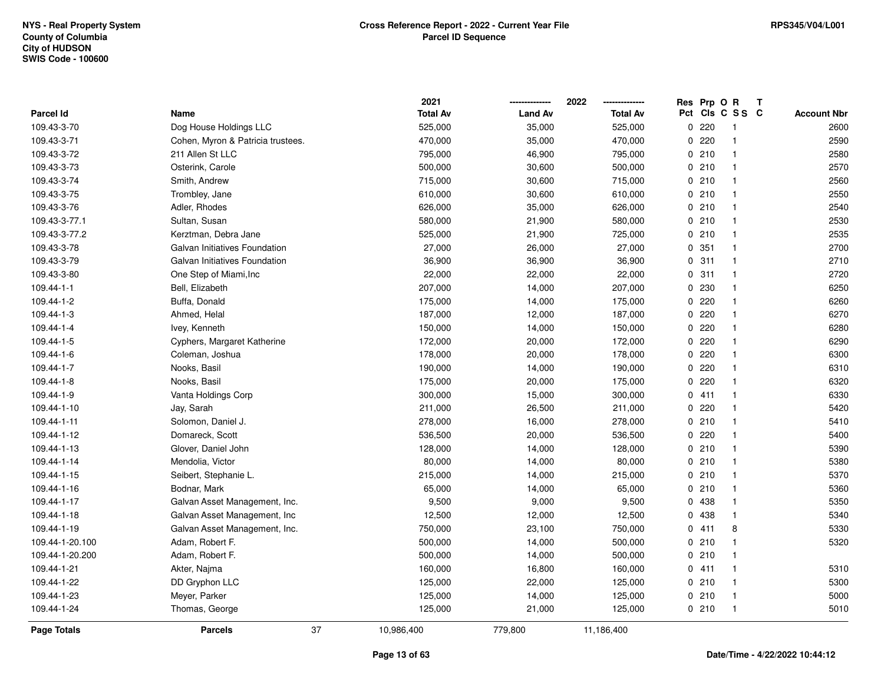NYS - Real Property System
County of Columbia
City of HUDSON
SWIS Code - 100600

**Cross Reference Report - 2022 - Current Year File**
**Parcel ID Sequence**

RPS345/V04/L001

| Parcel Id | Name | 2021 Total Av | 2022 Land Av | 2022 Total Av | Res Pct | Prp Cls | O C | R S S | T C | Account Nbr |
|---|---|---|---|---|---|---|---|---|---|---|
| 109.43-3-70 | Dog House Holdings LLC | 525,000 | 35,000 | 525,000 | 0 | 220 | | 1 | | 2600 |
| 109.43-3-71 | Cohen, Myron & Patricia trustees. | 470,000 | 35,000 | 470,000 | 0 | 220 | | 1 | | 2590 |
| 109.43-3-72 | 211 Allen St LLC | 795,000 | 46,900 | 795,000 | 0 | 210 | | 1 | | 2580 |
| 109.43-3-73 | Osterink, Carole | 500,000 | 30,600 | 500,000 | 0 | 210 | | 1 | | 2570 |
| 109.43-3-74 | Smith, Andrew | 715,000 | 30,600 | 715,000 | 0 | 210 | | 1 | | 2560 |
| 109.43-3-75 | Trombley, Jane | 610,000 | 30,600 | 610,000 | 0 | 210 | | 1 | | 2550 |
| 109.43-3-76 | Adler, Rhodes | 626,000 | 35,000 | 626,000 | 0 | 210 | | 1 | | 2540 |
| 109.43-3-77.1 | Sultan, Susan | 580,000 | 21,900 | 580,000 | 0 | 210 | | 1 | | 2530 |
| 109.43-3-77.2 | Kerztman, Debra Jane | 525,000 | 21,900 | 725,000 | 0 | 210 | | 1 | | 2535 |
| 109.43-3-78 | Galvan Initiatives Foundation | 27,000 | 26,000 | 27,000 | 0 | 351 | | 1 | | 2700 |
| 109.43-3-79 | Galvan Initiatives Foundation | 36,900 | 36,900 | 36,900 | 0 | 311 | | 1 | | 2710 |
| 109.43-3-80 | One Step of Miami,Inc | 22,000 | 22,000 | 22,000 | 0 | 311 | | 1 | | 2720 |
| 109.44-1-1 | Bell, Elizabeth | 207,000 | 14,000 | 207,000 | 0 | 230 | | 1 | | 6250 |
| 109.44-1-2 | Buffa, Donald | 175,000 | 14,000 | 175,000 | 0 | 220 | | 1 | | 6260 |
| 109.44-1-3 | Ahmed, Helal | 187,000 | 12,000 | 187,000 | 0 | 220 | | 1 | | 6270 |
| 109.44-1-4 | Ivey, Kenneth | 150,000 | 14,000 | 150,000 | 0 | 220 | | 1 | | 6280 |
| 109.44-1-5 | Cyphers, Margaret Katherine | 172,000 | 20,000 | 172,000 | 0 | 220 | | 1 | | 6290 |
| 109.44-1-6 | Coleman, Joshua | 178,000 | 20,000 | 178,000 | 0 | 220 | | 1 | | 6300 |
| 109.44-1-7 | Nooks, Basil | 190,000 | 14,000 | 190,000 | 0 | 220 | | 1 | | 6310 |
| 109.44-1-8 | Nooks, Basil | 175,000 | 20,000 | 175,000 | 0 | 220 | | 1 | | 6320 |
| 109.44-1-9 | Vanta Holdings Corp | 300,000 | 15,000 | 300,000 | 0 | 411 | | 1 | | 6330 |
| 109.44-1-10 | Jay, Sarah | 211,000 | 26,500 | 211,000 | 0 | 220 | | 1 | | 5420 |
| 109.44-1-11 | Solomon, Daniel J. | 278,000 | 16,000 | 278,000 | 0 | 210 | | 1 | | 5410 |
| 109.44-1-12 | Domareck, Scott | 536,500 | 20,000 | 536,500 | 0 | 220 | | 1 | | 5400 |
| 109.44-1-13 | Glover, Daniel John | 128,000 | 14,000 | 128,000 | 0 | 210 | | 1 | | 5390 |
| 109.44-1-14 | Mendolia, Victor | 80,000 | 14,000 | 80,000 | 0 | 210 | | 1 | | 5380 |
| 109.44-1-15 | Seibert, Stephanie L. | 215,000 | 14,000 | 215,000 | 0 | 210 | | 1 | | 5370 |
| 109.44-1-16 | Bodnar, Mark | 65,000 | 14,000 | 65,000 | 0 | 210 | | 1 | | 5360 |
| 109.44-1-17 | Galvan Asset Management, Inc. | 9,500 | 9,000 | 9,500 | 0 | 438 | | 1 | | 5350 |
| 109.44-1-18 | Galvan Asset Management, Inc | 12,500 | 12,000 | 12,500 | 0 | 438 | | 1 | | 5340 |
| 109.44-1-19 | Galvan Asset Management, Inc. | 750,000 | 23,100 | 750,000 | 0 | 411 | | 8 | | 5330 |
| 109.44-1-20.100 | Adam, Robert F. | 500,000 | 14,000 | 500,000 | 0 | 210 | | 1 | | 5320 |
| 109.44-1-20.200 | Adam, Robert F. | 500,000 | 14,000 | 500,000 | 0 | 210 | | 1 | | |
| 109.44-1-21 | Akter, Najma | 160,000 | 16,800 | 160,000 | 0 | 411 | | 1 | | 5310 |
| 109.44-1-22 | DD Gryphon LLC | 125,000 | 22,000 | 125,000 | 0 | 210 | | 1 | | 5300 |
| 109.44-1-23 | Meyer, Parker | 125,000 | 14,000 | 125,000 | 0 | 210 | | 1 | | 5000 |
| 109.44-1-24 | Thomas, George | 125,000 | 21,000 | 125,000 | 0 | 210 | | 1 | | 5010 |
| **Page Totals** | **Parcels** 37 | 10,986,400 | 779,800 | 11,186,400 | | | | | | |

Date/Time - 4/22/2022 10:44:12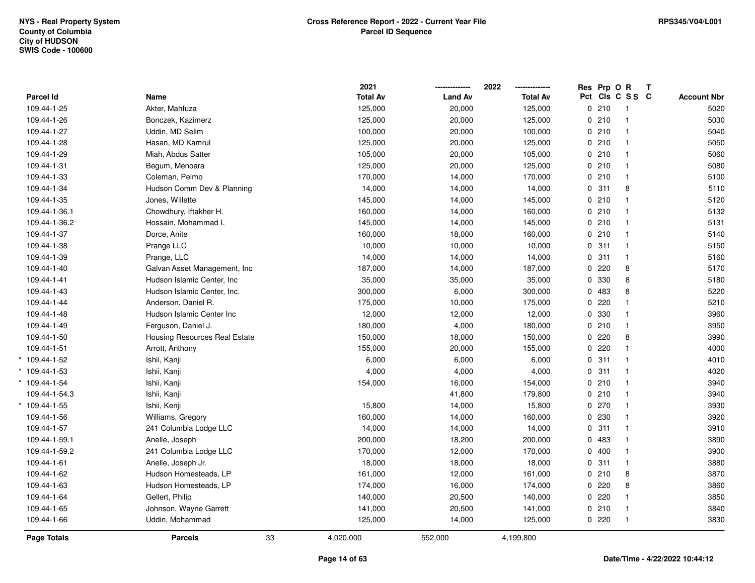NYS - Real Property System
County of Columbia
City of HUDSON
SWIS Code - 100600

**Cross Reference Report - 2022 - Current Year File**
**Parcel ID Sequence**

RPS345/V04/L001

| Parcel Id | Name | 2021 Total Av | 2022 Land Av | 2022 Total Av | Res Pct | Prp Cls | O C | R S S | T C | Account Nbr |
|---|---|---|---|---|---|---|---|---|---|---|
| 109.44-1-25 | Akter, Mahfuza | 125,000 | 20,000 | 125,000 | 0 | 210 | | 1 | | 5020 |
| 109.44-1-26 | Bonczek, Kazimerz | 125,000 | 20,000 | 125,000 | 0 | 210 | | 1 | | 5030 |
| 109.44-1-27 | Uddin, MD Selim | 100,000 | 20,000 | 100,000 | 0 | 210 | | 1 | | 5040 |
| 109.44-1-28 | Hasan, MD Kamrul | 125,000 | 20,000 | 125,000 | 0 | 210 | | 1 | | 5050 |
| 109.44-1-29 | Miah, Abdus Satter | 105,000 | 20,000 | 105,000 | 0 | 210 | | 1 | | 5060 |
| 109.44-1-31 | Begum, Menoara | 125,000 | 20,000 | 125,000 | 0 | 210 | | 1 | | 5080 |
| 109.44-1-33 | Coleman, Pelmo | 170,000 | 14,000 | 170,000 | 0 | 210 | | 1 | | 5100 |
| 109.44-1-34 | Hudson Comm Dev & Planning | 14,000 | 14,000 | 14,000 | 0 | 311 | | 8 | | 5110 |
| 109.44-1-35 | Jones, Willette | 145,000 | 14,000 | 145,000 | 0 | 210 | | 1 | | 5120 |
| 109.44-1-36.1 | Chowdhury, Iftakher H. | 160,000 | 14,000 | 160,000 | 0 | 210 | | 1 | | 5132 |
| 109.44-1-36.2 | Hossain, Mohammad I. | 145,000 | 14,000 | 145,000 | 0 | 210 | | 1 | | 5131 |
| 109.44-1-37 | Dorce, Anite | 160,000 | 18,000 | 160,000 | 0 | 210 | | 1 | | 5140 |
| 109.44-1-38 | Prange LLC | 10,000 | 10,000 | 10,000 | 0 | 311 | | 1 | | 5150 |
| 109.44-1-39 | Prange, LLC | 14,000 | 14,000 | 14,000 | 0 | 311 | | 1 | | 5160 |
| 109.44-1-40 | Galvan Asset Management, Inc | 187,000 | 14,000 | 187,000 | 0 | 220 | | 8 | | 5170 |
| 109.44-1-41 | Hudson Islamic Center, Inc | 35,000 | 35,000 | 35,000 | 0 | 330 | | 8 | | 5180 |
| 109.44-1-43 | Hudson Islamic Center, Inc. | 300,000 | 6,000 | 300,000 | 0 | 483 | | 8 | | 5220 |
| 109.44-1-44 | Anderson, Daniel R. | 175,000 | 10,000 | 175,000 | 0 | 220 | | 1 | | 5210 |
| 109.44-1-48 | Hudson Islamic Center Inc | 12,000 | 12,000 | 12,000 | 0 | 330 | | 1 | | 3960 |
| 109.44-1-49 | Ferguson, Daniel J. | 180,000 | 4,000 | 180,000 | 0 | 210 | | 1 | | 3950 |
| 109.44-1-50 | Housing Resources Real Estate | 150,000 | 18,000 | 150,000 | 0 | 220 | | 8 | | 3990 |
| 109.44-1-51 | Arrott, Anthony | 155,000 | 20,000 | 155,000 | 0 | 220 | | 1 | | 4000 |
| * 109.44-1-52 | Ishii, Kanji | 6,000 | 6,000 | 6,000 | 0 | 311 | | 1 | | 4010 |
| * 109.44-1-53 | Ishii, Kanji | 4,000 | 4,000 | 4,000 | 0 | 311 | | 1 | | 4020 |
| * 109.44-1-54 | Ishii, Kanji | 154,000 | 16,000 | 154,000 | 0 | 210 | | 1 | | 3940 |
| 109.44-1-54.3 | Ishii, Kanji | | 41,800 | 179,800 | 0 | 210 | | 1 | | 3940 |
| * 109.44-1-55 | Ishii, Kenji | 15,800 | 14,000 | 15,800 | 0 | 270 | | 1 | | 3930 |
| 109.44-1-56 | Williams, Gregory | 160,000 | 14,000 | 160,000 | 0 | 230 | | 1 | | 3920 |
| 109.44-1-57 | 241 Columbia Lodge LLC | 14,000 | 14,000 | 14,000 | 0 | 311 | | 1 | | 3910 |
| 109.44-1-59.1 | Anelle, Joseph | 200,000 | 18,200 | 200,000 | 0 | 483 | | 1 | | 3890 |
| 109.44-1-59.2 | 241 Columbia Lodge LLC | 170,000 | 12,000 | 170,000 | 0 | 400 | | 1 | | 3900 |
| 109.44-1-61 | Anelle, Joseph Jr. | 18,000 | 18,000 | 18,000 | 0 | 311 | | 1 | | 3880 |
| 109.44-1-62 | Hudson Homesteads, LP | 161,000 | 12,000 | 161,000 | 0 | 210 | | 8 | | 3870 |
| 109.44-1-63 | Hudson Homesteads, LP | 174,000 | 16,000 | 174,000 | 0 | 220 | | 8 | | 3860 |
| 109.44-1-64 | Gellert, Philip | 140,000 | 20,500 | 140,000 | 0 | 220 | | 1 | | 3850 |
| 109.44-1-65 | Johnson, Wayne Garrett | 141,000 | 20,500 | 141,000 | 0 | 210 | | 1 | | 3840 |
| 109.44-1-66 | Uddin, Mohammad | 125,000 | 14,000 | 125,000 | 0 | 220 | | 1 | | 3830 |
| **Page Totals** | **Parcels** 33 | 4,020,000 | 552,000 | 4,199,800 | | | | | | |

Date/Time - 4/22/2022 10:44:12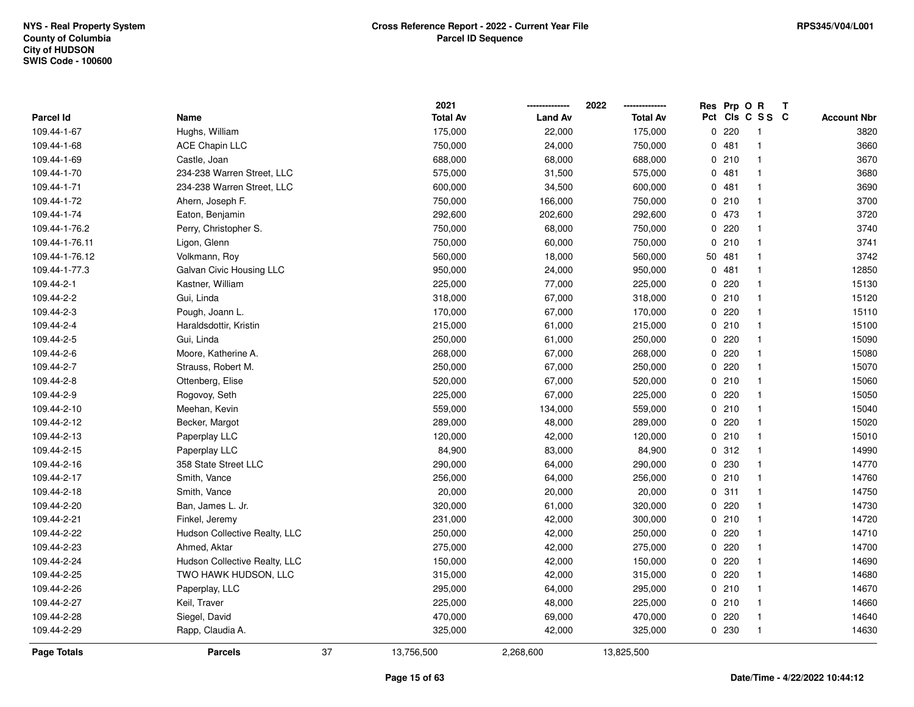NYS - Real Property System
County of Columbia
City of HUDSON
SWIS Code - 100600

**Cross Reference Report - 2022 - Current Year File**
**Parcel ID Sequence**

RPS345/V04/L001

| Parcel Id | Name | 2021 Total Av | 2022 Land Av | 2022 Total Av | Res Pct | Prp Cls | O C | R S S | T C | Account Nbr |
|---|---|---|---|---|---|---|---|---|---|---|
| 109.44-1-67 | Hughs, William | 175,000 | 22,000 | 175,000 | 0 | 220 | | 1 | | 3820 |
| 109.44-1-68 | ACE Chapin LLC | 750,000 | 24,000 | 750,000 | 0 | 481 | | 1 | | 3660 |
| 109.44-1-69 | Castle, Joan | 688,000 | 68,000 | 688,000 | 0 | 210 | | 1 | | 3670 |
| 109.44-1-70 | 234-238 Warren Street, LLC | 575,000 | 31,500 | 575,000 | 0 | 481 | | 1 | | 3680 |
| 109.44-1-71 | 234-238 Warren Street, LLC | 600,000 | 34,500 | 600,000 | 0 | 481 | | 1 | | 3690 |
| 109.44-1-72 | Ahern, Joseph F. | 750,000 | 166,000 | 750,000 | 0 | 210 | | 1 | | 3700 |
| 109.44-1-74 | Eaton, Benjamin | 292,600 | 202,600 | 292,600 | 0 | 473 | | 1 | | 3720 |
| 109.44-1-76.2 | Perry, Christopher S. | 750,000 | 68,000 | 750,000 | 0 | 220 | | 1 | | 3740 |
| 109.44-1-76.11 | Ligon, Glenn | 750,000 | 60,000 | 750,000 | 0 | 210 | | 1 | | 3741 |
| 109.44-1-76.12 | Volkmann, Roy | 560,000 | 18,000 | 560,000 | 50 | 481 | | 1 | | 3742 |
| 109.44-1-77.3 | Galvan Civic Housing LLC | 950,000 | 24,000 | 950,000 | 0 | 481 | | 1 | | 12850 |
| 109.44-2-1 | Kastner, William | 225,000 | 77,000 | 225,000 | 0 | 220 | | 1 | | 15130 |
| 109.44-2-2 | Gui, Linda | 318,000 | 67,000 | 318,000 | 0 | 210 | | 1 | | 15120 |
| 109.44-2-3 | Pough, Joann L. | 170,000 | 67,000 | 170,000 | 0 | 220 | | 1 | | 15110 |
| 109.44-2-4 | Haraldsdottir, Kristin | 215,000 | 61,000 | 215,000 | 0 | 210 | | 1 | | 15100 |
| 109.44-2-5 | Gui, Linda | 250,000 | 61,000 | 250,000 | 0 | 220 | | 1 | | 15090 |
| 109.44-2-6 | Moore, Katherine A. | 268,000 | 67,000 | 268,000 | 0 | 220 | | 1 | | 15080 |
| 109.44-2-7 | Strauss, Robert M. | 250,000 | 67,000 | 250,000 | 0 | 220 | | 1 | | 15070 |
| 109.44-2-8 | Ottenberg, Elise | 520,000 | 67,000 | 520,000 | 0 | 210 | | 1 | | 15060 |
| 109.44-2-9 | Rogovoy, Seth | 225,000 | 67,000 | 225,000 | 0 | 220 | | 1 | | 15050 |
| 109.44-2-10 | Meehan, Kevin | 559,000 | 134,000 | 559,000 | 0 | 210 | | 1 | | 15040 |
| 109.44-2-12 | Becker, Margot | 289,000 | 48,000 | 289,000 | 0 | 220 | | 1 | | 15020 |
| 109.44-2-13 | Paperplay LLC | 120,000 | 42,000 | 120,000 | 0 | 210 | | 1 | | 15010 |
| 109.44-2-15 | Paperplay LLC | 84,900 | 83,000 | 84,900 | 0 | 312 | | 1 | | 14990 |
| 109.44-2-16 | 358 State Street LLC | 290,000 | 64,000 | 290,000 | 0 | 230 | | 1 | | 14770 |
| 109.44-2-17 | Smith, Vance | 256,000 | 64,000 | 256,000 | 0 | 210 | | 1 | | 14760 |
| 109.44-2-18 | Smith, Vance | 20,000 | 20,000 | 20,000 | 0 | 311 | | 1 | | 14750 |
| 109.44-2-20 | Ban, James L. Jr. | 320,000 | 61,000 | 320,000 | 0 | 220 | | 1 | | 14730 |
| 109.44-2-21 | Finkel, Jeremy | 231,000 | 42,000 | 300,000 | 0 | 210 | | 1 | | 14720 |
| 109.44-2-22 | Hudson Collective Realty, LLC | 250,000 | 42,000 | 250,000 | 0 | 220 | | 1 | | 14710 |
| 109.44-2-23 | Ahmed, Aktar | 275,000 | 42,000 | 275,000 | 0 | 220 | | 1 | | 14700 |
| 109.44-2-24 | Hudson Collective Realty, LLC | 150,000 | 42,000 | 150,000 | 0 | 220 | | 1 | | 14690 |
| 109.44-2-25 | TWO HAWK HUDSON, LLC | 315,000 | 42,000 | 315,000 | 0 | 220 | | 1 | | 14680 |
| 109.44-2-26 | Paperplay, LLC | 295,000 | 64,000 | 295,000 | 0 | 210 | | 1 | | 14670 |
| 109.44-2-27 | Keil, Traver | 225,000 | 48,000 | 225,000 | 0 | 210 | | 1 | | 14660 |
| 109.44-2-28 | Siegel, David | 470,000 | 69,000 | 470,000 | 0 | 220 | | 1 | | 14640 |
| 109.44-2-29 | Rapp, Claudia A. | 325,000 | 42,000 | 325,000 | 0 | 230 | | 1 | | 14630 |
| **Page Totals** | **Parcels** 37 | 13,756,500 | 2,268,600 | 13,825,500 | | | | | | |

Date/Time - 4/22/2022 10:44:12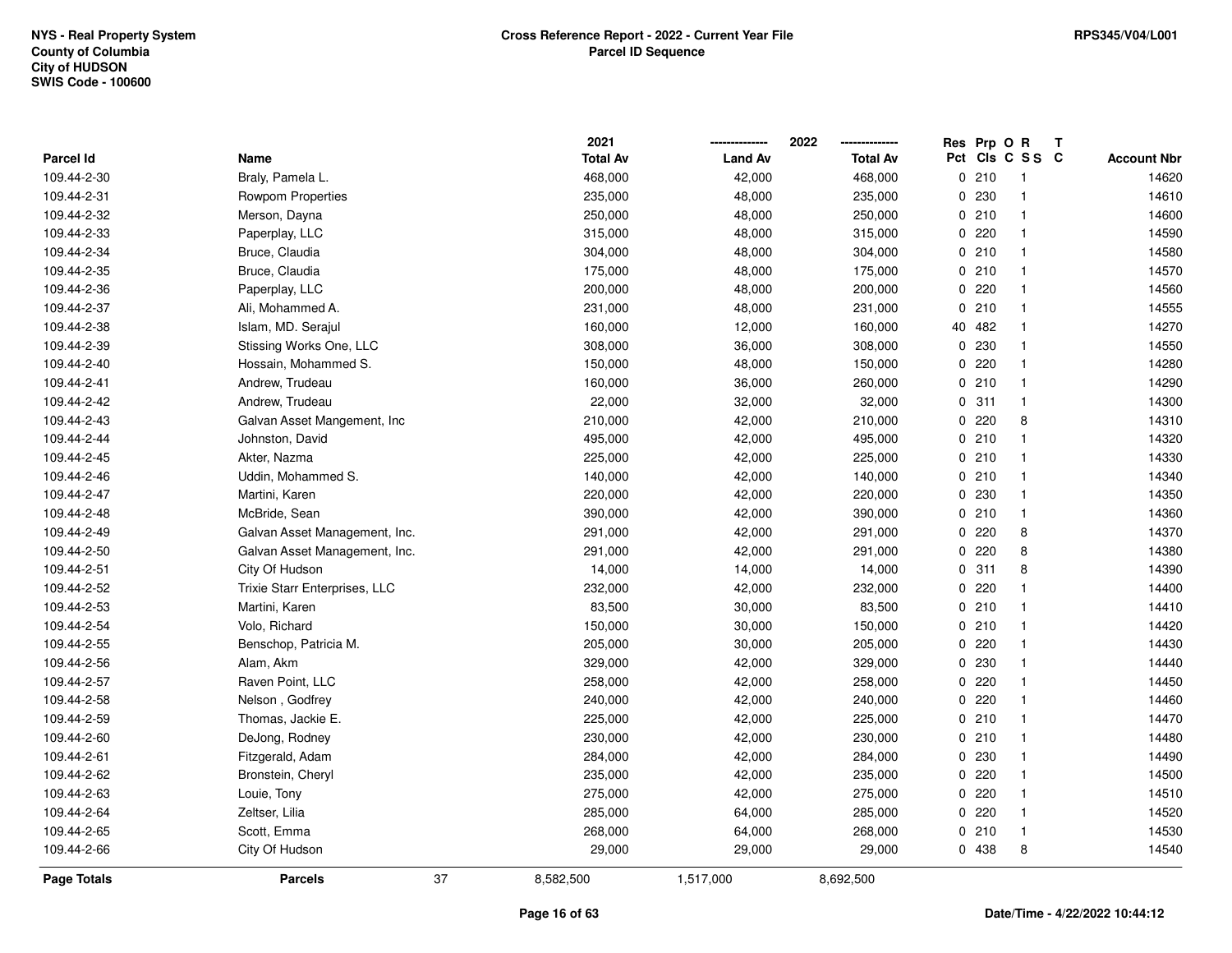NYS - Real Property System
County of Columbia
City of HUDSON
SWIS Code - 100600

**Cross Reference Report - 2022 - Current Year File**
**Parcel ID Sequence**

RPS345/V04/L001

| Parcel Id | Name | 2021 Total Av | 2022 Land Av | 2022 Total Av | Res Pct | Prp Cls | O C | R S S | T C | Account Nbr |
|---|---|---|---|---|---|---|---|---|---|---|
| 109.44-2-30 | Braly, Pamela L. | 468,000 | 42,000 | 468,000 | 0 | 210 | | 1 | | 14620 |
| 109.44-2-31 | Rowpom Properties | 235,000 | 48,000 | 235,000 | 0 | 230 | | 1 | | 14610 |
| 109.44-2-32 | Merson, Dayna | 250,000 | 48,000 | 250,000 | 0 | 210 | | 1 | | 14600 |
| 109.44-2-33 | Paperplay, LLC | 315,000 | 48,000 | 315,000 | 0 | 220 | | 1 | | 14590 |
| 109.44-2-34 | Bruce, Claudia | 304,000 | 48,000 | 304,000 | 0 | 210 | | 1 | | 14580 |
| 109.44-2-35 | Bruce, Claudia | 175,000 | 48,000 | 175,000 | 0 | 210 | | 1 | | 14570 |
| 109.44-2-36 | Paperplay, LLC | 200,000 | 48,000 | 200,000 | 0 | 220 | | 1 | | 14560 |
| 109.44-2-37 | Ali, Mohammed A. | 231,000 | 48,000 | 231,000 | 0 | 210 | | 1 | | 14555 |
| 109.44-2-38 | Islam, MD. Serajul | 160,000 | 12,000 | 160,000 | 40 | 482 | | 1 | | 14270 |
| 109.44-2-39 | Stissing Works One, LLC | 308,000 | 36,000 | 308,000 | 0 | 230 | | 1 | | 14550 |
| 109.44-2-40 | Hossain, Mohammed S. | 150,000 | 48,000 | 150,000 | 0 | 220 | | 1 | | 14280 |
| 109.44-2-41 | Andrew, Trudeau | 160,000 | 36,000 | 260,000 | 0 | 210 | | 1 | | 14290 |
| 109.44-2-42 | Andrew, Trudeau | 22,000 | 32,000 | 32,000 | 0 | 311 | | 1 | | 14300 |
| 109.44-2-43 | Galvan Asset Mangement, Inc | 210,000 | 42,000 | 210,000 | 0 | 220 | | 8 | | 14310 |
| 109.44-2-44 | Johnston, David | 495,000 | 42,000 | 495,000 | 0 | 210 | | 1 | | 14320 |
| 109.44-2-45 | Akter, Nazma | 225,000 | 42,000 | 225,000 | 0 | 210 | | 1 | | 14330 |
| 109.44-2-46 | Uddin, Mohammed S. | 140,000 | 42,000 | 140,000 | 0 | 210 | | 1 | | 14340 |
| 109.44-2-47 | Martini, Karen | 220,000 | 42,000 | 220,000 | 0 | 230 | | 1 | | 14350 |
| 109.44-2-48 | McBride, Sean | 390,000 | 42,000 | 390,000 | 0 | 210 | | 1 | | 14360 |
| 109.44-2-49 | Galvan Asset Management, Inc. | 291,000 | 42,000 | 291,000 | 0 | 220 | | 8 | | 14370 |
| 109.44-2-50 | Galvan Asset Management, Inc. | 291,000 | 42,000 | 291,000 | 0 | 220 | | 8 | | 14380 |
| 109.44-2-51 | City Of Hudson | 14,000 | 14,000 | 14,000 | 0 | 311 | | 8 | | 14390 |
| 109.44-2-52 | Trixie Starr Enterprises, LLC | 232,000 | 42,000 | 232,000 | 0 | 220 | | 1 | | 14400 |
| 109.44-2-53 | Martini, Karen | 83,500 | 30,000 | 83,500 | 0 | 210 | | 1 | | 14410 |
| 109.44-2-54 | Volo, Richard | 150,000 | 30,000 | 150,000 | 0 | 210 | | 1 | | 14420 |
| 109.44-2-55 | Benschop, Patricia M. | 205,000 | 30,000 | 205,000 | 0 | 220 | | 1 | | 14430 |
| 109.44-2-56 | Alam, Akm | 329,000 | 42,000 | 329,000 | 0 | 230 | | 1 | | 14440 |
| 109.44-2-57 | Raven Point, LLC | 258,000 | 42,000 | 258,000 | 0 | 220 | | 1 | | 14450 |
| 109.44-2-58 | Nelson , Godfrey | 240,000 | 42,000 | 240,000 | 0 | 220 | | 1 | | 14460 |
| 109.44-2-59 | Thomas, Jackie E. | 225,000 | 42,000 | 225,000 | 0 | 210 | | 1 | | 14470 |
| 109.44-2-60 | DeJong, Rodney | 230,000 | 42,000 | 230,000 | 0 | 210 | | 1 | | 14480 |
| 109.44-2-61 | Fitzgerald, Adam | 284,000 | 42,000 | 284,000 | 0 | 230 | | 1 | | 14490 |
| 109.44-2-62 | Bronstein, Cheryl | 235,000 | 42,000 | 235,000 | 0 | 220 | | 1 | | 14500 |
| 109.44-2-63 | Louie, Tony | 275,000 | 42,000 | 275,000 | 0 | 220 | | 1 | | 14510 |
| 109.44-2-64 | Zeltser, Lilia | 285,000 | 64,000 | 285,000 | 0 | 220 | | 1 | | 14520 |
| 109.44-2-65 | Scott, Emma | 268,000 | 64,000 | 268,000 | 0 | 210 | | 1 | | 14530 |
| 109.44-2-66 | City Of Hudson | 29,000 | 29,000 | 29,000 | 0 | 438 | | 8 | | 14540 |
| **Page Totals** | **Parcels** 37 | 8,582,500 | 1,517,000 | 8,692,500 | | | | | | |

Date/Time - 4/22/2022 10:44:12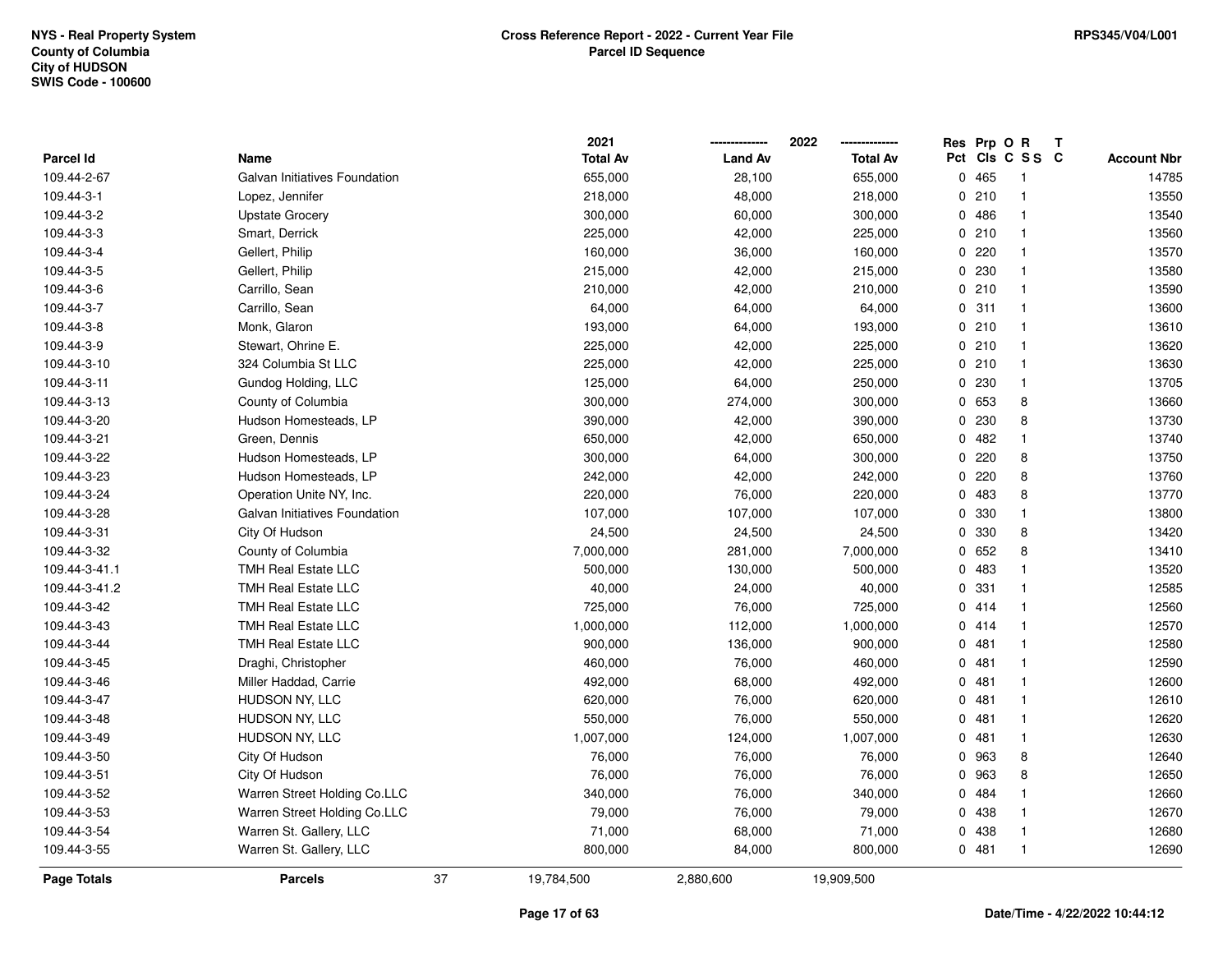NYS - Real Property System
County of Columbia
City of HUDSON
SWIS Code - 100600

**Cross Reference Report - 2022 - Current Year File**
**Parcel ID Sequence**

RPS345/V04/L001

| Parcel Id | Name | 2021 Total Av | 2022 Land Av | 2022 Total Av | Res Pct | Prp Cls | O C | R S S | T C | Account Nbr |
|---|---|---|---|---|---|---|---|---|---|---|
| 109.44-2-67 | Galvan Initiatives Foundation | 655,000 | 28,100 | 655,000 | 0 | 465 | | 1 | | 14785 |
| 109.44-3-1 | Lopez, Jennifer | 218,000 | 48,000 | 218,000 | 0 | 210 | | 1 | | 13550 |
| 109.44-3-2 | Upstate Grocery | 300,000 | 60,000 | 300,000 | 0 | 486 | | 1 | | 13540 |
| 109.44-3-3 | Smart, Derrick | 225,000 | 42,000 | 225,000 | 0 | 210 | | 1 | | 13560 |
| 109.44-3-4 | Gellert, Philip | 160,000 | 36,000 | 160,000 | 0 | 220 | | 1 | | 13570 |
| 109.44-3-5 | Gellert, Philip | 215,000 | 42,000 | 215,000 | 0 | 230 | | 1 | | 13580 |
| 109.44-3-6 | Carrillo, Sean | 210,000 | 42,000 | 210,000 | 0 | 210 | | 1 | | 13590 |
| 109.44-3-7 | Carrillo, Sean | 64,000 | 64,000 | 64,000 | 0 | 311 | | 1 | | 13600 |
| 109.44-3-8 | Monk, Glaron | 193,000 | 64,000 | 193,000 | 0 | 210 | | 1 | | 13610 |
| 109.44-3-9 | Stewart, Ohrine E. | 225,000 | 42,000 | 225,000 | 0 | 210 | | 1 | | 13620 |
| 109.44-3-10 | 324 Columbia St LLC | 225,000 | 42,000 | 225,000 | 0 | 210 | | 1 | | 13630 |
| 109.44-3-11 | Gundog Holding, LLC | 125,000 | 64,000 | 250,000 | 0 | 230 | | 1 | | 13705 |
| 109.44-3-13 | County of Columbia | 300,000 | 274,000 | 300,000 | 0 | 653 | | 8 | | 13660 |
| 109.44-3-20 | Hudson Homesteads, LP | 390,000 | 42,000 | 390,000 | 0 | 230 | | 8 | | 13730 |
| 109.44-3-21 | Green, Dennis | 650,000 | 42,000 | 650,000 | 0 | 482 | | 1 | | 13740 |
| 109.44-3-22 | Hudson Homesteads, LP | 300,000 | 64,000 | 300,000 | 0 | 220 | | 8 | | 13750 |
| 109.44-3-23 | Hudson Homesteads, LP | 242,000 | 42,000 | 242,000 | 0 | 220 | | 8 | | 13760 |
| 109.44-3-24 | Operation Unite NY, Inc. | 220,000 | 76,000 | 220,000 | 0 | 483 | | 8 | | 13770 |
| 109.44-3-28 | Galvan Initiatives Foundation | 107,000 | 107,000 | 107,000 | 0 | 330 | | 1 | | 13800 |
| 109.44-3-31 | City Of Hudson | 24,500 | 24,500 | 24,500 | 0 | 330 | | 8 | | 13420 |
| 109.44-3-32 | County of Columbia | 7,000,000 | 281,000 | 7,000,000 | 0 | 652 | | 8 | | 13410 |
| 109.44-3-41.1 | TMH Real Estate LLC | 500,000 | 130,000 | 500,000 | 0 | 483 | | 1 | | 13520 |
| 109.44-3-41.2 | TMH Real Estate LLC | 40,000 | 24,000 | 40,000 | 0 | 331 | | 1 | | 12585 |
| 109.44-3-42 | TMH Real Estate LLC | 725,000 | 76,000 | 725,000 | 0 | 414 | | 1 | | 12560 |
| 109.44-3-43 | TMH Real Estate LLC | 1,000,000 | 112,000 | 1,000,000 | 0 | 414 | | 1 | | 12570 |
| 109.44-3-44 | TMH Real Estate LLC | 900,000 | 136,000 | 900,000 | 0 | 481 | | 1 | | 12580 |
| 109.44-3-45 | Draghi, Christopher | 460,000 | 76,000 | 460,000 | 0 | 481 | | 1 | | 12590 |
| 109.44-3-46 | Miller Haddad, Carrie | 492,000 | 68,000 | 492,000 | 0 | 481 | | 1 | | 12600 |
| 109.44-3-47 | HUDSON NY, LLC | 620,000 | 76,000 | 620,000 | 0 | 481 | | 1 | | 12610 |
| 109.44-3-48 | HUDSON NY, LLC | 550,000 | 76,000 | 550,000 | 0 | 481 | | 1 | | 12620 |
| 109.44-3-49 | HUDSON NY, LLC | 1,007,000 | 124,000 | 1,007,000 | 0 | 481 | | 1 | | 12630 |
| 109.44-3-50 | City Of Hudson | 76,000 | 76,000 | 76,000 | 0 | 963 | | 8 | | 12640 |
| 109.44-3-51 | City Of Hudson | 76,000 | 76,000 | 76,000 | 0 | 963 | | 8 | | 12650 |
| 109.44-3-52 | Warren Street Holding Co.LLC | 340,000 | 76,000 | 340,000 | 0 | 484 | | 1 | | 12660 |
| 109.44-3-53 | Warren Street Holding Co.LLC | 79,000 | 76,000 | 79,000 | 0 | 438 | | 1 | | 12670 |
| 109.44-3-54 | Warren St. Gallery, LLC | 71,000 | 68,000 | 71,000 | 0 | 438 | | 1 | | 12680 |
| 109.44-3-55 | Warren St. Gallery, LLC | 800,000 | 84,000 | 800,000 | 0 | 481 | | 1 | | 12690 |
| **Page Totals** | **Parcels** 37 | 19,784,500 | 2,880,600 | 19,909,500 | | | | | | |

Date/Time - 4/22/2022 10:44:12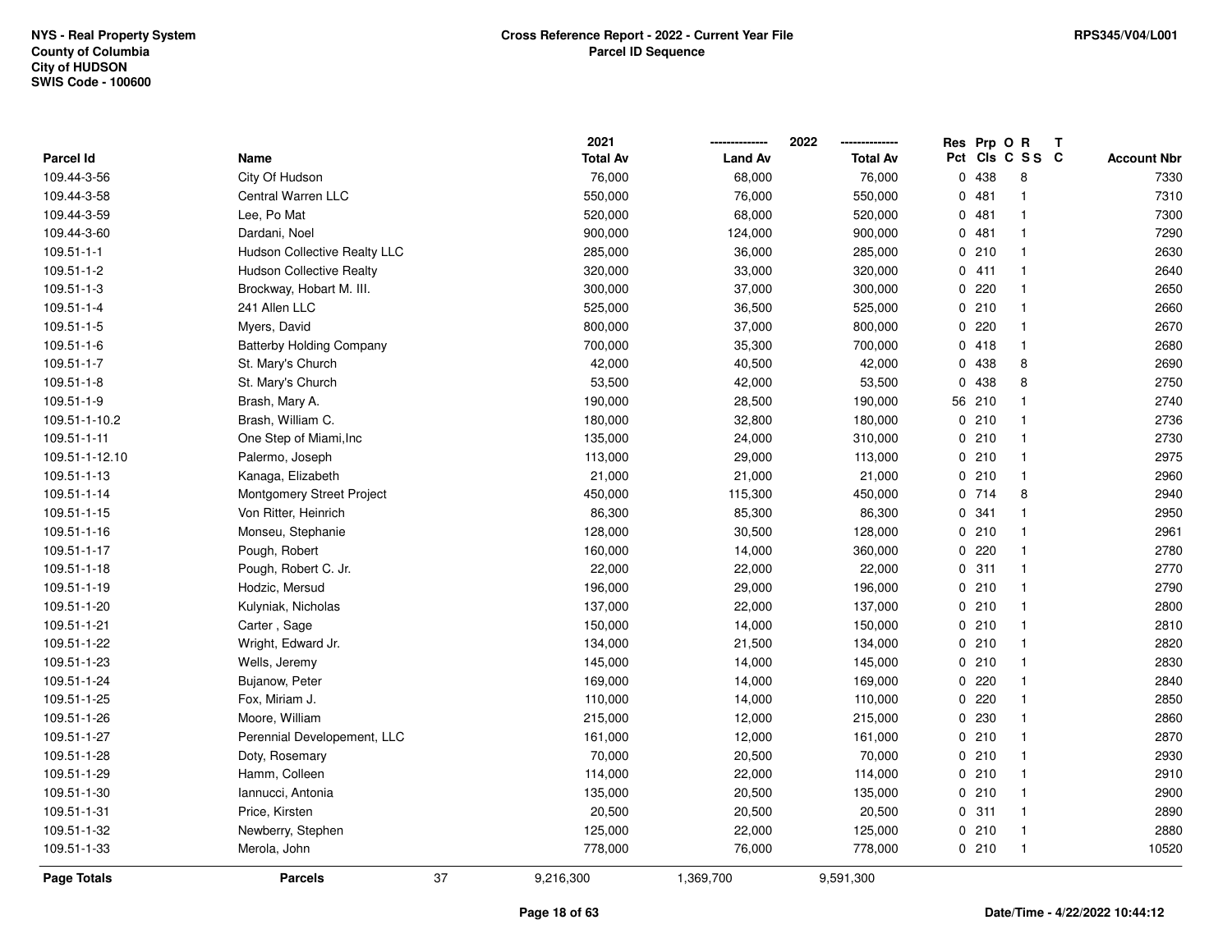NYS - Real Property System
County of Columbia
City of HUDSON
SWIS Code - 100600

**Cross Reference Report - 2022 - Current Year File**
**Parcel ID Sequence**

RPS345/V04/L001

| Parcel Id | Name | 2021 Total Av | 2022 Land Av | 2022 Total Av | Res Pct | Prp Cls | O C | R SS | T C | Account Nbr |
|---|---|---|---|---|---|---|---|---|---|---|
| 109.44-3-56 | City Of Hudson | 76,000 | 68,000 | 76,000 | 0 | 438 | | 8 | | 7330 |
| 109.44-3-58 | Central Warren LLC | 550,000 | 76,000 | 550,000 | 0 | 481 | | 1 | | 7310 |
| 109.44-3-59 | Lee, Po Mat | 520,000 | 68,000 | 520,000 | 0 | 481 | | 1 | | 7300 |
| 109.44-3-60 | Dardani, Noel | 900,000 | 124,000 | 900,000 | 0 | 481 | | 1 | | 7290 |
| 109.51-1-1 | Hudson Collective Realty LLC | 285,000 | 36,000 | 285,000 | 0 | 210 | | 1 | | 2630 |
| 109.51-1-2 | Hudson Collective Realty | 320,000 | 33,000 | 320,000 | 0 | 411 | | 1 | | 2640 |
| 109.51-1-3 | Brockway, Hobart M. III. | 300,000 | 37,000 | 300,000 | 0 | 220 | | 1 | | 2650 |
| 109.51-1-4 | 241 Allen LLC | 525,000 | 36,500 | 525,000 | 0 | 210 | | 1 | | 2660 |
| 109.51-1-5 | Myers, David | 800,000 | 37,000 | 800,000 | 0 | 220 | | 1 | | 2670 |
| 109.51-1-6 | Batterby Holding Company | 700,000 | 35,300 | 700,000 | 0 | 418 | | 1 | | 2680 |
| 109.51-1-7 | St. Mary's Church | 42,000 | 40,500 | 42,000 | 0 | 438 | | 8 | | 2690 |
| 109.51-1-8 | St. Mary's Church | 53,500 | 42,000 | 53,500 | 0 | 438 | | 8 | | 2750 |
| 109.51-1-9 | Brash, Mary A. | 190,000 | 28,500 | 190,000 | 56 | 210 | | 1 | | 2740 |
| 109.51-1-10.2 | Brash, William C. | 180,000 | 32,800 | 180,000 | 0 | 210 | | 1 | | 2736 |
| 109.51-1-11 | One Step of Miami,Inc | 135,000 | 24,000 | 310,000 | 0 | 210 | | 1 | | 2730 |
| 109.51-1-12.10 | Palermo, Joseph | 113,000 | 29,000 | 113,000 | 0 | 210 | | 1 | | 2975 |
| 109.51-1-13 | Kanaga, Elizabeth | 21,000 | 21,000 | 21,000 | 0 | 210 | | 1 | | 2960 |
| 109.51-1-14 | Montgomery Street Project | 450,000 | 115,300 | 450,000 | 0 | 714 | | 8 | | 2940 |
| 109.51-1-15 | Von Ritter, Heinrich | 86,300 | 85,300 | 86,300 | 0 | 341 | | 1 | | 2950 |
| 109.51-1-16 | Monseu, Stephanie | 128,000 | 30,500 | 128,000 | 0 | 210 | | 1 | | 2961 |
| 109.51-1-17 | Pough, Robert | 160,000 | 14,000 | 360,000 | 0 | 220 | | 1 | | 2780 |
| 109.51-1-18 | Pough, Robert C. Jr. | 22,000 | 22,000 | 22,000 | 0 | 311 | | 1 | | 2770 |
| 109.51-1-19 | Hodzic, Mersud | 196,000 | 29,000 | 196,000 | 0 | 210 | | 1 | | 2790 |
| 109.51-1-20 | Kulyniak, Nicholas | 137,000 | 22,000 | 137,000 | 0 | 210 | | 1 | | 2800 |
| 109.51-1-21 | Carter , Sage | 150,000 | 14,000 | 150,000 | 0 | 210 | | 1 | | 2810 |
| 109.51-1-22 | Wright, Edward Jr. | 134,000 | 21,500 | 134,000 | 0 | 210 | | 1 | | 2820 |
| 109.51-1-23 | Wells, Jeremy | 145,000 | 14,000 | 145,000 | 0 | 210 | | 1 | | 2830 |
| 109.51-1-24 | Bujanow, Peter | 169,000 | 14,000 | 169,000 | 0 | 220 | | 1 | | 2840 |
| 109.51-1-25 | Fox, Miriam J. | 110,000 | 14,000 | 110,000 | 0 | 220 | | 1 | | 2850 |
| 109.51-1-26 | Moore, William | 215,000 | 12,000 | 215,000 | 0 | 230 | | 1 | | 2860 |
| 109.51-1-27 | Perennial Developement, LLC | 161,000 | 12,000 | 161,000 | 0 | 210 | | 1 | | 2870 |
| 109.51-1-28 | Doty, Rosemary | 70,000 | 20,500 | 70,000 | 0 | 210 | | 1 | | 2930 |
| 109.51-1-29 | Hamm, Colleen | 114,000 | 22,000 | 114,000 | 0 | 210 | | 1 | | 2910 |
| 109.51-1-30 | Iannucci, Antonia | 135,000 | 20,500 | 135,000 | 0 | 210 | | 1 | | 2900 |
| 109.51-1-31 | Price, Kirsten | 20,500 | 20,500 | 20,500 | 0 | 311 | | 1 | | 2890 |
| 109.51-1-32 | Newberry, Stephen | 125,000 | 22,000 | 125,000 | 0 | 210 | | 1 | | 2880 |
| 109.51-1-33 | Merola, John | 778,000 | 76,000 | 778,000 | 0 | 210 | | 1 | | 10520 |
| **Page Totals** | **Parcels** 37 | 9,216,300 | 1,369,700 | 9,591,300 | | | | | | |

Date/Time - 4/22/2022 10:44:12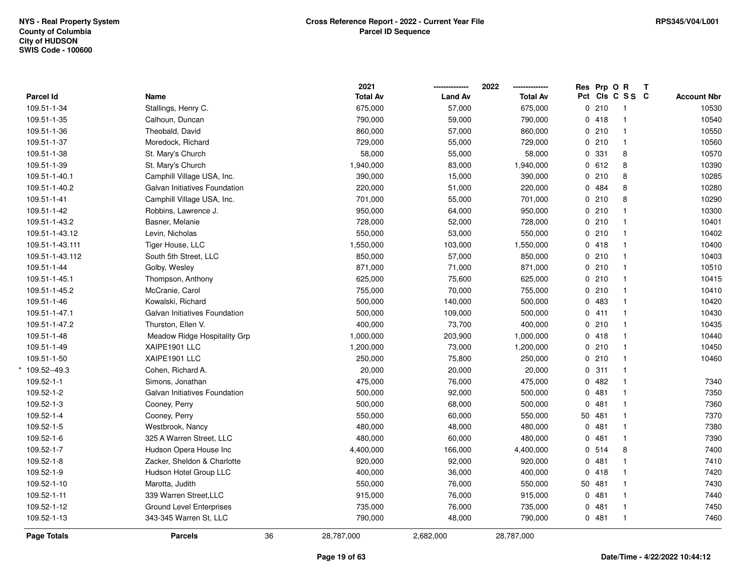**NYS - Real Property System**
**County of Columbia**
**City of HUDSON**
**SWIS Code - 100600**

**Cross Reference Report - 2022 - Current Year File**
**Parcel ID Sequence**

**RPS345/V04/L001**

| Parcel Id | Name | 2021 Total Av | 2022 Land Av | 2022 Total Av | Res Pct | Prp Cls | O C | R S S | T C | Account Nbr |
|---|---|---|---|---|---|---|---|---|---|---|
| 109.51-1-34 | Stallings, Henry C. | 675,000 | 57,000 | 675,000 | 0 | 210 | | 1 | | 10530 |
| 109.51-1-35 | Calhoun, Duncan | 790,000 | 59,000 | 790,000 | 0 | 418 | | 1 | | 10540 |
| 109.51-1-36 | Theobald, David | 860,000 | 57,000 | 860,000 | 0 | 210 | | 1 | | 10550 |
| 109.51-1-37 | Moredock, Richard | 729,000 | 55,000 | 729,000 | 0 | 210 | | 1 | | 10560 |
| 109.51-1-38 | St. Mary's Church | 58,000 | 55,000 | 58,000 | 0 | 331 | | 8 | | 10570 |
| 109.51-1-39 | St. Mary's Church | 1,940,000 | 83,000 | 1,940,000 | 0 | 612 | | 8 | | 10390 |
| 109.51-1-40.1 | Camphill Village USA, Inc. | 390,000 | 15,000 | 390,000 | 0 | 210 | | 8 | | 10285 |
| 109.51-1-40.2 | Galvan Initiatives Foundation | 220,000 | 51,000 | 220,000 | 0 | 484 | | 8 | | 10280 |
| 109.51-1-41 | Camphill Village USA, Inc. | 701,000 | 55,000 | 701,000 | 0 | 210 | | 8 | | 10290 |
| 109.51-1-42 | Robbins, Lawrence J. | 950,000 | 64,000 | 950,000 | 0 | 210 | | 1 | | 10300 |
| 109.51-1-43.2 | Basner, Melanie | 728,000 | 52,000 | 728,000 | 0 | 210 | | 1 | | 10401 |
| 109.51-1-43.12 | Levin, Nicholas | 550,000 | 53,000 | 550,000 | 0 | 210 | | 1 | | 10402 |
| 109.51-1-43.111 | Tiger House, LLC | 1,550,000 | 103,000 | 1,550,000 | 0 | 418 | | 1 | | 10400 |
| 109.51-1-43.112 | South 5th Street, LLC | 850,000 | 57,000 | 850,000 | 0 | 210 | | 1 | | 10403 |
| 109.51-1-44 | Golby, Wesley | 871,000 | 71,000 | 871,000 | 0 | 210 | | 1 | | 10510 |
| 109.51-1-45.1 | Thompson, Anthony | 625,000 | 75,600 | 625,000 | 0 | 210 | | 1 | | 10415 |
| 109.51-1-45.2 | McCranie, Carol | 755,000 | 70,000 | 755,000 | 0 | 210 | | 1 | | 10410 |
| 109.51-1-46 | Kowalski, Richard | 500,000 | 140,000 | 500,000 | 0 | 483 | | 1 | | 10420 |
| 109.51-1-47.1 | Galvan Initiatives Foundation | 500,000 | 109,000 | 500,000 | 0 | 411 | | 1 | | 10430 |
| 109.51-1-47.2 | Thurston, Ellen V. | 400,000 | 73,700 | 400,000 | 0 | 210 | | 1 | | 10435 |
| 109.51-1-48 | Meadow Ridge Hospitality Grp | 1,000,000 | 203,900 | 1,000,000 | 0 | 418 | | 1 | | 10440 |
| 109.51-1-49 | XAIPE1901 LLC | 1,200,000 | 73,000 | 1,200,000 | 0 | 210 | | 1 | | 10450 |
| 109.51-1-50 | XAIPE1901 LLC | 250,000 | 75,800 | 250,000 | 0 | 210 | | 1 | | 10460 |
| * 109.52--49.3 | Cohen, Richard A. | 20,000 | 20,000 | 20,000 | 0 | 311 | | 1 | | |
| 109.52-1-1 | Simons, Jonathan | 475,000 | 76,000 | 475,000 | 0 | 482 | | 1 | | 7340 |
| 109.52-1-2 | Galvan Initiatives Foundation | 500,000 | 92,000 | 500,000 | 0 | 481 | | 1 | | 7350 |
| 109.52-1-3 | Cooney, Perry | 500,000 | 68,000 | 500,000 | 0 | 481 | | 1 | | 7360 |
| 109.52-1-4 | Cooney, Perry | 550,000 | 60,000 | 550,000 | 50 | 481 | | 1 | | 7370 |
| 109.52-1-5 | Westbrook, Nancy | 480,000 | 48,000 | 480,000 | 0 | 481 | | 1 | | 7380 |
| 109.52-1-6 | 325 A Warren Street, LLC | 480,000 | 60,000 | 480,000 | 0 | 481 | | 1 | | 7390 |
| 109.52-1-7 | Hudson Opera House Inc | 4,400,000 | 166,000 | 4,400,000 | 0 | 514 | | 8 | | 7400 |
| 109.52-1-8 | Zacker, Sheldon & Charlotte | 920,000 | 92,000 | 920,000 | 0 | 481 | | 1 | | 7410 |
| 109.52-1-9 | Hudson Hotel Group LLC | 400,000 | 36,000 | 400,000 | 0 | 418 | | 1 | | 7420 |
| 109.52-1-10 | Marotta, Judith | 550,000 | 76,000 | 550,000 | 50 | 481 | | 1 | | 7430 |
| 109.52-1-11 | 339 Warren Street,LLC | 915,000 | 76,000 | 915,000 | 0 | 481 | | 1 | | 7440 |
| 109.52-1-12 | Ground Level Enterprises | 735,000 | 76,000 | 735,000 | 0 | 481 | | 1 | | 7450 |
| 109.52-1-13 | 343-345 Warren St, LLC | 790,000 | 48,000 | 790,000 | 0 | 481 | | 1 | | 7460 |
| **Page Totals** | **Parcels** 36 | 28,787,000 | 2,682,000 | 28,787,000 | | | | | | |

**Date/Time - 4/22/2022 10:44:12**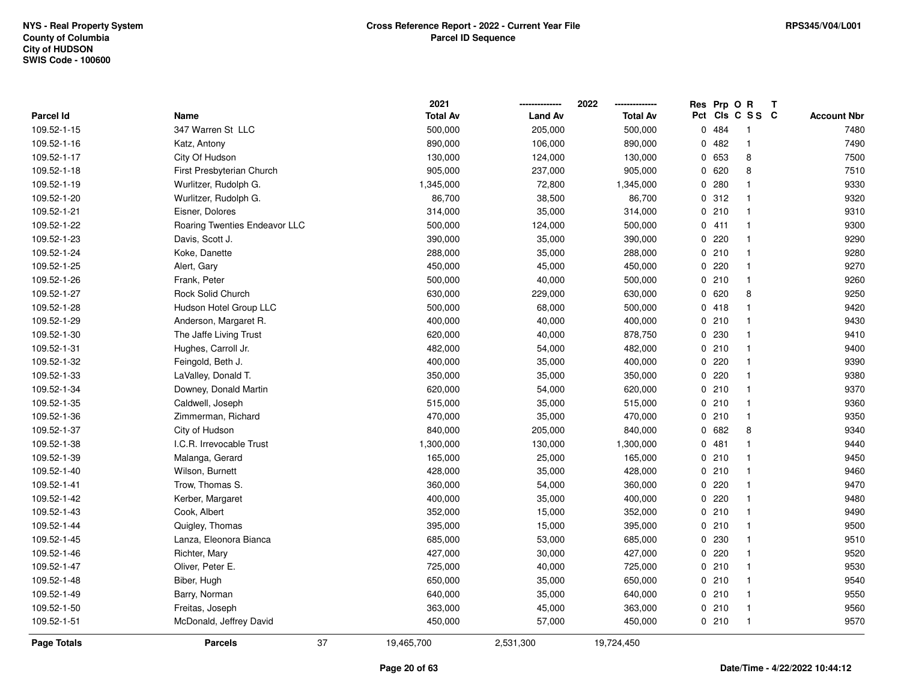NYS - Real Property System
County of Columbia
City of HUDSON
SWIS Code - 100600

**Cross Reference Report - 2022 - Current Year File**
**Parcel ID Sequence**

RPS345/V04/L001

| Parcel Id | Name | 2021 Total Av | 2022 Land Av | 2022 Total Av | Res Pct | Prp Cls | O C | R SS | T C | Account Nbr |
|---|---|---|---|---|---|---|---|---|---|---|
| 109.52-1-15 | 347 Warren St LLC | 500,000 | 205,000 | 500,000 | 0 | 484 | | 1 | | 7480 |
| 109.52-1-16 | Katz, Antony | 890,000 | 106,000 | 890,000 | 0 | 482 | | 1 | | 7490 |
| 109.52-1-17 | City Of Hudson | 130,000 | 124,000 | 130,000 | 0 | 653 | | 8 | | 7500 |
| 109.52-1-18 | First Presbyterian Church | 905,000 | 237,000 | 905,000 | 0 | 620 | | 8 | | 7510 |
| 109.52-1-19 | Wurlitzer, Rudolph G. | 1,345,000 | 72,800 | 1,345,000 | 0 | 280 | | 1 | | 9330 |
| 109.52-1-20 | Wurlitzer, Rudolph G. | 86,700 | 38,500 | 86,700 | 0 | 312 | | 1 | | 9320 |
| 109.52-1-21 | Eisner, Dolores | 314,000 | 35,000 | 314,000 | 0 | 210 | | 1 | | 9310 |
| 109.52-1-22 | Roaring Twenties Endeavor LLC | 500,000 | 124,000 | 500,000 | 0 | 411 | | 1 | | 9300 |
| 109.52-1-23 | Davis, Scott J. | 390,000 | 35,000 | 390,000 | 0 | 220 | | 1 | | 9290 |
| 109.52-1-24 | Koke, Danette | 288,000 | 35,000 | 288,000 | 0 | 210 | | 1 | | 9280 |
| 109.52-1-25 | Alert, Gary | 450,000 | 45,000 | 450,000 | 0 | 220 | | 1 | | 9270 |
| 109.52-1-26 | Frank, Peter | 500,000 | 40,000 | 500,000 | 0 | 210 | | 1 | | 9260 |
| 109.52-1-27 | Rock Solid Church | 630,000 | 229,000 | 630,000 | 0 | 620 | | 8 | | 9250 |
| 109.52-1-28 | Hudson Hotel Group LLC | 500,000 | 68,000 | 500,000 | 0 | 418 | | 1 | | 9420 |
| 109.52-1-29 | Anderson, Margaret R. | 400,000 | 40,000 | 400,000 | 0 | 210 | | 1 | | 9430 |
| 109.52-1-30 | The Jaffe Living Trust | 620,000 | 40,000 | 878,750 | 0 | 230 | | 1 | | 9410 |
| 109.52-1-31 | Hughes, Carroll Jr. | 482,000 | 54,000 | 482,000 | 0 | 210 | | 1 | | 9400 |
| 109.52-1-32 | Feingold, Beth J. | 400,000 | 35,000 | 400,000 | 0 | 220 | | 1 | | 9390 |
| 109.52-1-33 | LaValley, Donald T. | 350,000 | 35,000 | 350,000 | 0 | 220 | | 1 | | 9380 |
| 109.52-1-34 | Downey, Donald Martin | 620,000 | 54,000 | 620,000 | 0 | 210 | | 1 | | 9370 |
| 109.52-1-35 | Caldwell, Joseph | 515,000 | 35,000 | 515,000 | 0 | 210 | | 1 | | 9360 |
| 109.52-1-36 | Zimmerman, Richard | 470,000 | 35,000 | 470,000 | 0 | 210 | | 1 | | 9350 |
| 109.52-1-37 | City of Hudson | 840,000 | 205,000 | 840,000 | 0 | 682 | | 8 | | 9340 |
| 109.52-1-38 | I.C.R. Irrevocable Trust | 1,300,000 | 130,000 | 1,300,000 | 0 | 481 | | 1 | | 9440 |
| 109.52-1-39 | Malanga, Gerard | 165,000 | 25,000 | 165,000 | 0 | 210 | | 1 | | 9450 |
| 109.52-1-40 | Wilson, Burnett | 428,000 | 35,000 | 428,000 | 0 | 210 | | 1 | | 9460 |
| 109.52-1-41 | Trow, Thomas S. | 360,000 | 54,000 | 360,000 | 0 | 220 | | 1 | | 9470 |
| 109.52-1-42 | Kerber, Margaret | 400,000 | 35,000 | 400,000 | 0 | 220 | | 1 | | 9480 |
| 109.52-1-43 | Cook, Albert | 352,000 | 15,000 | 352,000 | 0 | 210 | | 1 | | 9490 |
| 109.52-1-44 | Quigley, Thomas | 395,000 | 15,000 | 395,000 | 0 | 210 | | 1 | | 9500 |
| 109.52-1-45 | Lanza, Eleonora Bianca | 685,000 | 53,000 | 685,000 | 0 | 230 | | 1 | | 9510 |
| 109.52-1-46 | Richter, Mary | 427,000 | 30,000 | 427,000 | 0 | 220 | | 1 | | 9520 |
| 109.52-1-47 | Oliver, Peter E. | 725,000 | 40,000 | 725,000 | 0 | 210 | | 1 | | 9530 |
| 109.52-1-48 | Biber, Hugh | 650,000 | 35,000 | 650,000 | 0 | 210 | | 1 | | 9540 |
| 109.52-1-49 | Barry, Norman | 640,000 | 35,000 | 640,000 | 0 | 210 | | 1 | | 9550 |
| 109.52-1-50 | Freitas, Joseph | 363,000 | 45,000 | 363,000 | 0 | 210 | | 1 | | 9560 |
| 109.52-1-51 | McDonald, Jeffrey David | 450,000 | 57,000 | 450,000 | 0 | 210 | | 1 | | 9570 |
| **Page Totals** | **Parcels** 37 | 19,465,700 | 2,531,300 | 19,724,450 | | | | | | |

Date/Time - 4/22/2022 10:44:12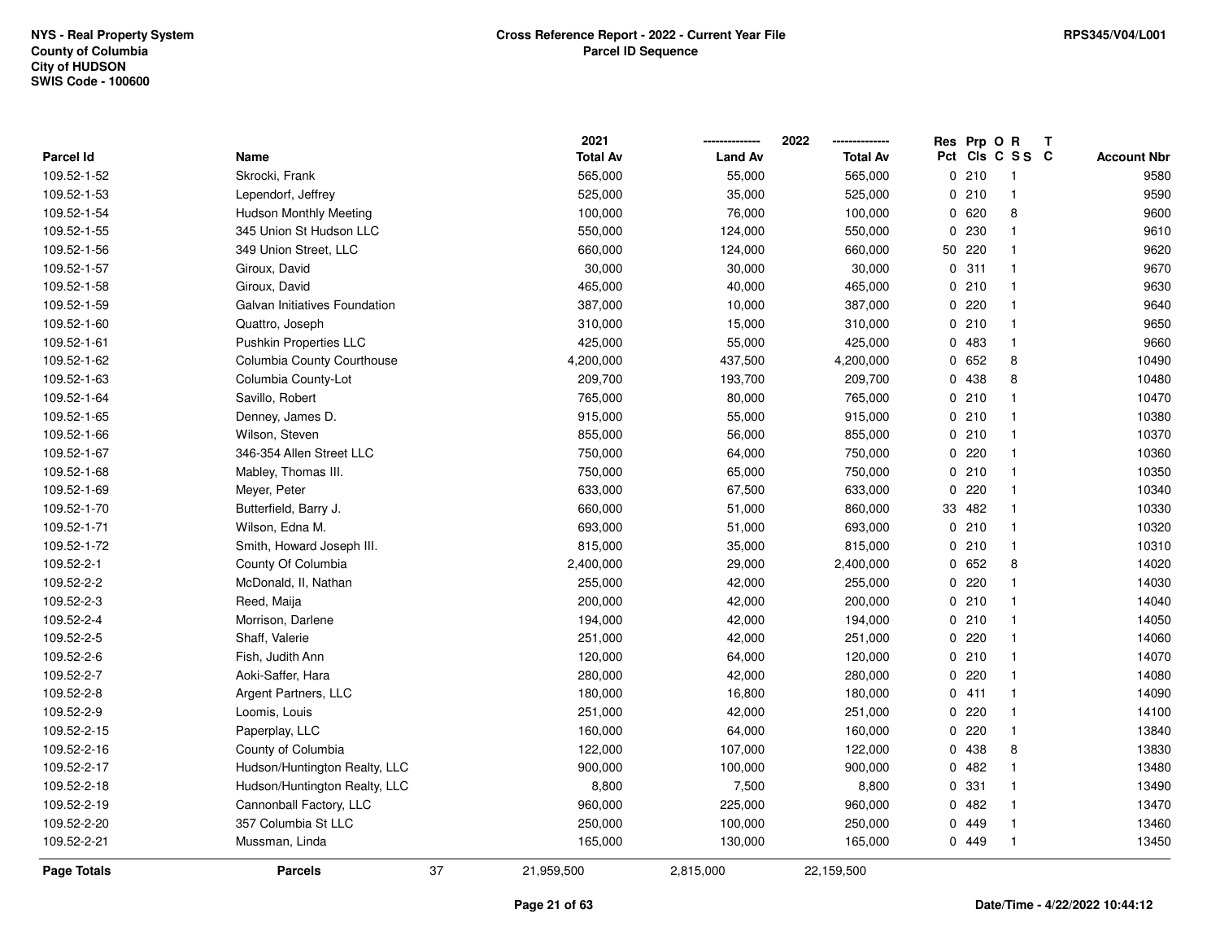NYS - Real Property System
County of Columbia
City of HUDSON
SWIS Code - 100600

**Cross Reference Report - 2022 - Current Year File**
**Parcel ID Sequence**

RPS345/V04/L001

| Parcel Id | Name | 2021 Total Av | 2022 Land Av | 2022 Total Av | Res Pct | Prp Cls | O C | R S S | T C | Account Nbr |
|---|---|---|---|---|---|---|---|---|---|---|
| 109.52-1-52 | Skrocki, Frank | 565,000 | 55,000 | 565,000 | 0 | 210 | | 1 | | 9580 |
| 109.52-1-53 | Lependorf, Jeffrey | 525,000 | 35,000 | 525,000 | 0 | 210 | | 1 | | 9590 |
| 109.52-1-54 | Hudson Monthly Meeting | 100,000 | 76,000 | 100,000 | 0 | 620 | | 8 | | 9600 |
| 109.52-1-55 | 345 Union St Hudson LLC | 550,000 | 124,000 | 550,000 | 0 | 230 | | 1 | | 9610 |
| 109.52-1-56 | 349 Union Street, LLC | 660,000 | 124,000 | 660,000 | 50 | 220 | | 1 | | 9620 |
| 109.52-1-57 | Giroux, David | 30,000 | 30,000 | 30,000 | 0 | 311 | | 1 | | 9670 |
| 109.52-1-58 | Giroux, David | 465,000 | 40,000 | 465,000 | 0 | 210 | | 1 | | 9630 |
| 109.52-1-59 | Galvan Initiatives Foundation | 387,000 | 10,000 | 387,000 | 0 | 220 | | 1 | | 9640 |
| 109.52-1-60 | Quattro, Joseph | 310,000 | 15,000 | 310,000 | 0 | 210 | | 1 | | 9650 |
| 109.52-1-61 | Pushkin Properties LLC | 425,000 | 55,000 | 425,000 | 0 | 483 | | 1 | | 9660 |
| 109.52-1-62 | Columbia County Courthouse | 4,200,000 | 437,500 | 4,200,000 | 0 | 652 | | 8 | | 10490 |
| 109.52-1-63 | Columbia County-Lot | 209,700 | 193,700 | 209,700 | 0 | 438 | | 8 | | 10480 |
| 109.52-1-64 | Savillo, Robert | 765,000 | 80,000 | 765,000 | 0 | 210 | | 1 | | 10470 |
| 109.52-1-65 | Denney, James D. | 915,000 | 55,000 | 915,000 | 0 | 210 | | 1 | | 10380 |
| 109.52-1-66 | Wilson, Steven | 855,000 | 56,000 | 855,000 | 0 | 210 | | 1 | | 10370 |
| 109.52-1-67 | 346-354 Allen Street LLC | 750,000 | 64,000 | 750,000 | 0 | 220 | | 1 | | 10360 |
| 109.52-1-68 | Mabley, Thomas III. | 750,000 | 65,000 | 750,000 | 0 | 210 | | 1 | | 10350 |
| 109.52-1-69 | Meyer, Peter | 633,000 | 67,500 | 633,000 | 0 | 220 | | 1 | | 10340 |
| 109.52-1-70 | Butterfield, Barry J. | 660,000 | 51,000 | 860,000 | 33 | 482 | | 1 | | 10330 |
| 109.52-1-71 | Wilson, Edna M. | 693,000 | 51,000 | 693,000 | 0 | 210 | | 1 | | 10320 |
| 109.52-1-72 | Smith, Howard Joseph III. | 815,000 | 35,000 | 815,000 | 0 | 210 | | 1 | | 10310 |
| 109.52-2-1 | County Of Columbia | 2,400,000 | 29,000 | 2,400,000 | 0 | 652 | | 8 | | 14020 |
| 109.52-2-2 | McDonald, II, Nathan | 255,000 | 42,000 | 255,000 | 0 | 220 | | 1 | | 14030 |
| 109.52-2-3 | Reed, Maija | 200,000 | 42,000 | 200,000 | 0 | 210 | | 1 | | 14040 |
| 109.52-2-4 | Morrison, Darlene | 194,000 | 42,000 | 194,000 | 0 | 210 | | 1 | | 14050 |
| 109.52-2-5 | Shaff, Valerie | 251,000 | 42,000 | 251,000 | 0 | 220 | | 1 | | 14060 |
| 109.52-2-6 | Fish, Judith Ann | 120,000 | 64,000 | 120,000 | 0 | 210 | | 1 | | 14070 |
| 109.52-2-7 | Aoki-Saffer, Hara | 280,000 | 42,000 | 280,000 | 0 | 220 | | 1 | | 14080 |
| 109.52-2-8 | Argent Partners, LLC | 180,000 | 16,800 | 180,000 | 0 | 411 | | 1 | | 14090 |
| 109.52-2-9 | Loomis, Louis | 251,000 | 42,000 | 251,000 | 0 | 220 | | 1 | | 14100 |
| 109.52-2-15 | Paperplay, LLC | 160,000 | 64,000 | 160,000 | 0 | 220 | | 1 | | 13840 |
| 109.52-2-16 | County of Columbia | 122,000 | 107,000 | 122,000 | 0 | 438 | | 8 | | 13830 |
| 109.52-2-17 | Hudson/Huntington Realty, LLC | 900,000 | 100,000 | 900,000 | 0 | 482 | | 1 | | 13480 |
| 109.52-2-18 | Hudson/Huntington Realty, LLC | 8,800 | 7,500 | 8,800 | 0 | 331 | | 1 | | 13490 |
| 109.52-2-19 | Cannonball Factory, LLC | 960,000 | 225,000 | 960,000 | 0 | 482 | | 1 | | 13470 |
| 109.52-2-20 | 357 Columbia St LLC | 250,000 | 100,000 | 250,000 | 0 | 449 | | 1 | | 13460 |
| 109.52-2-21 | Mussman, Linda | 165,000 | 130,000 | 165,000 | 0 | 449 | | 1 | | 13450 |
| **Page Totals** | **Parcels** 37 | 21,959,500 | 2,815,000 | 22,159,500 | | | | | | |

Date/Time - 4/22/2022 10:44:12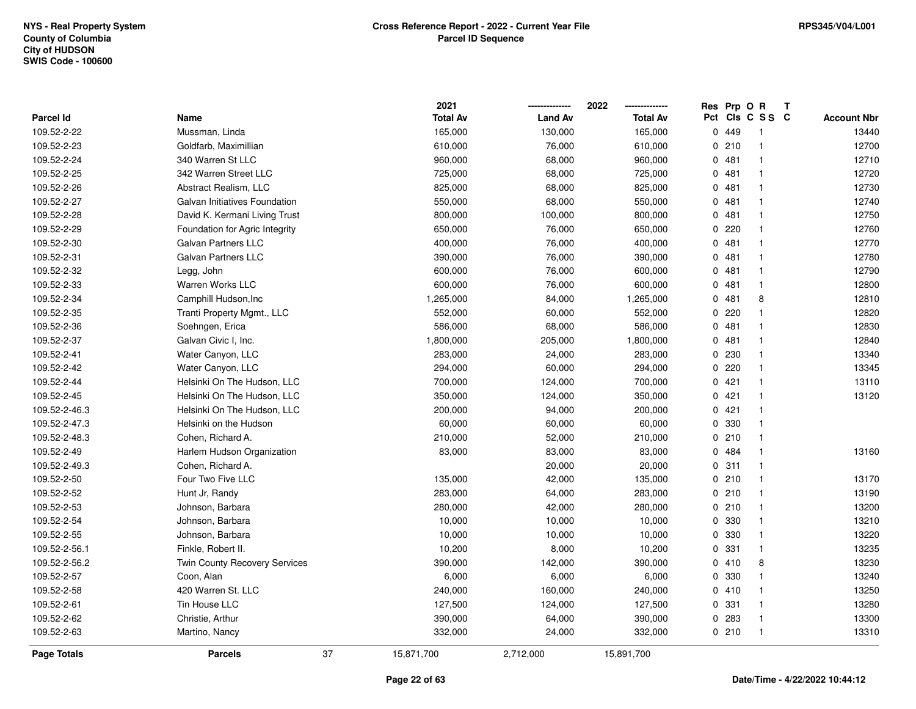NYS - Real Property System
County of Columbia
City of HUDSON
SWIS Code - 100600

**Cross Reference Report - 2022 - Current Year File**
**Parcel ID Sequence**

RPS345/V04/L001

| Parcel Id | Name | 2021 Total Av | 2022 Land Av | 2022 Total Av | Res Pct | Prp Cls | O C | R S S | T C | Account Nbr |
|---|---|---|---|---|---|---|---|---|---|---|
| 109.52-2-22 | Mussman, Linda | 165,000 | 130,000 | 165,000 | 0 | 449 | | 1 | | 13440 |
| 109.52-2-23 | Goldfarb, Maximillian | 610,000 | 76,000 | 610,000 | 0 | 210 | | 1 | | 12700 |
| 109.52-2-24 | 340 Warren St LLC | 960,000 | 68,000 | 960,000 | 0 | 481 | | 1 | | 12710 |
| 109.52-2-25 | 342 Warren Street LLC | 725,000 | 68,000 | 725,000 | 0 | 481 | | 1 | | 12720 |
| 109.52-2-26 | Abstract Realism, LLC | 825,000 | 68,000 | 825,000 | 0 | 481 | | 1 | | 12730 |
| 109.52-2-27 | Galvan Initiatives Foundation | 550,000 | 68,000 | 550,000 | 0 | 481 | | 1 | | 12740 |
| 109.52-2-28 | David K. Kermani Living Trust | 800,000 | 100,000 | 800,000 | 0 | 481 | | 1 | | 12750 |
| 109.52-2-29 | Foundation for Agric Integrity | 650,000 | 76,000 | 650,000 | 0 | 220 | | 1 | | 12760 |
| 109.52-2-30 | Galvan Partners LLC | 400,000 | 76,000 | 400,000 | 0 | 481 | | 1 | | 12770 |
| 109.52-2-31 | Galvan Partners LLC | 390,000 | 76,000 | 390,000 | 0 | 481 | | 1 | | 12780 |
| 109.52-2-32 | Legg, John | 600,000 | 76,000 | 600,000 | 0 | 481 | | 1 | | 12790 |
| 109.52-2-33 | Warren Works LLC | 600,000 | 76,000 | 600,000 | 0 | 481 | | 1 | | 12800 |
| 109.52-2-34 | Camphill Hudson,Inc | 1,265,000 | 84,000 | 1,265,000 | 0 | 481 | | 8 | | 12810 |
| 109.52-2-35 | Tranti Property Mgmt., LLC | 552,000 | 60,000 | 552,000 | 0 | 220 | | 1 | | 12820 |
| 109.52-2-36 | Soehngen, Erica | 586,000 | 68,000 | 586,000 | 0 | 481 | | 1 | | 12830 |
| 109.52-2-37 | Galvan Civic I, Inc. | 1,800,000 | 205,000 | 1,800,000 | 0 | 481 | | 1 | | 12840 |
| 109.52-2-41 | Water Canyon, LLC | 283,000 | 24,000 | 283,000 | 0 | 230 | | 1 | | 13340 |
| 109.52-2-42 | Water Canyon, LLC | 294,000 | 60,000 | 294,000 | 0 | 220 | | 1 | | 13345 |
| 109.52-2-44 | Helsinki On The Hudson, LLC | 700,000 | 124,000 | 700,000 | 0 | 421 | | 1 | | 13110 |
| 109.52-2-45 | Helsinki On The Hudson, LLC | 350,000 | 124,000 | 350,000 | 0 | 421 | | 1 | | 13120 |
| 109.52-2-46.3 | Helsinki On The Hudson, LLC | 200,000 | 94,000 | 200,000 | 0 | 421 | | 1 | | |
| 109.52-2-47.3 | Helsinki on the Hudson | 60,000 | 60,000 | 60,000 | 0 | 330 | | 1 | | |
| 109.52-2-48.3 | Cohen, Richard A. | 210,000 | 52,000 | 210,000 | 0 | 210 | | 1 | | |
| 109.52-2-49 | Harlem Hudson Organization | 83,000 | 83,000 | 83,000 | 0 | 484 | | 1 | | 13160 |
| 109.52-2-49.3 | Cohen, Richard A. | | 20,000 | 20,000 | 0 | 311 | | 1 | | |
| 109.52-2-50 | Four Two Five LLC | 135,000 | 42,000 | 135,000 | 0 | 210 | | 1 | | 13170 |
| 109.52-2-52 | Hunt Jr, Randy | 283,000 | 64,000 | 283,000 | 0 | 210 | | 1 | | 13190 |
| 109.52-2-53 | Johnson, Barbara | 280,000 | 42,000 | 280,000 | 0 | 210 | | 1 | | 13200 |
| 109.52-2-54 | Johnson, Barbara | 10,000 | 10,000 | 10,000 | 0 | 330 | | 1 | | 13210 |
| 109.52-2-55 | Johnson, Barbara | 10,000 | 10,000 | 10,000 | 0 | 330 | | 1 | | 13220 |
| 109.52-2-56.1 | Finkle, Robert II. | 10,200 | 8,000 | 10,200 | 0 | 331 | | 1 | | 13235 |
| 109.52-2-56.2 | Twin County Recovery Services | 390,000 | 142,000 | 390,000 | 0 | 410 | | 8 | | 13230 |
| 109.52-2-57 | Coon, Alan | 6,000 | 6,000 | 6,000 | 0 | 330 | | 1 | | 13240 |
| 109.52-2-58 | 420 Warren St. LLC | 240,000 | 160,000 | 240,000 | 0 | 410 | | 1 | | 13250 |
| 109.52-2-61 | Tin House LLC | 127,500 | 124,000 | 127,500 | 0 | 331 | | 1 | | 13280 |
| 109.52-2-62 | Christie, Arthur | 390,000 | 64,000 | 390,000 | 0 | 283 | | 1 | | 13300 |
| 109.52-2-63 | Martino, Nancy | 332,000 | 24,000 | 332,000 | 0 | 210 | | 1 | | 13310 |
| **Page Totals** | **Parcels** 37 | 15,871,700 | 2,712,000 | 15,891,700 | | | | | | |

**Date/Time - 4/22/2022 10:44:12**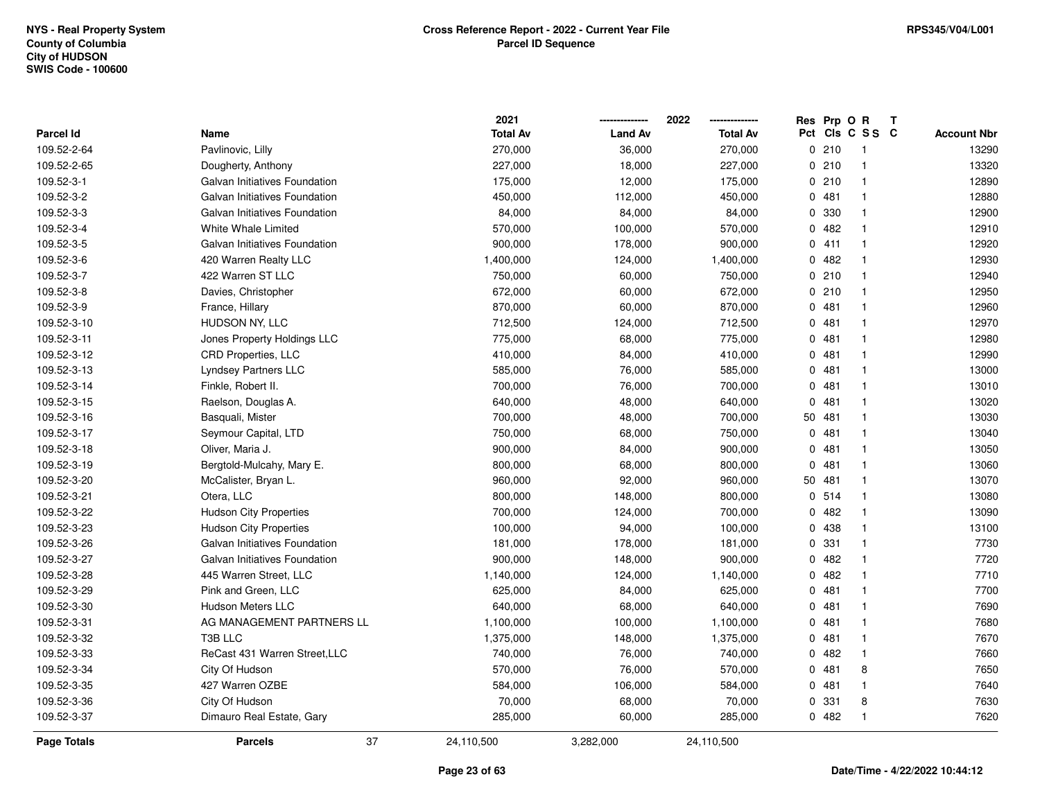NYS - Real Property System
County of Columbia
City of HUDSON
SWIS Code - 100600

**Cross Reference Report - 2022 - Current Year File**
**Parcel ID Sequence**

RPS345/V04/L001

| Parcel Id | Name | 2021 Total Av | 2022 Land Av | 2022 Total Av | Res Pct | Prp Cls | O C | R S S | T C | Account Nbr |
|---|---|---|---|---|---|---|---|---|---|---|
| 109.52-2-64 | Pavlinovic, Lilly | 270,000 | 36,000 | 270,000 | 0 | 210 | | 1 | | 13290 |
| 109.52-2-65 | Dougherty, Anthony | 227,000 | 18,000 | 227,000 | 0 | 210 | | 1 | | 13320 |
| 109.52-3-1 | Galvan Initiatives Foundation | 175,000 | 12,000 | 175,000 | 0 | 210 | | 1 | | 12890 |
| 109.52-3-2 | Galvan Initiatives Foundation | 450,000 | 112,000 | 450,000 | 0 | 481 | | 1 | | 12880 |
| 109.52-3-3 | Galvan Initiatives Foundation | 84,000 | 84,000 | 84,000 | 0 | 330 | | 1 | | 12900 |
| 109.52-3-4 | White Whale Limited | 570,000 | 100,000 | 570,000 | 0 | 482 | | 1 | | 12910 |
| 109.52-3-5 | Galvan Initiatives Foundation | 900,000 | 178,000 | 900,000 | 0 | 411 | | 1 | | 12920 |
| 109.52-3-6 | 420 Warren Realty LLC | 1,400,000 | 124,000 | 1,400,000 | 0 | 482 | | 1 | | 12930 |
| 109.52-3-7 | 422 Warren ST LLC | 750,000 | 60,000 | 750,000 | 0 | 210 | | 1 | | 12940 |
| 109.52-3-8 | Davies, Christopher | 672,000 | 60,000 | 672,000 | 0 | 210 | | 1 | | 12950 |
| 109.52-3-9 | France, Hillary | 870,000 | 60,000 | 870,000 | 0 | 481 | | 1 | | 12960 |
| 109.52-3-10 | HUDSON NY, LLC | 712,500 | 124,000 | 712,500 | 0 | 481 | | 1 | | 12970 |
| 109.52-3-11 | Jones Property Holdings LLC | 775,000 | 68,000 | 775,000 | 0 | 481 | | 1 | | 12980 |
| 109.52-3-12 | CRD Properties, LLC | 410,000 | 84,000 | 410,000 | 0 | 481 | | 1 | | 12990 |
| 109.52-3-13 | Lyndsey Partners LLC | 585,000 | 76,000 | 585,000 | 0 | 481 | | 1 | | 13000 |
| 109.52-3-14 | Finkle, Robert II. | 700,000 | 76,000 | 700,000 | 0 | 481 | | 1 | | 13010 |
| 109.52-3-15 | Raelson, Douglas A. | 640,000 | 48,000 | 640,000 | 0 | 481 | | 1 | | 13020 |
| 109.52-3-16 | Basquali, Mister | 700,000 | 48,000 | 700,000 | 50 | 481 | | 1 | | 13030 |
| 109.52-3-17 | Seymour Capital, LTD | 750,000 | 68,000 | 750,000 | 0 | 481 | | 1 | | 13040 |
| 109.52-3-18 | Oliver, Maria J. | 900,000 | 84,000 | 900,000 | 0 | 481 | | 1 | | 13050 |
| 109.52-3-19 | Bergtold-Mulcahy, Mary E. | 800,000 | 68,000 | 800,000 | 0 | 481 | | 1 | | 13060 |
| 109.52-3-20 | McCalister, Bryan L. | 960,000 | 92,000 | 960,000 | 50 | 481 | | 1 | | 13070 |
| 109.52-3-21 | Otera, LLC | 800,000 | 148,000 | 800,000 | 0 | 514 | | 1 | | 13080 |
| 109.52-3-22 | Hudson City Properties | 700,000 | 124,000 | 700,000 | 0 | 482 | | 1 | | 13090 |
| 109.52-3-23 | Hudson City Properties | 100,000 | 94,000 | 100,000 | 0 | 438 | | 1 | | 13100 |
| 109.52-3-26 | Galvan Initiatives Foundation | 181,000 | 178,000 | 181,000 | 0 | 331 | | 1 | | 7730 |
| 109.52-3-27 | Galvan Initiatives Foundation | 900,000 | 148,000 | 900,000 | 0 | 482 | | 1 | | 7720 |
| 109.52-3-28 | 445 Warren Street, LLC | 1,140,000 | 124,000 | 1,140,000 | 0 | 482 | | 1 | | 7710 |
| 109.52-3-29 | Pink and Green, LLC | 625,000 | 84,000 | 625,000 | 0 | 481 | | 1 | | 7700 |
| 109.52-3-30 | Hudson Meters LLC | 640,000 | 68,000 | 640,000 | 0 | 481 | | 1 | | 7690 |
| 109.52-3-31 | AG MANAGEMENT PARTNERS LL | 1,100,000 | 100,000 | 1,100,000 | 0 | 481 | | 1 | | 7680 |
| 109.52-3-32 | T3B LLC | 1,375,000 | 148,000 | 1,375,000 | 0 | 481 | | 1 | | 7670 |
| 109.52-3-33 | ReCast 431 Warren Street,LLC | 740,000 | 76,000 | 740,000 | 0 | 482 | | 1 | | 7660 |
| 109.52-3-34 | City Of Hudson | 570,000 | 76,000 | 570,000 | 0 | 481 | | 8 | | 7650 |
| 109.52-3-35 | 427 Warren OZBE | 584,000 | 106,000 | 584,000 | 0 | 481 | | 1 | | 7640 |
| 109.52-3-36 | City Of Hudson | 70,000 | 68,000 | 70,000 | 0 | 331 | | 8 | | 7630 |
| 109.52-3-37 | Dimauro Real Estate, Gary | 285,000 | 60,000 | 285,000 | 0 | 482 | | 1 | | 7620 |
| **Page Totals** | **Parcels** 37 | 24,110,500 | 3,282,000 | 24,110,500 | | | | | | |

Date/Time - 4/22/2022 10:44:12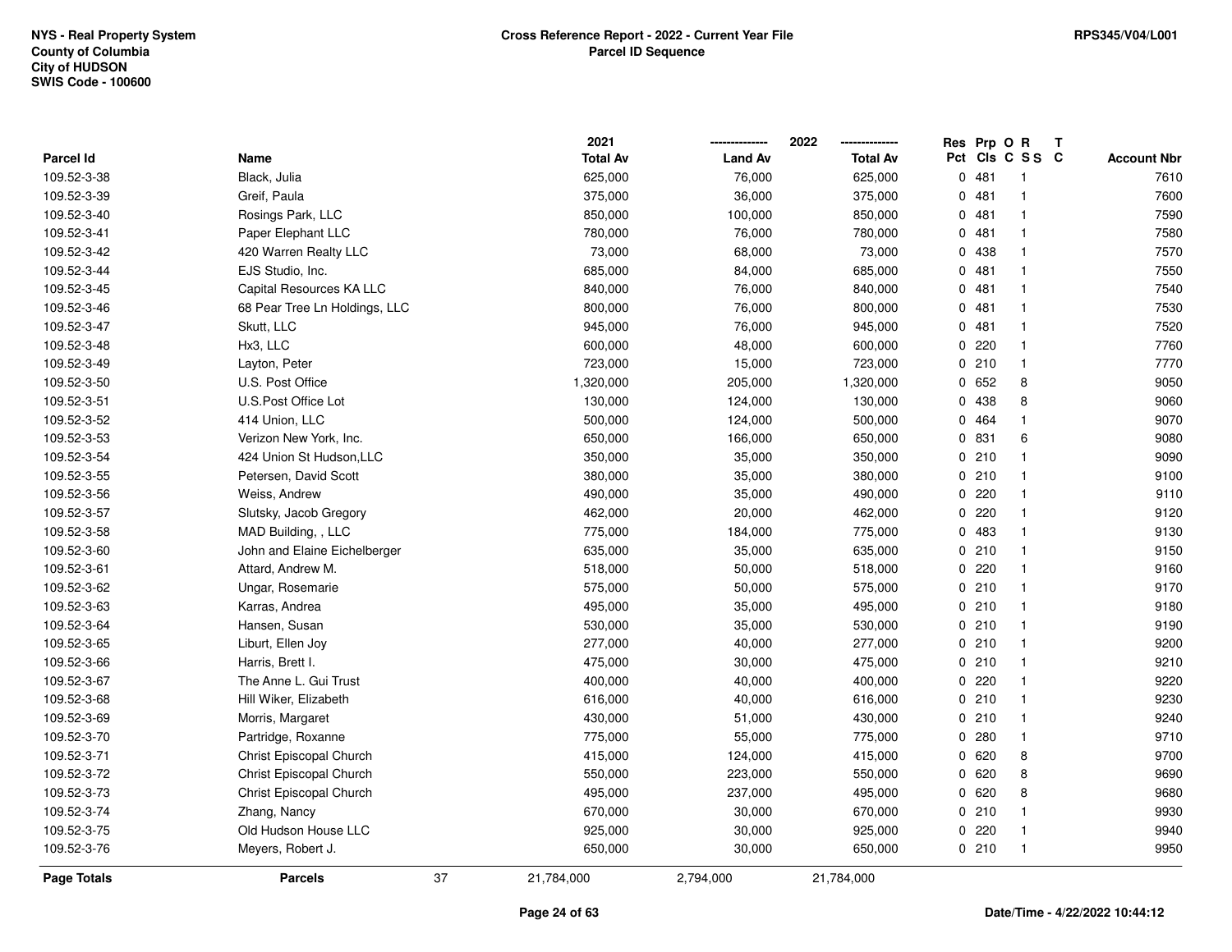NYS - Real Property System
County of Columbia
City of HUDSON
SWIS Code - 100600

**Cross Reference Report - 2022 - Current Year File**
**Parcel ID Sequence**

RPS345/V04/L001

| Parcel Id | Name | 2021 Total Av | 2022 Land Av | 2022 Total Av | Res Pct | Prp Cls | O C | R S S | T C | Account Nbr |
|---|---|---|---|---|---|---|---|---|---|---|
| 109.52-3-38 | Black, Julia | 625,000 | 76,000 | 625,000 | 0 | 481 | | 1 | | 7610 |
| 109.52-3-39 | Greif, Paula | 375,000 | 36,000 | 375,000 | 0 | 481 | | 1 | | 7600 |
| 109.52-3-40 | Rosings Park, LLC | 850,000 | 100,000 | 850,000 | 0 | 481 | | 1 | | 7590 |
| 109.52-3-41 | Paper Elephant LLC | 780,000 | 76,000 | 780,000 | 0 | 481 | | 1 | | 7580 |
| 109.52-3-42 | 420 Warren Realty LLC | 73,000 | 68,000 | 73,000 | 0 | 438 | | 1 | | 7570 |
| 109.52-3-44 | EJS Studio, Inc. | 685,000 | 84,000 | 685,000 | 0 | 481 | | 1 | | 7550 |
| 109.52-3-45 | Capital Resources KA LLC | 840,000 | 76,000 | 840,000 | 0 | 481 | | 1 | | 7540 |
| 109.52-3-46 | 68 Pear Tree Ln Holdings, LLC | 800,000 | 76,000 | 800,000 | 0 | 481 | | 1 | | 7530 |
| 109.52-3-47 | Skutt, LLC | 945,000 | 76,000 | 945,000 | 0 | 481 | | 1 | | 7520 |
| 109.52-3-48 | Hx3, LLC | 600,000 | 48,000 | 600,000 | 0 | 220 | | 1 | | 7760 |
| 109.52-3-49 | Layton, Peter | 723,000 | 15,000 | 723,000 | 0 | 210 | | 1 | | 7770 |
| 109.52-3-50 | U.S. Post Office | 1,320,000 | 205,000 | 1,320,000 | 0 | 652 | | 8 | | 9050 |
| 109.52-3-51 | U.S.Post Office Lot | 130,000 | 124,000 | 130,000 | 0 | 438 | | 8 | | 9060 |
| 109.52-3-52 | 414 Union, LLC | 500,000 | 124,000 | 500,000 | 0 | 464 | | 1 | | 9070 |
| 109.52-3-53 | Verizon New York, Inc. | 650,000 | 166,000 | 650,000 | 0 | 831 | | 6 | | 9080 |
| 109.52-3-54 | 424 Union St Hudson,LLC | 350,000 | 35,000 | 350,000 | 0 | 210 | | 1 | | 9090 |
| 109.52-3-55 | Petersen, David Scott | 380,000 | 35,000 | 380,000 | 0 | 210 | | 1 | | 9100 |
| 109.52-3-56 | Weiss, Andrew | 490,000 | 35,000 | 490,000 | 0 | 220 | | 1 | | 9110 |
| 109.52-3-57 | Slutsky, Jacob Gregory | 462,000 | 20,000 | 462,000 | 0 | 220 | | 1 | | 9120 |
| 109.52-3-58 | MAD Building, , LLC | 775,000 | 184,000 | 775,000 | 0 | 483 | | 1 | | 9130 |
| 109.52-3-60 | John and Elaine Eichelberger | 635,000 | 35,000 | 635,000 | 0 | 210 | | 1 | | 9150 |
| 109.52-3-61 | Attard, Andrew M. | 518,000 | 50,000 | 518,000 | 0 | 220 | | 1 | | 9160 |
| 109.52-3-62 | Ungar, Rosemarie | 575,000 | 50,000 | 575,000 | 0 | 210 | | 1 | | 9170 |
| 109.52-3-63 | Karras, Andrea | 495,000 | 35,000 | 495,000 | 0 | 210 | | 1 | | 9180 |
| 109.52-3-64 | Hansen, Susan | 530,000 | 35,000 | 530,000 | 0 | 210 | | 1 | | 9190 |
| 109.52-3-65 | Liburt, Ellen Joy | 277,000 | 40,000 | 277,000 | 0 | 210 | | 1 | | 9200 |
| 109.52-3-66 | Harris, Brett I. | 475,000 | 30,000 | 475,000 | 0 | 210 | | 1 | | 9210 |
| 109.52-3-67 | The Anne L. Gui Trust | 400,000 | 40,000 | 400,000 | 0 | 220 | | 1 | | 9220 |
| 109.52-3-68 | Hill Wiker, Elizabeth | 616,000 | 40,000 | 616,000 | 0 | 210 | | 1 | | 9230 |
| 109.52-3-69 | Morris, Margaret | 430,000 | 51,000 | 430,000 | 0 | 210 | | 1 | | 9240 |
| 109.52-3-70 | Partridge, Roxanne | 775,000 | 55,000 | 775,000 | 0 | 280 | | 1 | | 9710 |
| 109.52-3-71 | Christ Episcopal Church | 415,000 | 124,000 | 415,000 | 0 | 620 | | 8 | | 9700 |
| 109.52-3-72 | Christ Episcopal Church | 550,000 | 223,000 | 550,000 | 0 | 620 | | 8 | | 9690 |
| 109.52-3-73 | Christ Episcopal Church | 495,000 | 237,000 | 495,000 | 0 | 620 | | 8 | | 9680 |
| 109.52-3-74 | Zhang, Nancy | 670,000 | 30,000 | 670,000 | 0 | 210 | | 1 | | 9930 |
| 109.52-3-75 | Old Hudson House LLC | 925,000 | 30,000 | 925,000 | 0 | 220 | | 1 | | 9940 |
| 109.52-3-76 | Meyers, Robert J. | 650,000 | 30,000 | 650,000 | 0 | 210 | | 1 | | 9950 |
| **Page Totals** | **Parcels** 37 | 21,784,000 | 2,794,000 | 21,784,000 | | | | | | |

Date/Time - 4/22/2022 10:44:12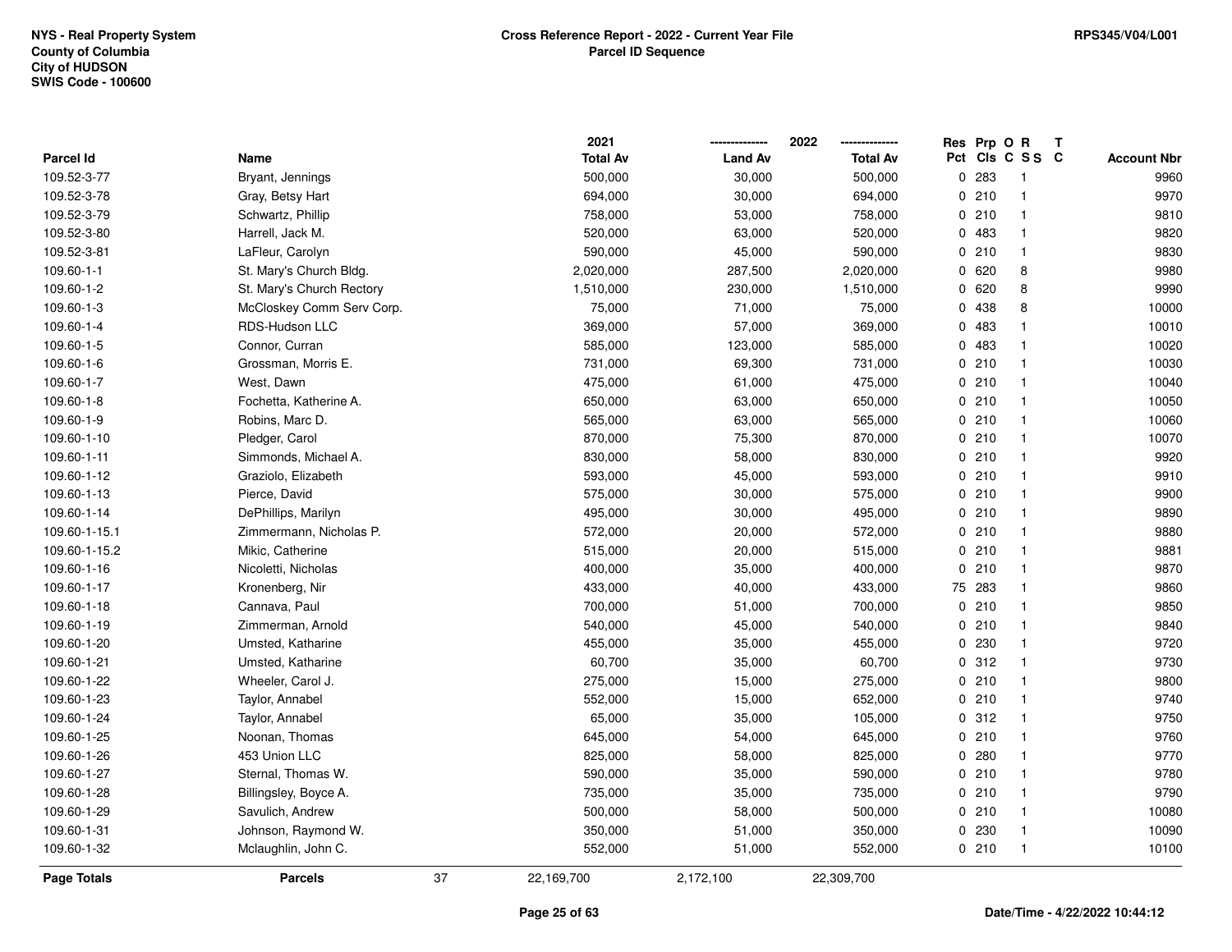NYS - Real Property System
County of Columbia
City of HUDSON
SWIS Code - 100600

**Cross Reference Report - 2022 - Current Year File**
**Parcel ID Sequence**

RPS345/V04/L001

| Parcel Id | Name | 2021 Total Av | 2022 Land Av | 2022 Total Av | Res Pct | Prp Cls | O C | R S S | T C | Account Nbr |
|---|---|---|---|---|---|---|---|---|---|---|
| 109.52-3-77 | Bryant, Jennings | 500,000 | 30,000 | 500,000 | 0 | 283 | | 1 | | 9960 |
| 109.52-3-78 | Gray, Betsy Hart | 694,000 | 30,000 | 694,000 | 0 | 210 | | 1 | | 9970 |
| 109.52-3-79 | Schwartz, Phillip | 758,000 | 53,000 | 758,000 | 0 | 210 | | 1 | | 9810 |
| 109.52-3-80 | Harrell, Jack M. | 520,000 | 63,000 | 520,000 | 0 | 483 | | 1 | | 9820 |
| 109.52-3-81 | LaFleur, Carolyn | 590,000 | 45,000 | 590,000 | 0 | 210 | | 1 | | 9830 |
| 109.60-1-1 | St. Mary's Church Bldg. | 2,020,000 | 287,500 | 2,020,000 | 0 | 620 | | 8 | | 9980 |
| 109.60-1-2 | St. Mary's Church Rectory | 1,510,000 | 230,000 | 1,510,000 | 0 | 620 | | 8 | | 9990 |
| 109.60-1-3 | McCloskey Comm Serv Corp. | 75,000 | 71,000 | 75,000 | 0 | 438 | | 8 | | 10000 |
| 109.60-1-4 | RDS-Hudson LLC | 369,000 | 57,000 | 369,000 | 0 | 483 | | 1 | | 10010 |
| 109.60-1-5 | Connor, Curran | 585,000 | 123,000 | 585,000 | 0 | 483 | | 1 | | 10020 |
| 109.60-1-6 | Grossman, Morris E. | 731,000 | 69,300 | 731,000 | 0 | 210 | | 1 | | 10030 |
| 109.60-1-7 | West, Dawn | 475,000 | 61,000 | 475,000 | 0 | 210 | | 1 | | 10040 |
| 109.60-1-8 | Fochetta, Katherine A. | 650,000 | 63,000 | 650,000 | 0 | 210 | | 1 | | 10050 |
| 109.60-1-9 | Robins, Marc D. | 565,000 | 63,000 | 565,000 | 0 | 210 | | 1 | | 10060 |
| 109.60-1-10 | Pledger, Carol | 870,000 | 75,300 | 870,000 | 0 | 210 | | 1 | | 10070 |
| 109.60-1-11 | Simmonds, Michael A. | 830,000 | 58,000 | 830,000 | 0 | 210 | | 1 | | 9920 |
| 109.60-1-12 | Graziolo, Elizabeth | 593,000 | 45,000 | 593,000 | 0 | 210 | | 1 | | 9910 |
| 109.60-1-13 | Pierce, David | 575,000 | 30,000 | 575,000 | 0 | 210 | | 1 | | 9900 |
| 109.60-1-14 | DePhillips, Marilyn | 495,000 | 30,000 | 495,000 | 0 | 210 | | 1 | | 9890 |
| 109.60-1-15.1 | Zimmermann, Nicholas P. | 572,000 | 20,000 | 572,000 | 0 | 210 | | 1 | | 9880 |
| 109.60-1-15.2 | Mikic, Catherine | 515,000 | 20,000 | 515,000 | 0 | 210 | | 1 | | 9881 |
| 109.60-1-16 | Nicoletti, Nicholas | 400,000 | 35,000 | 400,000 | 0 | 210 | | 1 | | 9870 |
| 109.60-1-17 | Kronenberg, Nir | 433,000 | 40,000 | 433,000 | 75 | 283 | | 1 | | 9860 |
| 109.60-1-18 | Cannava, Paul | 700,000 | 51,000 | 700,000 | 0 | 210 | | 1 | | 9850 |
| 109.60-1-19 | Zimmerman, Arnold | 540,000 | 45,000 | 540,000 | 0 | 210 | | 1 | | 9840 |
| 109.60-1-20 | Umsted, Katharine | 455,000 | 35,000 | 455,000 | 0 | 230 | | 1 | | 9720 |
| 109.60-1-21 | Umsted, Katharine | 60,700 | 35,000 | 60,700 | 0 | 312 | | 1 | | 9730 |
| 109.60-1-22 | Wheeler, Carol J. | 275,000 | 15,000 | 275,000 | 0 | 210 | | 1 | | 9800 |
| 109.60-1-23 | Taylor, Annabel | 552,000 | 15,000 | 652,000 | 0 | 210 | | 1 | | 9740 |
| 109.60-1-24 | Taylor, Annabel | 65,000 | 35,000 | 105,000 | 0 | 312 | | 1 | | 9750 |
| 109.60-1-25 | Noonan, Thomas | 645,000 | 54,000 | 645,000 | 0 | 210 | | 1 | | 9760 |
| 109.60-1-26 | 453 Union LLC | 825,000 | 58,000 | 825,000 | 0 | 280 | | 1 | | 9770 |
| 109.60-1-27 | Sternal, Thomas W. | 590,000 | 35,000 | 590,000 | 0 | 210 | | 1 | | 9780 |
| 109.60-1-28 | Billingsley, Boyce A. | 735,000 | 35,000 | 735,000 | 0 | 210 | | 1 | | 9790 |
| 109.60-1-29 | Savulich, Andrew | 500,000 | 58,000 | 500,000 | 0 | 210 | | 1 | | 10080 |
| 109.60-1-31 | Johnson, Raymond W. | 350,000 | 51,000 | 350,000 | 0 | 230 | | 1 | | 10090 |
| 109.60-1-32 | Mclaughlin, John C. | 552,000 | 51,000 | 552,000 | 0 | 210 | | 1 | | 10100 |
| **Page Totals** | **Parcels** 37 | 22,169,700 | 2,172,100 | 22,309,700 | | | | | | |

Date/Time - 4/22/2022 10:44:12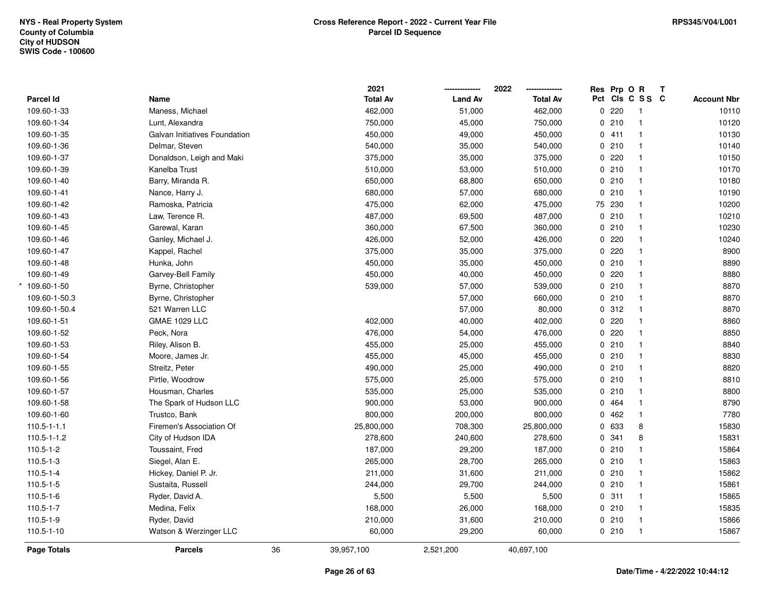NYS - Real Property System
County of Columbia
City of HUDSON
SWIS Code - 100600

**Cross Reference Report - 2022 - Current Year File**
**Parcel ID Sequence**

RPS345/V04/L001

| Parcel Id | Name | 2021 Total Av | 2022 Land Av | 2022 Total Av | Res Pct | Prp Cls | O C | R S S | T C | Account Nbr |
|---|---|---|---|---|---|---|---|---|---|---|
| 109.60-1-33 | Maness, Michael | 462,000 | 51,000 | 462,000 | 0 | 220 | | 1 | | 10110 |
| 109.60-1-34 | Lunt, Alexandra | 750,000 | 45,000 | 750,000 | 0 | 210 | | 1 | | 10120 |
| 109.60-1-35 | Galvan Initiatives Foundation | 450,000 | 49,000 | 450,000 | 0 | 411 | | 1 | | 10130 |
| 109.60-1-36 | Delmar, Steven | 540,000 | 35,000 | 540,000 | 0 | 210 | | 1 | | 10140 |
| 109.60-1-37 | Donaldson, Leigh and Maki | 375,000 | 35,000 | 375,000 | 0 | 220 | | 1 | | 10150 |
| 109.60-1-39 | Kanelba Trust | 510,000 | 53,000 | 510,000 | 0 | 210 | | 1 | | 10170 |
| 109.60-1-40 | Barry, Miranda R. | 650,000 | 68,800 | 650,000 | 0 | 210 | | 1 | | 10180 |
| 109.60-1-41 | Nance, Harry J. | 680,000 | 57,000 | 680,000 | 0 | 210 | | 1 | | 10190 |
| 109.60-1-42 | Ramoska, Patricia | 475,000 | 62,000 | 475,000 | 75 | 230 | | 1 | | 10200 |
| 109.60-1-43 | Law, Terence R. | 487,000 | 69,500 | 487,000 | 0 | 210 | | 1 | | 10210 |
| 109.60-1-45 | Garewal, Karan | 360,000 | 67,500 | 360,000 | 0 | 210 | | 1 | | 10230 |
| 109.60-1-46 | Ganley, Michael J. | 426,000 | 52,000 | 426,000 | 0 | 220 | | 1 | | 10240 |
| 109.60-1-47 | Kappel, Rachel | 375,000 | 35,000 | 375,000 | 0 | 220 | | 1 | | 8900 |
| 109.60-1-48 | Hunka, John | 450,000 | 35,000 | 450,000 | 0 | 210 | | 1 | | 8890 |
| 109.60-1-49 | Garvey-Bell Family | 450,000 | 40,000 | 450,000 | 0 | 220 | | 1 | | 8880 |
| * 109.60-1-50 | Byrne, Christopher | 539,000 | 57,000 | 539,000 | 0 | 210 | | 1 | | 8870 |
| 109.60-1-50.3 | Byrne, Christopher | | 57,000 | 660,000 | 0 | 210 | | 1 | | 8870 |
| 109.60-1-50.4 | 521 Warren LLC | | 57,000 | 80,000 | 0 | 312 | | 1 | | 8870 |
| 109.60-1-51 | GMAE 1029 LLC | 402,000 | 40,000 | 402,000 | 0 | 220 | | 1 | | 8860 |
| 109.60-1-52 | Peck, Nora | 476,000 | 54,000 | 476,000 | 0 | 220 | | 1 | | 8850 |
| 109.60-1-53 | Riley, Alison B. | 455,000 | 25,000 | 455,000 | 0 | 210 | | 1 | | 8840 |
| 109.60-1-54 | Moore, James Jr. | 455,000 | 45,000 | 455,000 | 0 | 210 | | 1 | | 8830 |
| 109.60-1-55 | Streitz, Peter | 490,000 | 25,000 | 490,000 | 0 | 210 | | 1 | | 8820 |
| 109.60-1-56 | Pirtle, Woodrow | 575,000 | 25,000 | 575,000 | 0 | 210 | | 1 | | 8810 |
| 109.60-1-57 | Housman, Charles | 535,000 | 25,000 | 535,000 | 0 | 210 | | 1 | | 8800 |
| 109.60-1-58 | The Spark of Hudson LLC | 900,000 | 53,000 | 900,000 | 0 | 464 | | 1 | | 8790 |
| 109.60-1-60 | Trustco, Bank | 800,000 | 200,000 | 800,000 | 0 | 462 | | 1 | | 7780 |
| 110.5-1-1.1 | Firemen's Association Of | 25,800,000 | 708,300 | 25,800,000 | 0 | 633 | | 8 | | 15830 |
| 110.5-1-1.2 | City of Hudson IDA | 278,600 | 240,600 | 278,600 | 0 | 341 | | 8 | | 15831 |
| 110.5-1-2 | Toussaint, Fred | 187,000 | 29,200 | 187,000 | 0 | 210 | | 1 | | 15864 |
| 110.5-1-3 | Siegel, Alan E. | 265,000 | 28,700 | 265,000 | 0 | 210 | | 1 | | 15863 |
| 110.5-1-4 | Hickey, Daniel P. Jr. | 211,000 | 31,600 | 211,000 | 0 | 210 | | 1 | | 15862 |
| 110.5-1-5 | Sustaita, Russell | 244,000 | 29,700 | 244,000 | 0 | 210 | | 1 | | 15861 |
| 110.5-1-6 | Ryder, David A. | 5,500 | 5,500 | 5,500 | 0 | 311 | | 1 | | 15865 |
| 110.5-1-7 | Medina, Felix | 168,000 | 26,000 | 168,000 | 0 | 210 | | 1 | | 15835 |
| 110.5-1-9 | Ryder, David | 210,000 | 31,600 | 210,000 | 0 | 210 | | 1 | | 15866 |
| 110.5-1-10 | Watson & Werzinger LLC | 60,000 | 29,200 | 60,000 | 0 | 210 | | 1 | | 15867 |
| **Page Totals** | **Parcels** 36 | 39,957,100 | 2,521,200 | 40,697,100 | | | | | | |

Date/Time - 4/22/2022 10:44:12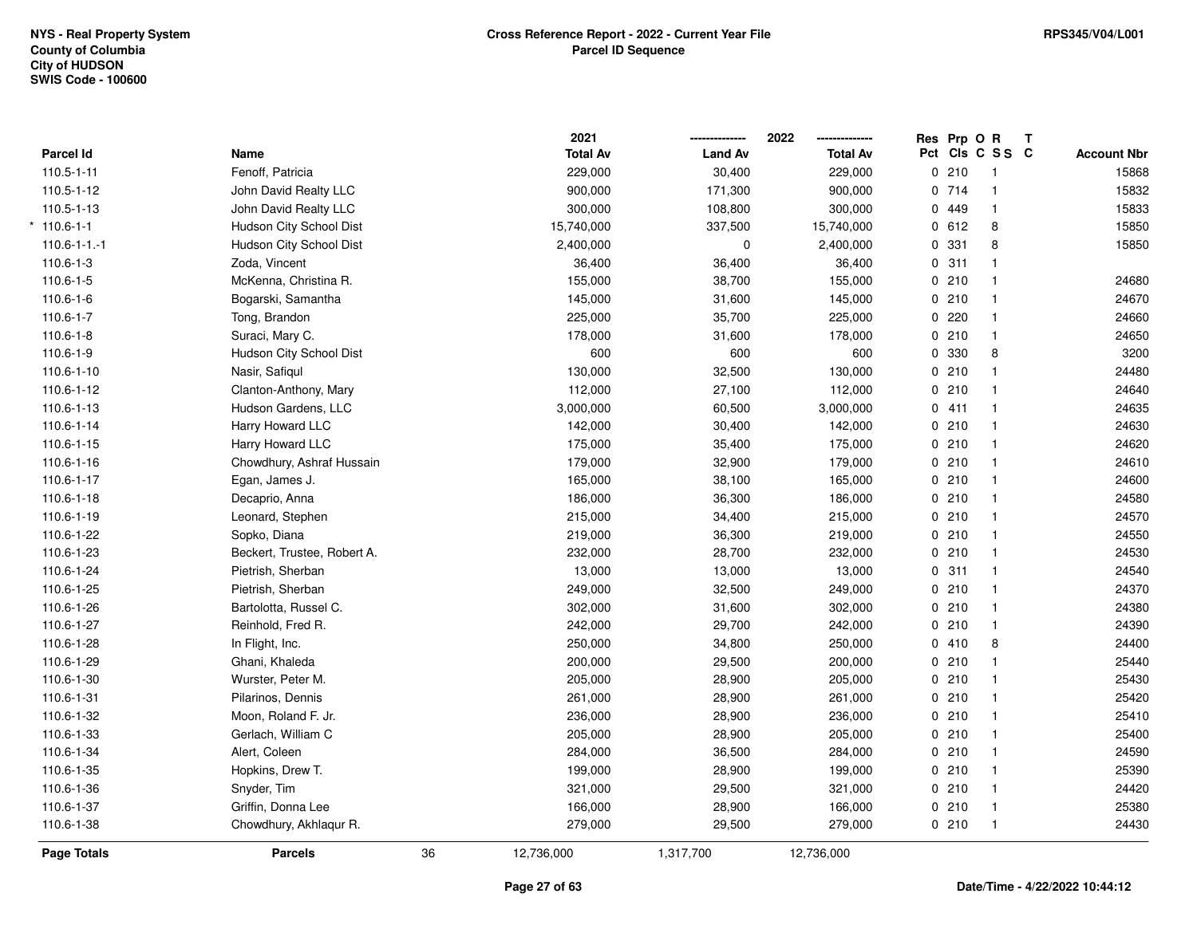NYS - Real Property System
County of Columbia
City of HUDSON
SWIS Code - 100600

**Cross Reference Report - 2022 - Current Year File**
**Parcel ID Sequence**

RPS345/V04/L001

| Parcel Id | Name | 2021 Total Av | 2022 Land Av | 2022 Total Av | Res Pct | Prp Cls | O C | R S S | T C | Account Nbr |
|---|---|---|---|---|---|---|---|---|---|---|
| 110.5-1-11 | Fenoff, Patricia | 229,000 | 30,400 | 229,000 | 0 | 210 | | 1 | | 15868 |
| 110.5-1-12 | John David Realty LLC | 900,000 | 171,300 | 900,000 | 0 | 714 | | 1 | | 15832 |
| 110.5-1-13 | John David Realty LLC | 300,000 | 108,800 | 300,000 | 0 | 449 | | 1 | | 15833 |
| * 110.6-1-1 | Hudson City School Dist | 15,740,000 | 337,500 | 15,740,000 | 0 | 612 | | 8 | | 15850 |
| 110.6-1-1.-1 | Hudson City School Dist | 2,400,000 | 0 | 2,400,000 | 0 | 331 | | 8 | | 15850 |
| 110.6-1-3 | Zoda, Vincent | 36,400 | 36,400 | 36,400 | 0 | 311 | | 1 | | |
| 110.6-1-5 | McKenna, Christina R. | 155,000 | 38,700 | 155,000 | 0 | 210 | | 1 | | 24680 |
| 110.6-1-6 | Bogarski, Samantha | 145,000 | 31,600 | 145,000 | 0 | 210 | | 1 | | 24670 |
| 110.6-1-7 | Tong, Brandon | 225,000 | 35,700 | 225,000 | 0 | 220 | | 1 | | 24660 |
| 110.6-1-8 | Suraci, Mary C. | 178,000 | 31,600 | 178,000 | 0 | 210 | | 1 | | 24650 |
| 110.6-1-9 | Hudson City School Dist | 600 | 600 | 600 | 0 | 330 | | 8 | | 3200 |
| 110.6-1-10 | Nasir, Safiqul | 130,000 | 32,500 | 130,000 | 0 | 210 | | 1 | | 24480 |
| 110.6-1-12 | Clanton-Anthony, Mary | 112,000 | 27,100 | 112,000 | 0 | 210 | | 1 | | 24640 |
| 110.6-1-13 | Hudson Gardens, LLC | 3,000,000 | 60,500 | 3,000,000 | 0 | 411 | | 1 | | 24635 |
| 110.6-1-14 | Harry Howard LLC | 142,000 | 30,400 | 142,000 | 0 | 210 | | 1 | | 24630 |
| 110.6-1-15 | Harry Howard LLC | 175,000 | 35,400 | 175,000 | 0 | 210 | | 1 | | 24620 |
| 110.6-1-16 | Chowdhury, Ashraf Hussain | 179,000 | 32,900 | 179,000 | 0 | 210 | | 1 | | 24610 |
| 110.6-1-17 | Egan, James J. | 165,000 | 38,100 | 165,000 | 0 | 210 | | 1 | | 24600 |
| 110.6-1-18 | Decaprio, Anna | 186,000 | 36,300 | 186,000 | 0 | 210 | | 1 | | 24580 |
| 110.6-1-19 | Leonard, Stephen | 215,000 | 34,400 | 215,000 | 0 | 210 | | 1 | | 24570 |
| 110.6-1-22 | Sopko, Diana | 219,000 | 36,300 | 219,000 | 0 | 210 | | 1 | | 24550 |
| 110.6-1-23 | Beckert, Trustee, Robert A. | 232,000 | 28,700 | 232,000 | 0 | 210 | | 1 | | 24530 |
| 110.6-1-24 | Pietrish, Sherban | 13,000 | 13,000 | 13,000 | 0 | 311 | | 1 | | 24540 |
| 110.6-1-25 | Pietrish, Sherban | 249,000 | 32,500 | 249,000 | 0 | 210 | | 1 | | 24370 |
| 110.6-1-26 | Bartolotta, Russel C. | 302,000 | 31,600 | 302,000 | 0 | 210 | | 1 | | 24380 |
| 110.6-1-27 | Reinhold, Fred R. | 242,000 | 29,700 | 242,000 | 0 | 210 | | 1 | | 24390 |
| 110.6-1-28 | In Flight, Inc. | 250,000 | 34,800 | 250,000 | 0 | 410 | | 8 | | 24400 |
| 110.6-1-29 | Ghani, Khaleda | 200,000 | 29,500 | 200,000 | 0 | 210 | | 1 | | 25440 |
| 110.6-1-30 | Wurster, Peter M. | 205,000 | 28,900 | 205,000 | 0 | 210 | | 1 | | 25430 |
| 110.6-1-31 | Pilarinos, Dennis | 261,000 | 28,900 | 261,000 | 0 | 210 | | 1 | | 25420 |
| 110.6-1-32 | Moon, Roland F. Jr. | 236,000 | 28,900 | 236,000 | 0 | 210 | | 1 | | 25410 |
| 110.6-1-33 | Gerlach, William C | 205,000 | 28,900 | 205,000 | 0 | 210 | | 1 | | 25400 |
| 110.6-1-34 | Alert, Coleen | 284,000 | 36,500 | 284,000 | 0 | 210 | | 1 | | 24590 |
| 110.6-1-35 | Hopkins, Drew T. | 199,000 | 28,900 | 199,000 | 0 | 210 | | 1 | | 25390 |
| 110.6-1-36 | Snyder, Tim | 321,000 | 29,500 | 321,000 | 0 | 210 | | 1 | | 24420 |
| 110.6-1-37 | Griffin, Donna Lee | 166,000 | 28,900 | 166,000 | 0 | 210 | | 1 | | 25380 |
| 110.6-1-38 | Chowdhury, Akhlaqur R. | 279,000 | 29,500 | 279,000 | 0 | 210 | | 1 | | 24430 |
| **Page Totals** | **Parcels** 36 | 12,736,000 | 1,317,700 | 12,736,000 | | | | | | |

Date/Time - 4/22/2022 10:44:12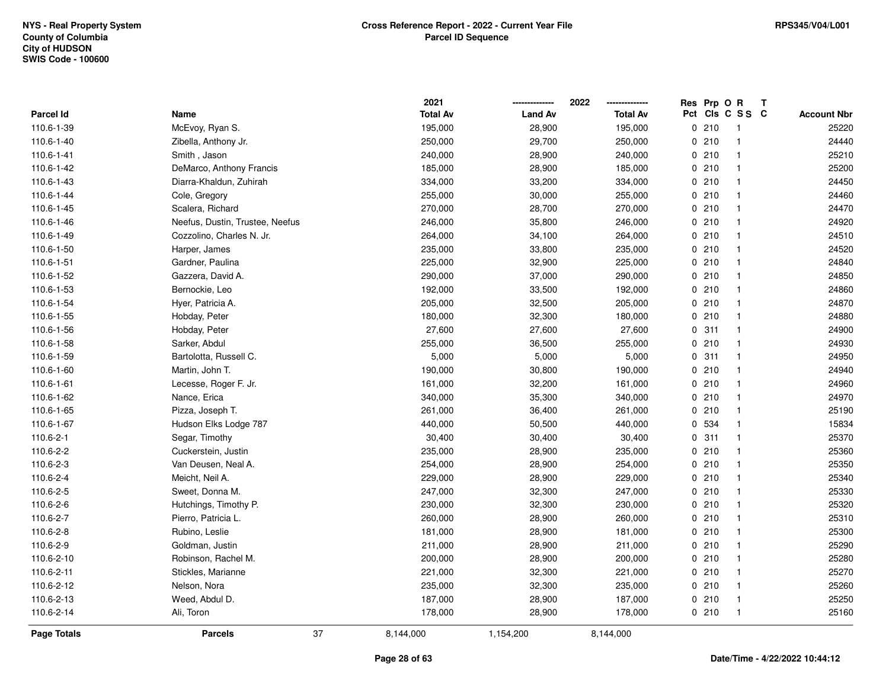NYS - Real Property System
County of Columbia
City of HUDSON
SWIS Code - 100600

**Cross Reference Report - 2022 - Current Year File**
**Parcel ID Sequence**

RPS345/V04/L001

| Parcel Id | Name | 2021 Total Av | 2022 Land Av | 2022 Total Av | Res Pct | Prp Cls | O C | R S S | T C | Account Nbr |
|---|---|---|---|---|---|---|---|---|---|---|
| 110.6-1-39 | McEvoy, Ryan S. | 195,000 | 28,900 | 195,000 | 0 | 210 | | 1 | | 25220 |
| 110.6-1-40 | Zibella, Anthony Jr. | 250,000 | 29,700 | 250,000 | 0 | 210 | | 1 | | 24440 |
| 110.6-1-41 | Smith , Jason | 240,000 | 28,900 | 240,000 | 0 | 210 | | 1 | | 25210 |
| 110.6-1-42 | DeMarco, Anthony Francis | 185,000 | 28,900 | 185,000 | 0 | 210 | | 1 | | 25200 |
| 110.6-1-43 | Diarra-Khaldun, Zuhirah | 334,000 | 33,200 | 334,000 | 0 | 210 | | 1 | | 24450 |
| 110.6-1-44 | Cole, Gregory | 255,000 | 30,000 | 255,000 | 0 | 210 | | 1 | | 24460 |
| 110.6-1-45 | Scalera, Richard | 270,000 | 28,700 | 270,000 | 0 | 210 | | 1 | | 24470 |
| 110.6-1-46 | Neefus, Dustin, Trustee, Neefus | 246,000 | 35,800 | 246,000 | 0 | 210 | | 1 | | 24920 |
| 110.6-1-49 | Cozzolino, Charles N. Jr. | 264,000 | 34,100 | 264,000 | 0 | 210 | | 1 | | 24510 |
| 110.6-1-50 | Harper, James | 235,000 | 33,800 | 235,000 | 0 | 210 | | 1 | | 24520 |
| 110.6-1-51 | Gardner, Paulina | 225,000 | 32,900 | 225,000 | 0 | 210 | | 1 | | 24840 |
| 110.6-1-52 | Gazzera, David A. | 290,000 | 37,000 | 290,000 | 0 | 210 | | 1 | | 24850 |
| 110.6-1-53 | Bernockie, Leo | 192,000 | 33,500 | 192,000 | 0 | 210 | | 1 | | 24860 |
| 110.6-1-54 | Hyer, Patricia A. | 205,000 | 32,500 | 205,000 | 0 | 210 | | 1 | | 24870 |
| 110.6-1-55 | Hobday, Peter | 180,000 | 32,300 | 180,000 | 0 | 210 | | 1 | | 24880 |
| 110.6-1-56 | Hobday, Peter | 27,600 | 27,600 | 27,600 | 0 | 311 | | 1 | | 24900 |
| 110.6-1-58 | Sarker, Abdul | 255,000 | 36,500 | 255,000 | 0 | 210 | | 1 | | 24930 |
| 110.6-1-59 | Bartolotta, Russell C. | 5,000 | 5,000 | 5,000 | 0 | 311 | | 1 | | 24950 |
| 110.6-1-60 | Martin, John T. | 190,000 | 30,800 | 190,000 | 0 | 210 | | 1 | | 24940 |
| 110.6-1-61 | Lecesse, Roger F. Jr. | 161,000 | 32,200 | 161,000 | 0 | 210 | | 1 | | 24960 |
| 110.6-1-62 | Nance, Erica | 340,000 | 35,300 | 340,000 | 0 | 210 | | 1 | | 24970 |
| 110.6-1-65 | Pizza, Joseph T. | 261,000 | 36,400 | 261,000 | 0 | 210 | | 1 | | 25190 |
| 110.6-1-67 | Hudson Elks Lodge 787 | 440,000 | 50,500 | 440,000 | 0 | 534 | | 1 | | 15834 |
| 110.6-2-1 | Segar, Timothy | 30,400 | 30,400 | 30,400 | 0 | 311 | | 1 | | 25370 |
| 110.6-2-2 | Cuckerstein, Justin | 235,000 | 28,900 | 235,000 | 0 | 210 | | 1 | | 25360 |
| 110.6-2-3 | Van Deusen, Neal A. | 254,000 | 28,900 | 254,000 | 0 | 210 | | 1 | | 25350 |
| 110.6-2-4 | Meicht, Neil A. | 229,000 | 28,900 | 229,000 | 0 | 210 | | 1 | | 25340 |
| 110.6-2-5 | Sweet, Donna M. | 247,000 | 32,300 | 247,000 | 0 | 210 | | 1 | | 25330 |
| 110.6-2-6 | Hutchings, Timothy P. | 230,000 | 32,300 | 230,000 | 0 | 210 | | 1 | | 25320 |
| 110.6-2-7 | Pierro, Patricia L. | 260,000 | 28,900 | 260,000 | 0 | 210 | | 1 | | 25310 |
| 110.6-2-8 | Rubino, Leslie | 181,000 | 28,900 | 181,000 | 0 | 210 | | 1 | | 25300 |
| 110.6-2-9 | Goldman, Justin | 211,000 | 28,900 | 211,000 | 0 | 210 | | 1 | | 25290 |
| 110.6-2-10 | Robinson, Rachel M. | 200,000 | 28,900 | 200,000 | 0 | 210 | | 1 | | 25280 |
| 110.6-2-11 | Stickles, Marianne | 221,000 | 32,300 | 221,000 | 0 | 210 | | 1 | | 25270 |
| 110.6-2-12 | Nelson, Nora | 235,000 | 32,300 | 235,000 | 0 | 210 | | 1 | | 25260 |
| 110.6-2-13 | Weed, Abdul D. | 187,000 | 28,900 | 187,000 | 0 | 210 | | 1 | | 25250 |
| 110.6-2-14 | Ali, Toron | 178,000 | 28,900 | 178,000 | 0 | 210 | | 1 | | 25160 |
| **Page Totals** | **Parcels** 37 | 8,144,000 | 1,154,200 | 8,144,000 | | | | | | |

Date/Time - 4/22/2022 10:44:12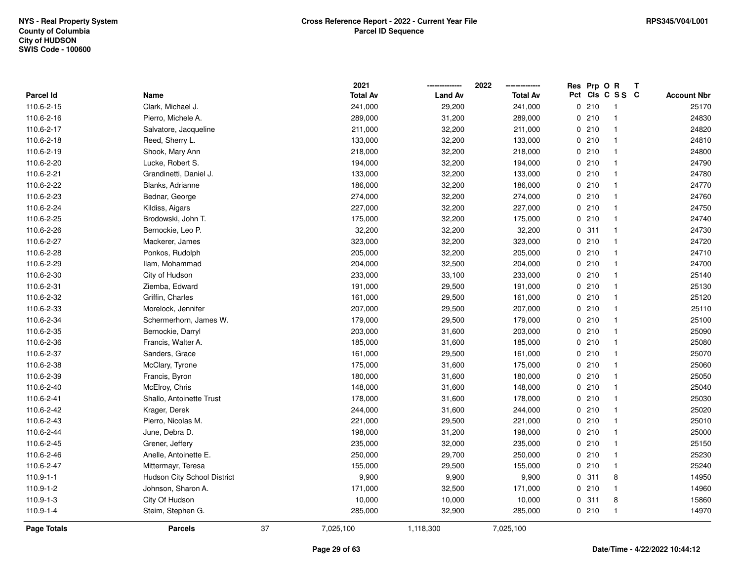NYS - Real Property System
County of Columbia
City of HUDSON
SWIS Code - 100600

**Cross Reference Report - 2022 - Current Year File**
**Parcel ID Sequence**

RPS345/V04/L001

| Parcel Id | Name | | 2021 Total Av | 2022 Land Av | 2022 Total Av | Res Pct | Prp Cls | O C | R S S | T C | Account Nbr |
|---|---|---|---|---|---|---|---|---|---|---|---|
| 110.6-2-15 | Clark, Michael J. | | 241,000 | 29,200 | 241,000 | 0 | 210 | | 1 | | 25170 |
| 110.6-2-16 | Pierro, Michele A. | | 289,000 | 31,200 | 289,000 | 0 | 210 | | 1 | | 24830 |
| 110.6-2-17 | Salvatore, Jacqueline | | 211,000 | 32,200 | 211,000 | 0 | 210 | | 1 | | 24820 |
| 110.6-2-18 | Reed, Sherry L. | | 133,000 | 32,200 | 133,000 | 0 | 210 | | 1 | | 24810 |
| 110.6-2-19 | Shook, Mary Ann | | 218,000 | 32,200 | 218,000 | 0 | 210 | | 1 | | 24800 |
| 110.6-2-20 | Lucke, Robert S. | | 194,000 | 32,200 | 194,000 | 0 | 210 | | 1 | | 24790 |
| 110.6-2-21 | Grandinetti, Daniel J. | | 133,000 | 32,200 | 133,000 | 0 | 210 | | 1 | | 24780 |
| 110.6-2-22 | Blanks, Adrianne | | 186,000 | 32,200 | 186,000 | 0 | 210 | | 1 | | 24770 |
| 110.6-2-23 | Bednar, George | | 274,000 | 32,200 | 274,000 | 0 | 210 | | 1 | | 24760 |
| 110.6-2-24 | Kildiss, Aigars | | 227,000 | 32,200 | 227,000 | 0 | 210 | | 1 | | 24750 |
| 110.6-2-25 | Brodowski, John T. | | 175,000 | 32,200 | 175,000 | 0 | 210 | | 1 | | 24740 |
| 110.6-2-26 | Bernockie, Leo P. | | 32,200 | 32,200 | 32,200 | 0 | 311 | | 1 | | 24730 |
| 110.6-2-27 | Mackerer, James | | 323,000 | 32,200 | 323,000 | 0 | 210 | | 1 | | 24720 |
| 110.6-2-28 | Ponkos, Rudolph | | 205,000 | 32,200 | 205,000 | 0 | 210 | | 1 | | 24710 |
| 110.6-2-29 | Ilam, Mohammad | | 204,000 | 32,500 | 204,000 | 0 | 210 | | 1 | | 24700 |
| 110.6-2-30 | City of Hudson | | 233,000 | 33,100 | 233,000 | 0 | 210 | | 1 | | 25140 |
| 110.6-2-31 | Ziemba, Edward | | 191,000 | 29,500 | 191,000 | 0 | 210 | | 1 | | 25130 |
| 110.6-2-32 | Griffin, Charles | | 161,000 | 29,500 | 161,000 | 0 | 210 | | 1 | | 25120 |
| 110.6-2-33 | Morelock, Jennifer | | 207,000 | 29,500 | 207,000 | 0 | 210 | | 1 | | 25110 |
| 110.6-2-34 | Schermerhorn, James W. | | 179,000 | 29,500 | 179,000 | 0 | 210 | | 1 | | 25100 |
| 110.6-2-35 | Bernockie, Darryl | | 203,000 | 31,600 | 203,000 | 0 | 210 | | 1 | | 25090 |
| 110.6-2-36 | Francis, Walter A. | | 185,000 | 31,600 | 185,000 | 0 | 210 | | 1 | | 25080 |
| 110.6-2-37 | Sanders, Grace | | 161,000 | 29,500 | 161,000 | 0 | 210 | | 1 | | 25070 |
| 110.6-2-38 | McClary, Tyrone | | 175,000 | 31,600 | 175,000 | 0 | 210 | | 1 | | 25060 |
| 110.6-2-39 | Francis, Byron | | 180,000 | 31,600 | 180,000 | 0 | 210 | | 1 | | 25050 |
| 110.6-2-40 | McElroy, Chris | | 148,000 | 31,600 | 148,000 | 0 | 210 | | 1 | | 25040 |
| 110.6-2-41 | Shallo, Antoinette Trust | | 178,000 | 31,600 | 178,000 | 0 | 210 | | 1 | | 25030 |
| 110.6-2-42 | Krager, Derek | | 244,000 | 31,600 | 244,000 | 0 | 210 | | 1 | | 25020 |
| 110.6-2-43 | Pierro, Nicolas M. | | 221,000 | 29,500 | 221,000 | 0 | 210 | | 1 | | 25010 |
| 110.6-2-44 | June, Debra D. | | 198,000 | 31,200 | 198,000 | 0 | 210 | | 1 | | 25000 |
| 110.6-2-45 | Grener, Jeffery | | 235,000 | 32,000 | 235,000 | 0 | 210 | | 1 | | 25150 |
| 110.6-2-46 | Anelle, Antoinette E. | | 250,000 | 29,700 | 250,000 | 0 | 210 | | 1 | | 25230 |
| 110.6-2-47 | Mittermayr, Teresa | | 155,000 | 29,500 | 155,000 | 0 | 210 | | 1 | | 25240 |
| 110.9-1-1 | Hudson City School District | | 9,900 | 9,900 | 9,900 | 0 | 311 | | 8 | | 14950 |
| 110.9-1-2 | Johnson, Sharon A. | | 171,000 | 32,500 | 171,000 | 0 | 210 | | 1 | | 14960 |
| 110.9-1-3 | City Of Hudson | | 10,000 | 10,000 | 10,000 | 0 | 311 | | 8 | | 15860 |
| 110.9-1-4 | Steim, Stephen G. | | 285,000 | 32,900 | 285,000 | 0 | 210 | | 1 | | 14970 |
| **Page Totals** | **Parcels** | 37 | 7,025,100 | 1,118,300 | 7,025,100 | | | | | | |

Date/Time - 4/22/2022 10:44:12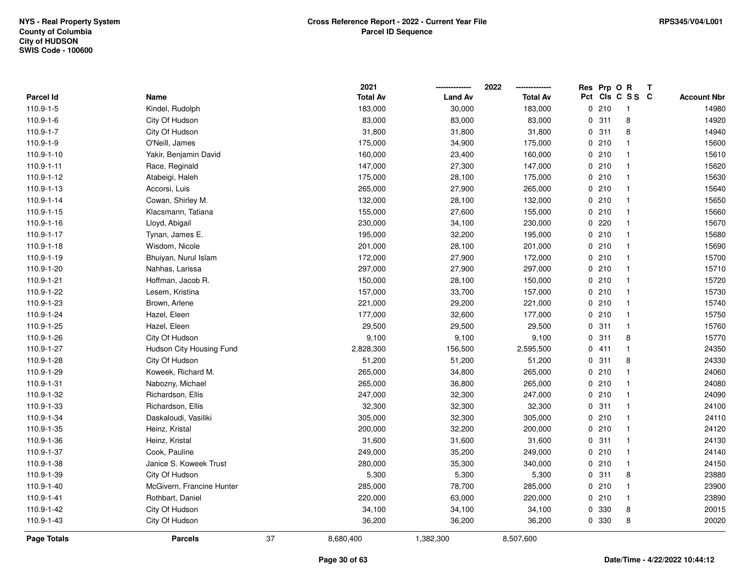NYS - Real Property System
County of Columbia
City of HUDSON
SWIS Code - 100600

**Cross Reference Report - 2022 - Current Year File**
**Parcel ID Sequence**

RPS345/V04/L001

| Parcel Id | Name | 2021 Total Av | 2022 Land Av | 2022 Total Av | Res Pct | Prp Cls | O C | R S S | T C | Account Nbr |
|---|---|---|---|---|---|---|---|---|---|---|
| 110.9-1-5 | Kindel, Rudolph | 183,000 | 30,000 | 183,000 | 0 | 210 | | 1 | | 14980 |
| 110.9-1-6 | City Of Hudson | 83,000 | 83,000 | 83,000 | 0 | 311 | | 8 | | 14920 |
| 110.9-1-7 | City Of Hudson | 31,800 | 31,800 | 31,800 | 0 | 311 | | 8 | | 14940 |
| 110.9-1-9 | O'Neill, James | 175,000 | 34,900 | 175,000 | 0 | 210 | | 1 | | 15600 |
| 110.9-1-10 | Yakir, Benjamin David | 160,000 | 23,400 | 160,000 | 0 | 210 | | 1 | | 15610 |
| 110.9-1-11 | Race, Reginald | 147,000 | 27,300 | 147,000 | 0 | 210 | | 1 | | 15620 |
| 110.9-1-12 | Atabeigi, Haleh | 175,000 | 28,100 | 175,000 | 0 | 210 | | 1 | | 15630 |
| 110.9-1-13 | Accorsi, Luis | 265,000 | 27,900 | 265,000 | 0 | 210 | | 1 | | 15640 |
| 110.9-1-14 | Cowan, Shirley M. | 132,000 | 28,100 | 132,000 | 0 | 210 | | 1 | | 15650 |
| 110.9-1-15 | Klacsmann, Tatiana | 155,000 | 27,600 | 155,000 | 0 | 210 | | 1 | | 15660 |
| 110.9-1-16 | Lloyd, Abigail | 230,000 | 34,100 | 230,000 | 0 | 220 | | 1 | | 15670 |
| 110.9-1-17 | Tynan, James E. | 195,000 | 32,200 | 195,000 | 0 | 210 | | 1 | | 15680 |
| 110.9-1-18 | Wisdom, Nicole | 201,000 | 28,100 | 201,000 | 0 | 210 | | 1 | | 15690 |
| 110.9-1-19 | Bhuiyan, Nurul Islam | 172,000 | 27,900 | 172,000 | 0 | 210 | | 1 | | 15700 |
| 110.9-1-20 | Nahhas, Larissa | 297,000 | 27,900 | 297,000 | 0 | 210 | | 1 | | 15710 |
| 110.9-1-21 | Hoffman, Jacob R. | 150,000 | 28,100 | 150,000 | 0 | 210 | | 1 | | 15720 |
| 110.9-1-22 | Lesem, Kristina | 157,000 | 33,700 | 157,000 | 0 | 210 | | 1 | | 15730 |
| 110.9-1-23 | Brown, Arlene | 221,000 | 29,200 | 221,000 | 0 | 210 | | 1 | | 15740 |
| 110.9-1-24 | Hazel, Eleen | 177,000 | 32,600 | 177,000 | 0 | 210 | | 1 | | 15750 |
| 110.9-1-25 | Hazel, Eleen | 29,500 | 29,500 | 29,500 | 0 | 311 | | 1 | | 15760 |
| 110.9-1-26 | City Of Hudson | 9,100 | 9,100 | 9,100 | 0 | 311 | | 8 | | 15770 |
| 110.9-1-27 | Hudson City Housing Fund | 2,828,300 | 156,500 | 2,595,500 | 0 | 411 | | 1 | | 24350 |
| 110.9-1-28 | City Of Hudson | 51,200 | 51,200 | 51,200 | 0 | 311 | | 8 | | 24330 |
| 110.9-1-29 | Koweek, Richard M. | 265,000 | 34,800 | 265,000 | 0 | 210 | | 1 | | 24060 |
| 110.9-1-31 | Nabozny, Michael | 265,000 | 36,800 | 265,000 | 0 | 210 | | 1 | | 24080 |
| 110.9-1-32 | Richardson, Ellis | 247,000 | 32,300 | 247,000 | 0 | 210 | | 1 | | 24090 |
| 110.9-1-33 | Richardson, Ellis | 32,300 | 32,300 | 32,300 | 0 | 311 | | 1 | | 24100 |
| 110.9-1-34 | Daskaloudi, Vasiliki | 305,000 | 32,300 | 305,000 | 0 | 210 | | 1 | | 24110 |
| 110.9-1-35 | Heinz, Kristal | 200,000 | 32,200 | 200,000 | 0 | 210 | | 1 | | 24120 |
| 110.9-1-36 | Heinz, Kristal | 31,600 | 31,600 | 31,600 | 0 | 311 | | 1 | | 24130 |
| 110.9-1-37 | Cook, Pauline | 249,000 | 35,200 | 249,000 | 0 | 210 | | 1 | | 24140 |
| 110.9-1-38 | Janice S. Koweek Trust | 280,000 | 35,300 | 340,000 | 0 | 210 | | 1 | | 24150 |
| 110.9-1-39 | City Of Hudson | 5,300 | 5,300 | 5,300 | 0 | 311 | | 8 | | 23880 |
| 110.9-1-40 | McGivern, Francine Hunter | 285,000 | 78,700 | 285,000 | 0 | 210 | | 1 | | 23900 |
| 110.9-1-41 | Rothbart, Daniel | 220,000 | 63,000 | 220,000 | 0 | 210 | | 1 | | 23890 |
| 110.9-1-42 | City Of Hudson | 34,100 | 34,100 | 34,100 | 0 | 330 | | 8 | | 20015 |
| 110.9-1-43 | City Of Hudson | 36,200 | 36,200 | 36,200 | 0 | 330 | | 8 | | 20020 |
| **Page Totals** | **Parcels** 37 | 8,680,400 | 1,382,300 | 8,507,600 | | | | | | |

Date/Time - 4/22/2022 10:44:12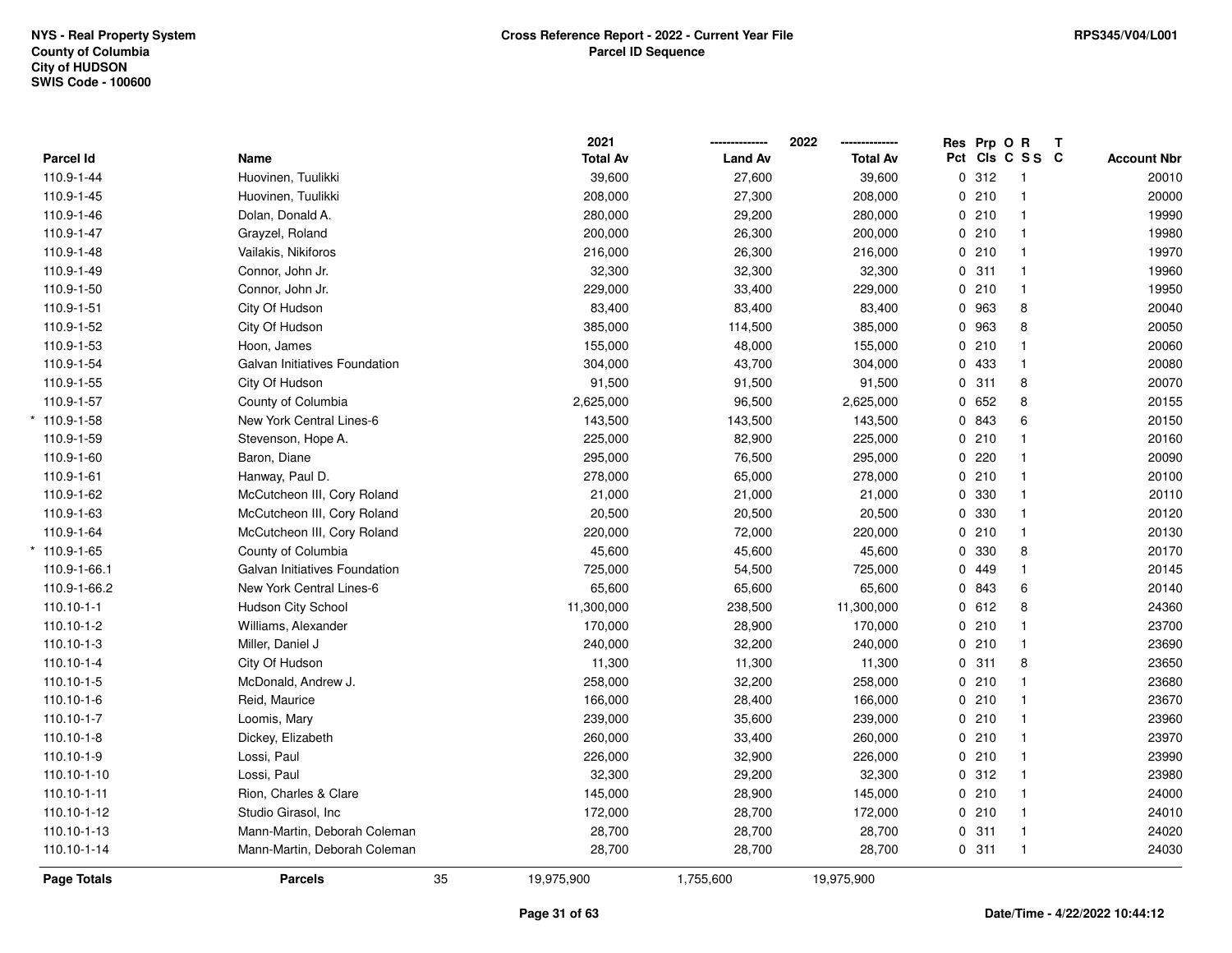NYS - Real Property System
County of Columbia
City of HUDSON
SWIS Code - 100600

**Cross Reference Report - 2022 - Current Year File**
**Parcel ID Sequence**

RPS345/V04/L001

| Parcel Id | Name | 2021 Total Av | 2022 Land Av | 2022 Total Av | Res Pct | Prp Cls | O C | R S S | T C | Account Nbr |
|---|---|---|---|---|---|---|---|---|---|---|
| 110.9-1-44 | Huovinen, Tuulikki | 39,600 | 27,600 | 39,600 | 0 | 312 | | 1 | | 20010 |
| 110.9-1-45 | Huovinen, Tuulikki | 208,000 | 27,300 | 208,000 | 0 | 210 | | 1 | | 20000 |
| 110.9-1-46 | Dolan, Donald A. | 280,000 | 29,200 | 280,000 | 0 | 210 | | 1 | | 19990 |
| 110.9-1-47 | Grayzel, Roland | 200,000 | 26,300 | 200,000 | 0 | 210 | | 1 | | 19980 |
| 110.9-1-48 | Vailakis, Nikiforos | 216,000 | 26,300 | 216,000 | 0 | 210 | | 1 | | 19970 |
| 110.9-1-49 | Connor, John Jr. | 32,300 | 32,300 | 32,300 | 0 | 311 | | 1 | | 19960 |
| 110.9-1-50 | Connor, John Jr. | 229,000 | 33,400 | 229,000 | 0 | 210 | | 1 | | 19950 |
| 110.9-1-51 | City Of Hudson | 83,400 | 83,400 | 83,400 | 0 | 963 | | 8 | | 20040 |
| 110.9-1-52 | City Of Hudson | 385,000 | 114,500 | 385,000 | 0 | 963 | | 8 | | 20050 |
| 110.9-1-53 | Hoon, James | 155,000 | 48,000 | 155,000 | 0 | 210 | | 1 | | 20060 |
| 110.9-1-54 | Galvan Initiatives Foundation | 304,000 | 43,700 | 304,000 | 0 | 433 | | 1 | | 20080 |
| 110.9-1-55 | City Of Hudson | 91,500 | 91,500 | 91,500 | 0 | 311 | | 8 | | 20070 |
| 110.9-1-57 | County of Columbia | 2,625,000 | 96,500 | 2,625,000 | 0 | 652 | | 8 | | 20155 |
| * 110.9-1-58 | New York Central Lines-6 | 143,500 | 143,500 | 143,500 | 0 | 843 | | 6 | | 20150 |
| 110.9-1-59 | Stevenson, Hope A. | 225,000 | 82,900 | 225,000 | 0 | 210 | | 1 | | 20160 |
| 110.9-1-60 | Baron, Diane | 295,000 | 76,500 | 295,000 | 0 | 220 | | 1 | | 20090 |
| 110.9-1-61 | Hanway, Paul D. | 278,000 | 65,000 | 278,000 | 0 | 210 | | 1 | | 20100 |
| 110.9-1-62 | McCutcheon III, Cory Roland | 21,000 | 21,000 | 21,000 | 0 | 330 | | 1 | | 20110 |
| 110.9-1-63 | McCutcheon III, Cory Roland | 20,500 | 20,500 | 20,500 | 0 | 330 | | 1 | | 20120 |
| 110.9-1-64 | McCutcheon III, Cory Roland | 220,000 | 72,000 | 220,000 | 0 | 210 | | 1 | | 20130 |
| * 110.9-1-65 | County of Columbia | 45,600 | 45,600 | 45,600 | 0 | 330 | | 8 | | 20170 |
| 110.9-1-66.1 | Galvan Initiatives Foundation | 725,000 | 54,500 | 725,000 | 0 | 449 | | 1 | | 20145 |
| 110.9-1-66.2 | New York Central Lines-6 | 65,600 | 65,600 | 65,600 | 0 | 843 | | 6 | | 20140 |
| 110.10-1-1 | Hudson City School | 11,300,000 | 238,500 | 11,300,000 | 0 | 612 | | 8 | | 24360 |
| 110.10-1-2 | Williams, Alexander | 170,000 | 28,900 | 170,000 | 0 | 210 | | 1 | | 23700 |
| 110.10-1-3 | Miller, Daniel J | 240,000 | 32,200 | 240,000 | 0 | 210 | | 1 | | 23690 |
| 110.10-1-4 | City Of Hudson | 11,300 | 11,300 | 11,300 | 0 | 311 | | 8 | | 23650 |
| 110.10-1-5 | McDonald, Andrew J. | 258,000 | 32,200 | 258,000 | 0 | 210 | | 1 | | 23680 |
| 110.10-1-6 | Reid, Maurice | 166,000 | 28,400 | 166,000 | 0 | 210 | | 1 | | 23670 |
| 110.10-1-7 | Loomis, Mary | 239,000 | 35,600 | 239,000 | 0 | 210 | | 1 | | 23960 |
| 110.10-1-8 | Dickey, Elizabeth | 260,000 | 33,400 | 260,000 | 0 | 210 | | 1 | | 23970 |
| 110.10-1-9 | Lossi, Paul | 226,000 | 32,900 | 226,000 | 0 | 210 | | 1 | | 23990 |
| 110.10-1-10 | Lossi, Paul | 32,300 | 29,200 | 32,300 | 0 | 312 | | 1 | | 23980 |
| 110.10-1-11 | Rion, Charles & Clare | 145,000 | 28,900 | 145,000 | 0 | 210 | | 1 | | 24000 |
| 110.10-1-12 | Studio Girasol, Inc | 172,000 | 28,700 | 172,000 | 0 | 210 | | 1 | | 24010 |
| 110.10-1-13 | Mann-Martin, Deborah Coleman | 28,700 | 28,700 | 28,700 | 0 | 311 | | 1 | | 24020 |
| 110.10-1-14 | Mann-Martin, Deborah Coleman | 28,700 | 28,700 | 28,700 | 0 | 311 | | 1 | | 24030 |
| **Page Totals** | **Parcels** 35 | 19,975,900 | 1,755,600 | 19,975,900 | | | | | | |

Date/Time - 4/22/2022 10:44:12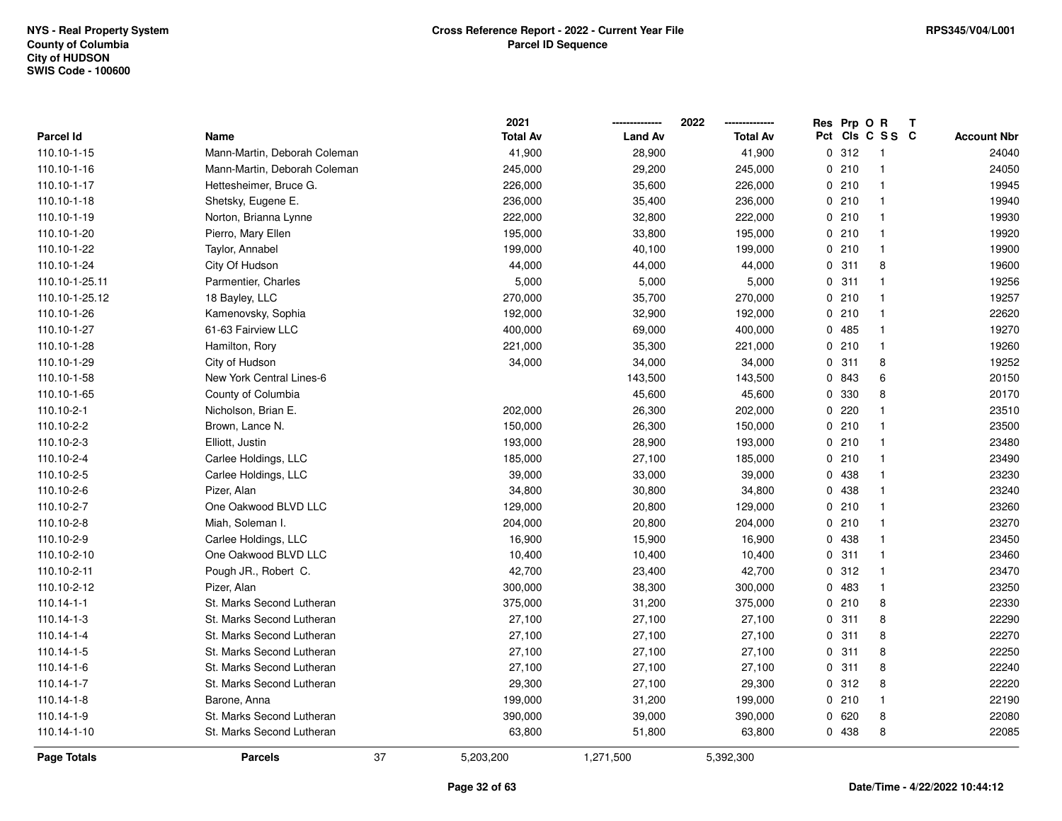NYS - Real Property System
County of Columbia
City of HUDSON
SWIS Code - 100600

**Cross Reference Report - 2022 - Current Year File**
**Parcel ID Sequence**

RPS345/V04/L001

| Parcel Id | Name | 2021 Total Av | 2022 Land Av | 2022 Total Av | Res Pct | Prp Cls | O C | R S S | T C | Account Nbr |
|---|---|---|---|---|---|---|---|---|---|---|
| 110.10-1-15 | Mann-Martin, Deborah Coleman | 41,900 | 28,900 | 41,900 | 0 | 312 | | 1 | | 24040 |
| 110.10-1-16 | Mann-Martin, Deborah Coleman | 245,000 | 29,200 | 245,000 | 0 | 210 | | 1 | | 24050 |
| 110.10-1-17 | Hettesheimer, Bruce G. | 226,000 | 35,600 | 226,000 | 0 | 210 | | 1 | | 19945 |
| 110.10-1-18 | Shetsky, Eugene E. | 236,000 | 35,400 | 236,000 | 0 | 210 | | 1 | | 19940 |
| 110.10-1-19 | Norton, Brianna Lynne | 222,000 | 32,800 | 222,000 | 0 | 210 | | 1 | | 19930 |
| 110.10-1-20 | Pierro, Mary Ellen | 195,000 | 33,800 | 195,000 | 0 | 210 | | 1 | | 19920 |
| 110.10-1-22 | Taylor, Annabel | 199,000 | 40,100 | 199,000 | 0 | 210 | | 1 | | 19900 |
| 110.10-1-24 | City Of Hudson | 44,000 | 44,000 | 44,000 | 0 | 311 | | 8 | | 19600 |
| 110.10-1-25.11 | Parmentier, Charles | 5,000 | 5,000 | 5,000 | 0 | 311 | | 1 | | 19256 |
| 110.10-1-25.12 | 18 Bayley, LLC | 270,000 | 35,700 | 270,000 | 0 | 210 | | 1 | | 19257 |
| 110.10-1-26 | Kamenovsky, Sophia | 192,000 | 32,900 | 192,000 | 0 | 210 | | 1 | | 22620 |
| 110.10-1-27 | 61-63 Fairview LLC | 400,000 | 69,000 | 400,000 | 0 | 485 | | 1 | | 19270 |
| 110.10-1-28 | Hamilton, Rory | 221,000 | 35,300 | 221,000 | 0 | 210 | | 1 | | 19260 |
| 110.10-1-29 | City of Hudson | 34,000 | 34,000 | 34,000 | 0 | 311 | | 8 | | 19252 |
| 110.10-1-58 | New York Central Lines-6 | | 143,500 | 143,500 | 0 | 843 | | 6 | | 20150 |
| 110.10-1-65 | County of Columbia | | 45,600 | 45,600 | 0 | 330 | | 8 | | 20170 |
| 110.10-2-1 | Nicholson, Brian E. | 202,000 | 26,300 | 202,000 | 0 | 220 | | 1 | | 23510 |
| 110.10-2-2 | Brown, Lance N. | 150,000 | 26,300 | 150,000 | 0 | 210 | | 1 | | 23500 |
| 110.10-2-3 | Elliott, Justin | 193,000 | 28,900 | 193,000 | 0 | 210 | | 1 | | 23480 |
| 110.10-2-4 | Carlee Holdings, LLC | 185,000 | 27,100 | 185,000 | 0 | 210 | | 1 | | 23490 |
| 110.10-2-5 | Carlee Holdings, LLC | 39,000 | 33,000 | 39,000 | 0 | 438 | | 1 | | 23230 |
| 110.10-2-6 | Pizer, Alan | 34,800 | 30,800 | 34,800 | 0 | 438 | | 1 | | 23240 |
| 110.10-2-7 | One Oakwood BLVD LLC | 129,000 | 20,800 | 129,000 | 0 | 210 | | 1 | | 23260 |
| 110.10-2-8 | Miah, Soleman I. | 204,000 | 20,800 | 204,000 | 0 | 210 | | 1 | | 23270 |
| 110.10-2-9 | Carlee Holdings, LLC | 16,900 | 15,900 | 16,900 | 0 | 438 | | 1 | | 23450 |
| 110.10-2-10 | One Oakwood BLVD LLC | 10,400 | 10,400 | 10,400 | 0 | 311 | | 1 | | 23460 |
| 110.10-2-11 | Pough JR., Robert C. | 42,700 | 23,400 | 42,700 | 0 | 312 | | 1 | | 23470 |
| 110.10-2-12 | Pizer, Alan | 300,000 | 38,300 | 300,000 | 0 | 483 | | 1 | | 23250 |
| 110.14-1-1 | St. Marks Second Lutheran | 375,000 | 31,200 | 375,000 | 0 | 210 | | 8 | | 22330 |
| 110.14-1-3 | St. Marks Second Lutheran | 27,100 | 27,100 | 27,100 | 0 | 311 | | 8 | | 22290 |
| 110.14-1-4 | St. Marks Second Lutheran | 27,100 | 27,100 | 27,100 | 0 | 311 | | 8 | | 22270 |
| 110.14-1-5 | St. Marks Second Lutheran | 27,100 | 27,100 | 27,100 | 0 | 311 | | 8 | | 22250 |
| 110.14-1-6 | St. Marks Second Lutheran | 27,100 | 27,100 | 27,100 | 0 | 311 | | 8 | | 22240 |
| 110.14-1-7 | St. Marks Second Lutheran | 29,300 | 27,100 | 29,300 | 0 | 312 | | 8 | | 22220 |
| 110.14-1-8 | Barone, Anna | 199,000 | 31,200 | 199,000 | 0 | 210 | | 1 | | 22190 |
| 110.14-1-9 | St. Marks Second Lutheran | 390,000 | 39,000 | 390,000 | 0 | 620 | | 8 | | 22080 |
| 110.14-1-10 | St. Marks Second Lutheran | 63,800 | 51,800 | 63,800 | 0 | 438 | | 8 | | 22085 |
| **Page Totals** | **Parcels** 37 | 5,203,200 | 1,271,500 | 5,392,300 | | | | | | |

Date/Time - 4/22/2022 10:44:12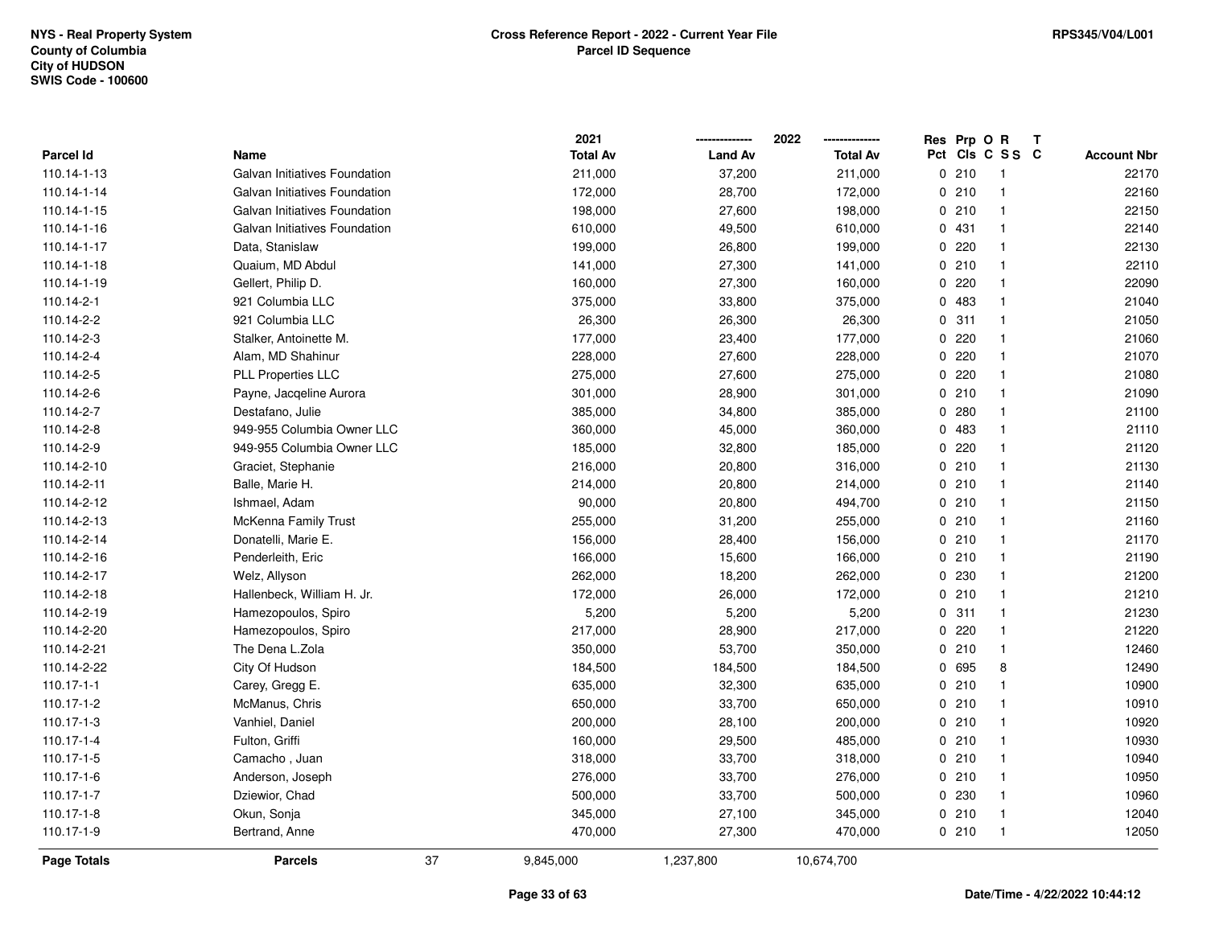**NYS - Real Property System**
**County of Columbia**
**City of HUDSON**
**SWIS Code - 100600**

**Cross Reference Report - 2022 - Current Year File**
**Parcel ID Sequence**

**RPS345/V04/L001**

| Parcel Id | Name | 2021 Total Av | 2022 Land Av | 2022 Total Av | Res Pct | Prp Cls | O C | R SS | T C | Account Nbr |
|---|---|---|---|---|---|---|---|---|---|---|
| 110.14-1-13 | Galvan Initiatives Foundation | 211,000 | 37,200 | 211,000 | 0 | 210 | | 1 | | 22170 |
| 110.14-1-14 | Galvan Initiatives Foundation | 172,000 | 28,700 | 172,000 | 0 | 210 | | 1 | | 22160 |
| 110.14-1-15 | Galvan Initiatives Foundation | 198,000 | 27,600 | 198,000 | 0 | 210 | | 1 | | 22150 |
| 110.14-1-16 | Galvan Initiatives Foundation | 610,000 | 49,500 | 610,000 | 0 | 431 | | 1 | | 22140 |
| 110.14-1-17 | Data, Stanislaw | 199,000 | 26,800 | 199,000 | 0 | 220 | | 1 | | 22130 |
| 110.14-1-18 | Quaium, MD Abdul | 141,000 | 27,300 | 141,000 | 0 | 210 | | 1 | | 22110 |
| 110.14-1-19 | Gellert, Philip D. | 160,000 | 27,300 | 160,000 | 0 | 220 | | 1 | | 22090 |
| 110.14-2-1 | 921 Columbia LLC | 375,000 | 33,800 | 375,000 | 0 | 483 | | 1 | | 21040 |
| 110.14-2-2 | 921 Columbia LLC | 26,300 | 26,300 | 26,300 | 0 | 311 | | 1 | | 21050 |
| 110.14-2-3 | Stalker, Antoinette M. | 177,000 | 23,400 | 177,000 | 0 | 220 | | 1 | | 21060 |
| 110.14-2-4 | Alam, MD Shahinur | 228,000 | 27,600 | 228,000 | 0 | 220 | | 1 | | 21070 |
| 110.14-2-5 | PLL Properties LLC | 275,000 | 27,600 | 275,000 | 0 | 220 | | 1 | | 21080 |
| 110.14-2-6 | Payne, Jacqeline Aurora | 301,000 | 28,900 | 301,000 | 0 | 210 | | 1 | | 21090 |
| 110.14-2-7 | Destafano, Julie | 385,000 | 34,800 | 385,000 | 0 | 280 | | 1 | | 21100 |
| 110.14-2-8 | 949-955 Columbia Owner LLC | 360,000 | 45,000 | 360,000 | 0 | 483 | | 1 | | 21110 |
| 110.14-2-9 | 949-955 Columbia Owner LLC | 185,000 | 32,800 | 185,000 | 0 | 220 | | 1 | | 21120 |
| 110.14-2-10 | Graciet, Stephanie | 216,000 | 20,800 | 316,000 | 0 | 210 | | 1 | | 21130 |
| 110.14-2-11 | Balle, Marie H. | 214,000 | 20,800 | 214,000 | 0 | 210 | | 1 | | 21140 |
| 110.14-2-12 | Ishmael, Adam | 90,000 | 20,800 | 494,700 | 0 | 210 | | 1 | | 21150 |
| 110.14-2-13 | McKenna Family Trust | 255,000 | 31,200 | 255,000 | 0 | 210 | | 1 | | 21160 |
| 110.14-2-14 | Donatelli, Marie E. | 156,000 | 28,400 | 156,000 | 0 | 210 | | 1 | | 21170 |
| 110.14-2-16 | Penderleith, Eric | 166,000 | 15,600 | 166,000 | 0 | 210 | | 1 | | 21190 |
| 110.14-2-17 | Welz, Allyson | 262,000 | 18,200 | 262,000 | 0 | 230 | | 1 | | 21200 |
| 110.14-2-18 | Hallenbeck, William H. Jr. | 172,000 | 26,000 | 172,000 | 0 | 210 | | 1 | | 21210 |
| 110.14-2-19 | Hamezopoulos, Spiro | 5,200 | 5,200 | 5,200 | 0 | 311 | | 1 | | 21230 |
| 110.14-2-20 | Hamezopoulos, Spiro | 217,000 | 28,900 | 217,000 | 0 | 220 | | 1 | | 21220 |
| 110.14-2-21 | The Dena L.Zola | 350,000 | 53,700 | 350,000 | 0 | 210 | | 1 | | 12460 |
| 110.14-2-22 | City Of Hudson | 184,500 | 184,500 | 184,500 | 0 | 695 | | 8 | | 12490 |
| 110.17-1-1 | Carey, Gregg E. | 635,000 | 32,300 | 635,000 | 0 | 210 | | 1 | | 10900 |
| 110.17-1-2 | McManus, Chris | 650,000 | 33,700 | 650,000 | 0 | 210 | | 1 | | 10910 |
| 110.17-1-3 | Vanhiel, Daniel | 200,000 | 28,100 | 200,000 | 0 | 210 | | 1 | | 10920 |
| 110.17-1-4 | Fulton, Griffi | 160,000 | 29,500 | 485,000 | 0 | 210 | | 1 | | 10930 |
| 110.17-1-5 | Camacho , Juan | 318,000 | 33,700 | 318,000 | 0 | 210 | | 1 | | 10940 |
| 110.17-1-6 | Anderson, Joseph | 276,000 | 33,700 | 276,000 | 0 | 210 | | 1 | | 10950 |
| 110.17-1-7 | Dziewior, Chad | 500,000 | 33,700 | 500,000 | 0 | 230 | | 1 | | 10960 |
| 110.17-1-8 | Okun, Sonja | 345,000 | 27,100 | 345,000 | 0 | 210 | | 1 | | 12040 |
| 110.17-1-9 | Bertrand, Anne | 470,000 | 27,300 | 470,000 | 0 | 210 | | 1 | | 12050 |
| **Page Totals** | **Parcels** 37 | 9,845,000 | 1,237,800 | 10,674,700 | | | | | | |

**Date/Time - 4/22/2022 10:44:12**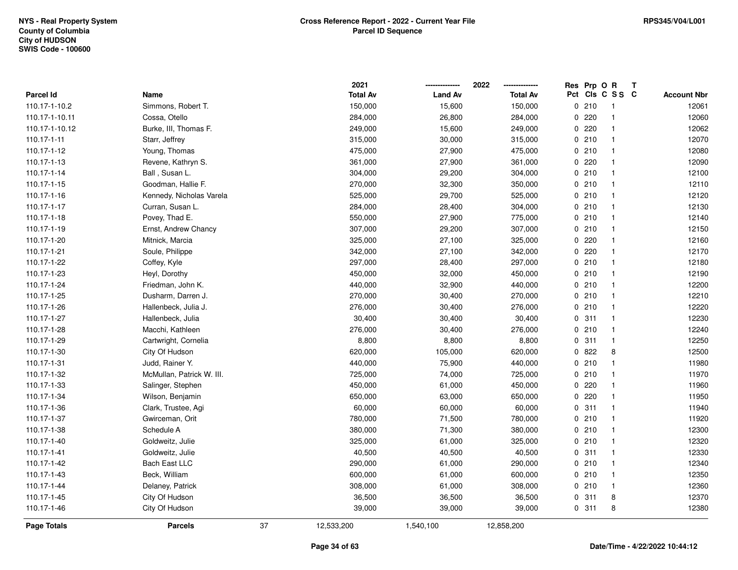NYS - Real Property System
County of Columbia
City of HUDSON
SWIS Code - 100600

**Cross Reference Report - 2022 - Current Year File**
**Parcel ID Sequence**

RPS345/V04/L001

| Parcel Id | Name | 2021 Total Av | 2022 Land Av | 2022 Total Av | Res Pct | Prp Cls | O C | R S S | T C | Account Nbr |
|---|---|---|---|---|---|---|---|---|---|---|
| 110.17-1-10.2 | Simmons, Robert T. | 150,000 | 15,600 | 150,000 | 0 | 210 | | 1 | | 12061 |
| 110.17-1-10.11 | Cossa, Otello | 284,000 | 26,800 | 284,000 | 0 | 220 | | 1 | | 12060 |
| 110.17-1-10.12 | Burke, III, Thomas F. | 249,000 | 15,600 | 249,000 | 0 | 220 | | 1 | | 12062 |
| 110.17-1-11 | Starr, Jeffrey | 315,000 | 30,000 | 315,000 | 0 | 210 | | 1 | | 12070 |
| 110.17-1-12 | Young, Thomas | 475,000 | 27,900 | 475,000 | 0 | 210 | | 1 | | 12080 |
| 110.17-1-13 | Revene, Kathryn S. | 361,000 | 27,900 | 361,000 | 0 | 220 | | 1 | | 12090 |
| 110.17-1-14 | Ball , Susan L. | 304,000 | 29,200 | 304,000 | 0 | 210 | | 1 | | 12100 |
| 110.17-1-15 | Goodman, Hallie F. | 270,000 | 32,300 | 350,000 | 0 | 210 | | 1 | | 12110 |
| 110.17-1-16 | Kennedy, Nicholas Varela | 525,000 | 29,700 | 525,000 | 0 | 210 | | 1 | | 12120 |
| 110.17-1-17 | Curran, Susan L. | 284,000 | 28,400 | 304,000 | 0 | 210 | | 1 | | 12130 |
| 110.17-1-18 | Povey, Thad E. | 550,000 | 27,900 | 775,000 | 0 | 210 | | 1 | | 12140 |
| 110.17-1-19 | Ernst, Andrew Chancy | 307,000 | 29,200 | 307,000 | 0 | 210 | | 1 | | 12150 |
| 110.17-1-20 | Mitnick, Marcia | 325,000 | 27,100 | 325,000 | 0 | 220 | | 1 | | 12160 |
| 110.17-1-21 | Soule, Philippe | 342,000 | 27,100 | 342,000 | 0 | 220 | | 1 | | 12170 |
| 110.17-1-22 | Coffey, Kyle | 297,000 | 28,400 | 297,000 | 0 | 210 | | 1 | | 12180 |
| 110.17-1-23 | Heyl, Dorothy | 450,000 | 32,000 | 450,000 | 0 | 210 | | 1 | | 12190 |
| 110.17-1-24 | Friedman, John K. | 440,000 | 32,900 | 440,000 | 0 | 210 | | 1 | | 12200 |
| 110.17-1-25 | Dusharm, Darren J. | 270,000 | 30,400 | 270,000 | 0 | 210 | | 1 | | 12210 |
| 110.17-1-26 | Hallenbeck, Julia J. | 276,000 | 30,400 | 276,000 | 0 | 210 | | 1 | | 12220 |
| 110.17-1-27 | Hallenbeck, Julia | 30,400 | 30,400 | 30,400 | 0 | 311 | | 1 | | 12230 |
| 110.17-1-28 | Macchi, Kathleen | 276,000 | 30,400 | 276,000 | 0 | 210 | | 1 | | 12240 |
| 110.17-1-29 | Cartwright, Cornelia | 8,800 | 8,800 | 8,800 | 0 | 311 | | 1 | | 12250 |
| 110.17-1-30 | City Of Hudson | 620,000 | 105,000 | 620,000 | 0 | 822 | | 8 | | 12500 |
| 110.17-1-31 | Judd, Rainer Y. | 440,000 | 75,900 | 440,000 | 0 | 210 | | 1 | | 11980 |
| 110.17-1-32 | McMullan, Patrick W. III. | 725,000 | 74,000 | 725,000 | 0 | 210 | | 1 | | 11970 |
| 110.17-1-33 | Salinger, Stephen | 450,000 | 61,000 | 450,000 | 0 | 220 | | 1 | | 11960 |
| 110.17-1-34 | Wilson, Benjamin | 650,000 | 63,000 | 650,000 | 0 | 220 | | 1 | | 11950 |
| 110.17-1-36 | Clark, Trustee, Agi | 60,000 | 60,000 | 60,000 | 0 | 311 | | 1 | | 11940 |
| 110.17-1-37 | Gwirceman, Orit | 780,000 | 71,500 | 780,000 | 0 | 210 | | 1 | | 11920 |
| 110.17-1-38 | Schedule A | 380,000 | 71,300 | 380,000 | 0 | 210 | | 1 | | 12300 |
| 110.17-1-40 | Goldweitz, Julie | 325,000 | 61,000 | 325,000 | 0 | 210 | | 1 | | 12320 |
| 110.17-1-41 | Goldweitz, Julie | 40,500 | 40,500 | 40,500 | 0 | 311 | | 1 | | 12330 |
| 110.17-1-42 | Bach East LLC | 290,000 | 61,000 | 290,000 | 0 | 210 | | 1 | | 12340 |
| 110.17-1-43 | Beck, William | 600,000 | 61,000 | 600,000 | 0 | 210 | | 1 | | 12350 |
| 110.17-1-44 | Delaney, Patrick | 308,000 | 61,000 | 308,000 | 0 | 210 | | 1 | | 12360 |
| 110.17-1-45 | City Of Hudson | 36,500 | 36,500 | 36,500 | 0 | 311 | | 8 | | 12370 |
| 110.17-1-46 | City Of Hudson | 39,000 | 39,000 | 39,000 | 0 | 311 | | 8 | | 12380 |
| **Page Totals** | **Parcels** 37 | 12,533,200 | 1,540,100 | 12,858,200 | | | | | | |

**Date/Time - 4/22/2022 10:44:12**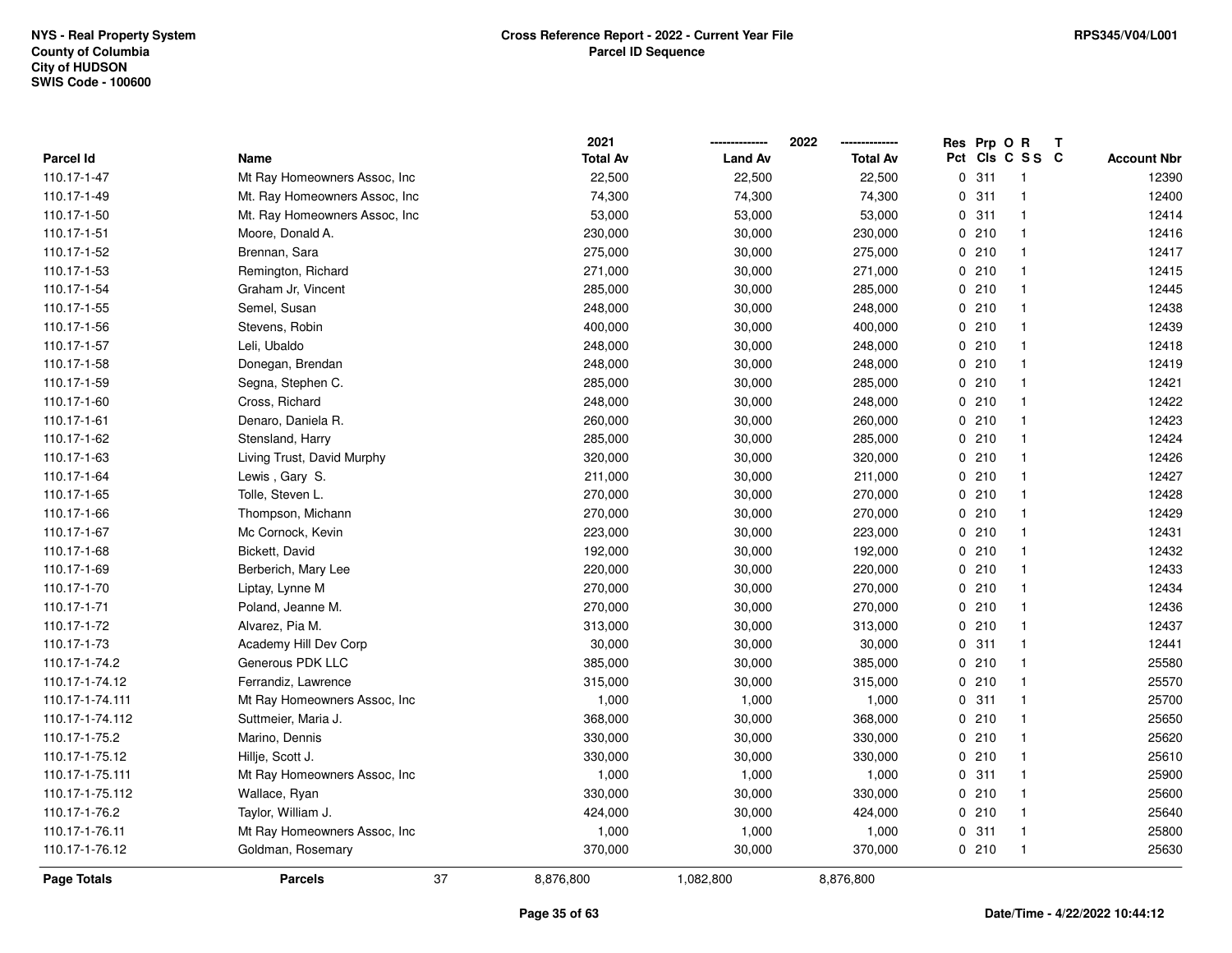NYS - Real Property System
County of Columbia
City of HUDSON
SWIS Code - 100600

**Cross Reference Report - 2022 - Current Year File**
**Parcel ID Sequence**

RPS345/V04/L001

| Parcel Id | Name | 2021 Total Av | 2022 Land Av | 2022 Total Av | Res Pct | Prp Cls | O C | R S S | T C | Account Nbr |
|---|---|---|---|---|---|---|---|---|---|---|
| 110.17-1-47 | Mt Ray Homeowners Assoc, Inc | 22,500 | 22,500 | 22,500 | 0 | 311 | | 1 | | 12390 |
| 110.17-1-49 | Mt. Ray Homeowners Assoc, Inc | 74,300 | 74,300 | 74,300 | 0 | 311 | | 1 | | 12400 |
| 110.17-1-50 | Mt. Ray Homeowners Assoc, Inc | 53,000 | 53,000 | 53,000 | 0 | 311 | | 1 | | 12414 |
| 110.17-1-51 | Moore, Donald A. | 230,000 | 30,000 | 230,000 | 0 | 210 | | 1 | | 12416 |
| 110.17-1-52 | Brennan, Sara | 275,000 | 30,000 | 275,000 | 0 | 210 | | 1 | | 12417 |
| 110.17-1-53 | Remington, Richard | 271,000 | 30,000 | 271,000 | 0 | 210 | | 1 | | 12415 |
| 110.17-1-54 | Graham Jr, Vincent | 285,000 | 30,000 | 285,000 | 0 | 210 | | 1 | | 12445 |
| 110.17-1-55 | Semel, Susan | 248,000 | 30,000 | 248,000 | 0 | 210 | | 1 | | 12438 |
| 110.17-1-56 | Stevens, Robin | 400,000 | 30,000 | 400,000 | 0 | 210 | | 1 | | 12439 |
| 110.17-1-57 | Leli, Ubaldo | 248,000 | 30,000 | 248,000 | 0 | 210 | | 1 | | 12418 |
| 110.17-1-58 | Donegan, Brendan | 248,000 | 30,000 | 248,000 | 0 | 210 | | 1 | | 12419 |
| 110.17-1-59 | Segna, Stephen C. | 285,000 | 30,000 | 285,000 | 0 | 210 | | 1 | | 12421 |
| 110.17-1-60 | Cross, Richard | 248,000 | 30,000 | 248,000 | 0 | 210 | | 1 | | 12422 |
| 110.17-1-61 | Denaro, Daniela R. | 260,000 | 30,000 | 260,000 | 0 | 210 | | 1 | | 12423 |
| 110.17-1-62 | Stensland, Harry | 285,000 | 30,000 | 285,000 | 0 | 210 | | 1 | | 12424 |
| 110.17-1-63 | Living Trust, David Murphy | 320,000 | 30,000 | 320,000 | 0 | 210 | | 1 | | 12426 |
| 110.17-1-64 | Lewis , Gary S. | 211,000 | 30,000 | 211,000 | 0 | 210 | | 1 | | 12427 |
| 110.17-1-65 | Tolle, Steven L. | 270,000 | 30,000 | 270,000 | 0 | 210 | | 1 | | 12428 |
| 110.17-1-66 | Thompson, Michann | 270,000 | 30,000 | 270,000 | 0 | 210 | | 1 | | 12429 |
| 110.17-1-67 | Mc Cornock, Kevin | 223,000 | 30,000 | 223,000 | 0 | 210 | | 1 | | 12431 |
| 110.17-1-68 | Bickett, David | 192,000 | 30,000 | 192,000 | 0 | 210 | | 1 | | 12432 |
| 110.17-1-69 | Berberich, Mary Lee | 220,000 | 30,000 | 220,000 | 0 | 210 | | 1 | | 12433 |
| 110.17-1-70 | Liptay, Lynne M | 270,000 | 30,000 | 270,000 | 0 | 210 | | 1 | | 12434 |
| 110.17-1-71 | Poland, Jeanne M. | 270,000 | 30,000 | 270,000 | 0 | 210 | | 1 | | 12436 |
| 110.17-1-72 | Alvarez, Pia M. | 313,000 | 30,000 | 313,000 | 0 | 210 | | 1 | | 12437 |
| 110.17-1-73 | Academy Hill Dev Corp | 30,000 | 30,000 | 30,000 | 0 | 311 | | 1 | | 12441 |
| 110.17-1-74.2 | Generous PDK LLC | 385,000 | 30,000 | 385,000 | 0 | 210 | | 1 | | 25580 |
| 110.17-1-74.12 | Ferrandiz, Lawrence | 315,000 | 30,000 | 315,000 | 0 | 210 | | 1 | | 25570 |
| 110.17-1-74.111 | Mt Ray Homeowners Assoc, Inc | 1,000 | 1,000 | 1,000 | 0 | 311 | | 1 | | 25700 |
| 110.17-1-74.112 | Suttmeier, Maria J. | 368,000 | 30,000 | 368,000 | 0 | 210 | | 1 | | 25650 |
| 110.17-1-75.2 | Marino, Dennis | 330,000 | 30,000 | 330,000 | 0 | 210 | | 1 | | 25620 |
| 110.17-1-75.12 | Hillje, Scott J. | 330,000 | 30,000 | 330,000 | 0 | 210 | | 1 | | 25610 |
| 110.17-1-75.111 | Mt Ray Homeowners Assoc, Inc | 1,000 | 1,000 | 1,000 | 0 | 311 | | 1 | | 25900 |
| 110.17-1-75.112 | Wallace, Ryan | 330,000 | 30,000 | 330,000 | 0 | 210 | | 1 | | 25600 |
| 110.17-1-76.2 | Taylor, William J. | 424,000 | 30,000 | 424,000 | 0 | 210 | | 1 | | 25640 |
| 110.17-1-76.11 | Mt Ray Homeowners Assoc, Inc | 1,000 | 1,000 | 1,000 | 0 | 311 | | 1 | | 25800 |
| 110.17-1-76.12 | Goldman, Rosemary | 370,000 | 30,000 | 370,000 | 0 | 210 | | 1 | | 25630 |
| **Page Totals** | **Parcels** 37 | 8,876,800 | 1,082,800 | 8,876,800 | | | | | | |

Date/Time - 4/22/2022 10:44:12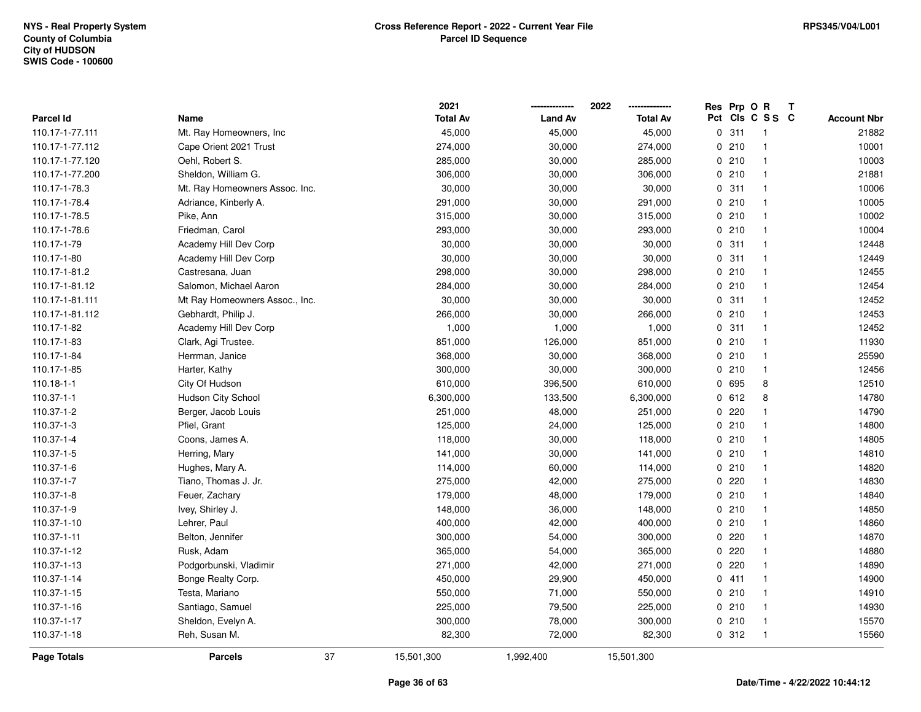NYS - Real Property System
County of Columbia
City of HUDSON
SWIS Code - 100600

**Cross Reference Report - 2022 - Current Year File**
**Parcel ID Sequence**

RPS345/V04/L001

| Parcel Id | Name | 2021 Total Av | 2022 Land Av | 2022 Total Av | Res Pct | Prp Cls | O C | R S S | T C | Account Nbr |
|---|---|---|---|---|---|---|---|---|---|---|
| 110.17-1-77.111 | Mt. Ray Homeowners, Inc | 45,000 | 45,000 | 45,000 | 0 | 311 | | 1 | | 21882 |
| 110.17-1-77.112 | Cape Orient 2021 Trust | 274,000 | 30,000 | 274,000 | 0 | 210 | | 1 | | 10001 |
| 110.17-1-77.120 | Oehl, Robert S. | 285,000 | 30,000 | 285,000 | 0 | 210 | | 1 | | 10003 |
| 110.17-1-77.200 | Sheldon, William G. | 306,000 | 30,000 | 306,000 | 0 | 210 | | 1 | | 21881 |
| 110.17-1-78.3 | Mt. Ray Homeowners Assoc. Inc. | 30,000 | 30,000 | 30,000 | 0 | 311 | | 1 | | 10006 |
| 110.17-1-78.4 | Adriance, Kinberly A. | 291,000 | 30,000 | 291,000 | 0 | 210 | | 1 | | 10005 |
| 110.17-1-78.5 | Pike, Ann | 315,000 | 30,000 | 315,000 | 0 | 210 | | 1 | | 10002 |
| 110.17-1-78.6 | Friedman, Carol | 293,000 | 30,000 | 293,000 | 0 | 210 | | 1 | | 10004 |
| 110.17-1-79 | Academy Hill Dev Corp | 30,000 | 30,000 | 30,000 | 0 | 311 | | 1 | | 12448 |
| 110.17-1-80 | Academy Hill Dev Corp | 30,000 | 30,000 | 30,000 | 0 | 311 | | 1 | | 12449 |
| 110.17-1-81.2 | Castresana, Juan | 298,000 | 30,000 | 298,000 | 0 | 210 | | 1 | | 12455 |
| 110.17-1-81.12 | Salomon, Michael Aaron | 284,000 | 30,000 | 284,000 | 0 | 210 | | 1 | | 12454 |
| 110.17-1-81.111 | Mt Ray Homeowners Assoc., Inc. | 30,000 | 30,000 | 30,000 | 0 | 311 | | 1 | | 12452 |
| 110.17-1-81.112 | Gebhardt, Philip J. | 266,000 | 30,000 | 266,000 | 0 | 210 | | 1 | | 12453 |
| 110.17-1-82 | Academy Hill Dev Corp | 1,000 | 1,000 | 1,000 | 0 | 311 | | 1 | | 12452 |
| 110.17-1-83 | Clark, Agi Trustee. | 851,000 | 126,000 | 851,000 | 0 | 210 | | 1 | | 11930 |
| 110.17-1-84 | Herrman, Janice | 368,000 | 30,000 | 368,000 | 0 | 210 | | 1 | | 25590 |
| 110.17-1-85 | Harter, Kathy | 300,000 | 30,000 | 300,000 | 0 | 210 | | 1 | | 12456 |
| 110.18-1-1 | City Of Hudson | 610,000 | 396,500 | 610,000 | 0 | 695 | | 8 | | 12510 |
| 110.37-1-1 | Hudson City School | 6,300,000 | 133,500 | 6,300,000 | 0 | 612 | | 8 | | 14780 |
| 110.37-1-2 | Berger, Jacob Louis | 251,000 | 48,000 | 251,000 | 0 | 220 | | 1 | | 14790 |
| 110.37-1-3 | Pfiel, Grant | 125,000 | 24,000 | 125,000 | 0 | 210 | | 1 | | 14800 |
| 110.37-1-4 | Coons, James A. | 118,000 | 30,000 | 118,000 | 0 | 210 | | 1 | | 14805 |
| 110.37-1-5 | Herring, Mary | 141,000 | 30,000 | 141,000 | 0 | 210 | | 1 | | 14810 |
| 110.37-1-6 | Hughes, Mary A. | 114,000 | 60,000 | 114,000 | 0 | 210 | | 1 | | 14820 |
| 110.37-1-7 | Tiano, Thomas J. Jr. | 275,000 | 42,000 | 275,000 | 0 | 220 | | 1 | | 14830 |
| 110.37-1-8 | Feuer, Zachary | 179,000 | 48,000 | 179,000 | 0 | 210 | | 1 | | 14840 |
| 110.37-1-9 | Ivey, Shirley J. | 148,000 | 36,000 | 148,000 | 0 | 210 | | 1 | | 14850 |
| 110.37-1-10 | Lehrer, Paul | 400,000 | 42,000 | 400,000 | 0 | 210 | | 1 | | 14860 |
| 110.37-1-11 | Belton, Jennifer | 300,000 | 54,000 | 300,000 | 0 | 220 | | 1 | | 14870 |
| 110.37-1-12 | Rusk, Adam | 365,000 | 54,000 | 365,000 | 0 | 220 | | 1 | | 14880 |
| 110.37-1-13 | Podgorbunski, Vladimir | 271,000 | 42,000 | 271,000 | 0 | 220 | | 1 | | 14890 |
| 110.37-1-14 | Bonge Realty Corp. | 450,000 | 29,900 | 450,000 | 0 | 411 | | 1 | | 14900 |
| 110.37-1-15 | Testa, Mariano | 550,000 | 71,000 | 550,000 | 0 | 210 | | 1 | | 14910 |
| 110.37-1-16 | Santiago, Samuel | 225,000 | 79,500 | 225,000 | 0 | 210 | | 1 | | 14930 |
| 110.37-1-17 | Sheldon, Evelyn A. | 300,000 | 78,000 | 300,000 | 0 | 210 | | 1 | | 15570 |
| 110.37-1-18 | Reh, Susan M. | 82,300 | 72,000 | 82,300 | 0 | 312 | | 1 | | 15560 |
| **Page Totals** | **Parcels** 37 | 15,501,300 | 1,992,400 | 15,501,300 | | | | | | |

Date/Time - 4/22/2022 10:44:12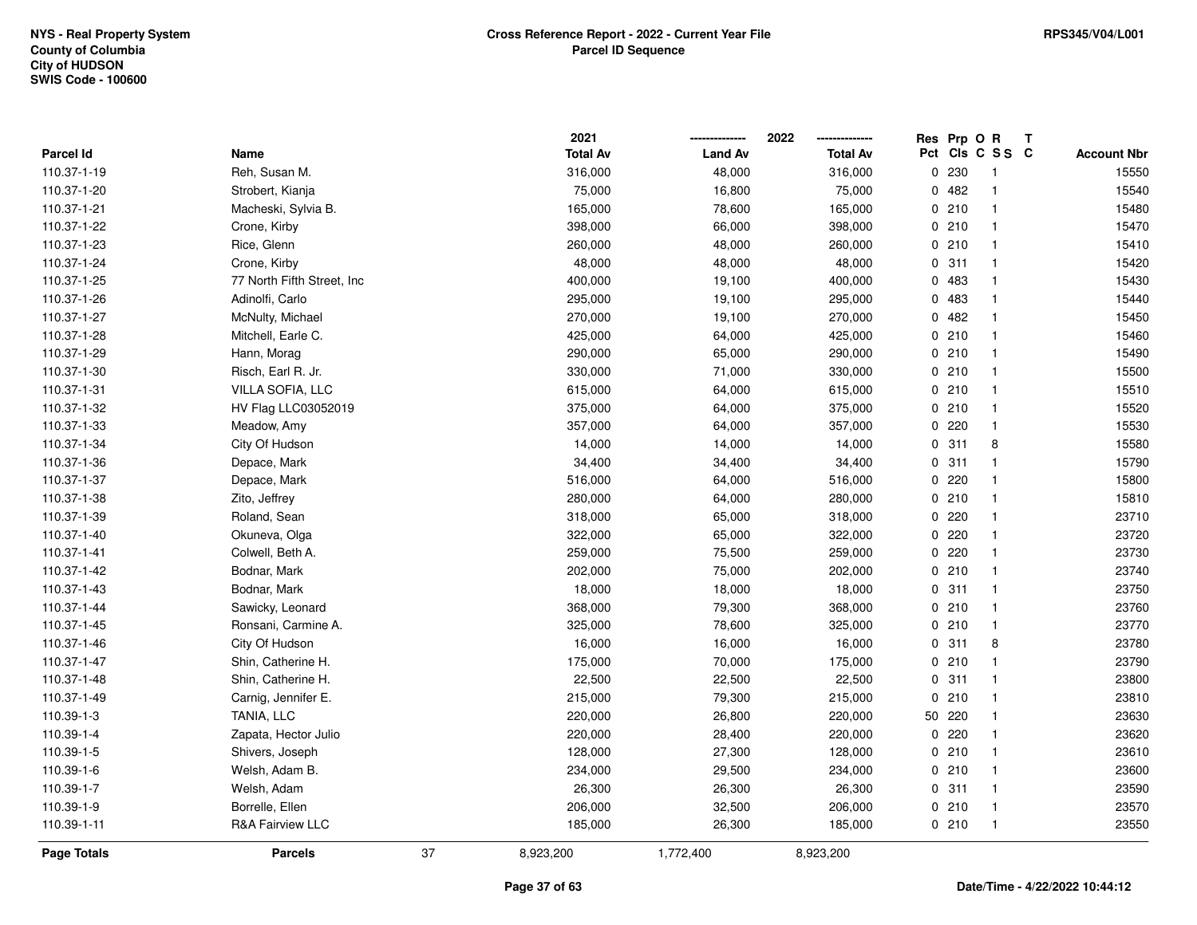NYS - Real Property System
County of Columbia
City of HUDSON
SWIS Code - 100600

**Cross Reference Report - 2022 - Current Year File**
**Parcel ID Sequence**

RPS345/V04/L001

| Parcel Id | Name | | 2021 Total Av | 2022 Land Av | 2022 Total Av | Res Pct | Prp Cls | O C | R SS | T C | Account Nbr |
|---|---|---|---|---|---|---|---|---|---|---|---|
| 110.37-1-19 | Reh, Susan M. | | 316,000 | 48,000 | 316,000 | 0 | 230 | | 1 | | 15550 |
| 110.37-1-20 | Strobert, Kianja | | 75,000 | 16,800 | 75,000 | 0 | 482 | | 1 | | 15540 |
| 110.37-1-21 | Macheski, Sylvia B. | | 165,000 | 78,600 | 165,000 | 0 | 210 | | 1 | | 15480 |
| 110.37-1-22 | Crone, Kirby | | 398,000 | 66,000 | 398,000 | 0 | 210 | | 1 | | 15470 |
| 110.37-1-23 | Rice, Glenn | | 260,000 | 48,000 | 260,000 | 0 | 210 | | 1 | | 15410 |
| 110.37-1-24 | Crone, Kirby | | 48,000 | 48,000 | 48,000 | 0 | 311 | | 1 | | 15420 |
| 110.37-1-25 | 77 North Fifth Street, Inc | | 400,000 | 19,100 | 400,000 | 0 | 483 | | 1 | | 15430 |
| 110.37-1-26 | Adinolfi, Carlo | | 295,000 | 19,100 | 295,000 | 0 | 483 | | 1 | | 15440 |
| 110.37-1-27 | McNulty, Michael | | 270,000 | 19,100 | 270,000 | 0 | 482 | | 1 | | 15450 |
| 110.37-1-28 | Mitchell, Earle C. | | 425,000 | 64,000 | 425,000 | 0 | 210 | | 1 | | 15460 |
| 110.37-1-29 | Hann, Morag | | 290,000 | 65,000 | 290,000 | 0 | 210 | | 1 | | 15490 |
| 110.37-1-30 | Risch, Earl R. Jr. | | 330,000 | 71,000 | 330,000 | 0 | 210 | | 1 | | 15500 |
| 110.37-1-31 | VILLA SOFIA, LLC | | 615,000 | 64,000 | 615,000 | 0 | 210 | | 1 | | 15510 |
| 110.37-1-32 | HV Flag LLC03052019 | | 375,000 | 64,000 | 375,000 | 0 | 210 | | 1 | | 15520 |
| 110.37-1-33 | Meadow, Amy | | 357,000 | 64,000 | 357,000 | 0 | 220 | | 1 | | 15530 |
| 110.37-1-34 | City Of Hudson | | 14,000 | 14,000 | 14,000 | 0 | 311 | | 8 | | 15580 |
| 110.37-1-36 | Depace, Mark | | 34,400 | 34,400 | 34,400 | 0 | 311 | | 1 | | 15790 |
| 110.37-1-37 | Depace, Mark | | 516,000 | 64,000 | 516,000 | 0 | 220 | | 1 | | 15800 |
| 110.37-1-38 | Zito, Jeffrey | | 280,000 | 64,000 | 280,000 | 0 | 210 | | 1 | | 15810 |
| 110.37-1-39 | Roland, Sean | | 318,000 | 65,000 | 318,000 | 0 | 220 | | 1 | | 23710 |
| 110.37-1-40 | Okuneva, Olga | | 322,000 | 65,000 | 322,000 | 0 | 220 | | 1 | | 23720 |
| 110.37-1-41 | Colwell, Beth A. | | 259,000 | 75,500 | 259,000 | 0 | 220 | | 1 | | 23730 |
| 110.37-1-42 | Bodnar, Mark | | 202,000 | 75,000 | 202,000 | 0 | 210 | | 1 | | 23740 |
| 110.37-1-43 | Bodnar, Mark | | 18,000 | 18,000 | 18,000 | 0 | 311 | | 1 | | 23750 |
| 110.37-1-44 | Sawicky, Leonard | | 368,000 | 79,300 | 368,000 | 0 | 210 | | 1 | | 23760 |
| 110.37-1-45 | Ronsani, Carmine A. | | 325,000 | 78,600 | 325,000 | 0 | 210 | | 1 | | 23770 |
| 110.37-1-46 | City Of Hudson | | 16,000 | 16,000 | 16,000 | 0 | 311 | | 8 | | 23780 |
| 110.37-1-47 | Shin, Catherine H. | | 175,000 | 70,000 | 175,000 | 0 | 210 | | 1 | | 23790 |
| 110.37-1-48 | Shin, Catherine H. | | 22,500 | 22,500 | 22,500 | 0 | 311 | | 1 | | 23800 |
| 110.37-1-49 | Carnig, Jennifer E. | | 215,000 | 79,300 | 215,000 | 0 | 210 | | 1 | | 23810 |
| 110.39-1-3 | TANIA, LLC | | 220,000 | 26,800 | 220,000 | 50 | 220 | | 1 | | 23630 |
| 110.39-1-4 | Zapata, Hector Julio | | 220,000 | 28,400 | 220,000 | 0 | 220 | | 1 | | 23620 |
| 110.39-1-5 | Shivers, Joseph | | 128,000 | 27,300 | 128,000 | 0 | 210 | | 1 | | 23610 |
| 110.39-1-6 | Welsh, Adam B. | | 234,000 | 29,500 | 234,000 | 0 | 210 | | 1 | | 23600 |
| 110.39-1-7 | Welsh, Adam | | 26,300 | 26,300 | 26,300 | 0 | 311 | | 1 | | 23590 |
| 110.39-1-9 | Borrelle, Ellen | | 206,000 | 32,500 | 206,000 | 0 | 210 | | 1 | | 23570 |
| 110.39-1-11 | R&A Fairview LLC | | 185,000 | 26,300 | 185,000 | 0 | 210 | | 1 | | 23550 |
| **Page Totals** | **Parcels** | 37 | 8,923,200 | 1,772,400 | 8,923,200 | | | | | | |

Date/Time - 4/22/2022 10:44:12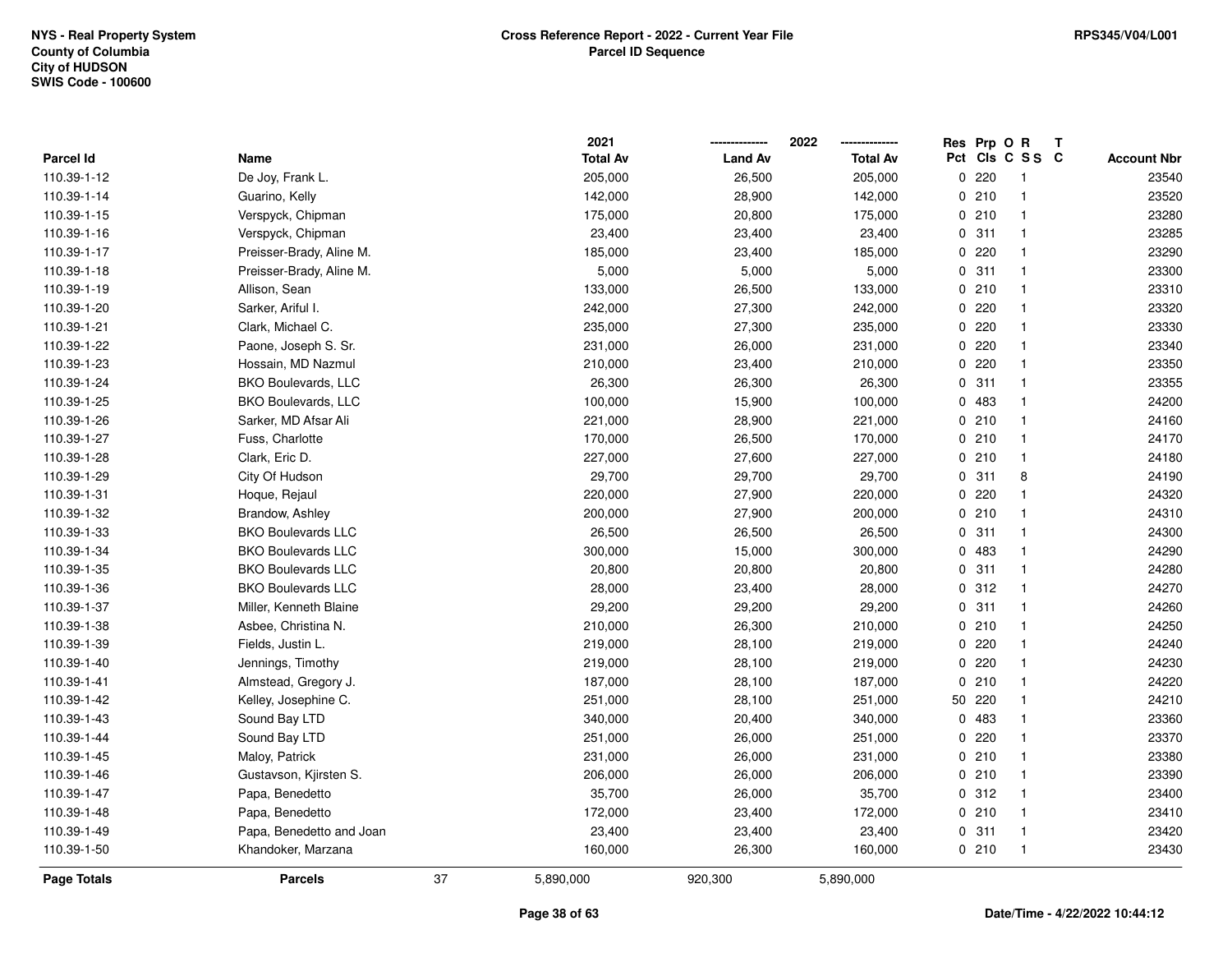**NYS - Real Property System**
**County of Columbia**
**City of HUDSON**
**SWIS Code - 100600**

**Cross Reference Report - 2022 - Current Year File**
**Parcel ID Sequence**

**RPS345/V04/L001**

| Parcel Id | Name | 2021 Total Av | 2022 Land Av | 2022 Total Av | Res Pct | Prp Cls | O C | R S S | T C | Account Nbr |
|---|---|---|---|---|---|---|---|---|---|---|
| 110.39-1-12 | De Joy, Frank L. | 205,000 | 26,500 | 205,000 | 0 | 220 | | 1 | | 23540 |
| 110.39-1-14 | Guarino, Kelly | 142,000 | 28,900 | 142,000 | 0 | 210 | | 1 | | 23520 |
| 110.39-1-15 | Verspyck, Chipman | 175,000 | 20,800 | 175,000 | 0 | 210 | | 1 | | 23280 |
| 110.39-1-16 | Verspyck, Chipman | 23,400 | 23,400 | 23,400 | 0 | 311 | | 1 | | 23285 |
| 110.39-1-17 | Preisser-Brady, Aline M. | 185,000 | 23,400 | 185,000 | 0 | 220 | | 1 | | 23290 |
| 110.39-1-18 | Preisser-Brady, Aline M. | 5,000 | 5,000 | 5,000 | 0 | 311 | | 1 | | 23300 |
| 110.39-1-19 | Allison, Sean | 133,000 | 26,500 | 133,000 | 0 | 210 | | 1 | | 23310 |
| 110.39-1-20 | Sarker, Ariful I. | 242,000 | 27,300 | 242,000 | 0 | 220 | | 1 | | 23320 |
| 110.39-1-21 | Clark, Michael C. | 235,000 | 27,300 | 235,000 | 0 | 220 | | 1 | | 23330 |
| 110.39-1-22 | Paone, Joseph S. Sr. | 231,000 | 26,000 | 231,000 | 0 | 220 | | 1 | | 23340 |
| 110.39-1-23 | Hossain, MD Nazmul | 210,000 | 23,400 | 210,000 | 0 | 220 | | 1 | | 23350 |
| 110.39-1-24 | BKO Boulevards, LLC | 26,300 | 26,300 | 26,300 | 0 | 311 | | 1 | | 23355 |
| 110.39-1-25 | BKO Boulevards, LLC | 100,000 | 15,900 | 100,000 | 0 | 483 | | 1 | | 24200 |
| 110.39-1-26 | Sarker, MD Afsar Ali | 221,000 | 28,900 | 221,000 | 0 | 210 | | 1 | | 24160 |
| 110.39-1-27 | Fuss, Charlotte | 170,000 | 26,500 | 170,000 | 0 | 210 | | 1 | | 24170 |
| 110.39-1-28 | Clark, Eric D. | 227,000 | 27,600 | 227,000 | 0 | 210 | | 1 | | 24180 |
| 110.39-1-29 | City Of Hudson | 29,700 | 29,700 | 29,700 | 0 | 311 | | 8 | | 24190 |
| 110.39-1-31 | Hoque, Rejaul | 220,000 | 27,900 | 220,000 | 0 | 220 | | 1 | | 24320 |
| 110.39-1-32 | Brandow, Ashley | 200,000 | 27,900 | 200,000 | 0 | 210 | | 1 | | 24310 |
| 110.39-1-33 | BKO Boulevards LLC | 26,500 | 26,500 | 26,500 | 0 | 311 | | 1 | | 24300 |
| 110.39-1-34 | BKO Boulevards LLC | 300,000 | 15,000 | 300,000 | 0 | 483 | | 1 | | 24290 |
| 110.39-1-35 | BKO Boulevards LLC | 20,800 | 20,800 | 20,800 | 0 | 311 | | 1 | | 24280 |
| 110.39-1-36 | BKO Boulevards LLC | 28,000 | 23,400 | 28,000 | 0 | 312 | | 1 | | 24270 |
| 110.39-1-37 | Miller, Kenneth Blaine | 29,200 | 29,200 | 29,200 | 0 | 311 | | 1 | | 24260 |
| 110.39-1-38 | Asbee, Christina N. | 210,000 | 26,300 | 210,000 | 0 | 210 | | 1 | | 24250 |
| 110.39-1-39 | Fields, Justin L. | 219,000 | 28,100 | 219,000 | 0 | 220 | | 1 | | 24240 |
| 110.39-1-40 | Jennings, Timothy | 219,000 | 28,100 | 219,000 | 0 | 220 | | 1 | | 24230 |
| 110.39-1-41 | Almstead, Gregory J. | 187,000 | 28,100 | 187,000 | 0 | 210 | | 1 | | 24220 |
| 110.39-1-42 | Kelley, Josephine C. | 251,000 | 28,100 | 251,000 | 50 | 220 | | 1 | | 24210 |
| 110.39-1-43 | Sound Bay LTD | 340,000 | 20,400 | 340,000 | 0 | 483 | | 1 | | 23360 |
| 110.39-1-44 | Sound Bay LTD | 251,000 | 26,000 | 251,000 | 0 | 220 | | 1 | | 23370 |
| 110.39-1-45 | Maloy, Patrick | 231,000 | 26,000 | 231,000 | 0 | 210 | | 1 | | 23380 |
| 110.39-1-46 | Gustavson, Kjirsten S. | 206,000 | 26,000 | 206,000 | 0 | 210 | | 1 | | 23390 |
| 110.39-1-47 | Papa, Benedetto | 35,700 | 26,000 | 35,700 | 0 | 312 | | 1 | | 23400 |
| 110.39-1-48 | Papa, Benedetto | 172,000 | 23,400 | 172,000 | 0 | 210 | | 1 | | 23410 |
| 110.39-1-49 | Papa, Benedetto and Joan | 23,400 | 23,400 | 23,400 | 0 | 311 | | 1 | | 23420 |
| 110.39-1-50 | Khandoker, Marzana | 160,000 | 26,300 | 160,000 | 0 | 210 | | 1 | | 23430 |
| **Page Totals** | **Parcels** 37 | 5,890,000 | 920,300 | 5,890,000 | | | | | | |

**Date/Time - 4/22/2022 10:44:12**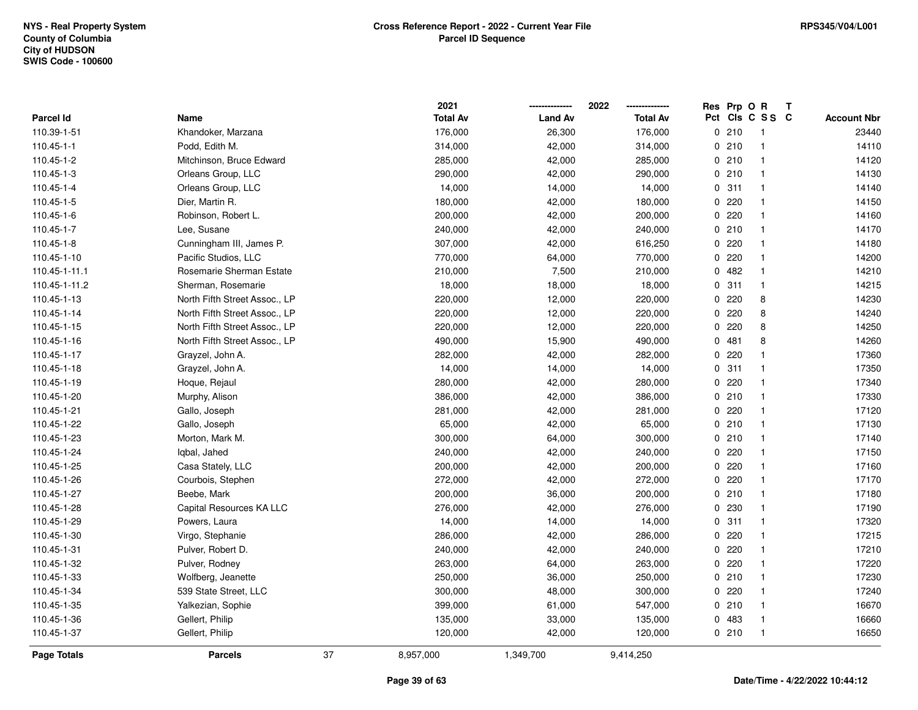NYS - Real Property System
County of Columbia
City of HUDSON
SWIS Code - 100600

**Cross Reference Report - 2022 - Current Year File**
**Parcel ID Sequence**

RPS345/V04/L001

| Parcel Id | Name | 2021 Total Av | 2022 Land Av | 2022 Total Av | Res Pct | Prp Cls | O C | R S S | T C | Account Nbr |
|---|---|---|---|---|---|---|---|---|---|---|
| 110.39-1-51 | Khandoker, Marzana | 176,000 | 26,300 | 176,000 | 0 | 210 | | 1 | | 23440 |
| 110.45-1-1 | Podd, Edith M. | 314,000 | 42,000 | 314,000 | 0 | 210 | | 1 | | 14110 |
| 110.45-1-2 | Mitchinson, Bruce Edward | 285,000 | 42,000 | 285,000 | 0 | 210 | | 1 | | 14120 |
| 110.45-1-3 | Orleans Group, LLC | 290,000 | 42,000 | 290,000 | 0 | 210 | | 1 | | 14130 |
| 110.45-1-4 | Orleans Group, LLC | 14,000 | 14,000 | 14,000 | 0 | 311 | | 1 | | 14140 |
| 110.45-1-5 | Dier, Martin R. | 180,000 | 42,000 | 180,000 | 0 | 220 | | 1 | | 14150 |
| 110.45-1-6 | Robinson, Robert L. | 200,000 | 42,000 | 200,000 | 0 | 220 | | 1 | | 14160 |
| 110.45-1-7 | Lee, Susane | 240,000 | 42,000 | 240,000 | 0 | 210 | | 1 | | 14170 |
| 110.45-1-8 | Cunningham III, James P. | 307,000 | 42,000 | 616,250 | 0 | 220 | | 1 | | 14180 |
| 110.45-1-10 | Pacific Studios, LLC | 770,000 | 64,000 | 770,000 | 0 | 220 | | 1 | | 14200 |
| 110.45-1-11.1 | Rosemarie Sherman Estate | 210,000 | 7,500 | 210,000 | 0 | 482 | | 1 | | 14210 |
| 110.45-1-11.2 | Sherman, Rosemarie | 18,000 | 18,000 | 18,000 | 0 | 311 | | 1 | | 14215 |
| 110.45-1-13 | North Fifth Street Assoc., LP | 220,000 | 12,000 | 220,000 | 0 | 220 | | 8 | | 14230 |
| 110.45-1-14 | North Fifth Street Assoc., LP | 220,000 | 12,000 | 220,000 | 0 | 220 | | 8 | | 14240 |
| 110.45-1-15 | North Fifth Street Assoc., LP | 220,000 | 12,000 | 220,000 | 0 | 220 | | 8 | | 14250 |
| 110.45-1-16 | North Fifth Street Assoc., LP | 490,000 | 15,900 | 490,000 | 0 | 481 | | 8 | | 14260 |
| 110.45-1-17 | Grayzel, John A. | 282,000 | 42,000 | 282,000 | 0 | 220 | | 1 | | 17360 |
| 110.45-1-18 | Grayzel, John A. | 14,000 | 14,000 | 14,000 | 0 | 311 | | 1 | | 17350 |
| 110.45-1-19 | Hoque, Rejaul | 280,000 | 42,000 | 280,000 | 0 | 220 | | 1 | | 17340 |
| 110.45-1-20 | Murphy, Alison | 386,000 | 42,000 | 386,000 | 0 | 210 | | 1 | | 17330 |
| 110.45-1-21 | Gallo, Joseph | 281,000 | 42,000 | 281,000 | 0 | 220 | | 1 | | 17120 |
| 110.45-1-22 | Gallo, Joseph | 65,000 | 42,000 | 65,000 | 0 | 210 | | 1 | | 17130 |
| 110.45-1-23 | Morton, Mark M. | 300,000 | 64,000 | 300,000 | 0 | 210 | | 1 | | 17140 |
| 110.45-1-24 | Iqbal, Jahed | 240,000 | 42,000 | 240,000 | 0 | 220 | | 1 | | 17150 |
| 110.45-1-25 | Casa Stately, LLC | 200,000 | 42,000 | 200,000 | 0 | 220 | | 1 | | 17160 |
| 110.45-1-26 | Courbois, Stephen | 272,000 | 42,000 | 272,000 | 0 | 220 | | 1 | | 17170 |
| 110.45-1-27 | Beebe, Mark | 200,000 | 36,000 | 200,000 | 0 | 210 | | 1 | | 17180 |
| 110.45-1-28 | Capital Resources KA LLC | 276,000 | 42,000 | 276,000 | 0 | 230 | | 1 | | 17190 |
| 110.45-1-29 | Powers, Laura | 14,000 | 14,000 | 14,000 | 0 | 311 | | 1 | | 17320 |
| 110.45-1-30 | Virgo, Stephanie | 286,000 | 42,000 | 286,000 | 0 | 220 | | 1 | | 17215 |
| 110.45-1-31 | Pulver, Robert D. | 240,000 | 42,000 | 240,000 | 0 | 220 | | 1 | | 17210 |
| 110.45-1-32 | Pulver, Rodney | 263,000 | 64,000 | 263,000 | 0 | 220 | | 1 | | 17220 |
| 110.45-1-33 | Wolfberg, Jeanette | 250,000 | 36,000 | 250,000 | 0 | 210 | | 1 | | 17230 |
| 110.45-1-34 | 539 State Street, LLC | 300,000 | 48,000 | 300,000 | 0 | 220 | | 1 | | 17240 |
| 110.45-1-35 | Yalkezian, Sophie | 399,000 | 61,000 | 547,000 | 0 | 210 | | 1 | | 16670 |
| 110.45-1-36 | Gellert, Philip | 135,000 | 33,000 | 135,000 | 0 | 483 | | 1 | | 16660 |
| 110.45-1-37 | Gellert, Philip | 120,000 | 42,000 | 120,000 | 0 | 210 | | 1 | | 16650 |
| **Page Totals** | **Parcels** 37 | 8,957,000 | 1,349,700 | 9,414,250 | | | | | | |

**Date/Time - 4/22/2022 10:44:12**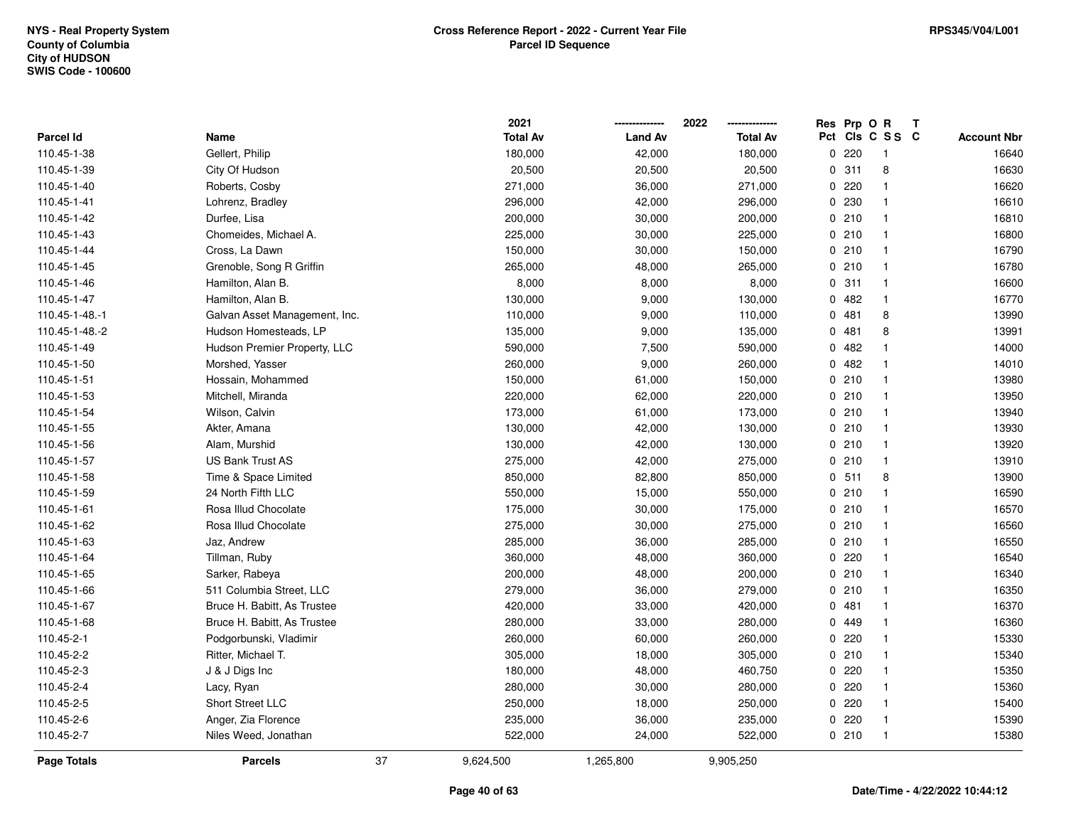**NYS - Real Property System**
**County of Columbia**
**City of HUDSON**
**SWIS Code - 100600**

**Cross Reference Report - 2022 - Current Year File**
**Parcel ID Sequence**

**RPS345/V04/L001**

| Parcel Id | Name | 2021 Total Av | 2022 Land Av | 2022 Total Av | Res Pct | Prp Cls | O C | R S S | T C | Account Nbr |
|---|---|---|---|---|---|---|---|---|---|---|
| 110.45-1-38 | Gellert, Philip | 180,000 | 42,000 | 180,000 | 0 | 220 | | 1 | | 16640 |
| 110.45-1-39 | City Of Hudson | 20,500 | 20,500 | 20,500 | 0 | 311 | | 8 | | 16630 |
| 110.45-1-40 | Roberts, Cosby | 271,000 | 36,000 | 271,000 | 0 | 220 | | 1 | | 16620 |
| 110.45-1-41 | Lohrenz, Bradley | 296,000 | 42,000 | 296,000 | 0 | 230 | | 1 | | 16610 |
| 110.45-1-42 | Durfee, Lisa | 200,000 | 30,000 | 200,000 | 0 | 210 | | 1 | | 16810 |
| 110.45-1-43 | Chomeides, Michael A. | 225,000 | 30,000 | 225,000 | 0 | 210 | | 1 | | 16800 |
| 110.45-1-44 | Cross, La Dawn | 150,000 | 30,000 | 150,000 | 0 | 210 | | 1 | | 16790 |
| 110.45-1-45 | Grenoble, Song R Griffin | 265,000 | 48,000 | 265,000 | 0 | 210 | | 1 | | 16780 |
| 110.45-1-46 | Hamilton, Alan B. | 8,000 | 8,000 | 8,000 | 0 | 311 | | 1 | | 16600 |
| 110.45-1-47 | Hamilton, Alan B. | 130,000 | 9,000 | 130,000 | 0 | 482 | | 1 | | 16770 |
| 110.45-1-48.-1 | Galvan Asset Management, Inc. | 110,000 | 9,000 | 110,000 | 0 | 481 | | 8 | | 13990 |
| 110.45-1-48.-2 | Hudson Homesteads, LP | 135,000 | 9,000 | 135,000 | 0 | 481 | | 8 | | 13991 |
| 110.45-1-49 | Hudson Premier Property, LLC | 590,000 | 7,500 | 590,000 | 0 | 482 | | 1 | | 14000 |
| 110.45-1-50 | Morshed, Yasser | 260,000 | 9,000 | 260,000 | 0 | 482 | | 1 | | 14010 |
| 110.45-1-51 | Hossain, Mohammed | 150,000 | 61,000 | 150,000 | 0 | 210 | | 1 | | 13980 |
| 110.45-1-53 | Mitchell, Miranda | 220,000 | 62,000 | 220,000 | 0 | 210 | | 1 | | 13950 |
| 110.45-1-54 | Wilson, Calvin | 173,000 | 61,000 | 173,000 | 0 | 210 | | 1 | | 13940 |
| 110.45-1-55 | Akter, Amana | 130,000 | 42,000 | 130,000 | 0 | 210 | | 1 | | 13930 |
| 110.45-1-56 | Alam, Murshid | 130,000 | 42,000 | 130,000 | 0 | 210 | | 1 | | 13920 |
| 110.45-1-57 | US Bank Trust AS | 275,000 | 42,000 | 275,000 | 0 | 210 | | 1 | | 13910 |
| 110.45-1-58 | Time & Space Limited | 850,000 | 82,800 | 850,000 | 0 | 511 | | 8 | | 13900 |
| 110.45-1-59 | 24 North Fifth LLC | 550,000 | 15,000 | 550,000 | 0 | 210 | | 1 | | 16590 |
| 110.45-1-61 | Rosa Illud Chocolate | 175,000 | 30,000 | 175,000 | 0 | 210 | | 1 | | 16570 |
| 110.45-1-62 | Rosa Illud Chocolate | 275,000 | 30,000 | 275,000 | 0 | 210 | | 1 | | 16560 |
| 110.45-1-63 | Jaz, Andrew | 285,000 | 36,000 | 285,000 | 0 | 210 | | 1 | | 16550 |
| 110.45-1-64 | Tillman, Ruby | 360,000 | 48,000 | 360,000 | 0 | 220 | | 1 | | 16540 |
| 110.45-1-65 | Sarker, Rabeya | 200,000 | 48,000 | 200,000 | 0 | 210 | | 1 | | 16340 |
| 110.45-1-66 | 511 Columbia Street, LLC | 279,000 | 36,000 | 279,000 | 0 | 210 | | 1 | | 16350 |
| 110.45-1-67 | Bruce H. Babitt, As Trustee | 420,000 | 33,000 | 420,000 | 0 | 481 | | 1 | | 16370 |
| 110.45-1-68 | Bruce H. Babitt, As Trustee | 280,000 | 33,000 | 280,000 | 0 | 449 | | 1 | | 16360 |
| 110.45-2-1 | Podgorbunski, Vladimir | 260,000 | 60,000 | 260,000 | 0 | 220 | | 1 | | 15330 |
| 110.45-2-2 | Ritter, Michael T. | 305,000 | 18,000 | 305,000 | 0 | 210 | | 1 | | 15340 |
| 110.45-2-3 | J & J Digs Inc | 180,000 | 48,000 | 460,750 | 0 | 220 | | 1 | | 15350 |
| 110.45-2-4 | Lacy, Ryan | 280,000 | 30,000 | 280,000 | 0 | 220 | | 1 | | 15360 |
| 110.45-2-5 | Short Street LLC | 250,000 | 18,000 | 250,000 | 0 | 220 | | 1 | | 15400 |
| 110.45-2-6 | Anger, Zia Florence | 235,000 | 36,000 | 235,000 | 0 | 220 | | 1 | | 15390 |
| 110.45-2-7 | Niles Weed, Jonathan | 522,000 | 24,000 | 522,000 | 0 | 210 | | 1 | | 15380 |
| **Page Totals** | **Parcels** 37 | 9,624,500 | 1,265,800 | 9,905,250 | | | | | | |

**Date/Time - 4/22/2022 10:44:12**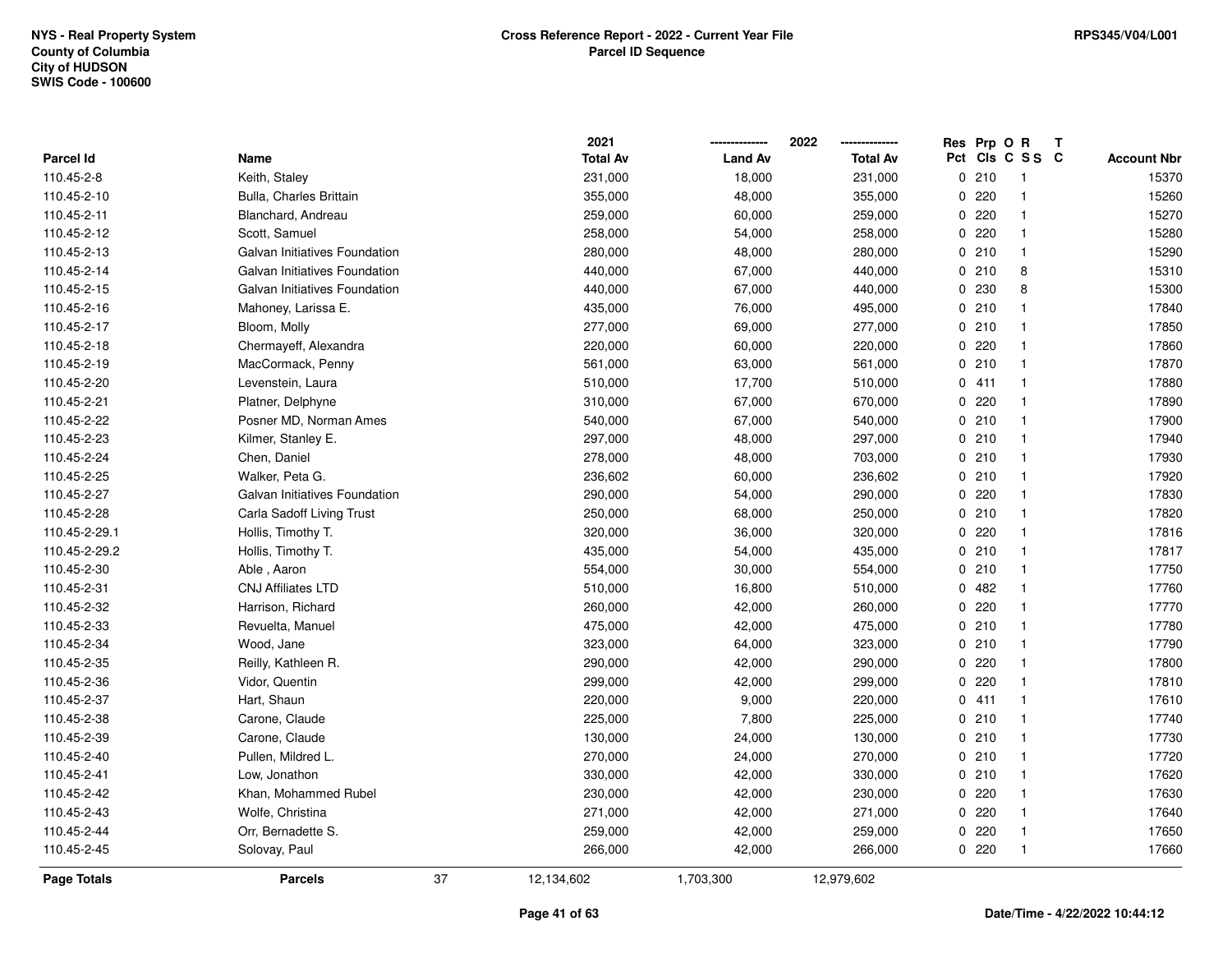NYS - Real Property System
County of Columbia
City of HUDSON
SWIS Code - 100600

**Cross Reference Report - 2022 - Current Year File**
**Parcel ID Sequence**

RPS345/V04/L001

| Parcel Id | Name | | 2021 Total Av | 2022 Land Av | 2022 Total Av | Res Pct | Prp Cls | O C | R S S | T C | Account Nbr |
|---|---|---|---|---|---|---|---|---|---|---|---|
| 110.45-2-8 | Keith, Staley | | 231,000 | 18,000 | 231,000 | 0 | 210 | | 1 | | 15370 |
| 110.45-2-10 | Bulla, Charles Brittain | | 355,000 | 48,000 | 355,000 | 0 | 220 | | 1 | | 15260 |
| 110.45-2-11 | Blanchard, Andreau | | 259,000 | 60,000 | 259,000 | 0 | 220 | | 1 | | 15270 |
| 110.45-2-12 | Scott, Samuel | | 258,000 | 54,000 | 258,000 | 0 | 220 | | 1 | | 15280 |
| 110.45-2-13 | Galvan Initiatives Foundation | | 280,000 | 48,000 | 280,000 | 0 | 210 | | 1 | | 15290 |
| 110.45-2-14 | Galvan Initiatives Foundation | | 440,000 | 67,000 | 440,000 | 0 | 210 | | 8 | | 15310 |
| 110.45-2-15 | Galvan Initiatives Foundation | | 440,000 | 67,000 | 440,000 | 0 | 230 | | 8 | | 15300 |
| 110.45-2-16 | Mahoney, Larissa E. | | 435,000 | 76,000 | 495,000 | 0 | 210 | | 1 | | 17840 |
| 110.45-2-17 | Bloom, Molly | | 277,000 | 69,000 | 277,000 | 0 | 210 | | 1 | | 17850 |
| 110.45-2-18 | Chermayeff, Alexandra | | 220,000 | 60,000 | 220,000 | 0 | 220 | | 1 | | 17860 |
| 110.45-2-19 | MacCormack, Penny | | 561,000 | 63,000 | 561,000 | 0 | 210 | | 1 | | 17870 |
| 110.45-2-20 | Levenstein, Laura | | 510,000 | 17,700 | 510,000 | 0 | 411 | | 1 | | 17880 |
| 110.45-2-21 | Platner, Delphyne | | 310,000 | 67,000 | 670,000 | 0 | 220 | | 1 | | 17890 |
| 110.45-2-22 | Posner MD, Norman Ames | | 540,000 | 67,000 | 540,000 | 0 | 210 | | 1 | | 17900 |
| 110.45-2-23 | Kilmer, Stanley E. | | 297,000 | 48,000 | 297,000 | 0 | 210 | | 1 | | 17940 |
| 110.45-2-24 | Chen, Daniel | | 278,000 | 48,000 | 703,000 | 0 | 210 | | 1 | | 17930 |
| 110.45-2-25 | Walker, Peta G. | | 236,602 | 60,000 | 236,602 | 0 | 210 | | 1 | | 17920 |
| 110.45-2-27 | Galvan Initiatives Foundation | | 290,000 | 54,000 | 290,000 | 0 | 220 | | 1 | | 17830 |
| 110.45-2-28 | Carla Sadoff Living Trust | | 250,000 | 68,000 | 250,000 | 0 | 210 | | 1 | | 17820 |
| 110.45-2-29.1 | Hollis, Timothy T. | | 320,000 | 36,000 | 320,000 | 0 | 220 | | 1 | | 17816 |
| 110.45-2-29.2 | Hollis, Timothy T. | | 435,000 | 54,000 | 435,000 | 0 | 210 | | 1 | | 17817 |
| 110.45-2-30 | Able , Aaron | | 554,000 | 30,000 | 554,000 | 0 | 210 | | 1 | | 17750 |
| 110.45-2-31 | CNJ Affiliates LTD | | 510,000 | 16,800 | 510,000 | 0 | 482 | | 1 | | 17760 |
| 110.45-2-32 | Harrison, Richard | | 260,000 | 42,000 | 260,000 | 0 | 220 | | 1 | | 17770 |
| 110.45-2-33 | Revuelta, Manuel | | 475,000 | 42,000 | 475,000 | 0 | 210 | | 1 | | 17780 |
| 110.45-2-34 | Wood, Jane | | 323,000 | 64,000 | 323,000 | 0 | 210 | | 1 | | 17790 |
| 110.45-2-35 | Reilly, Kathleen R. | | 290,000 | 42,000 | 290,000 | 0 | 220 | | 1 | | 17800 |
| 110.45-2-36 | Vidor, Quentin | | 299,000 | 42,000 | 299,000 | 0 | 220 | | 1 | | 17810 |
| 110.45-2-37 | Hart, Shaun | | 220,000 | 9,000 | 220,000 | 0 | 411 | | 1 | | 17610 |
| 110.45-2-38 | Carone, Claude | | 225,000 | 7,800 | 225,000 | 0 | 210 | | 1 | | 17740 |
| 110.45-2-39 | Carone, Claude | | 130,000 | 24,000 | 130,000 | 0 | 210 | | 1 | | 17730 |
| 110.45-2-40 | Pullen, Mildred L. | | 270,000 | 24,000 | 270,000 | 0 | 210 | | 1 | | 17720 |
| 110.45-2-41 | Low, Jonathon | | 330,000 | 42,000 | 330,000 | 0 | 210 | | 1 | | 17620 |
| 110.45-2-42 | Khan, Mohammed Rubel | | 230,000 | 42,000 | 230,000 | 0 | 220 | | 1 | | 17630 |
| 110.45-2-43 | Wolfe, Christina | | 271,000 | 42,000 | 271,000 | 0 | 220 | | 1 | | 17640 |
| 110.45-2-44 | Orr, Bernadette S. | | 259,000 | 42,000 | 259,000 | 0 | 220 | | 1 | | 17650 |
| 110.45-2-45 | Solovay, Paul | | 266,000 | 42,000 | 266,000 | 0 | 220 | | 1 | | 17660 |
| **Page Totals** | **Parcels** | 37 | 12,134,602 | 1,703,300 | 12,979,602 | | | | | | |

Date/Time - 4/22/2022 10:44:12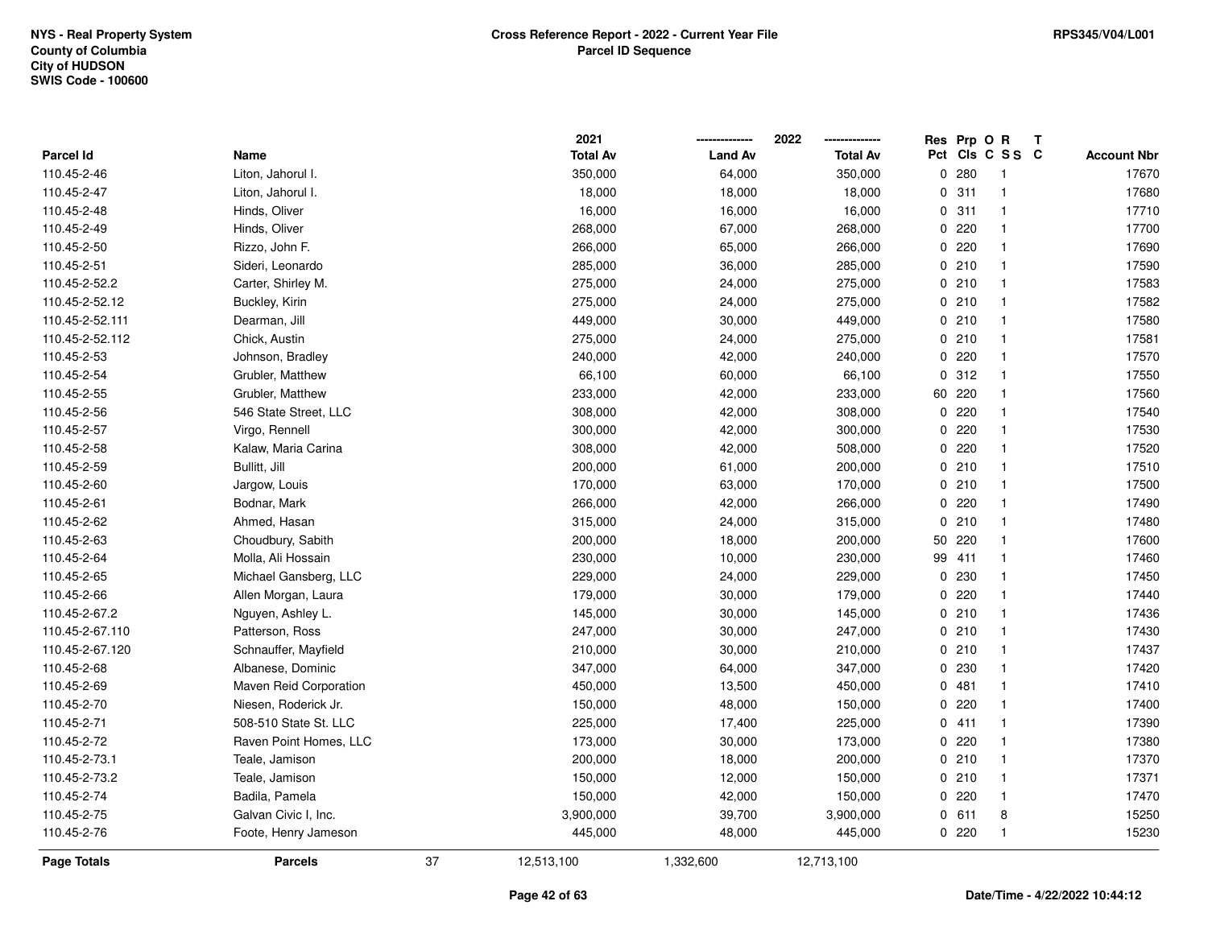NYS - Real Property System
County of Columbia
City of HUDSON
SWIS Code - 100600

**Cross Reference Report - 2022 - Current Year File**
**Parcel ID Sequence**

RPS345/V04/L001

| Parcel Id | Name | 2021 Total Av | 2022 Land Av | 2022 Total Av | Res Pct | Prp Cls | O C | R S S | T C | Account Nbr |
|---|---|---|---|---|---|---|---|---|---|---|
| 110.45-2-46 | Liton, Jahorul I. | 350,000 | 64,000 | 350,000 | 0 | 280 | | 1 | | 17670 |
| 110.45-2-47 | Liton, Jahorul I. | 18,000 | 18,000 | 18,000 | 0 | 311 | | 1 | | 17680 |
| 110.45-2-48 | Hinds, Oliver | 16,000 | 16,000 | 16,000 | 0 | 311 | | 1 | | 17710 |
| 110.45-2-49 | Hinds, Oliver | 268,000 | 67,000 | 268,000 | 0 | 220 | | 1 | | 17700 |
| 110.45-2-50 | Rizzo, John F. | 266,000 | 65,000 | 266,000 | 0 | 220 | | 1 | | 17690 |
| 110.45-2-51 | Sideri, Leonardo | 285,000 | 36,000 | 285,000 | 0 | 210 | | 1 | | 17590 |
| 110.45-2-52.2 | Carter, Shirley M. | 275,000 | 24,000 | 275,000 | 0 | 210 | | 1 | | 17583 |
| 110.45-2-52.12 | Buckley, Kirin | 275,000 | 24,000 | 275,000 | 0 | 210 | | 1 | | 17582 |
| 110.45-2-52.111 | Dearman, Jill | 449,000 | 30,000 | 449,000 | 0 | 210 | | 1 | | 17580 |
| 110.45-2-52.112 | Chick, Austin | 275,000 | 24,000 | 275,000 | 0 | 210 | | 1 | | 17581 |
| 110.45-2-53 | Johnson, Bradley | 240,000 | 42,000 | 240,000 | 0 | 220 | | 1 | | 17570 |
| 110.45-2-54 | Grubler, Matthew | 66,100 | 60,000 | 66,100 | 0 | 312 | | 1 | | 17550 |
| 110.45-2-55 | Grubler, Matthew | 233,000 | 42,000 | 233,000 | 60 | 220 | | 1 | | 17560 |
| 110.45-2-56 | 546 State Street, LLC | 308,000 | 42,000 | 308,000 | 0 | 220 | | 1 | | 17540 |
| 110.45-2-57 | Virgo, Rennell | 300,000 | 42,000 | 300,000 | 0 | 220 | | 1 | | 17530 |
| 110.45-2-58 | Kalaw, Maria Carina | 308,000 | 42,000 | 508,000 | 0 | 220 | | 1 | | 17520 |
| 110.45-2-59 | Bullitt, Jill | 200,000 | 61,000 | 200,000 | 0 | 210 | | 1 | | 17510 |
| 110.45-2-60 | Jargow, Louis | 170,000 | 63,000 | 170,000 | 0 | 210 | | 1 | | 17500 |
| 110.45-2-61 | Bodnar, Mark | 266,000 | 42,000 | 266,000 | 0 | 220 | | 1 | | 17490 |
| 110.45-2-62 | Ahmed, Hasan | 315,000 | 24,000 | 315,000 | 0 | 210 | | 1 | | 17480 |
| 110.45-2-63 | Choudbury, Sabith | 200,000 | 18,000 | 200,000 | 50 | 220 | | 1 | | 17600 |
| 110.45-2-64 | Molla, Ali Hossain | 230,000 | 10,000 | 230,000 | 99 | 411 | | 1 | | 17460 |
| 110.45-2-65 | Michael Gansberg, LLC | 229,000 | 24,000 | 229,000 | 0 | 230 | | 1 | | 17450 |
| 110.45-2-66 | Allen Morgan, Laura | 179,000 | 30,000 | 179,000 | 0 | 220 | | 1 | | 17440 |
| 110.45-2-67.2 | Nguyen, Ashley L. | 145,000 | 30,000 | 145,000 | 0 | 210 | | 1 | | 17436 |
| 110.45-2-67.110 | Patterson, Ross | 247,000 | 30,000 | 247,000 | 0 | 210 | | 1 | | 17430 |
| 110.45-2-67.120 | Schnauffer, Mayfield | 210,000 | 30,000 | 210,000 | 0 | 210 | | 1 | | 17437 |
| 110.45-2-68 | Albanese, Dominic | 347,000 | 64,000 | 347,000 | 0 | 230 | | 1 | | 17420 |
| 110.45-2-69 | Maven Reid Corporation | 450,000 | 13,500 | 450,000 | 0 | 481 | | 1 | | 17410 |
| 110.45-2-70 | Niesen, Roderick Jr. | 150,000 | 48,000 | 150,000 | 0 | 220 | | 1 | | 17400 |
| 110.45-2-71 | 508-510 State St. LLC | 225,000 | 17,400 | 225,000 | 0 | 411 | | 1 | | 17390 |
| 110.45-2-72 | Raven Point Homes, LLC | 173,000 | 30,000 | 173,000 | 0 | 220 | | 1 | | 17380 |
| 110.45-2-73.1 | Teale, Jamison | 200,000 | 18,000 | 200,000 | 0 | 210 | | 1 | | 17370 |
| 110.45-2-73.2 | Teale, Jamison | 150,000 | 12,000 | 150,000 | 0 | 210 | | 1 | | 17371 |
| 110.45-2-74 | Badila, Pamela | 150,000 | 42,000 | 150,000 | 0 | 220 | | 1 | | 17470 |
| 110.45-2-75 | Galvan Civic I, Inc. | 3,900,000 | 39,700 | 3,900,000 | 0 | 611 | | 8 | | 15250 |
| 110.45-2-76 | Foote, Henry Jameson | 445,000 | 48,000 | 445,000 | 0 | 220 | | 1 | | 15230 |
| **Page Totals** | **Parcels** 37 | 12,513,100 | 1,332,600 | 12,713,100 | | | | | | |

Date/Time - 4/22/2022 10:44:12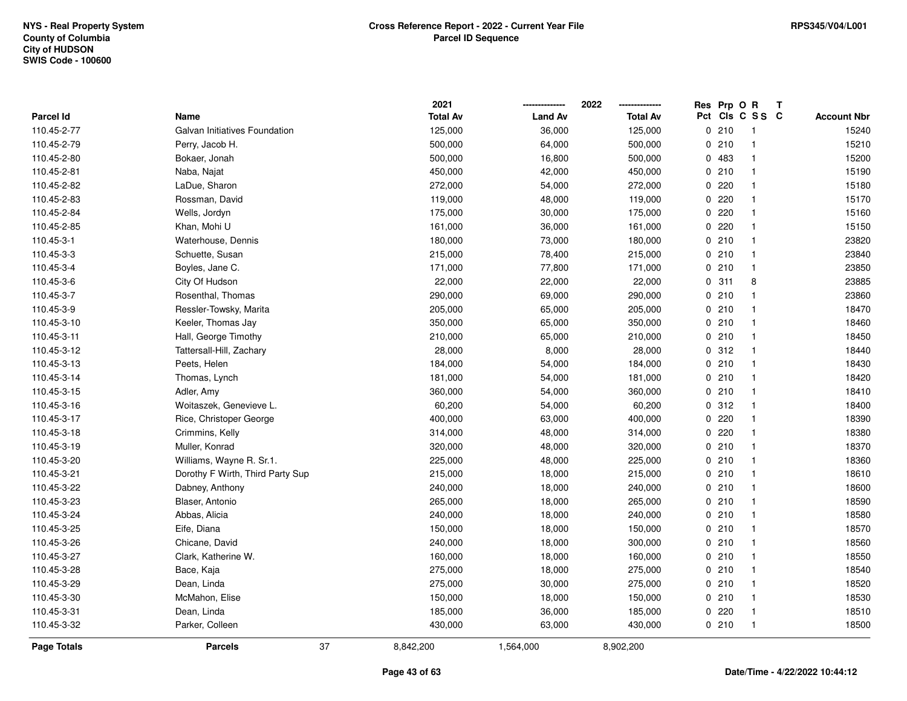NYS - Real Property System
County of Columbia
City of HUDSON
SWIS Code - 100600

**Cross Reference Report - 2022 - Current Year File**
**Parcel ID Sequence**

RPS345/V04/L001

| Parcel Id | Name | 2021 Total Av | 2022 Land Av | 2022 Total Av | Res Pct | Prp Cls | O C | R S S | T C | Account Nbr |
|---|---|---|---|---|---|---|---|---|---|---|
| 110.45-2-77 | Galvan Initiatives Foundation | 125,000 | 36,000 | 125,000 | 0 | 210 | | 1 | | 15240 |
| 110.45-2-79 | Perry, Jacob H. | 500,000 | 64,000 | 500,000 | 0 | 210 | | 1 | | 15210 |
| 110.45-2-80 | Bokaer, Jonah | 500,000 | 16,800 | 500,000 | 0 | 483 | | 1 | | 15200 |
| 110.45-2-81 | Naba, Najat | 450,000 | 42,000 | 450,000 | 0 | 210 | | 1 | | 15190 |
| 110.45-2-82 | LaDue, Sharon | 272,000 | 54,000 | 272,000 | 0 | 220 | | 1 | | 15180 |
| 110.45-2-83 | Rossman, David | 119,000 | 48,000 | 119,000 | 0 | 220 | | 1 | | 15170 |
| 110.45-2-84 | Wells, Jordyn | 175,000 | 30,000 | 175,000 | 0 | 220 | | 1 | | 15160 |
| 110.45-2-85 | Khan, Mohi U | 161,000 | 36,000 | 161,000 | 0 | 220 | | 1 | | 15150 |
| 110.45-3-1 | Waterhouse, Dennis | 180,000 | 73,000 | 180,000 | 0 | 210 | | 1 | | 23820 |
| 110.45-3-3 | Schuette, Susan | 215,000 | 78,400 | 215,000 | 0 | 210 | | 1 | | 23840 |
| 110.45-3-4 | Boyles, Jane C. | 171,000 | 77,800 | 171,000 | 0 | 210 | | 1 | | 23850 |
| 110.45-3-6 | City Of Hudson | 22,000 | 22,000 | 22,000 | 0 | 311 | | 8 | | 23885 |
| 110.45-3-7 | Rosenthal, Thomas | 290,000 | 69,000 | 290,000 | 0 | 210 | | 1 | | 23860 |
| 110.45-3-9 | Ressler-Towsky, Marita | 205,000 | 65,000 | 205,000 | 0 | 210 | | 1 | | 18470 |
| 110.45-3-10 | Keeler, Thomas Jay | 350,000 | 65,000 | 350,000 | 0 | 210 | | 1 | | 18460 |
| 110.45-3-11 | Hall, George Timothy | 210,000 | 65,000 | 210,000 | 0 | 210 | | 1 | | 18450 |
| 110.45-3-12 | Tattersall-Hill, Zachary | 28,000 | 8,000 | 28,000 | 0 | 312 | | 1 | | 18440 |
| 110.45-3-13 | Peets, Helen | 184,000 | 54,000 | 184,000 | 0 | 210 | | 1 | | 18430 |
| 110.45-3-14 | Thomas, Lynch | 181,000 | 54,000 | 181,000 | 0 | 210 | | 1 | | 18420 |
| 110.45-3-15 | Adler, Amy | 360,000 | 54,000 | 360,000 | 0 | 210 | | 1 | | 18410 |
| 110.45-3-16 | Woitaszek, Genevieve L. | 60,200 | 54,000 | 60,200 | 0 | 312 | | 1 | | 18400 |
| 110.45-3-17 | Rice, Christoper George | 400,000 | 63,000 | 400,000 | 0 | 220 | | 1 | | 18390 |
| 110.45-3-18 | Crimmins, Kelly | 314,000 | 48,000 | 314,000 | 0 | 220 | | 1 | | 18380 |
| 110.45-3-19 | Muller, Konrad | 320,000 | 48,000 | 320,000 | 0 | 210 | | 1 | | 18370 |
| 110.45-3-20 | Williams, Wayne R. Sr.1. | 225,000 | 48,000 | 225,000 | 0 | 210 | | 1 | | 18360 |
| 110.45-3-21 | Dorothy F Wirth, Third Party Sup | 215,000 | 18,000 | 215,000 | 0 | 210 | | 1 | | 18610 |
| 110.45-3-22 | Dabney, Anthony | 240,000 | 18,000 | 240,000 | 0 | 210 | | 1 | | 18600 |
| 110.45-3-23 | Blaser, Antonio | 265,000 | 18,000 | 265,000 | 0 | 210 | | 1 | | 18590 |
| 110.45-3-24 | Abbas, Alicia | 240,000 | 18,000 | 240,000 | 0 | 210 | | 1 | | 18580 |
| 110.45-3-25 | Eife, Diana | 150,000 | 18,000 | 150,000 | 0 | 210 | | 1 | | 18570 |
| 110.45-3-26 | Chicane, David | 240,000 | 18,000 | 300,000 | 0 | 210 | | 1 | | 18560 |
| 110.45-3-27 | Clark, Katherine W. | 160,000 | 18,000 | 160,000 | 0 | 210 | | 1 | | 18550 |
| 110.45-3-28 | Bace, Kaja | 275,000 | 18,000 | 275,000 | 0 | 210 | | 1 | | 18540 |
| 110.45-3-29 | Dean, Linda | 275,000 | 30,000 | 275,000 | 0 | 210 | | 1 | | 18520 |
| 110.45-3-30 | McMahon, Elise | 150,000 | 18,000 | 150,000 | 0 | 210 | | 1 | | 18530 |
| 110.45-3-31 | Dean, Linda | 185,000 | 36,000 | 185,000 | 0 | 220 | | 1 | | 18510 |
| 110.45-3-32 | Parker, Colleen | 430,000 | 63,000 | 430,000 | 0 | 210 | | 1 | | 18500 |
| **Page Totals** | **Parcels** 37 | 8,842,200 | 1,564,000 | 8,902,200 | | | | | | |

Date/Time - 4/22/2022 10:44:12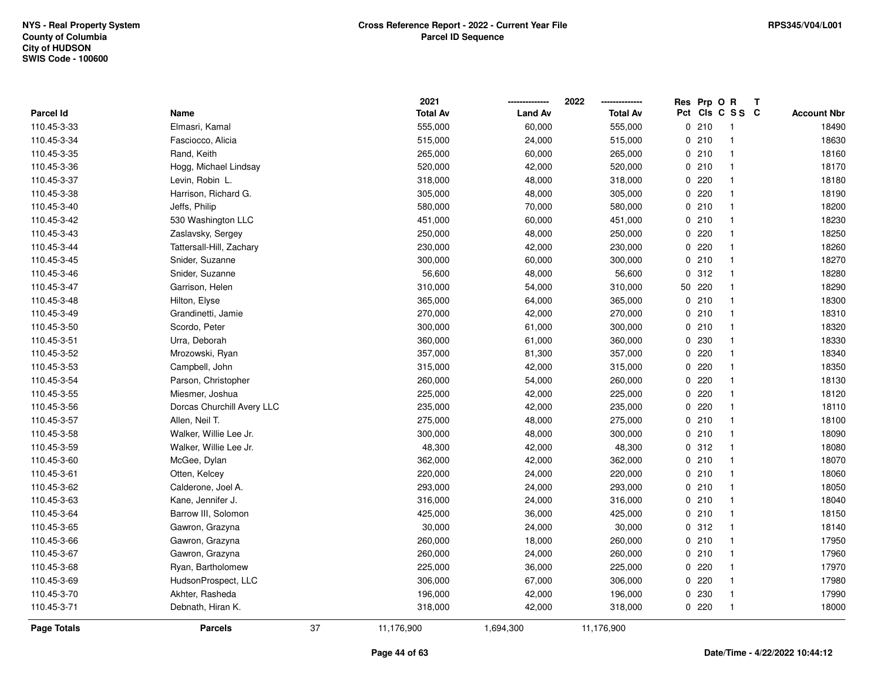NYS - Real Property System
County of Columbia
City of HUDSON
SWIS Code - 100600

**Cross Reference Report - 2022 - Current Year File**
**Parcel ID Sequence**

RPS345/V04/L001

| Parcel Id | Name | 2021 Total Av | 2022 Land Av | 2022 Total Av | Res Pct | Prp Cls | O C | R S S | T C | Account Nbr |
|---|---|---|---|---|---|---|---|---|---|---|
| 110.45-3-33 | Elmasri, Kamal | 555,000 | 60,000 | 555,000 | 0 | 210 | | 1 | | 18490 |
| 110.45-3-34 | Fasciocco, Alicia | 515,000 | 24,000 | 515,000 | 0 | 210 | | 1 | | 18630 |
| 110.45-3-35 | Rand, Keith | 265,000 | 60,000 | 265,000 | 0 | 210 | | 1 | | 18160 |
| 110.45-3-36 | Hogg, Michael Lindsay | 520,000 | 42,000 | 520,000 | 0 | 210 | | 1 | | 18170 |
| 110.45-3-37 | Levin, Robin L. | 318,000 | 48,000 | 318,000 | 0 | 220 | | 1 | | 18180 |
| 110.45-3-38 | Harrison, Richard G. | 305,000 | 48,000 | 305,000 | 0 | 220 | | 1 | | 18190 |
| 110.45-3-40 | Jeffs, Philip | 580,000 | 70,000 | 580,000 | 0 | 210 | | 1 | | 18200 |
| 110.45-3-42 | 530 Washington LLC | 451,000 | 60,000 | 451,000 | 0 | 210 | | 1 | | 18230 |
| 110.45-3-43 | Zaslavsky, Sergey | 250,000 | 48,000 | 250,000 | 0 | 220 | | 1 | | 18250 |
| 110.45-3-44 | Tattersall-Hill, Zachary | 230,000 | 42,000 | 230,000 | 0 | 220 | | 1 | | 18260 |
| 110.45-3-45 | Snider, Suzanne | 300,000 | 60,000 | 300,000 | 0 | 210 | | 1 | | 18270 |
| 110.45-3-46 | Snider, Suzanne | 56,600 | 48,000 | 56,600 | 0 | 312 | | 1 | | 18280 |
| 110.45-3-47 | Garrison, Helen | 310,000 | 54,000 | 310,000 | 50 | 220 | | 1 | | 18290 |
| 110.45-3-48 | Hilton, Elyse | 365,000 | 64,000 | 365,000 | 0 | 210 | | 1 | | 18300 |
| 110.45-3-49 | Grandinetti, Jamie | 270,000 | 42,000 | 270,000 | 0 | 210 | | 1 | | 18310 |
| 110.45-3-50 | Scordo, Peter | 300,000 | 61,000 | 300,000 | 0 | 210 | | 1 | | 18320 |
| 110.45-3-51 | Urra, Deborah | 360,000 | 61,000 | 360,000 | 0 | 230 | | 1 | | 18330 |
| 110.45-3-52 | Mrozowski, Ryan | 357,000 | 81,300 | 357,000 | 0 | 220 | | 1 | | 18340 |
| 110.45-3-53 | Campbell, John | 315,000 | 42,000 | 315,000 | 0 | 220 | | 1 | | 18350 |
| 110.45-3-54 | Parson, Christopher | 260,000 | 54,000 | 260,000 | 0 | 220 | | 1 | | 18130 |
| 110.45-3-55 | Miesmer, Joshua | 225,000 | 42,000 | 225,000 | 0 | 220 | | 1 | | 18120 |
| 110.45-3-56 | Dorcas Churchill Avery LLC | 235,000 | 42,000 | 235,000 | 0 | 220 | | 1 | | 18110 |
| 110.45-3-57 | Allen, Neil T. | 275,000 | 48,000 | 275,000 | 0 | 210 | | 1 | | 18100 |
| 110.45-3-58 | Walker, Willie Lee Jr. | 300,000 | 48,000 | 300,000 | 0 | 210 | | 1 | | 18090 |
| 110.45-3-59 | Walker, Willie Lee Jr. | 48,300 | 42,000 | 48,300 | 0 | 312 | | 1 | | 18080 |
| 110.45-3-60 | McGee, Dylan | 362,000 | 42,000 | 362,000 | 0 | 210 | | 1 | | 18070 |
| 110.45-3-61 | Otten, Kelcey | 220,000 | 24,000 | 220,000 | 0 | 210 | | 1 | | 18060 |
| 110.45-3-62 | Calderone, Joel A. | 293,000 | 24,000 | 293,000 | 0 | 210 | | 1 | | 18050 |
| 110.45-3-63 | Kane, Jennifer J. | 316,000 | 24,000 | 316,000 | 0 | 210 | | 1 | | 18040 |
| 110.45-3-64 | Barrow III, Solomon | 425,000 | 36,000 | 425,000 | 0 | 210 | | 1 | | 18150 |
| 110.45-3-65 | Gawron, Grazyna | 30,000 | 24,000 | 30,000 | 0 | 312 | | 1 | | 18140 |
| 110.45-3-66 | Gawron, Grazyna | 260,000 | 18,000 | 260,000 | 0 | 210 | | 1 | | 17950 |
| 110.45-3-67 | Gawron, Grazyna | 260,000 | 24,000 | 260,000 | 0 | 210 | | 1 | | 17960 |
| 110.45-3-68 | Ryan, Bartholomew | 225,000 | 36,000 | 225,000 | 0 | 220 | | 1 | | 17970 |
| 110.45-3-69 | HudsonProspect, LLC | 306,000 | 67,000 | 306,000 | 0 | 220 | | 1 | | 17980 |
| 110.45-3-70 | Akhter, Rasheda | 196,000 | 42,000 | 196,000 | 0 | 230 | | 1 | | 17990 |
| 110.45-3-71 | Debnath, Hiran K. | 318,000 | 42,000 | 318,000 | 0 | 220 | | 1 | | 18000 |
| **Page Totals** | **Parcels** 37 | 11,176,900 | 1,694,300 | 11,176,900 | | | | | | |

Date/Time - 4/22/2022 10:44:12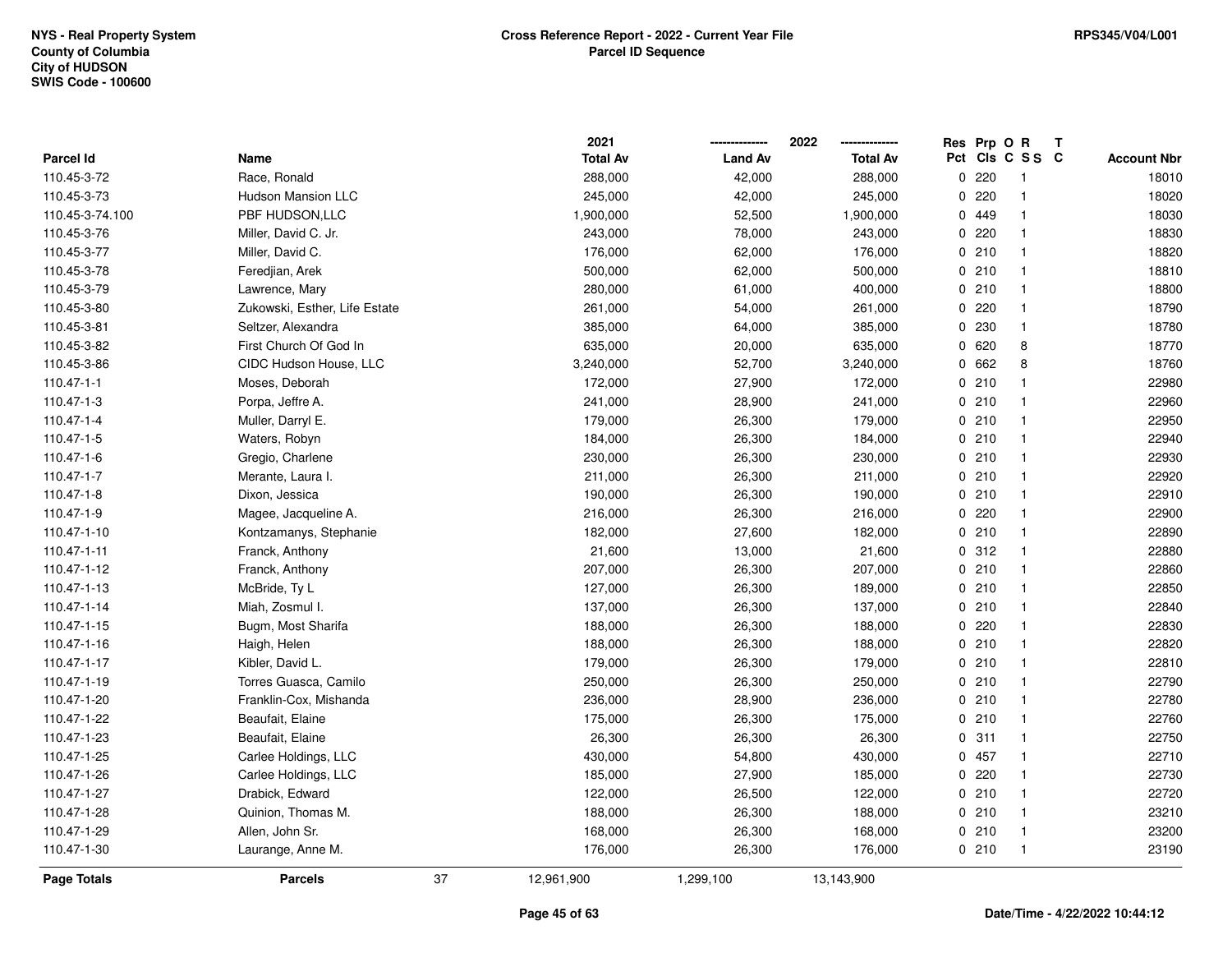NYS - Real Property System
County of Columbia
City of HUDSON
SWIS Code - 100600

**Cross Reference Report - 2022 - Current Year File**
**Parcel ID Sequence**

RPS345/V04/L001

| Parcel Id | Name | 2021 Total Av | 2022 Land Av | 2022 Total Av | Res Pct | Prp Cls | O C | R S S | T C | Account Nbr |
|---|---|---|---|---|---|---|---|---|---|---|
| 110.45-3-72 | Race, Ronald | 288,000 | 42,000 | 288,000 | 0 | 220 | | 1 | | 18010 |
| 110.45-3-73 | Hudson Mansion LLC | 245,000 | 42,000 | 245,000 | 0 | 220 | | 1 | | 18020 |
| 110.45-3-74.100 | PBF HUDSON,LLC | 1,900,000 | 52,500 | 1,900,000 | 0 | 449 | | 1 | | 18030 |
| 110.45-3-76 | Miller, David C. Jr. | 243,000 | 78,000 | 243,000 | 0 | 220 | | 1 | | 18830 |
| 110.45-3-77 | Miller, David C. | 176,000 | 62,000 | 176,000 | 0 | 210 | | 1 | | 18820 |
| 110.45-3-78 | Feredjian, Arek | 500,000 | 62,000 | 500,000 | 0 | 210 | | 1 | | 18810 |
| 110.45-3-79 | Lawrence, Mary | 280,000 | 61,000 | 400,000 | 0 | 210 | | 1 | | 18800 |
| 110.45-3-80 | Zukowski, Esther, Life Estate | 261,000 | 54,000 | 261,000 | 0 | 220 | | 1 | | 18790 |
| 110.45-3-81 | Seltzer, Alexandra | 385,000 | 64,000 | 385,000 | 0 | 230 | | 1 | | 18780 |
| 110.45-3-82 | First Church Of God In | 635,000 | 20,000 | 635,000 | 0 | 620 | | 8 | | 18770 |
| 110.45-3-86 | CIDC Hudson House, LLC | 3,240,000 | 52,700 | 3,240,000 | 0 | 662 | | 8 | | 18760 |
| 110.47-1-1 | Moses, Deborah | 172,000 | 27,900 | 172,000 | 0 | 210 | | 1 | | 22980 |
| 110.47-1-3 | Porpa, Jeffre A. | 241,000 | 28,900 | 241,000 | 0 | 210 | | 1 | | 22960 |
| 110.47-1-4 | Muller, Darryl E. | 179,000 | 26,300 | 179,000 | 0 | 210 | | 1 | | 22950 |
| 110.47-1-5 | Waters, Robyn | 184,000 | 26,300 | 184,000 | 0 | 210 | | 1 | | 22940 |
| 110.47-1-6 | Gregio, Charlene | 230,000 | 26,300 | 230,000 | 0 | 210 | | 1 | | 22930 |
| 110.47-1-7 | Merante, Laura I. | 211,000 | 26,300 | 211,000 | 0 | 210 | | 1 | | 22920 |
| 110.47-1-8 | Dixon, Jessica | 190,000 | 26,300 | 190,000 | 0 | 210 | | 1 | | 22910 |
| 110.47-1-9 | Magee, Jacqueline A. | 216,000 | 26,300 | 216,000 | 0 | 220 | | 1 | | 22900 |
| 110.47-1-10 | Kontzamanys, Stephanie | 182,000 | 27,600 | 182,000 | 0 | 210 | | 1 | | 22890 |
| 110.47-1-11 | Franck, Anthony | 21,600 | 13,000 | 21,600 | 0 | 312 | | 1 | | 22880 |
| 110.47-1-12 | Franck, Anthony | 207,000 | 26,300 | 207,000 | 0 | 210 | | 1 | | 22860 |
| 110.47-1-13 | McBride, Ty L | 127,000 | 26,300 | 189,000 | 0 | 210 | | 1 | | 22850 |
| 110.47-1-14 | Miah, Zosmul I. | 137,000 | 26,300 | 137,000 | 0 | 210 | | 1 | | 22840 |
| 110.47-1-15 | Bugm, Most Sharifa | 188,000 | 26,300 | 188,000 | 0 | 220 | | 1 | | 22830 |
| 110.47-1-16 | Haigh, Helen | 188,000 | 26,300 | 188,000 | 0 | 210 | | 1 | | 22820 |
| 110.47-1-17 | Kibler, David L. | 179,000 | 26,300 | 179,000 | 0 | 210 | | 1 | | 22810 |
| 110.47-1-19 | Torres Guasca, Camilo | 250,000 | 26,300 | 250,000 | 0 | 210 | | 1 | | 22790 |
| 110.47-1-20 | Franklin-Cox, Mishanda | 236,000 | 28,900 | 236,000 | 0 | 210 | | 1 | | 22780 |
| 110.47-1-22 | Beaufait, Elaine | 175,000 | 26,300 | 175,000 | 0 | 210 | | 1 | | 22760 |
| 110.47-1-23 | Beaufait, Elaine | 26,300 | 26,300 | 26,300 | 0 | 311 | | 1 | | 22750 |
| 110.47-1-25 | Carlee Holdings, LLC | 430,000 | 54,800 | 430,000 | 0 | 457 | | 1 | | 22710 |
| 110.47-1-26 | Carlee Holdings, LLC | 185,000 | 27,900 | 185,000 | 0 | 220 | | 1 | | 22730 |
| 110.47-1-27 | Drabick, Edward | 122,000 | 26,500 | 122,000 | 0 | 210 | | 1 | | 22720 |
| 110.47-1-28 | Quinion, Thomas M. | 188,000 | 26,300 | 188,000 | 0 | 210 | | 1 | | 23210 |
| 110.47-1-29 | Allen, John Sr. | 168,000 | 26,300 | 168,000 | 0 | 210 | | 1 | | 23200 |
| 110.47-1-30 | Laurange, Anne M. | 176,000 | 26,300 | 176,000 | 0 | 210 | | 1 | | 23190 |
| **Page Totals** | **Parcels** 37 | 12,961,900 | 1,299,100 | 13,143,900 | | | | | | |

Date/Time - 4/22/2022 10:44:12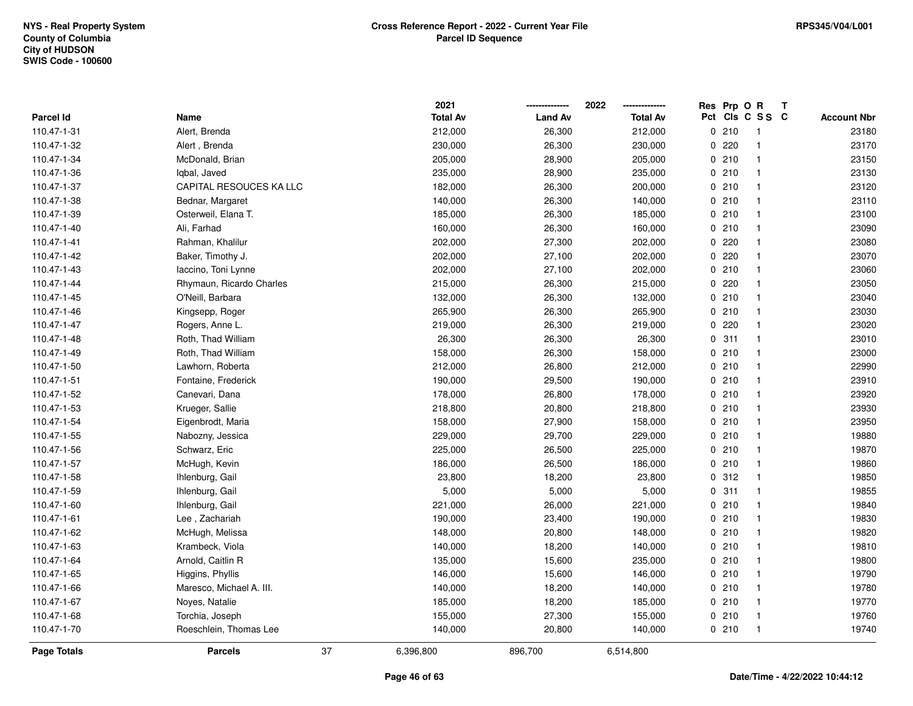NYS - Real Property System
County of Columbia
City of HUDSON
SWIS Code - 100600

**Cross Reference Report - 2022 - Current Year File**
**Parcel ID Sequence**

RPS345/V04/L001

| Parcel Id | Name | 2021 Total Av | 2022 Land Av | 2022 Total Av | Res Pct | Prp Cls | O C | R S S | T C | Account Nbr |
|---|---|---|---|---|---|---|---|---|---|---|
| 110.47-1-31 | Alert, Brenda | 212,000 | 26,300 | 212,000 | 0 | 210 | | 1 | | 23180 |
| 110.47-1-32 | Alert , Brenda | 230,000 | 26,300 | 230,000 | 0 | 220 | | 1 | | 23170 |
| 110.47-1-34 | McDonald, Brian | 205,000 | 28,900 | 205,000 | 0 | 210 | | 1 | | 23150 |
| 110.47-1-36 | Iqbal, Javed | 235,000 | 28,900 | 235,000 | 0 | 210 | | 1 | | 23130 |
| 110.47-1-37 | CAPITAL RESOUCES KA LLC | 182,000 | 26,300 | 200,000 | 0 | 210 | | 1 | | 23120 |
| 110.47-1-38 | Bednar, Margaret | 140,000 | 26,300 | 140,000 | 0 | 210 | | 1 | | 23110 |
| 110.47-1-39 | Osterweil, Elana T. | 185,000 | 26,300 | 185,000 | 0 | 210 | | 1 | | 23100 |
| 110.47-1-40 | Ali, Farhad | 160,000 | 26,300 | 160,000 | 0 | 210 | | 1 | | 23090 |
| 110.47-1-41 | Rahman, Khalilur | 202,000 | 27,300 | 202,000 | 0 | 220 | | 1 | | 23080 |
| 110.47-1-42 | Baker, Timothy J. | 202,000 | 27,100 | 202,000 | 0 | 220 | | 1 | | 23070 |
| 110.47-1-43 | Iaccino, Toni Lynne | 202,000 | 27,100 | 202,000 | 0 | 210 | | 1 | | 23060 |
| 110.47-1-44 | Rhymaun, Ricardo Charles | 215,000 | 26,300 | 215,000 | 0 | 220 | | 1 | | 23050 |
| 110.47-1-45 | O'Neill, Barbara | 132,000 | 26,300 | 132,000 | 0 | 210 | | 1 | | 23040 |
| 110.47-1-46 | Kingsepp, Roger | 265,900 | 26,300 | 265,900 | 0 | 210 | | 1 | | 23030 |
| 110.47-1-47 | Rogers, Anne L. | 219,000 | 26,300 | 219,000 | 0 | 220 | | 1 | | 23020 |
| 110.47-1-48 | Roth, Thad William | 26,300 | 26,300 | 26,300 | 0 | 311 | | 1 | | 23010 |
| 110.47-1-49 | Roth, Thad William | 158,000 | 26,300 | 158,000 | 0 | 210 | | 1 | | 23000 |
| 110.47-1-50 | Lawhorn, Roberta | 212,000 | 26,800 | 212,000 | 0 | 210 | | 1 | | 22990 |
| 110.47-1-51 | Fontaine, Frederick | 190,000 | 29,500 | 190,000 | 0 | 210 | | 1 | | 23910 |
| 110.47-1-52 | Canevari, Dana | 178,000 | 26,800 | 178,000 | 0 | 210 | | 1 | | 23920 |
| 110.47-1-53 | Krueger, Sallie | 218,800 | 20,800 | 218,800 | 0 | 210 | | 1 | | 23930 |
| 110.47-1-54 | Eigenbrodt, Maria | 158,000 | 27,900 | 158,000 | 0 | 210 | | 1 | | 23950 |
| 110.47-1-55 | Nabozny, Jessica | 229,000 | 29,700 | 229,000 | 0 | 210 | | 1 | | 19880 |
| 110.47-1-56 | Schwarz, Eric | 225,000 | 26,500 | 225,000 | 0 | 210 | | 1 | | 19870 |
| 110.47-1-57 | McHugh, Kevin | 186,000 | 26,500 | 186,000 | 0 | 210 | | 1 | | 19860 |
| 110.47-1-58 | Ihlenburg, Gail | 23,800 | 18,200 | 23,800 | 0 | 312 | | 1 | | 19850 |
| 110.47-1-59 | Ihlenburg, Gail | 5,000 | 5,000 | 5,000 | 0 | 311 | | 1 | | 19855 |
| 110.47-1-60 | Ihlenburg, Gail | 221,000 | 26,000 | 221,000 | 0 | 210 | | 1 | | 19840 |
| 110.47-1-61 | Lee , Zachariah | 190,000 | 23,400 | 190,000 | 0 | 210 | | 1 | | 19830 |
| 110.47-1-62 | McHugh, Melissa | 148,000 | 20,800 | 148,000 | 0 | 210 | | 1 | | 19820 |
| 110.47-1-63 | Krambeck, Viola | 140,000 | 18,200 | 140,000 | 0 | 210 | | 1 | | 19810 |
| 110.47-1-64 | Arnold, Caitlin R | 135,000 | 15,600 | 235,000 | 0 | 210 | | 1 | | 19800 |
| 110.47-1-65 | Higgins, Phyllis | 146,000 | 15,600 | 146,000 | 0 | 210 | | 1 | | 19790 |
| 110.47-1-66 | Maresco, Michael A. III. | 140,000 | 18,200 | 140,000 | 0 | 210 | | 1 | | 19780 |
| 110.47-1-67 | Noyes, Natalie | 185,000 | 18,200 | 185,000 | 0 | 210 | | 1 | | 19770 |
| 110.47-1-68 | Torchia, Joseph | 155,000 | 27,300 | 155,000 | 0 | 210 | | 1 | | 19760 |
| 110.47-1-70 | Roeschlein, Thomas Lee | 140,000 | 20,800 | 140,000 | 0 | 210 | | 1 | | 19740 |
| **Page Totals** | **Parcels** 37 | 6,396,800 | 896,700 | 6,514,800 | | | | | | |

Date/Time - 4/22/2022 10:44:12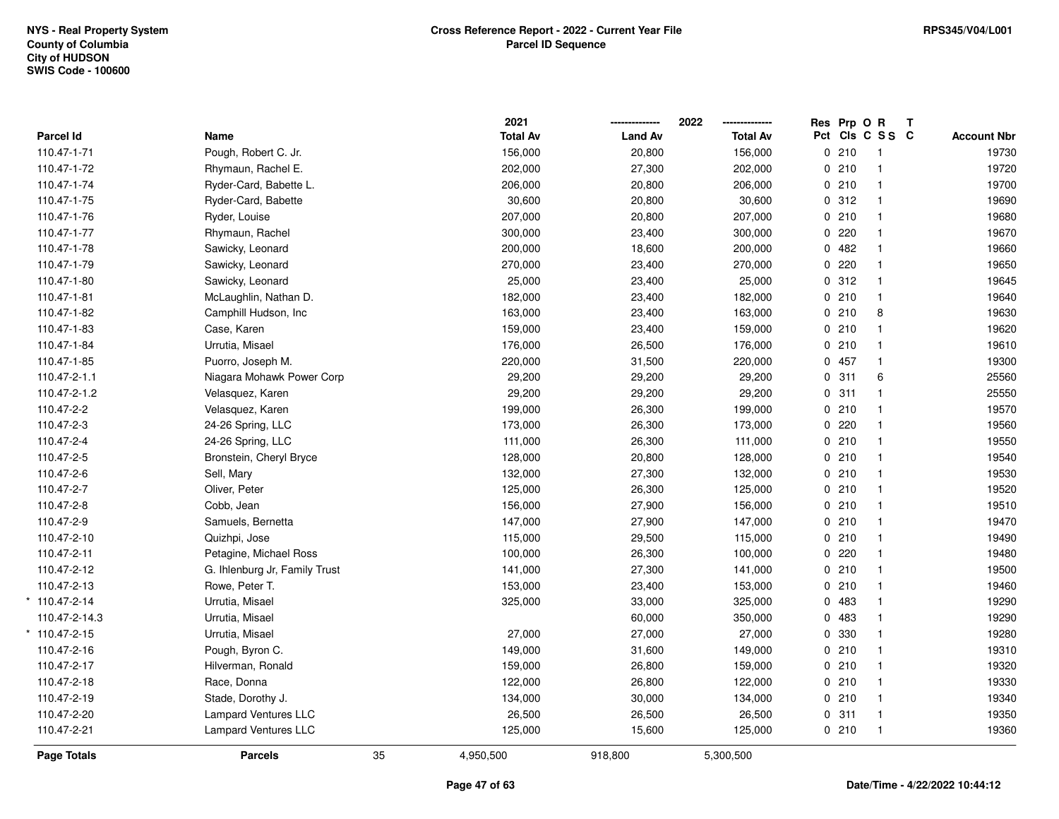NYS - Real Property System
County of Columbia
City of HUDSON
SWIS Code - 100600

**Cross Reference Report - 2022 - Current Year File**
**Parcel ID Sequence**

RPS345/V04/L001

| | Parcel Id | Name | 2021 Total Av | 2022 Land Av | 2022 Total Av | Res Pct | Prp Cls | O C | R S S | T C | Account Nbr |
|---|---|---|---|---|---|---|---|---|---|---|---|
| | 110.47-1-71 | Pough, Robert C. Jr. | 156,000 | 20,800 | 156,000 | 0 | 210 | | 1 | | 19730 |
| | 110.47-1-72 | Rhymaun, Rachel E. | 202,000 | 27,300 | 202,000 | 0 | 210 | | 1 | | 19720 |
| | 110.47-1-74 | Ryder-Card, Babette L. | 206,000 | 20,800 | 206,000 | 0 | 210 | | 1 | | 19700 |
| | 110.47-1-75 | Ryder-Card, Babette | 30,600 | 20,800 | 30,600 | 0 | 312 | | 1 | | 19690 |
| | 110.47-1-76 | Ryder, Louise | 207,000 | 20,800 | 207,000 | 0 | 210 | | 1 | | 19680 |
| | 110.47-1-77 | Rhymaun, Rachel | 300,000 | 23,400 | 300,000 | 0 | 220 | | 1 | | 19670 |
| | 110.47-1-78 | Sawicky, Leonard | 200,000 | 18,600 | 200,000 | 0 | 482 | | 1 | | 19660 |
| | 110.47-1-79 | Sawicky, Leonard | 270,000 | 23,400 | 270,000 | 0 | 220 | | 1 | | 19650 |
| | 110.47-1-80 | Sawicky, Leonard | 25,000 | 23,400 | 25,000 | 0 | 312 | | 1 | | 19645 |
| | 110.47-1-81 | McLaughlin, Nathan D. | 182,000 | 23,400 | 182,000 | 0 | 210 | | 1 | | 19640 |
| | 110.47-1-82 | Camphill Hudson, Inc | 163,000 | 23,400 | 163,000 | 0 | 210 | | 8 | | 19630 |
| | 110.47-1-83 | Case, Karen | 159,000 | 23,400 | 159,000 | 0 | 210 | | 1 | | 19620 |
| | 110.47-1-84 | Urrutia, Misael | 176,000 | 26,500 | 176,000 | 0 | 210 | | 1 | | 19610 |
| | 110.47-1-85 | Puorro, Joseph M. | 220,000 | 31,500 | 220,000 | 0 | 457 | | 1 | | 19300 |
| | 110.47-2-1.1 | Niagara Mohawk Power Corp | 29,200 | 29,200 | 29,200 | 0 | 311 | | 6 | | 25560 |
| | 110.47-2-1.2 | Velasquez, Karen | 29,200 | 29,200 | 29,200 | 0 | 311 | | 1 | | 25550 |
| | 110.47-2-2 | Velasquez, Karen | 199,000 | 26,300 | 199,000 | 0 | 210 | | 1 | | 19570 |
| | 110.47-2-3 | 24-26 Spring, LLC | 173,000 | 26,300 | 173,000 | 0 | 220 | | 1 | | 19560 |
| | 110.47-2-4 | 24-26 Spring, LLC | 111,000 | 26,300 | 111,000 | 0 | 210 | | 1 | | 19550 |
| | 110.47-2-5 | Bronstein, Cheryl Bryce | 128,000 | 20,800 | 128,000 | 0 | 210 | | 1 | | 19540 |
| | 110.47-2-6 | Sell, Mary | 132,000 | 27,300 | 132,000 | 0 | 210 | | 1 | | 19530 |
| | 110.47-2-7 | Oliver, Peter | 125,000 | 26,300 | 125,000 | 0 | 210 | | 1 | | 19520 |
| | 110.47-2-8 | Cobb, Jean | 156,000 | 27,900 | 156,000 | 0 | 210 | | 1 | | 19510 |
| | 110.47-2-9 | Samuels, Bernetta | 147,000 | 27,900 | 147,000 | 0 | 210 | | 1 | | 19470 |
| | 110.47-2-10 | Quizhpi, Jose | 115,000 | 29,500 | 115,000 | 0 | 210 | | 1 | | 19490 |
| | 110.47-2-11 | Petagine, Michael Ross | 100,000 | 26,300 | 100,000 | 0 | 220 | | 1 | | 19480 |
| | 110.47-2-12 | G. Ihlenburg Jr, Family Trust | 141,000 | 27,300 | 141,000 | 0 | 210 | | 1 | | 19500 |
| | 110.47-2-13 | Rowe, Peter T. | 153,000 | 23,400 | 153,000 | 0 | 210 | | 1 | | 19460 |
| * | 110.47-2-14 | Urrutia, Misael | 325,000 | 33,000 | 325,000 | 0 | 483 | | 1 | | 19290 |
| | 110.47-2-14.3 | Urrutia, Misael | | 60,000 | 350,000 | 0 | 483 | | 1 | | 19290 |
| * | 110.47-2-15 | Urrutia, Misael | 27,000 | 27,000 | 27,000 | 0 | 330 | | 1 | | 19280 |
| | 110.47-2-16 | Pough, Byron C. | 149,000 | 31,600 | 149,000 | 0 | 210 | | 1 | | 19310 |
| | 110.47-2-17 | Hilverman, Ronald | 159,000 | 26,800 | 159,000 | 0 | 210 | | 1 | | 19320 |
| | 110.47-2-18 | Race, Donna | 122,000 | 26,800 | 122,000 | 0 | 210 | | 1 | | 19330 |
| | 110.47-2-19 | Stade, Dorothy J. | 134,000 | 30,000 | 134,000 | 0 | 210 | | 1 | | 19340 |
| | 110.47-2-20 | Lampard Ventures LLC | 26,500 | 26,500 | 26,500 | 0 | 311 | | 1 | | 19350 |
| | 110.47-2-21 | Lampard Ventures LLC | 125,000 | 15,600 | 125,000 | 0 | 210 | | 1 | | 19360 |
| | **Page Totals** | **Parcels** 35 | 4,950,500 | 918,800 | 5,300,500 | | | | | | |

Date/Time - 4/22/2022 10:44:12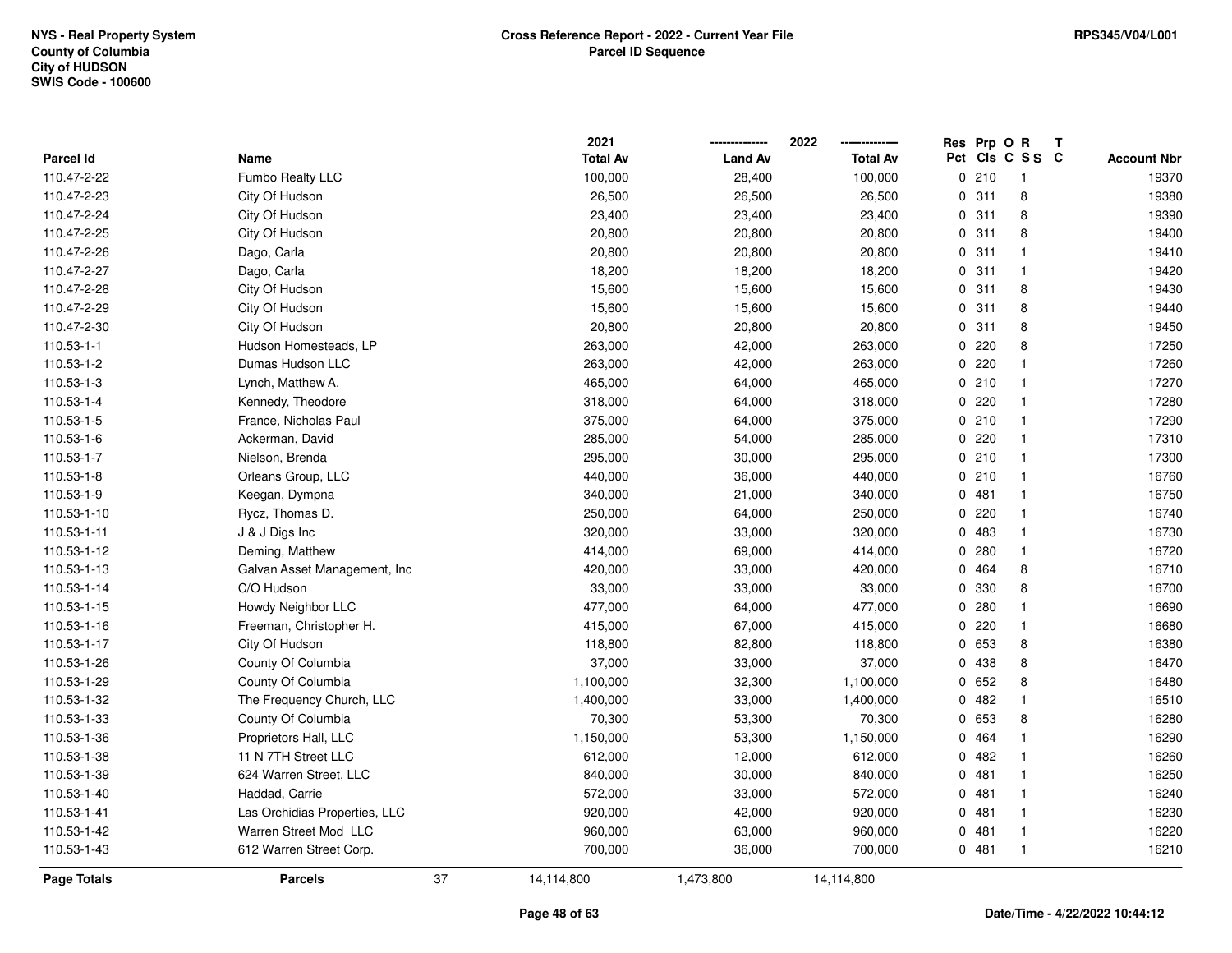NYS - Real Property System
County of Columbia
City of HUDSON
SWIS Code - 100600

**Cross Reference Report - 2022 - Current Year File**
**Parcel ID Sequence**

RPS345/V04/L001

| Parcel Id | Name | 2021 Total Av | 2022 Land Av | 2022 Total Av | Res Pct | Prp Cls | O C | R S S | T C | Account Nbr |
|---|---|---|---|---|---|---|---|---|---|---|
| 110.47-2-22 | Fumbo Realty LLC | 100,000 | 28,400 | 100,000 | 0 | 210 | | 1 | | 19370 |
| 110.47-2-23 | City Of Hudson | 26,500 | 26,500 | 26,500 | 0 | 311 | | 8 | | 19380 |
| 110.47-2-24 | City Of Hudson | 23,400 | 23,400 | 23,400 | 0 | 311 | | 8 | | 19390 |
| 110.47-2-25 | City Of Hudson | 20,800 | 20,800 | 20,800 | 0 | 311 | | 8 | | 19400 |
| 110.47-2-26 | Dago, Carla | 20,800 | 20,800 | 20,800 | 0 | 311 | | 1 | | 19410 |
| 110.47-2-27 | Dago, Carla | 18,200 | 18,200 | 18,200 | 0 | 311 | | 1 | | 19420 |
| 110.47-2-28 | City Of Hudson | 15,600 | 15,600 | 15,600 | 0 | 311 | | 8 | | 19430 |
| 110.47-2-29 | City Of Hudson | 15,600 | 15,600 | 15,600 | 0 | 311 | | 8 | | 19440 |
| 110.47-2-30 | City Of Hudson | 20,800 | 20,800 | 20,800 | 0 | 311 | | 8 | | 19450 |
| 110.53-1-1 | Hudson Homesteads, LP | 263,000 | 42,000 | 263,000 | 0 | 220 | | 8 | | 17250 |
| 110.53-1-2 | Dumas Hudson LLC | 263,000 | 42,000 | 263,000 | 0 | 220 | | 1 | | 17260 |
| 110.53-1-3 | Lynch, Matthew A. | 465,000 | 64,000 | 465,000 | 0 | 210 | | 1 | | 17270 |
| 110.53-1-4 | Kennedy, Theodore | 318,000 | 64,000 | 318,000 | 0 | 220 | | 1 | | 17280 |
| 110.53-1-5 | France, Nicholas Paul | 375,000 | 64,000 | 375,000 | 0 | 210 | | 1 | | 17290 |
| 110.53-1-6 | Ackerman, David | 285,000 | 54,000 | 285,000 | 0 | 220 | | 1 | | 17310 |
| 110.53-1-7 | Nielson, Brenda | 295,000 | 30,000 | 295,000 | 0 | 210 | | 1 | | 17300 |
| 110.53-1-8 | Orleans Group, LLC | 440,000 | 36,000 | 440,000 | 0 | 210 | | 1 | | 16760 |
| 110.53-1-9 | Keegan, Dympna | 340,000 | 21,000 | 340,000 | 0 | 481 | | 1 | | 16750 |
| 110.53-1-10 | Rycz, Thomas D. | 250,000 | 64,000 | 250,000 | 0 | 220 | | 1 | | 16740 |
| 110.53-1-11 | J & J Digs Inc | 320,000 | 33,000 | 320,000 | 0 | 483 | | 1 | | 16730 |
| 110.53-1-12 | Deming, Matthew | 414,000 | 69,000 | 414,000 | 0 | 280 | | 1 | | 16720 |
| 110.53-1-13 | Galvan Asset Management, Inc | 420,000 | 33,000 | 420,000 | 0 | 464 | | 8 | | 16710 |
| 110.53-1-14 | C/O Hudson | 33,000 | 33,000 | 33,000 | 0 | 330 | | 8 | | 16700 |
| 110.53-1-15 | Howdy Neighbor LLC | 477,000 | 64,000 | 477,000 | 0 | 280 | | 1 | | 16690 |
| 110.53-1-16 | Freeman, Christopher H. | 415,000 | 67,000 | 415,000 | 0 | 220 | | 1 | | 16680 |
| 110.53-1-17 | City Of Hudson | 118,800 | 82,800 | 118,800 | 0 | 653 | | 8 | | 16380 |
| 110.53-1-26 | County Of Columbia | 37,000 | 33,000 | 37,000 | 0 | 438 | | 8 | | 16470 |
| 110.53-1-29 | County Of Columbia | 1,100,000 | 32,300 | 1,100,000 | 0 | 652 | | 8 | | 16480 |
| 110.53-1-32 | The Frequency Church, LLC | 1,400,000 | 33,000 | 1,400,000 | 0 | 482 | | 1 | | 16510 |
| 110.53-1-33 | County Of Columbia | 70,300 | 53,300 | 70,300 | 0 | 653 | | 8 | | 16280 |
| 110.53-1-36 | Proprietors Hall, LLC | 1,150,000 | 53,300 | 1,150,000 | 0 | 464 | | 1 | | 16290 |
| 110.53-1-38 | 11 N 7TH Street LLC | 612,000 | 12,000 | 612,000 | 0 | 482 | | 1 | | 16260 |
| 110.53-1-39 | 624 Warren Street, LLC | 840,000 | 30,000 | 840,000 | 0 | 481 | | 1 | | 16250 |
| 110.53-1-40 | Haddad, Carrie | 572,000 | 33,000 | 572,000 | 0 | 481 | | 1 | | 16240 |
| 110.53-1-41 | Las Orchidias Properties, LLC | 920,000 | 42,000 | 920,000 | 0 | 481 | | 1 | | 16230 |
| 110.53-1-42 | Warren Street Mod LLC | 960,000 | 63,000 | 960,000 | 0 | 481 | | 1 | | 16220 |
| 110.53-1-43 | 612 Warren Street Corp. | 700,000 | 36,000 | 700,000 | 0 | 481 | | 1 | | 16210 |
| **Page Totals** | **Parcels** 37 | 14,114,800 | 1,473,800 | 14,114,800 | | | | | | |

Date/Time - 4/22/2022 10:44:12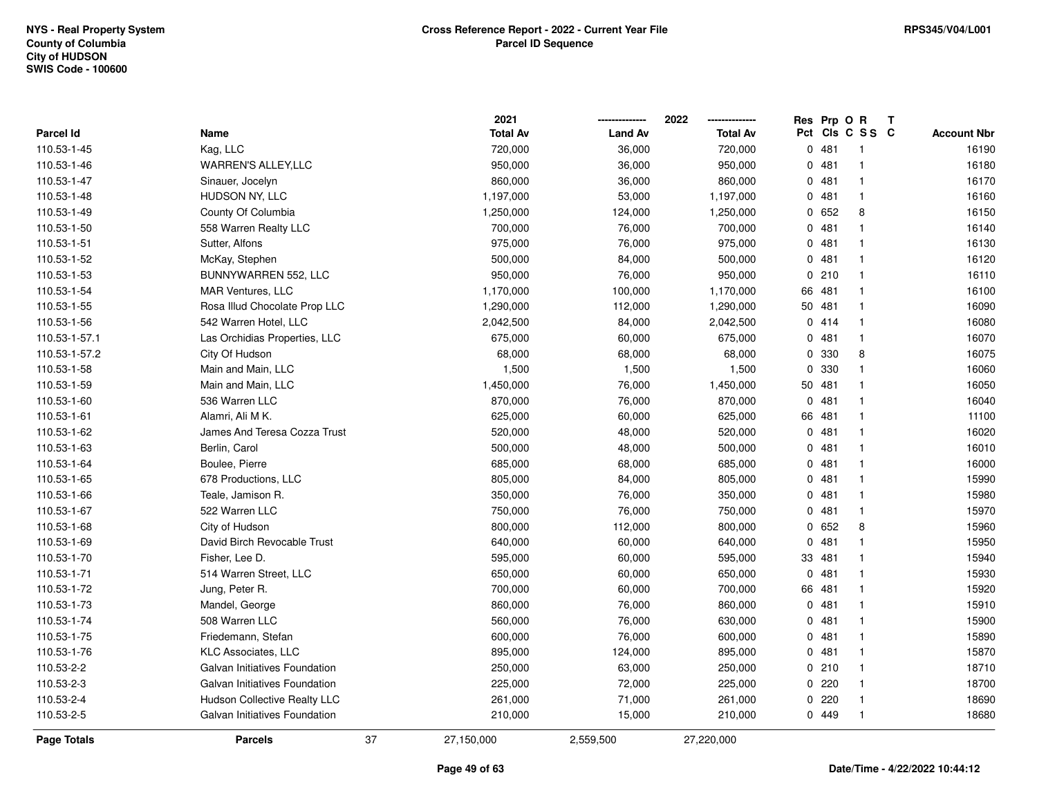| Parcel Id | Name | 2021 Total Av | 2022 Land Av | 2022 Total Av | Res Pct | Prp Cls | O C | R SS | T C | Account Nbr |
|---|---|---|---|---|---|---|---|---|---|---|
| 110.53-1-45 | Kag, LLC | 720,000 | 36,000 | 720,000 | 0 | 481 | | 1 | | 16190 |
| 110.53-1-46 | WARREN'S ALLEY,LLC | 950,000 | 36,000 | 950,000 | 0 | 481 | | 1 | | 16180 |
| 110.53-1-47 | Sinauer, Jocelyn | 860,000 | 36,000 | 860,000 | 0 | 481 | | 1 | | 16170 |
| 110.53-1-48 | HUDSON NY, LLC | 1,197,000 | 53,000 | 1,197,000 | 0 | 481 | | 1 | | 16160 |
| 110.53-1-49 | County Of Columbia | 1,250,000 | 124,000 | 1,250,000 | 0 | 652 | | 8 | | 16150 |
| 110.53-1-50 | 558 Warren Realty LLC | 700,000 | 76,000 | 700,000 | 0 | 481 | | 1 | | 16140 |
| 110.53-1-51 | Sutter, Alfons | 975,000 | 76,000 | 975,000 | 0 | 481 | | 1 | | 16130 |
| 110.53-1-52 | McKay, Stephen | 500,000 | 84,000 | 500,000 | 0 | 481 | | 1 | | 16120 |
| 110.53-1-53 | BUNNYWARREN 552, LLC | 950,000 | 76,000 | 950,000 | 0 | 210 | | 1 | | 16110 |
| 110.53-1-54 | MAR Ventures, LLC | 1,170,000 | 100,000 | 1,170,000 | 66 | 481 | | 1 | | 16100 |
| 110.53-1-55 | Rosa Illud Chocolate Prop LLC | 1,290,000 | 112,000 | 1,290,000 | 50 | 481 | | 1 | | 16090 |
| 110.53-1-56 | 542 Warren Hotel, LLC | 2,042,500 | 84,000 | 2,042,500 | 0 | 414 | | 1 | | 16080 |
| 110.53-1-57.1 | Las Orchidias Properties, LLC | 675,000 | 60,000 | 675,000 | 0 | 481 | | 1 | | 16070 |
| 110.53-1-57.2 | City Of Hudson | 68,000 | 68,000 | 68,000 | 0 | 330 | | 8 | | 16075 |
| 110.53-1-58 | Main and Main, LLC | 1,500 | 1,500 | 1,500 | 0 | 330 | | 1 | | 16060 |
| 110.53-1-59 | Main and Main, LLC | 1,450,000 | 76,000 | 1,450,000 | 50 | 481 | | 1 | | 16050 |
| 110.53-1-60 | 536 Warren LLC | 870,000 | 76,000 | 870,000 | 0 | 481 | | 1 | | 16040 |
| 110.53-1-61 | Alamri, Ali M K. | 625,000 | 60,000 | 625,000 | 66 | 481 | | 1 | | 11100 |
| 110.53-1-62 | James And Teresa Cozza Trust | 520,000 | 48,000 | 520,000 | 0 | 481 | | 1 | | 16020 |
| 110.53-1-63 | Berlin, Carol | 500,000 | 48,000 | 500,000 | 0 | 481 | | 1 | | 16010 |
| 110.53-1-64 | Boulee, Pierre | 685,000 | 68,000 | 685,000 | 0 | 481 | | 1 | | 16000 |
| 110.53-1-65 | 678 Productions, LLC | 805,000 | 84,000 | 805,000 | 0 | 481 | | 1 | | 15990 |
| 110.53-1-66 | Teale, Jamison R. | 350,000 | 76,000 | 350,000 | 0 | 481 | | 1 | | 15980 |
| 110.53-1-67 | 522 Warren LLC | 750,000 | 76,000 | 750,000 | 0 | 481 | | 1 | | 15970 |
| 110.53-1-68 | City of Hudson | 800,000 | 112,000 | 800,000 | 0 | 652 | | 8 | | 15960 |
| 110.53-1-69 | David Birch Revocable Trust | 640,000 | 60,000 | 640,000 | 0 | 481 | | 1 | | 15950 |
| 110.53-1-70 | Fisher, Lee D. | 595,000 | 60,000 | 595,000 | 33 | 481 | | 1 | | 15940 |
| 110.53-1-71 | 514 Warren Street, LLC | 650,000 | 60,000 | 650,000 | 0 | 481 | | 1 | | 15930 |
| 110.53-1-72 | Jung, Peter R. | 700,000 | 60,000 | 700,000 | 66 | 481 | | 1 | | 15920 |
| 110.53-1-73 | Mandel, George | 860,000 | 76,000 | 860,000 | 0 | 481 | | 1 | | 15910 |
| 110.53-1-74 | 508 Warren LLC | 560,000 | 76,000 | 630,000 | 0 | 481 | | 1 | | 15900 |
| 110.53-1-75 | Friedemann, Stefan | 600,000 | 76,000 | 600,000 | 0 | 481 | | 1 | | 15890 |
| 110.53-1-76 | KLC Associates, LLC | 895,000 | 124,000 | 895,000 | 0 | 481 | | 1 | | 15870 |
| 110.53-2-2 | Galvan Initiatives Foundation | 250,000 | 63,000 | 250,000 | 0 | 210 | | 1 | | 18710 |
| 110.53-2-3 | Galvan Initiatives Foundation | 225,000 | 72,000 | 225,000 | 0 | 220 | | 1 | | 18700 |
| 110.53-2-4 | Hudson Collective Realty LLC | 261,000 | 71,000 | 261,000 | 0 | 220 | | 1 | | 18690 |
| 110.53-2-5 | Galvan Initiatives Foundation | 210,000 | 15,000 | 210,000 | 0 | 449 | | 1 | | 18680 |
| **Page Totals** | **Parcels** 37 | 27,150,000 | 2,559,500 | 27,220,000 | | | | | | |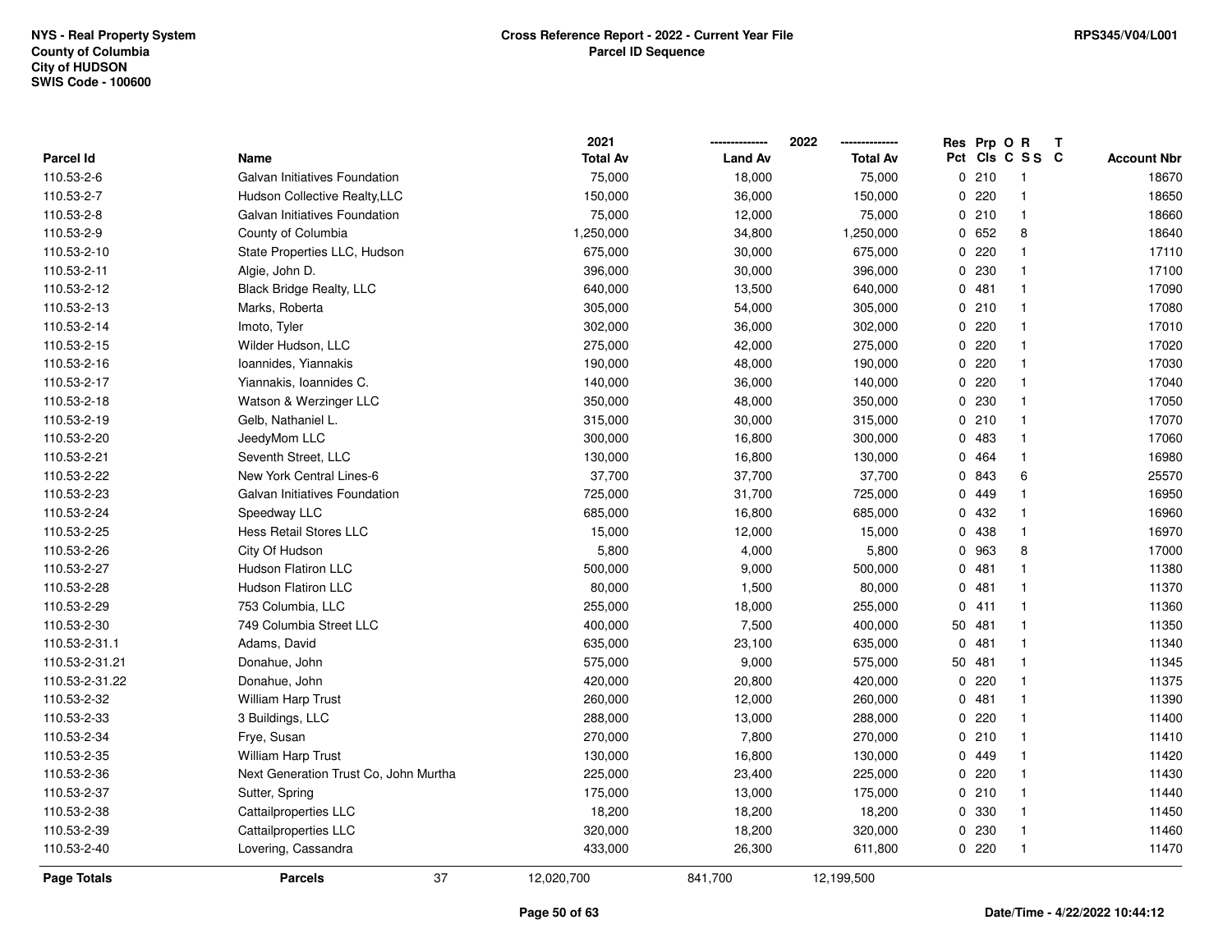NYS - Real Property System
County of Columbia
City of HUDSON
SWIS Code - 100600

**Cross Reference Report - 2022 - Current Year File**
**Parcel ID Sequence**

RPS345/V04/L001

| Parcel Id | Name | 2021 Total Av | 2022 Land Av | 2022 Total Av | Res Pct | Prp Cls | O C | R S S | T C | Account Nbr |
|---|---|---|---|---|---|---|---|---|---|---|
| 110.53-2-6 | Galvan Initiatives Foundation | 75,000 | 18,000 | 75,000 | 0 | 210 | | 1 | | 18670 |
| 110.53-2-7 | Hudson Collective Realty,LLC | 150,000 | 36,000 | 150,000 | 0 | 220 | | 1 | | 18650 |
| 110.53-2-8 | Galvan Initiatives Foundation | 75,000 | 12,000 | 75,000 | 0 | 210 | | 1 | | 18660 |
| 110.53-2-9 | County of Columbia | 1,250,000 | 34,800 | 1,250,000 | 0 | 652 | | 8 | | 18640 |
| 110.53-2-10 | State Properties LLC, Hudson | 675,000 | 30,000 | 675,000 | 0 | 220 | | 1 | | 17110 |
| 110.53-2-11 | Algie, John D. | 396,000 | 30,000 | 396,000 | 0 | 230 | | 1 | | 17100 |
| 110.53-2-12 | Black Bridge Realty, LLC | 640,000 | 13,500 | 640,000 | 0 | 481 | | 1 | | 17090 |
| 110.53-2-13 | Marks, Roberta | 305,000 | 54,000 | 305,000 | 0 | 210 | | 1 | | 17080 |
| 110.53-2-14 | Imoto, Tyler | 302,000 | 36,000 | 302,000 | 0 | 220 | | 1 | | 17010 |
| 110.53-2-15 | Wilder Hudson, LLC | 275,000 | 42,000 | 275,000 | 0 | 220 | | 1 | | 17020 |
| 110.53-2-16 | Ioannides, Yiannakis | 190,000 | 48,000 | 190,000 | 0 | 220 | | 1 | | 17030 |
| 110.53-2-17 | Yiannakis, Ioannides C. | 140,000 | 36,000 | 140,000 | 0 | 220 | | 1 | | 17040 |
| 110.53-2-18 | Watson & Werzinger LLC | 350,000 | 48,000 | 350,000 | 0 | 230 | | 1 | | 17050 |
| 110.53-2-19 | Gelb, Nathaniel L. | 315,000 | 30,000 | 315,000 | 0 | 210 | | 1 | | 17070 |
| 110.53-2-20 | JeedyMom LLC | 300,000 | 16,800 | 300,000 | 0 | 483 | | 1 | | 17060 |
| 110.53-2-21 | Seventh Street, LLC | 130,000 | 16,800 | 130,000 | 0 | 464 | | 1 | | 16980 |
| 110.53-2-22 | New York Central Lines-6 | 37,700 | 37,700 | 37,700 | 0 | 843 | | 6 | | 25570 |
| 110.53-2-23 | Galvan Initiatives Foundation | 725,000 | 31,700 | 725,000 | 0 | 449 | | 1 | | 16950 |
| 110.53-2-24 | Speedway LLC | 685,000 | 16,800 | 685,000 | 0 | 432 | | 1 | | 16960 |
| 110.53-2-25 | Hess Retail Stores LLC | 15,000 | 12,000 | 15,000 | 0 | 438 | | 1 | | 16970 |
| 110.53-2-26 | City Of Hudson | 5,800 | 4,000 | 5,800 | 0 | 963 | | 8 | | 17000 |
| 110.53-2-27 | Hudson Flatiron LLC | 500,000 | 9,000 | 500,000 | 0 | 481 | | 1 | | 11380 |
| 110.53-2-28 | Hudson Flatiron LLC | 80,000 | 1,500 | 80,000 | 0 | 481 | | 1 | | 11370 |
| 110.53-2-29 | 753 Columbia, LLC | 255,000 | 18,000 | 255,000 | 0 | 411 | | 1 | | 11360 |
| 110.53-2-30 | 749 Columbia Street LLC | 400,000 | 7,500 | 400,000 | 50 | 481 | | 1 | | 11350 |
| 110.53-2-31.1 | Adams, David | 635,000 | 23,100 | 635,000 | 0 | 481 | | 1 | | 11340 |
| 110.53-2-31.21 | Donahue, John | 575,000 | 9,000 | 575,000 | 50 | 481 | | 1 | | 11345 |
| 110.53-2-31.22 | Donahue, John | 420,000 | 20,800 | 420,000 | 0 | 220 | | 1 | | 11375 |
| 110.53-2-32 | William Harp Trust | 260,000 | 12,000 | 260,000 | 0 | 481 | | 1 | | 11390 |
| 110.53-2-33 | 3 Buildings, LLC | 288,000 | 13,000 | 288,000 | 0 | 220 | | 1 | | 11400 |
| 110.53-2-34 | Frye, Susan | 270,000 | 7,800 | 270,000 | 0 | 210 | | 1 | | 11410 |
| 110.53-2-35 | William Harp Trust | 130,000 | 16,800 | 130,000 | 0 | 449 | | 1 | | 11420 |
| 110.53-2-36 | Next Generation Trust Co, John Murtha | 225,000 | 23,400 | 225,000 | 0 | 220 | | 1 | | 11430 |
| 110.53-2-37 | Sutter, Spring | 175,000 | 13,000 | 175,000 | 0 | 210 | | 1 | | 11440 |
| 110.53-2-38 | Cattailproperties LLC | 18,200 | 18,200 | 18,200 | 0 | 330 | | 1 | | 11450 |
| 110.53-2-39 | Cattailproperties LLC | 320,000 | 18,200 | 320,000 | 0 | 230 | | 1 | | 11460 |
| 110.53-2-40 | Lovering, Cassandra | 433,000 | 26,300 | 611,800 | 0 | 220 | | 1 | | 11470 |
| **Page Totals** | **Parcels** 37 | 12,020,700 | 841,700 | 12,199,500 | | | | | | |

Date/Time - 4/22/2022 10:44:12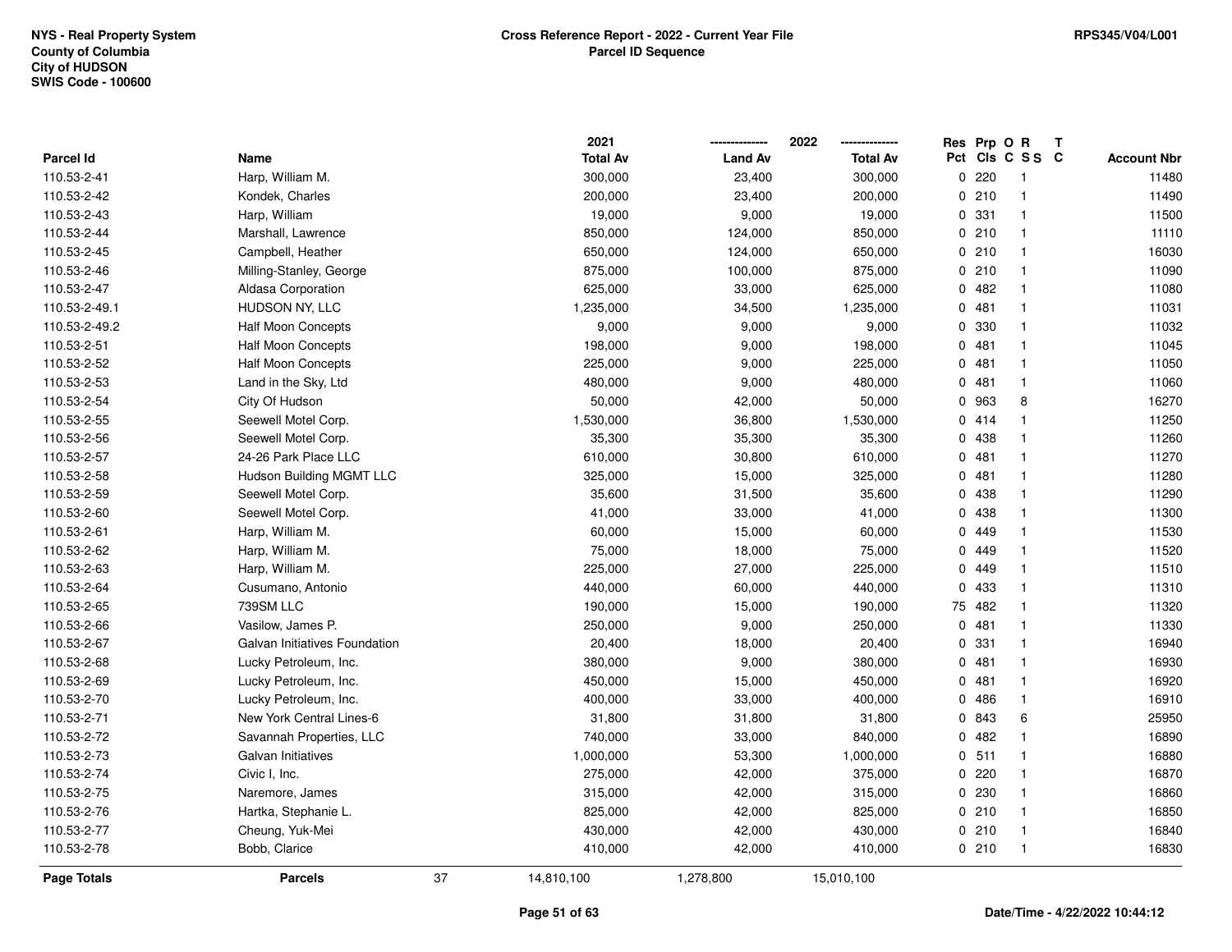NYS - Real Property System
County of Columbia
City of HUDSON
SWIS Code - 100600

**Cross Reference Report - 2022 - Current Year File**
**Parcel ID Sequence**

RPS345/V04/L001

| Parcel Id | Name | 2021 Total Av | 2022 Land Av | 2022 Total Av | Res Pct | Prp Cls | O C | R SS | T C | Account Nbr |
|---|---|---|---|---|---|---|---|---|---|---|
| 110.53-2-41 | Harp, William M. | 300,000 | 23,400 | 300,000 | 0 | 220 | | 1 | | 11480 |
| 110.53-2-42 | Kondek, Charles | 200,000 | 23,400 | 200,000 | 0 | 210 | | 1 | | 11490 |
| 110.53-2-43 | Harp, William | 19,000 | 9,000 | 19,000 | 0 | 331 | | 1 | | 11500 |
| 110.53-2-44 | Marshall, Lawrence | 850,000 | 124,000 | 850,000 | 0 | 210 | | 1 | | 11110 |
| 110.53-2-45 | Campbell, Heather | 650,000 | 124,000 | 650,000 | 0 | 210 | | 1 | | 16030 |
| 110.53-2-46 | Milling-Stanley, George | 875,000 | 100,000 | 875,000 | 0 | 210 | | 1 | | 11090 |
| 110.53-2-47 | Aldasa Corporation | 625,000 | 33,000 | 625,000 | 0 | 482 | | 1 | | 11080 |
| 110.53-2-49.1 | HUDSON NY, LLC | 1,235,000 | 34,500 | 1,235,000 | 0 | 481 | | 1 | | 11031 |
| 110.53-2-49.2 | Half Moon Concepts | 9,000 | 9,000 | 9,000 | 0 | 330 | | 1 | | 11032 |
| 110.53-2-51 | Half Moon Concepts | 198,000 | 9,000 | 198,000 | 0 | 481 | | 1 | | 11045 |
| 110.53-2-52 | Half Moon Concepts | 225,000 | 9,000 | 225,000 | 0 | 481 | | 1 | | 11050 |
| 110.53-2-53 | Land in the Sky, Ltd | 480,000 | 9,000 | 480,000 | 0 | 481 | | 1 | | 11060 |
| 110.53-2-54 | City Of Hudson | 50,000 | 42,000 | 50,000 | 0 | 963 | | 8 | | 16270 |
| 110.53-2-55 | Seewell Motel Corp. | 1,530,000 | 36,800 | 1,530,000 | 0 | 414 | | 1 | | 11250 |
| 110.53-2-56 | Seewell Motel Corp. | 35,300 | 35,300 | 35,300 | 0 | 438 | | 1 | | 11260 |
| 110.53-2-57 | 24-26 Park Place LLC | 610,000 | 30,800 | 610,000 | 0 | 481 | | 1 | | 11270 |
| 110.53-2-58 | Hudson Building MGMT LLC | 325,000 | 15,000 | 325,000 | 0 | 481 | | 1 | | 11280 |
| 110.53-2-59 | Seewell Motel Corp. | 35,600 | 31,500 | 35,600 | 0 | 438 | | 1 | | 11290 |
| 110.53-2-60 | Seewell Motel Corp. | 41,000 | 33,000 | 41,000 | 0 | 438 | | 1 | | 11300 |
| 110.53-2-61 | Harp, William M. | 60,000 | 15,000 | 60,000 | 0 | 449 | | 1 | | 11530 |
| 110.53-2-62 | Harp, William M. | 75,000 | 18,000 | 75,000 | 0 | 449 | | 1 | | 11520 |
| 110.53-2-63 | Harp, William M. | 225,000 | 27,000 | 225,000 | 0 | 449 | | 1 | | 11510 |
| 110.53-2-64 | Cusumano, Antonio | 440,000 | 60,000 | 440,000 | 0 | 433 | | 1 | | 11310 |
| 110.53-2-65 | 739SM LLC | 190,000 | 15,000 | 190,000 | 75 | 482 | | 1 | | 11320 |
| 110.53-2-66 | Vasilow, James P. | 250,000 | 9,000 | 250,000 | 0 | 481 | | 1 | | 11330 |
| 110.53-2-67 | Galvan Initiatives Foundation | 20,400 | 18,000 | 20,400 | 0 | 331 | | 1 | | 16940 |
| 110.53-2-68 | Lucky Petroleum, Inc. | 380,000 | 9,000 | 380,000 | 0 | 481 | | 1 | | 16930 |
| 110.53-2-69 | Lucky Petroleum, Inc. | 450,000 | 15,000 | 450,000 | 0 | 481 | | 1 | | 16920 |
| 110.53-2-70 | Lucky Petroleum, Inc. | 400,000 | 33,000 | 400,000 | 0 | 486 | | 1 | | 16910 |
| 110.53-2-71 | New York Central Lines-6 | 31,800 | 31,800 | 31,800 | 0 | 843 | | 6 | | 25950 |
| 110.53-2-72 | Savannah Properties, LLC | 740,000 | 33,000 | 840,000 | 0 | 482 | | 1 | | 16890 |
| 110.53-2-73 | Galvan Initiatives | 1,000,000 | 53,300 | 1,000,000 | 0 | 511 | | 1 | | 16880 |
| 110.53-2-74 | Civic I, Inc. | 275,000 | 42,000 | 375,000 | 0 | 220 | | 1 | | 16870 |
| 110.53-2-75 | Naremore, James | 315,000 | 42,000 | 315,000 | 0 | 230 | | 1 | | 16860 |
| 110.53-2-76 | Hartka, Stephanie L. | 825,000 | 42,000 | 825,000 | 0 | 210 | | 1 | | 16850 |
| 110.53-2-77 | Cheung, Yuk-Mei | 430,000 | 42,000 | 430,000 | 0 | 210 | | 1 | | 16840 |
| 110.53-2-78 | Bobb, Clarice | 410,000 | 42,000 | 410,000 | 0 | 210 | | 1 | | 16830 |
| **Page Totals** | **Parcels** 37 | 14,810,100 | 1,278,800 | 15,010,100 | | | | | | |

Date/Time - 4/22/2022 10:44:12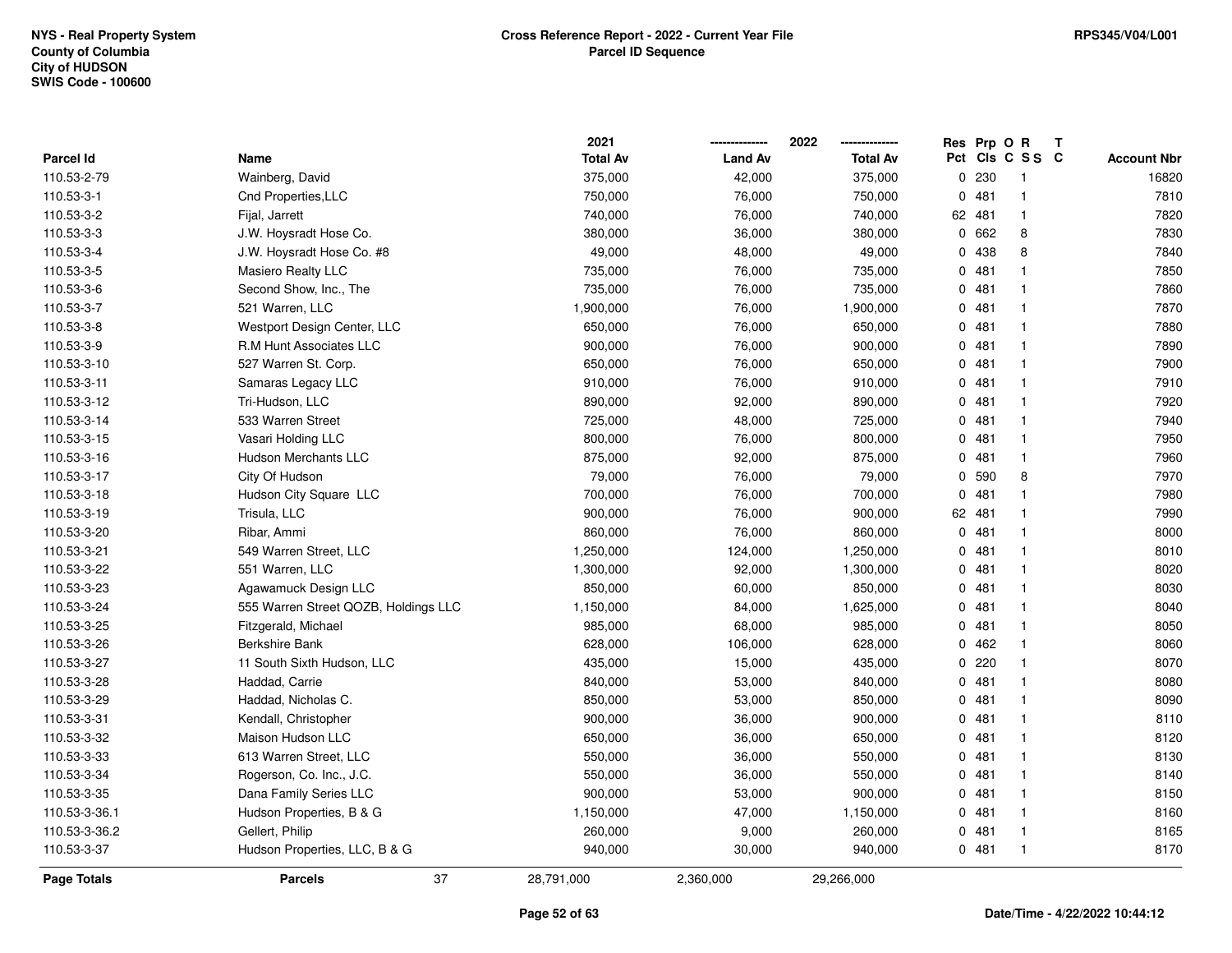NYS - Real Property System
County of Columbia
City of HUDSON
SWIS Code - 100600

**Cross Reference Report - 2022 - Current Year File**
**Parcel ID Sequence**

RPS345/V04/L001

| Parcel Id | Name | 2021 Total Av | 2022 Land Av | 2022 Total Av | Res Pct | Prp Cls | O C | R S S | T C | Account Nbr |
|---|---|---|---|---|---|---|---|---|---|---|
| 110.53-2-79 | Wainberg, David | 375,000 | 42,000 | 375,000 | 0 | 230 | | 1 | | 16820 |
| 110.53-3-1 | Cnd Properties,LLC | 750,000 | 76,000 | 750,000 | 0 | 481 | | 1 | | 7810 |
| 110.53-3-2 | Fijal, Jarrett | 740,000 | 76,000 | 740,000 | 62 | 481 | | 1 | | 7820 |
| 110.53-3-3 | J.W. Hoysradt Hose Co. | 380,000 | 36,000 | 380,000 | 0 | 662 | | 8 | | 7830 |
| 110.53-3-4 | J.W. Hoysradt Hose Co. #8 | 49,000 | 48,000 | 49,000 | 0 | 438 | | 8 | | 7840 |
| 110.53-3-5 | Masiero Realty LLC | 735,000 | 76,000 | 735,000 | 0 | 481 | | 1 | | 7850 |
| 110.53-3-6 | Second Show, Inc., The | 735,000 | 76,000 | 735,000 | 0 | 481 | | 1 | | 7860 |
| 110.53-3-7 | 521 Warren, LLC | 1,900,000 | 76,000 | 1,900,000 | 0 | 481 | | 1 | | 7870 |
| 110.53-3-8 | Westport Design Center, LLC | 650,000 | 76,000 | 650,000 | 0 | 481 | | 1 | | 7880 |
| 110.53-3-9 | R.M Hunt Associates LLC | 900,000 | 76,000 | 900,000 | 0 | 481 | | 1 | | 7890 |
| 110.53-3-10 | 527 Warren St. Corp. | 650,000 | 76,000 | 650,000 | 0 | 481 | | 1 | | 7900 |
| 110.53-3-11 | Samaras Legacy LLC | 910,000 | 76,000 | 910,000 | 0 | 481 | | 1 | | 7910 |
| 110.53-3-12 | Tri-Hudson, LLC | 890,000 | 92,000 | 890,000 | 0 | 481 | | 1 | | 7920 |
| 110.53-3-14 | 533 Warren Street | 725,000 | 48,000 | 725,000 | 0 | 481 | | 1 | | 7940 |
| 110.53-3-15 | Vasari Holding LLC | 800,000 | 76,000 | 800,000 | 0 | 481 | | 1 | | 7950 |
| 110.53-3-16 | Hudson Merchants LLC | 875,000 | 92,000 | 875,000 | 0 | 481 | | 1 | | 7960 |
| 110.53-3-17 | City Of Hudson | 79,000 | 76,000 | 79,000 | 0 | 590 | | 8 | | 7970 |
| 110.53-3-18 | Hudson City Square LLC | 700,000 | 76,000 | 700,000 | 0 | 481 | | 1 | | 7980 |
| 110.53-3-19 | Trisula, LLC | 900,000 | 76,000 | 900,000 | 62 | 481 | | 1 | | 7990 |
| 110.53-3-20 | Ribar, Ammi | 860,000 | 76,000 | 860,000 | 0 | 481 | | 1 | | 8000 |
| 110.53-3-21 | 549 Warren Street, LLC | 1,250,000 | 124,000 | 1,250,000 | 0 | 481 | | 1 | | 8010 |
| 110.53-3-22 | 551 Warren, LLC | 1,300,000 | 92,000 | 1,300,000 | 0 | 481 | | 1 | | 8020 |
| 110.53-3-23 | Agawamuck Design LLC | 850,000 | 60,000 | 850,000 | 0 | 481 | | 1 | | 8030 |
| 110.53-3-24 | 555 Warren Street QOZB, Holdings LLC | 1,150,000 | 84,000 | 1,625,000 | 0 | 481 | | 1 | | 8040 |
| 110.53-3-25 | Fitzgerald, Michael | 985,000 | 68,000 | 985,000 | 0 | 481 | | 1 | | 8050 |
| 110.53-3-26 | Berkshire Bank | 628,000 | 106,000 | 628,000 | 0 | 462 | | 1 | | 8060 |
| 110.53-3-27 | 11 South Sixth Hudson, LLC | 435,000 | 15,000 | 435,000 | 0 | 220 | | 1 | | 8070 |
| 110.53-3-28 | Haddad, Carrie | 840,000 | 53,000 | 840,000 | 0 | 481 | | 1 | | 8080 |
| 110.53-3-29 | Haddad, Nicholas C. | 850,000 | 53,000 | 850,000 | 0 | 481 | | 1 | | 8090 |
| 110.53-3-31 | Kendall, Christopher | 900,000 | 36,000 | 900,000 | 0 | 481 | | 1 | | 8110 |
| 110.53-3-32 | Maison Hudson LLC | 650,000 | 36,000 | 650,000 | 0 | 481 | | 1 | | 8120 |
| 110.53-3-33 | 613 Warren Street, LLC | 550,000 | 36,000 | 550,000 | 0 | 481 | | 1 | | 8130 |
| 110.53-3-34 | Rogerson, Co. Inc., J.C. | 550,000 | 36,000 | 550,000 | 0 | 481 | | 1 | | 8140 |
| 110.53-3-35 | Dana Family Series LLC | 900,000 | 53,000 | 900,000 | 0 | 481 | | 1 | | 8150 |
| 110.53-3-36.1 | Hudson Properties, B & G | 1,150,000 | 47,000 | 1,150,000 | 0 | 481 | | 1 | | 8160 |
| 110.53-3-36.2 | Gellert, Philip | 260,000 | 9,000 | 260,000 | 0 | 481 | | 1 | | 8165 |
| 110.53-3-37 | Hudson Properties, LLC, B & G | 940,000 | 30,000 | 940,000 | 0 | 481 | | 1 | | 8170 |
| **Page Totals** | **Parcels** 37 | 28,791,000 | 2,360,000 | 29,266,000 | | | | | | |

Date/Time - 4/22/2022 10:44:12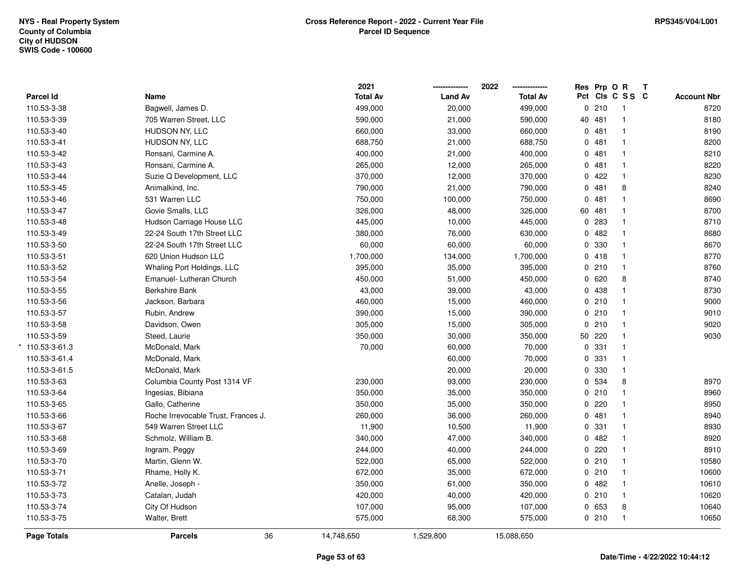| Parcel Id | Name | 2021 Total Av | 2022 Land Av | 2022 Total Av | Res Pct | Prp Cls | O C | R S S | T C | Account Nbr |
|---|---|---|---|---|---|---|---|---|---|---|
| 110.53-3-38 | Bagwell, James D. | 499,000 | 20,000 | 499,000 | 0 | 210 | | 1 | | 8720 |
| 110.53-3-39 | 705 Warren Street, LLC | 590,000 | 21,000 | 590,000 | 40 | 481 | | 1 | | 8180 |
| 110.53-3-40 | HUDSON NY, LLC | 660,000 | 33,000 | 660,000 | 0 | 481 | | 1 | | 8190 |
| 110.53-3-41 | HUDSON NY, LLC | 688,750 | 21,000 | 688,750 | 0 | 481 | | 1 | | 8200 |
| 110.53-3-42 | Ronsani, Carmine A. | 400,000 | 21,000 | 400,000 | 0 | 481 | | 1 | | 8210 |
| 110.53-3-43 | Ronsani, Carmine A. | 265,000 | 12,000 | 265,000 | 0 | 481 | | 1 | | 8220 |
| 110.53-3-44 | Suzie Q Development, LLC | 370,000 | 12,000 | 370,000 | 0 | 422 | | 1 | | 8230 |
| 110.53-3-45 | Animalkind, Inc. | 790,000 | 21,000 | 790,000 | 0 | 481 | | 8 | | 8240 |
| 110.53-3-46 | 531 Warren LLC | 750,000 | 100,000 | 750,000 | 0 | 481 | | 1 | | 8690 |
| 110.53-3-47 | Govie Smalls, LLC | 326,000 | 48,000 | 326,000 | 60 | 481 | | 1 | | 8700 |
| 110.53-3-48 | Hudson Carriage House LLC | 445,000 | 10,000 | 445,000 | 0 | 283 | | 1 | | 8710 |
| 110.53-3-49 | 22-24 South 17th Street LLC | 380,000 | 76,000 | 630,000 | 0 | 482 | | 1 | | 8680 |
| 110.53-3-50 | 22-24 South 17th Street LLC | 60,000 | 60,000 | 60,000 | 0 | 330 | | 1 | | 8670 |
| 110.53-3-51 | 620 Union Hudson LLC | 1,700,000 | 134,000 | 1,700,000 | 0 | 418 | | 1 | | 8770 |
| 110.53-3-52 | Whaling Port Holdings, LLC | 395,000 | 35,000 | 395,000 | 0 | 210 | | 1 | | 8760 |
| 110.53-3-54 | Emanuel- Lutheran Church | 450,000 | 51,000 | 450,000 | 0 | 620 | | 8 | | 8740 |
| 110.53-3-55 | Berkshire Bank | 43,000 | 39,000 | 43,000 | 0 | 438 | | 1 | | 8730 |
| 110.53-3-56 | Jackson, Barbara | 460,000 | 15,000 | 460,000 | 0 | 210 | | 1 | | 9000 |
| 110.53-3-57 | Rubin, Andrew | 390,000 | 15,000 | 390,000 | 0 | 210 | | 1 | | 9010 |
| 110.53-3-58 | Davidson, Owen | 305,000 | 15,000 | 305,000 | 0 | 210 | | 1 | | 9020 |
| 110.53-3-59 | Steed, Laurie | 350,000 | 30,000 | 350,000 | 50 | 220 | | 1 | | 9030 |
| * 110.53-3-61.3 | McDonald, Mark | 70,000 | 60,000 | 70,000 | 0 | 331 | | 1 | | |
| 110.53-3-61.4 | McDonald, Mark | | 60,000 | 70,000 | 0 | 331 | | 1 | | |
| 110.53-3-61.5 | McDonald, Mark | | 20,000 | 20,000 | 0 | 330 | | 1 | | |
| 110.53-3-63 | Columbia County Post 1314 VF | 230,000 | 93,000 | 230,000 | 0 | 534 | | 8 | | 8970 |
| 110.53-3-64 | Ingesias, Bibiana | 350,000 | 35,000 | 350,000 | 0 | 210 | | 1 | | 8960 |
| 110.53-3-65 | Gallo, Catherine | 350,000 | 35,000 | 350,000 | 0 | 220 | | 1 | | 8950 |
| 110.53-3-66 | Roche Irrevocable Trust, Frances J. | 260,000 | 36,000 | 260,000 | 0 | 481 | | 1 | | 8940 |
| 110.53-3-67 | 549 Warren Street LLC | 11,900 | 10,500 | 11,900 | 0 | 331 | | 1 | | 8930 |
| 110.53-3-68 | Schmolz, William B. | 340,000 | 47,000 | 340,000 | 0 | 482 | | 1 | | 8920 |
| 110.53-3-69 | Ingram, Peggy | 244,000 | 40,000 | 244,000 | 0 | 220 | | 1 | | 8910 |
| 110.53-3-70 | Martin, Glenn W. | 522,000 | 65,000 | 522,000 | 0 | 210 | | 1 | | 10580 |
| 110.53-3-71 | Rhame, Holly K. | 672,000 | 35,000 | 672,000 | 0 | 210 | | 1 | | 10600 |
| 110.53-3-72 | Anelle, Joseph - | 350,000 | 61,000 | 350,000 | 0 | 482 | | 1 | | 10610 |
| 110.53-3-73 | Catalan, Judah | 420,000 | 40,000 | 420,000 | 0 | 210 | | 1 | | 10620 |
| 110.53-3-74 | City Of Hudson | 107,000 | 95,000 | 107,000 | 0 | 653 | | 8 | | 10640 |
| 110.53-3-75 | Walter, Brett | 575,000 | 68,300 | 575,000 | 0 | 210 | | 1 | | 10650 |
| **Page Totals** | **Parcels** 36 | 14,748,650 | 1,529,800 | 15,088,650 | | | | | | |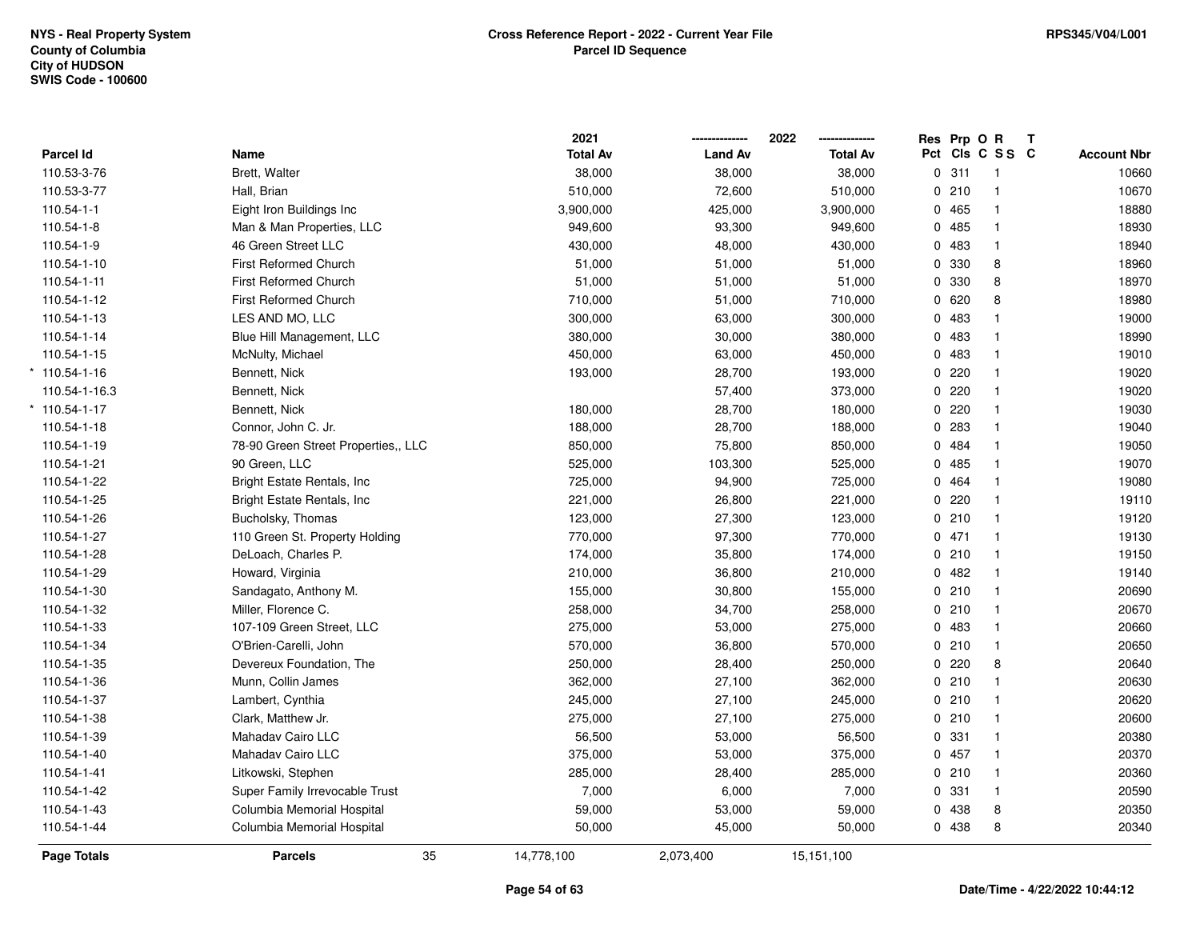**NYS - Real Property System**
**County of Columbia**
**City of HUDSON**
**SWIS Code - 100600**

**Cross Reference Report - 2022 - Current Year File**
**Parcel ID Sequence**

**RPS345/V04/L001**

| Parcel Id | Name | 2021 Total Av | 2022 Land Av | 2022 Total Av | Res Pct | Prp Cls | O C | R SS | T C | Account Nbr |
|---|---|---|---|---|---|---|---|---|---|---|
| 110.53-3-76 | Brett, Walter | 38,000 | 38,000 | 38,000 | 0 | 311 | | 1 | | 10660 |
| 110.53-3-77 | Hall, Brian | 510,000 | 72,600 | 510,000 | 0 | 210 | | 1 | | 10670 |
| 110.54-1-1 | Eight Iron Buildings Inc | 3,900,000 | 425,000 | 3,900,000 | 0 | 465 | | 1 | | 18880 |
| 110.54-1-8 | Man & Man Properties, LLC | 949,600 | 93,300 | 949,600 | 0 | 485 | | 1 | | 18930 |
| 110.54-1-9 | 46 Green Street LLC | 430,000 | 48,000 | 430,000 | 0 | 483 | | 1 | | 18940 |
| 110.54-1-10 | First Reformed Church | 51,000 | 51,000 | 51,000 | 0 | 330 | | 8 | | 18960 |
| 110.54-1-11 | First Reformed Church | 51,000 | 51,000 | 51,000 | 0 | 330 | | 8 | | 18970 |
| 110.54-1-12 | First Reformed Church | 710,000 | 51,000 | 710,000 | 0 | 620 | | 8 | | 18980 |
| 110.54-1-13 | LES AND MO, LLC | 300,000 | 63,000 | 300,000 | 0 | 483 | | 1 | | 19000 |
| 110.54-1-14 | Blue Hill Management, LLC | 380,000 | 30,000 | 380,000 | 0 | 483 | | 1 | | 18990 |
| 110.54-1-15 | McNulty, Michael | 450,000 | 63,000 | 450,000 | 0 | 483 | | 1 | | 19010 |
| * 110.54-1-16 | Bennett, Nick | 193,000 | 28,700 | 193,000 | 0 | 220 | | 1 | | 19020 |
| 110.54-1-16.3 | Bennett, Nick | | 57,400 | 373,000 | 0 | 220 | | 1 | | 19020 |
| * 110.54-1-17 | Bennett, Nick | 180,000 | 28,700 | 180,000 | 0 | 220 | | 1 | | 19030 |
| 110.54-1-18 | Connor, John C. Jr. | 188,000 | 28,700 | 188,000 | 0 | 283 | | 1 | | 19040 |
| 110.54-1-19 | 78-90 Green Street Properties,, LLC | 850,000 | 75,800 | 850,000 | 0 | 484 | | 1 | | 19050 |
| 110.54-1-21 | 90 Green, LLC | 525,000 | 103,300 | 525,000 | 0 | 485 | | 1 | | 19070 |
| 110.54-1-22 | Bright Estate Rentals, Inc | 725,000 | 94,900 | 725,000 | 0 | 464 | | 1 | | 19080 |
| 110.54-1-25 | Bright Estate Rentals, Inc | 221,000 | 26,800 | 221,000 | 0 | 220 | | 1 | | 19110 |
| 110.54-1-26 | Bucholsky, Thomas | 123,000 | 27,300 | 123,000 | 0 | 210 | | 1 | | 19120 |
| 110.54-1-27 | 110 Green St. Property Holding | 770,000 | 97,300 | 770,000 | 0 | 471 | | 1 | | 19130 |
| 110.54-1-28 | DeLoach, Charles P. | 174,000 | 35,800 | 174,000 | 0 | 210 | | 1 | | 19150 |
| 110.54-1-29 | Howard, Virginia | 210,000 | 36,800 | 210,000 | 0 | 482 | | 1 | | 19140 |
| 110.54-1-30 | Sandagato, Anthony M. | 155,000 | 30,800 | 155,000 | 0 | 210 | | 1 | | 20690 |
| 110.54-1-32 | Miller, Florence C. | 258,000 | 34,700 | 258,000 | 0 | 210 | | 1 | | 20670 |
| 110.54-1-33 | 107-109 Green Street, LLC | 275,000 | 53,000 | 275,000 | 0 | 483 | | 1 | | 20660 |
| 110.54-1-34 | O'Brien-Carelli, John | 570,000 | 36,800 | 570,000 | 0 | 210 | | 1 | | 20650 |
| 110.54-1-35 | Devereux Foundation, The | 250,000 | 28,400 | 250,000 | 0 | 220 | | 8 | | 20640 |
| 110.54-1-36 | Munn, Collin James | 362,000 | 27,100 | 362,000 | 0 | 210 | | 1 | | 20630 |
| 110.54-1-37 | Lambert, Cynthia | 245,000 | 27,100 | 245,000 | 0 | 210 | | 1 | | 20620 |
| 110.54-1-38 | Clark, Matthew Jr. | 275,000 | 27,100 | 275,000 | 0 | 210 | | 1 | | 20600 |
| 110.54-1-39 | Mahadav Cairo LLC | 56,500 | 53,000 | 56,500 | 0 | 331 | | 1 | | 20380 |
| 110.54-1-40 | Mahadav Cairo LLC | 375,000 | 53,000 | 375,000 | 0 | 457 | | 1 | | 20370 |
| 110.54-1-41 | Litkowski, Stephen | 285,000 | 28,400 | 285,000 | 0 | 210 | | 1 | | 20360 |
| 110.54-1-42 | Super Family Irrevocable Trust | 7,000 | 6,000 | 7,000 | 0 | 331 | | 1 | | 20590 |
| 110.54-1-43 | Columbia Memorial Hospital | 59,000 | 53,000 | 59,000 | 0 | 438 | | 8 | | 20350 |
| 110.54-1-44 | Columbia Memorial Hospital | 50,000 | 45,000 | 50,000 | 0 | 438 | | 8 | | 20340 |
| **Page Totals** | **Parcels** 35 | 14,778,100 | 2,073,400 | 15,151,100 | | | | | | |

**Date/Time - 4/22/2022 10:44:12**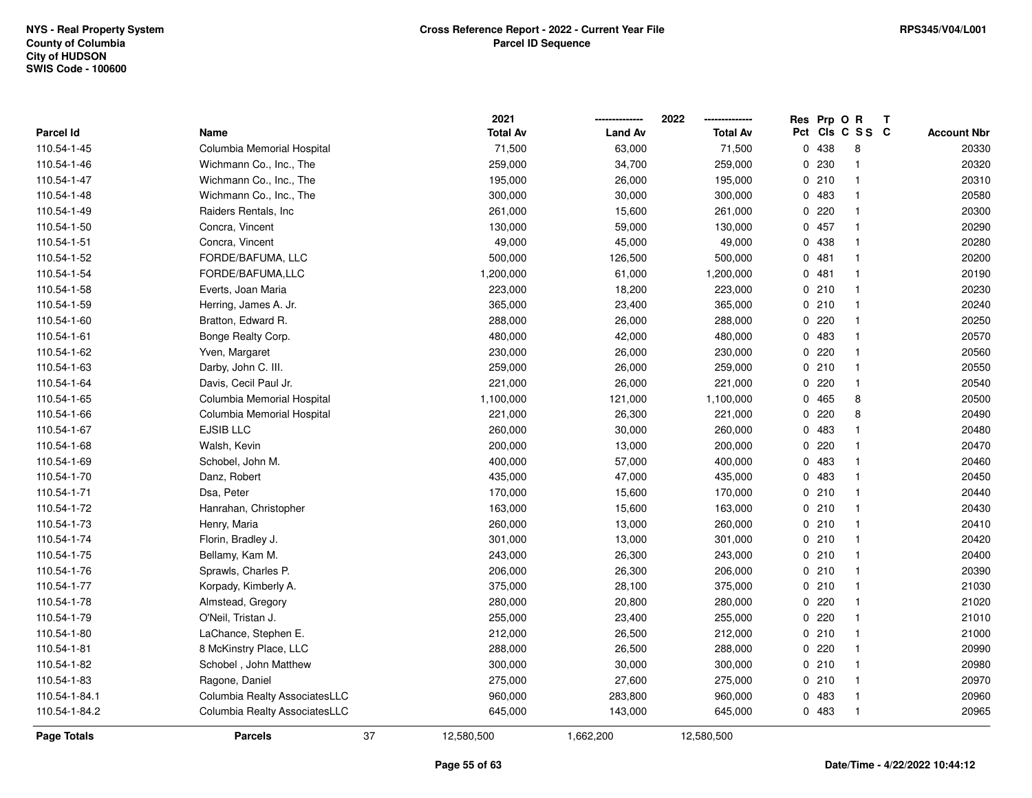NYS - Real Property System
County of Columbia
City of HUDSON
SWIS Code - 100600

**Cross Reference Report - 2022 - Current Year File**
**Parcel ID Sequence**

RPS345/V04/L001

| Parcel Id | Name | 2021 Total Av | 2022 Land Av | 2022 Total Av | Res Pct | Prp Cls | O C | R S S | T C | Account Nbr |
|---|---|---|---|---|---|---|---|---|---|---|
| 110.54-1-45 | Columbia Memorial Hospital | 71,500 | 63,000 | 71,500 | 0 | 438 | | 8 | | 20330 |
| 110.54-1-46 | Wichmann Co., Inc., The | 259,000 | 34,700 | 259,000 | 0 | 230 | | 1 | | 20320 |
| 110.54-1-47 | Wichmann Co., Inc., The | 195,000 | 26,000 | 195,000 | 0 | 210 | | 1 | | 20310 |
| 110.54-1-48 | Wichmann Co., Inc., The | 300,000 | 30,000 | 300,000 | 0 | 483 | | 1 | | 20580 |
| 110.54-1-49 | Raiders Rentals, Inc | 261,000 | 15,600 | 261,000 | 0 | 220 | | 1 | | 20300 |
| 110.54-1-50 | Concra, Vincent | 130,000 | 59,000 | 130,000 | 0 | 457 | | 1 | | 20290 |
| 110.54-1-51 | Concra, Vincent | 49,000 | 45,000 | 49,000 | 0 | 438 | | 1 | | 20280 |
| 110.54-1-52 | FORDE/BAFUMA, LLC | 500,000 | 126,500 | 500,000 | 0 | 481 | | 1 | | 20200 |
| 110.54-1-54 | FORDE/BAFUMA,LLC | 1,200,000 | 61,000 | 1,200,000 | 0 | 481 | | 1 | | 20190 |
| 110.54-1-58 | Everts, Joan Maria | 223,000 | 18,200 | 223,000 | 0 | 210 | | 1 | | 20230 |
| 110.54-1-59 | Herring, James A. Jr. | 365,000 | 23,400 | 365,000 | 0 | 210 | | 1 | | 20240 |
| 110.54-1-60 | Bratton, Edward R. | 288,000 | 26,000 | 288,000 | 0 | 220 | | 1 | | 20250 |
| 110.54-1-61 | Bonge Realty Corp. | 480,000 | 42,000 | 480,000 | 0 | 483 | | 1 | | 20570 |
| 110.54-1-62 | Yven, Margaret | 230,000 | 26,000 | 230,000 | 0 | 220 | | 1 | | 20560 |
| 110.54-1-63 | Darby, John C. III. | 259,000 | 26,000 | 259,000 | 0 | 210 | | 1 | | 20550 |
| 110.54-1-64 | Davis, Cecil Paul Jr. | 221,000 | 26,000 | 221,000 | 0 | 220 | | 1 | | 20540 |
| 110.54-1-65 | Columbia Memorial Hospital | 1,100,000 | 121,000 | 1,100,000 | 0 | 465 | | 8 | | 20500 |
| 110.54-1-66 | Columbia Memorial Hospital | 221,000 | 26,300 | 221,000 | 0 | 220 | | 8 | | 20490 |
| 110.54-1-67 | EJSIB LLC | 260,000 | 30,000 | 260,000 | 0 | 483 | | 1 | | 20480 |
| 110.54-1-68 | Walsh, Kevin | 200,000 | 13,000 | 200,000 | 0 | 220 | | 1 | | 20470 |
| 110.54-1-69 | Schobel, John M. | 400,000 | 57,000 | 400,000 | 0 | 483 | | 1 | | 20460 |
| 110.54-1-70 | Danz, Robert | 435,000 | 47,000 | 435,000 | 0 | 483 | | 1 | | 20450 |
| 110.54-1-71 | Dsa, Peter | 170,000 | 15,600 | 170,000 | 0 | 210 | | 1 | | 20440 |
| 110.54-1-72 | Hanrahan, Christopher | 163,000 | 15,600 | 163,000 | 0 | 210 | | 1 | | 20430 |
| 110.54-1-73 | Henry, Maria | 260,000 | 13,000 | 260,000 | 0 | 210 | | 1 | | 20410 |
| 110.54-1-74 | Florin, Bradley J. | 301,000 | 13,000 | 301,000 | 0 | 210 | | 1 | | 20420 |
| 110.54-1-75 | Bellamy, Kam M. | 243,000 | 26,300 | 243,000 | 0 | 210 | | 1 | | 20400 |
| 110.54-1-76 | Sprawls, Charles P. | 206,000 | 26,300 | 206,000 | 0 | 210 | | 1 | | 20390 |
| 110.54-1-77 | Korpady, Kimberly A. | 375,000 | 28,100 | 375,000 | 0 | 210 | | 1 | | 21030 |
| 110.54-1-78 | Almstead, Gregory | 280,000 | 20,800 | 280,000 | 0 | 220 | | 1 | | 21020 |
| 110.54-1-79 | O'Neil, Tristan J. | 255,000 | 23,400 | 255,000 | 0 | 220 | | 1 | | 21010 |
| 110.54-1-80 | LaChance, Stephen E. | 212,000 | 26,500 | 212,000 | 0 | 210 | | 1 | | 21000 |
| 110.54-1-81 | 8 McKinstry Place, LLC | 288,000 | 26,500 | 288,000 | 0 | 220 | | 1 | | 20990 |
| 110.54-1-82 | Schobel , John Matthew | 300,000 | 30,000 | 300,000 | 0 | 210 | | 1 | | 20980 |
| 110.54-1-83 | Ragone, Daniel | 275,000 | 27,600 | 275,000 | 0 | 210 | | 1 | | 20970 |
| 110.54-1-84.1 | Columbia Realty AssociatesLLC | 960,000 | 283,800 | 960,000 | 0 | 483 | | 1 | | 20960 |
| 110.54-1-84.2 | Columbia Realty AssociatesLLC | 645,000 | 143,000 | 645,000 | 0 | 483 | | 1 | | 20965 |
| **Page Totals** | **Parcels** 37 | 12,580,500 | 1,662,200 | 12,580,500 | | | | | | |

**Date/Time - 4/22/2022 10:44:12**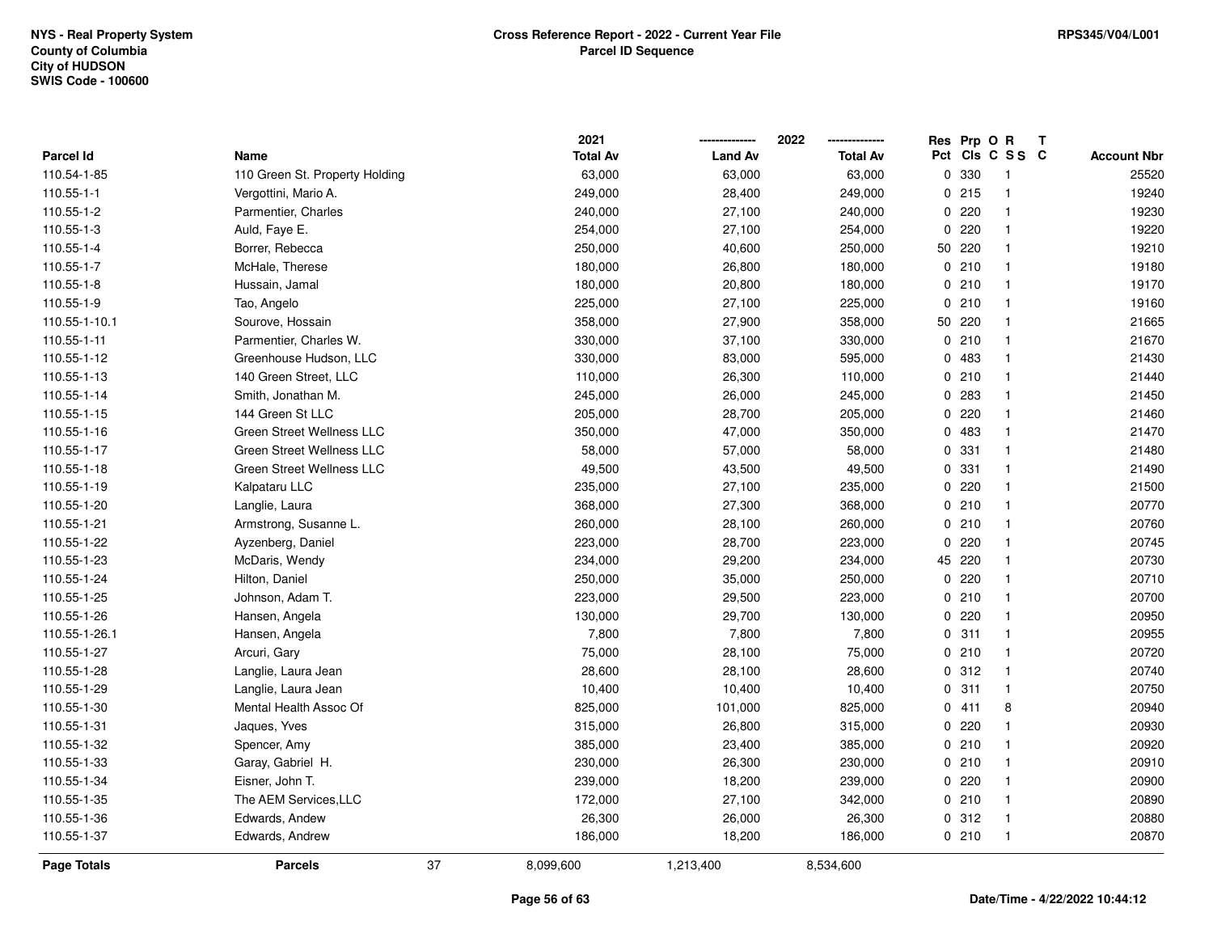NYS - Real Property System
County of Columbia
City of HUDSON
SWIS Code - 100600

**Cross Reference Report - 2022 - Current Year File**
**Parcel ID Sequence**

RPS345/V04/L001

| Parcel Id | Name | 2021 Total Av | 2022 Land Av | 2022 Total Av | Res Pct | Prp Cls | O C | R S S | T C | Account Nbr |
|---|---|---|---|---|---|---|---|---|---|---|
| 110.54-1-85 | 110 Green St. Property Holding | 63,000 | 63,000 | 63,000 | 0 | 330 | | 1 | | 25520 |
| 110.55-1-1 | Vergottini, Mario A. | 249,000 | 28,400 | 249,000 | 0 | 215 | | 1 | | 19240 |
| 110.55-1-2 | Parmentier, Charles | 240,000 | 27,100 | 240,000 | 0 | 220 | | 1 | | 19230 |
| 110.55-1-3 | Auld, Faye E. | 254,000 | 27,100 | 254,000 | 0 | 220 | | 1 | | 19220 |
| 110.55-1-4 | Borrer, Rebecca | 250,000 | 40,600 | 250,000 | 50 | 220 | | 1 | | 19210 |
| 110.55-1-7 | McHale, Therese | 180,000 | 26,800 | 180,000 | 0 | 210 | | 1 | | 19180 |
| 110.55-1-8 | Hussain, Jamal | 180,000 | 20,800 | 180,000 | 0 | 210 | | 1 | | 19170 |
| 110.55-1-9 | Tao, Angelo | 225,000 | 27,100 | 225,000 | 0 | 210 | | 1 | | 19160 |
| 110.55-1-10.1 | Sourove, Hossain | 358,000 | 27,900 | 358,000 | 50 | 220 | | 1 | | 21665 |
| 110.55-1-11 | Parmentier, Charles W. | 330,000 | 37,100 | 330,000 | 0 | 210 | | 1 | | 21670 |
| 110.55-1-12 | Greenhouse Hudson, LLC | 330,000 | 83,000 | 595,000 | 0 | 483 | | 1 | | 21430 |
| 110.55-1-13 | 140 Green Street, LLC | 110,000 | 26,300 | 110,000 | 0 | 210 | | 1 | | 21440 |
| 110.55-1-14 | Smith, Jonathan M. | 245,000 | 26,000 | 245,000 | 0 | 283 | | 1 | | 21450 |
| 110.55-1-15 | 144 Green St LLC | 205,000 | 28,700 | 205,000 | 0 | 220 | | 1 | | 21460 |
| 110.55-1-16 | Green Street Wellness LLC | 350,000 | 47,000 | 350,000 | 0 | 483 | | 1 | | 21470 |
| 110.55-1-17 | Green Street Wellness LLC | 58,000 | 57,000 | 58,000 | 0 | 331 | | 1 | | 21480 |
| 110.55-1-18 | Green Street Wellness LLC | 49,500 | 43,500 | 49,500 | 0 | 331 | | 1 | | 21490 |
| 110.55-1-19 | Kalpataru LLC | 235,000 | 27,100 | 235,000 | 0 | 220 | | 1 | | 21500 |
| 110.55-1-20 | Langlie, Laura | 368,000 | 27,300 | 368,000 | 0 | 210 | | 1 | | 20770 |
| 110.55-1-21 | Armstrong, Susanne L. | 260,000 | 28,100 | 260,000 | 0 | 210 | | 1 | | 20760 |
| 110.55-1-22 | Ayzenberg, Daniel | 223,000 | 28,700 | 223,000 | 0 | 220 | | 1 | | 20745 |
| 110.55-1-23 | McDaris, Wendy | 234,000 | 29,200 | 234,000 | 45 | 220 | | 1 | | 20730 |
| 110.55-1-24 | Hilton, Daniel | 250,000 | 35,000 | 250,000 | 0 | 220 | | 1 | | 20710 |
| 110.55-1-25 | Johnson, Adam T. | 223,000 | 29,500 | 223,000 | 0 | 210 | | 1 | | 20700 |
| 110.55-1-26 | Hansen, Angela | 130,000 | 29,700 | 130,000 | 0 | 220 | | 1 | | 20950 |
| 110.55-1-26.1 | Hansen, Angela | 7,800 | 7,800 | 7,800 | 0 | 311 | | 1 | | 20955 |
| 110.55-1-27 | Arcuri, Gary | 75,000 | 28,100 | 75,000 | 0 | 210 | | 1 | | 20720 |
| 110.55-1-28 | Langlie, Laura Jean | 28,600 | 28,100 | 28,600 | 0 | 312 | | 1 | | 20740 |
| 110.55-1-29 | Langlie, Laura Jean | 10,400 | 10,400 | 10,400 | 0 | 311 | | 1 | | 20750 |
| 110.55-1-30 | Mental Health Assoc Of | 825,000 | 101,000 | 825,000 | 0 | 411 | | 8 | | 20940 |
| 110.55-1-31 | Jaques, Yves | 315,000 | 26,800 | 315,000 | 0 | 220 | | 1 | | 20930 |
| 110.55-1-32 | Spencer, Amy | 385,000 | 23,400 | 385,000 | 0 | 210 | | 1 | | 20920 |
| 110.55-1-33 | Garay, Gabriel H. | 230,000 | 26,300 | 230,000 | 0 | 210 | | 1 | | 20910 |
| 110.55-1-34 | Eisner, John T. | 239,000 | 18,200 | 239,000 | 0 | 220 | | 1 | | 20900 |
| 110.55-1-35 | The AEM Services,LLC | 172,000 | 27,100 | 342,000 | 0 | 210 | | 1 | | 20890 |
| 110.55-1-36 | Edwards, Andew | 26,300 | 26,000 | 26,300 | 0 | 312 | | 1 | | 20880 |
| 110.55-1-37 | Edwards, Andrew | 186,000 | 18,200 | 186,000 | 0 | 210 | | 1 | | 20870 |
| **Page Totals** | **Parcels** 37 | 8,099,600 | 1,213,400 | 8,534,600 | | | | | | |

Date/Time - 4/22/2022 10:44:12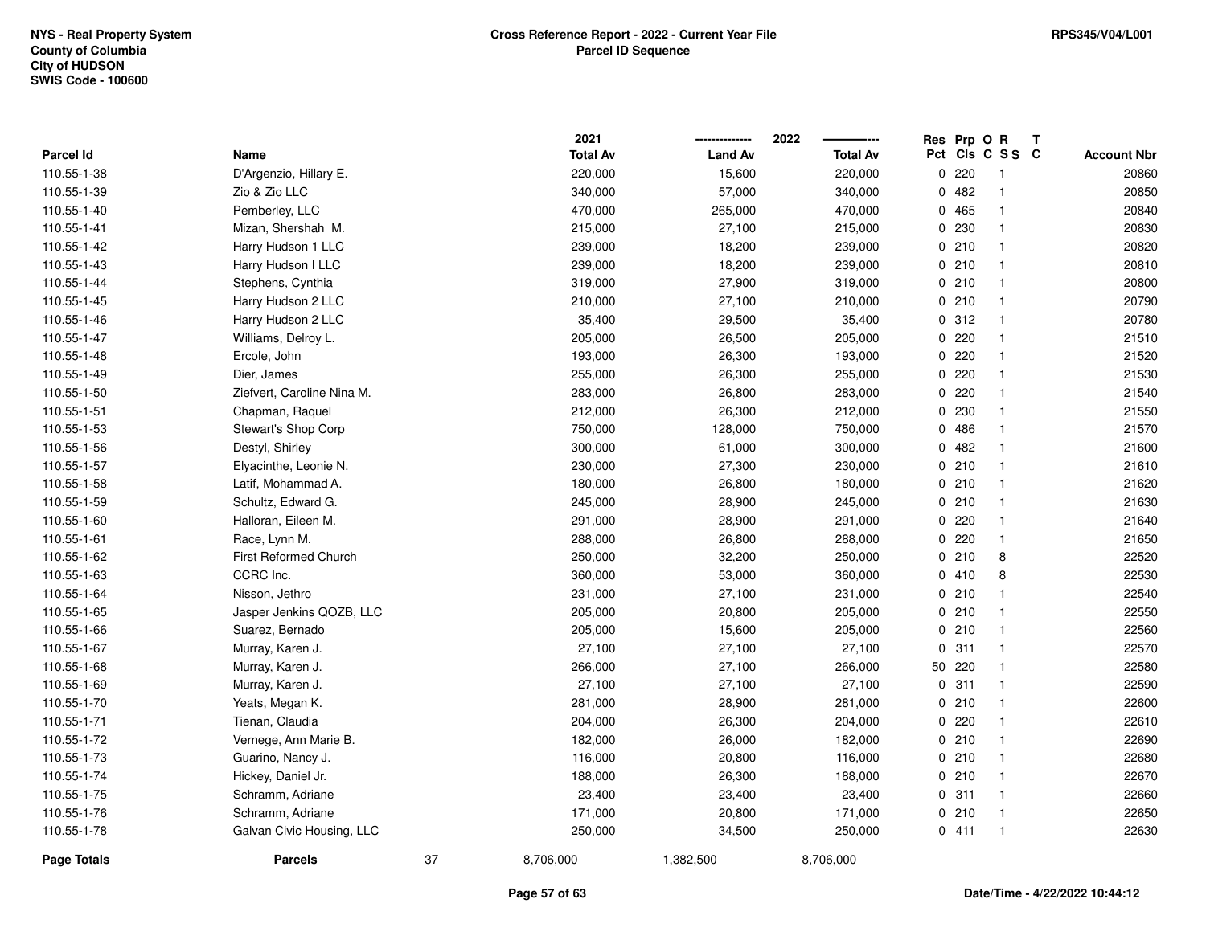NYS - Real Property System
County of Columbia
City of HUDSON
SWIS Code - 100600

**Cross Reference Report - 2022 - Current Year File**
**Parcel ID Sequence**

RPS345/V04/L001

| Parcel Id | Name | 2021 Total Av | 2022 Land Av | 2022 Total Av | Res Pct | Prp Cls | O C | R S S | T C | Account Nbr |
|---|---|---|---|---|---|---|---|---|---|---|
| 110.55-1-38 | D'Argenzio, Hillary E. | 220,000 | 15,600 | 220,000 | 0 | 220 | | 1 | | 20860 |
| 110.55-1-39 | Zio & Zio LLC | 340,000 | 57,000 | 340,000 | 0 | 482 | | 1 | | 20850 |
| 110.55-1-40 | Pemberley, LLC | 470,000 | 265,000 | 470,000 | 0 | 465 | | 1 | | 20840 |
| 110.55-1-41 | Mizan, Shershah M. | 215,000 | 27,100 | 215,000 | 0 | 230 | | 1 | | 20830 |
| 110.55-1-42 | Harry Hudson 1 LLC | 239,000 | 18,200 | 239,000 | 0 | 210 | | 1 | | 20820 |
| 110.55-1-43 | Harry Hudson I LLC | 239,000 | 18,200 | 239,000 | 0 | 210 | | 1 | | 20810 |
| 110.55-1-44 | Stephens, Cynthia | 319,000 | 27,900 | 319,000 | 0 | 210 | | 1 | | 20800 |
| 110.55-1-45 | Harry Hudson 2 LLC | 210,000 | 27,100 | 210,000 | 0 | 210 | | 1 | | 20790 |
| 110.55-1-46 | Harry Hudson 2 LLC | 35,400 | 29,500 | 35,400 | 0 | 312 | | 1 | | 20780 |
| 110.55-1-47 | Williams, Delroy L. | 205,000 | 26,500 | 205,000 | 0 | 220 | | 1 | | 21510 |
| 110.55-1-48 | Ercole, John | 193,000 | 26,300 | 193,000 | 0 | 220 | | 1 | | 21520 |
| 110.55-1-49 | Dier, James | 255,000 | 26,300 | 255,000 | 0 | 220 | | 1 | | 21530 |
| 110.55-1-50 | Ziefvert, Caroline Nina M. | 283,000 | 26,800 | 283,000 | 0 | 220 | | 1 | | 21540 |
| 110.55-1-51 | Chapman, Raquel | 212,000 | 26,300 | 212,000 | 0 | 230 | | 1 | | 21550 |
| 110.55-1-53 | Stewart's Shop Corp | 750,000 | 128,000 | 750,000 | 0 | 486 | | 1 | | 21570 |
| 110.55-1-56 | Destyl, Shirley | 300,000 | 61,000 | 300,000 | 0 | 482 | | 1 | | 21600 |
| 110.55-1-57 | Elyacinthe, Leonie N. | 230,000 | 27,300 | 230,000 | 0 | 210 | | 1 | | 21610 |
| 110.55-1-58 | Latif, Mohammad A. | 180,000 | 26,800 | 180,000 | 0 | 210 | | 1 | | 21620 |
| 110.55-1-59 | Schultz, Edward G. | 245,000 | 28,900 | 245,000 | 0 | 210 | | 1 | | 21630 |
| 110.55-1-60 | Halloran, Eileen M. | 291,000 | 28,900 | 291,000 | 0 | 220 | | 1 | | 21640 |
| 110.55-1-61 | Race, Lynn M. | 288,000 | 26,800 | 288,000 | 0 | 220 | | 1 | | 21650 |
| 110.55-1-62 | First Reformed Church | 250,000 | 32,200 | 250,000 | 0 | 210 | | 8 | | 22520 |
| 110.55-1-63 | CCRC Inc. | 360,000 | 53,000 | 360,000 | 0 | 410 | | 8 | | 22530 |
| 110.55-1-64 | Nisson, Jethro | 231,000 | 27,100 | 231,000 | 0 | 210 | | 1 | | 22540 |
| 110.55-1-65 | Jasper Jenkins QOZB, LLC | 205,000 | 20,800 | 205,000 | 0 | 210 | | 1 | | 22550 |
| 110.55-1-66 | Suarez, Bernado | 205,000 | 15,600 | 205,000 | 0 | 210 | | 1 | | 22560 |
| 110.55-1-67 | Murray, Karen J. | 27,100 | 27,100 | 27,100 | 0 | 311 | | 1 | | 22570 |
| 110.55-1-68 | Murray, Karen J. | 266,000 | 27,100 | 266,000 | 50 | 220 | | 1 | | 22580 |
| 110.55-1-69 | Murray, Karen J. | 27,100 | 27,100 | 27,100 | 0 | 311 | | 1 | | 22590 |
| 110.55-1-70 | Yeats, Megan K. | 281,000 | 28,900 | 281,000 | 0 | 210 | | 1 | | 22600 |
| 110.55-1-71 | Tienan, Claudia | 204,000 | 26,300 | 204,000 | 0 | 220 | | 1 | | 22610 |
| 110.55-1-72 | Vernege, Ann Marie B. | 182,000 | 26,000 | 182,000 | 0 | 210 | | 1 | | 22690 |
| 110.55-1-73 | Guarino, Nancy J. | 116,000 | 20,800 | 116,000 | 0 | 210 | | 1 | | 22680 |
| 110.55-1-74 | Hickey, Daniel Jr. | 188,000 | 26,300 | 188,000 | 0 | 210 | | 1 | | 22670 |
| 110.55-1-75 | Schramm, Adriane | 23,400 | 23,400 | 23,400 | 0 | 311 | | 1 | | 22660 |
| 110.55-1-76 | Schramm, Adriane | 171,000 | 20,800 | 171,000 | 0 | 210 | | 1 | | 22650 |
| 110.55-1-78 | Galvan Civic Housing, LLC | 250,000 | 34,500 | 250,000 | 0 | 411 | | 1 | | 22630 |
| **Page Totals** | **Parcels** 37 | 8,706,000 | 1,382,500 | 8,706,000 | | | | | | |

Date/Time - 4/22/2022 10:44:12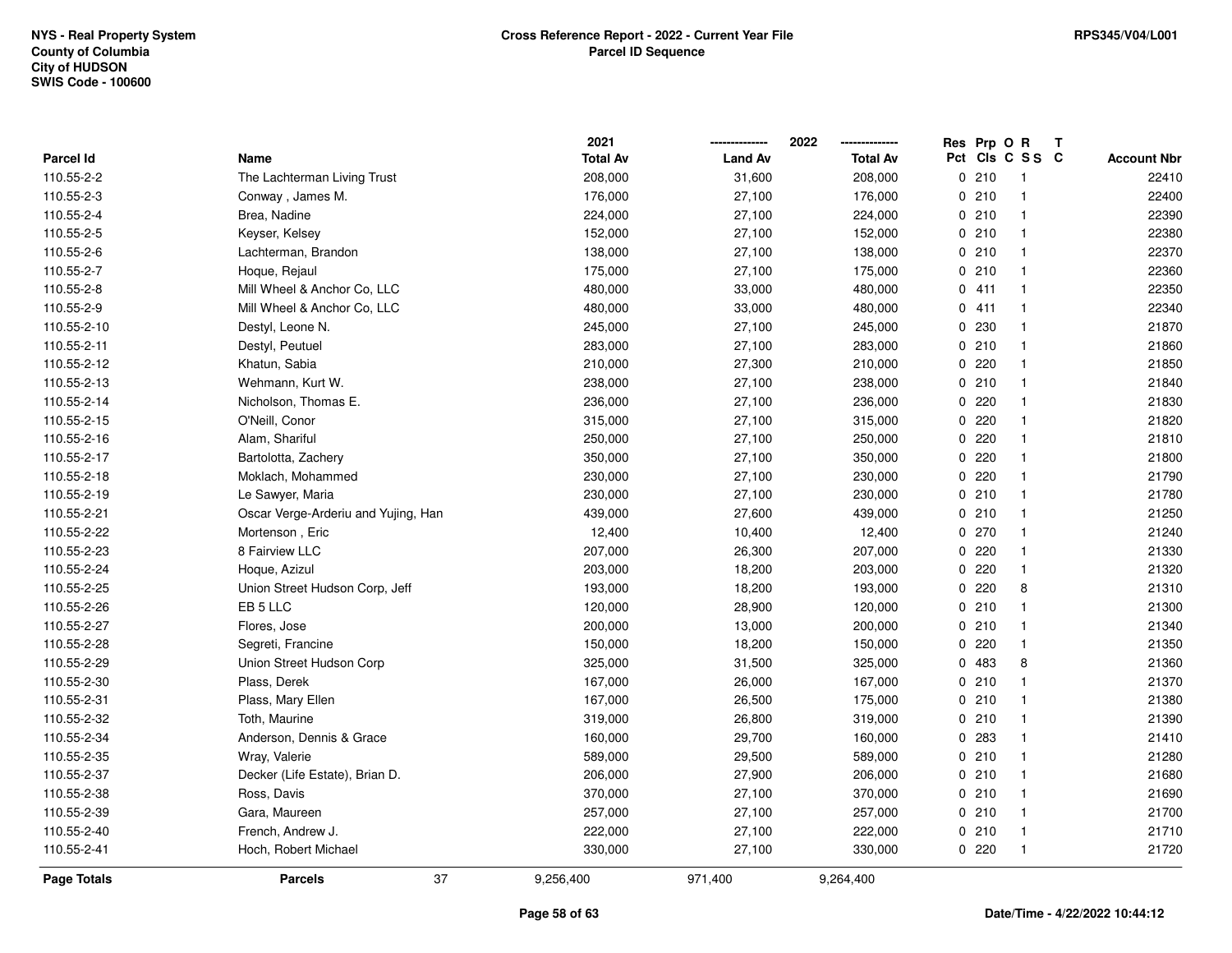NYS - Real Property System
County of Columbia
City of HUDSON
SWIS Code - 100600

**Cross Reference Report - 2022 - Current Year File**
**Parcel ID Sequence**

RPS345/V04/L001

| Parcel Id | Name | 2021 Total Av | 2022 Land Av | 2022 Total Av | Res Pct | Prp Cls | O C | R SS | T C | Account Nbr |
|---|---|---|---|---|---|---|---|---|---|---|
| 110.55-2-2 | The Lachterman Living Trust | 208,000 | 31,600 | 208,000 | 0 | 210 | | 1 | | 22410 |
| 110.55-2-3 | Conway , James M. | 176,000 | 27,100 | 176,000 | 0 | 210 | | 1 | | 22400 |
| 110.55-2-4 | Brea, Nadine | 224,000 | 27,100 | 224,000 | 0 | 210 | | 1 | | 22390 |
| 110.55-2-5 | Keyser, Kelsey | 152,000 | 27,100 | 152,000 | 0 | 210 | | 1 | | 22380 |
| 110.55-2-6 | Lachterman, Brandon | 138,000 | 27,100 | 138,000 | 0 | 210 | | 1 | | 22370 |
| 110.55-2-7 | Hoque, Rejaul | 175,000 | 27,100 | 175,000 | 0 | 210 | | 1 | | 22360 |
| 110.55-2-8 | Mill Wheel & Anchor Co, LLC | 480,000 | 33,000 | 480,000 | 0 | 411 | | 1 | | 22350 |
| 110.55-2-9 | Mill Wheel & Anchor Co, LLC | 480,000 | 33,000 | 480,000 | 0 | 411 | | 1 | | 22340 |
| 110.55-2-10 | Destyl, Leone N. | 245,000 | 27,100 | 245,000 | 0 | 230 | | 1 | | 21870 |
| 110.55-2-11 | Destyl, Peutuel | 283,000 | 27,100 | 283,000 | 0 | 210 | | 1 | | 21860 |
| 110.55-2-12 | Khatun, Sabia | 210,000 | 27,300 | 210,000 | 0 | 220 | | 1 | | 21850 |
| 110.55-2-13 | Wehmann, Kurt W. | 238,000 | 27,100 | 238,000 | 0 | 210 | | 1 | | 21840 |
| 110.55-2-14 | Nicholson, Thomas E. | 236,000 | 27,100 | 236,000 | 0 | 220 | | 1 | | 21830 |
| 110.55-2-15 | O'Neill, Conor | 315,000 | 27,100 | 315,000 | 0 | 220 | | 1 | | 21820 |
| 110.55-2-16 | Alam, Shariful | 250,000 | 27,100 | 250,000 | 0 | 220 | | 1 | | 21810 |
| 110.55-2-17 | Bartolotta, Zachery | 350,000 | 27,100 | 350,000 | 0 | 220 | | 1 | | 21800 |
| 110.55-2-18 | Moklach, Mohammed | 230,000 | 27,100 | 230,000 | 0 | 220 | | 1 | | 21790 |
| 110.55-2-19 | Le Sawyer, Maria | 230,000 | 27,100 | 230,000 | 0 | 210 | | 1 | | 21780 |
| 110.55-2-21 | Oscar Verge-Arderiu and Yujing, Han | 439,000 | 27,600 | 439,000 | 0 | 210 | | 1 | | 21250 |
| 110.55-2-22 | Mortenson , Eric | 12,400 | 10,400 | 12,400 | 0 | 270 | | 1 | | 21240 |
| 110.55-2-23 | 8 Fairview LLC | 207,000 | 26,300 | 207,000 | 0 | 220 | | 1 | | 21330 |
| 110.55-2-24 | Hoque, Azizul | 203,000 | 18,200 | 203,000 | 0 | 220 | | 1 | | 21320 |
| 110.55-2-25 | Union Street Hudson Corp, Jeff | 193,000 | 18,200 | 193,000 | 0 | 220 | | 8 | | 21310 |
| 110.55-2-26 | EB 5 LLC | 120,000 | 28,900 | 120,000 | 0 | 210 | | 1 | | 21300 |
| 110.55-2-27 | Flores, Jose | 200,000 | 13,000 | 200,000 | 0 | 210 | | 1 | | 21340 |
| 110.55-2-28 | Segreti, Francine | 150,000 | 18,200 | 150,000 | 0 | 220 | | 1 | | 21350 |
| 110.55-2-29 | Union Street Hudson Corp | 325,000 | 31,500 | 325,000 | 0 | 483 | | 8 | | 21360 |
| 110.55-2-30 | Plass, Derek | 167,000 | 26,000 | 167,000 | 0 | 210 | | 1 | | 21370 |
| 110.55-2-31 | Plass, Mary Ellen | 167,000 | 26,500 | 175,000 | 0 | 210 | | 1 | | 21380 |
| 110.55-2-32 | Toth, Maurine | 319,000 | 26,800 | 319,000 | 0 | 210 | | 1 | | 21390 |
| 110.55-2-34 | Anderson, Dennis & Grace | 160,000 | 29,700 | 160,000 | 0 | 283 | | 1 | | 21410 |
| 110.55-2-35 | Wray, Valerie | 589,000 | 29,500 | 589,000 | 0 | 210 | | 1 | | 21280 |
| 110.55-2-37 | Decker (Life Estate), Brian D. | 206,000 | 27,900 | 206,000 | 0 | 210 | | 1 | | 21680 |
| 110.55-2-38 | Ross, Davis | 370,000 | 27,100 | 370,000 | 0 | 210 | | 1 | | 21690 |
| 110.55-2-39 | Gara, Maureen | 257,000 | 27,100 | 257,000 | 0 | 210 | | 1 | | 21700 |
| 110.55-2-40 | French, Andrew J. | 222,000 | 27,100 | 222,000 | 0 | 210 | | 1 | | 21710 |
| 110.55-2-41 | Hoch, Robert Michael | 330,000 | 27,100 | 330,000 | 0 | 220 | | 1 | | 21720 |
| **Page Totals** | **Parcels** 37 | 9,256,400 | 971,400 | 9,264,400 | | | | | | |

Date/Time - 4/22/2022 10:44:12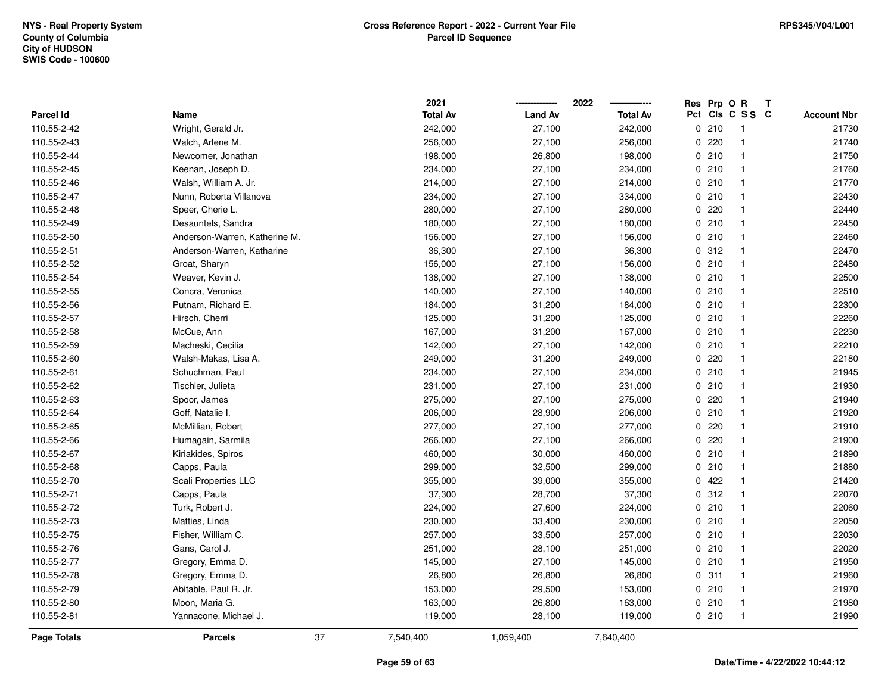NYS - Real Property System
County of Columbia
City of HUDSON
SWIS Code - 100600

**Cross Reference Report - 2022 - Current Year File**
**Parcel ID Sequence**

RPS345/V04/L001

| Parcel Id | Name | 2021 Total Av | 2022 Land Av | 2022 Total Av | Res Pct | Prp Cls | O C | R S S | T C | Account Nbr |
|---|---|---|---|---|---|---|---|---|---|---|
| 110.55-2-42 | Wright, Gerald Jr. | 242,000 | 27,100 | 242,000 | 0 | 210 | | 1 | | 21730 |
| 110.55-2-43 | Walch, Arlene M. | 256,000 | 27,100 | 256,000 | 0 | 220 | | 1 | | 21740 |
| 110.55-2-44 | Newcomer, Jonathan | 198,000 | 26,800 | 198,000 | 0 | 210 | | 1 | | 21750 |
| 110.55-2-45 | Keenan, Joseph D. | 234,000 | 27,100 | 234,000 | 0 | 210 | | 1 | | 21760 |
| 110.55-2-46 | Walsh, William A. Jr. | 214,000 | 27,100 | 214,000 | 0 | 210 | | 1 | | 21770 |
| 110.55-2-47 | Nunn, Roberta Villanova | 234,000 | 27,100 | 334,000 | 0 | 210 | | 1 | | 22430 |
| 110.55-2-48 | Speer, Cherie L. | 280,000 | 27,100 | 280,000 | 0 | 220 | | 1 | | 22440 |
| 110.55-2-49 | Desauntels, Sandra | 180,000 | 27,100 | 180,000 | 0 | 210 | | 1 | | 22450 |
| 110.55-2-50 | Anderson-Warren, Katherine M. | 156,000 | 27,100 | 156,000 | 0 | 210 | | 1 | | 22460 |
| 110.55-2-51 | Anderson-Warren, Katharine | 36,300 | 27,100 | 36,300 | 0 | 312 | | 1 | | 22470 |
| 110.55-2-52 | Groat, Sharyn | 156,000 | 27,100 | 156,000 | 0 | 210 | | 1 | | 22480 |
| 110.55-2-54 | Weaver, Kevin J. | 138,000 | 27,100 | 138,000 | 0 | 210 | | 1 | | 22500 |
| 110.55-2-55 | Concra, Veronica | 140,000 | 27,100 | 140,000 | 0 | 210 | | 1 | | 22510 |
| 110.55-2-56 | Putnam, Richard E. | 184,000 | 31,200 | 184,000 | 0 | 210 | | 1 | | 22300 |
| 110.55-2-57 | Hirsch, Cherri | 125,000 | 31,200 | 125,000 | 0 | 210 | | 1 | | 22260 |
| 110.55-2-58 | McCue, Ann | 167,000 | 31,200 | 167,000 | 0 | 210 | | 1 | | 22230 |
| 110.55-2-59 | Macheski, Cecilia | 142,000 | 27,100 | 142,000 | 0 | 210 | | 1 | | 22210 |
| 110.55-2-60 | Walsh-Makas, Lisa A. | 249,000 | 31,200 | 249,000 | 0 | 220 | | 1 | | 22180 |
| 110.55-2-61 | Schuchman, Paul | 234,000 | 27,100 | 234,000 | 0 | 210 | | 1 | | 21945 |
| 110.55-2-62 | Tischler, Julieta | 231,000 | 27,100 | 231,000 | 0 | 210 | | 1 | | 21930 |
| 110.55-2-63 | Spoor, James | 275,000 | 27,100 | 275,000 | 0 | 220 | | 1 | | 21940 |
| 110.55-2-64 | Goff, Natalie I. | 206,000 | 28,900 | 206,000 | 0 | 210 | | 1 | | 21920 |
| 110.55-2-65 | McMillian, Robert | 277,000 | 27,100 | 277,000 | 0 | 220 | | 1 | | 21910 |
| 110.55-2-66 | Humagain, Sarmila | 266,000 | 27,100 | 266,000 | 0 | 220 | | 1 | | 21900 |
| 110.55-2-67 | Kiriakides, Spiros | 460,000 | 30,000 | 460,000 | 0 | 210 | | 1 | | 21890 |
| 110.55-2-68 | Capps, Paula | 299,000 | 32,500 | 299,000 | 0 | 210 | | 1 | | 21880 |
| 110.55-2-70 | Scali Properties LLC | 355,000 | 39,000 | 355,000 | 0 | 422 | | 1 | | 21420 |
| 110.55-2-71 | Capps, Paula | 37,300 | 28,700 | 37,300 | 0 | 312 | | 1 | | 22070 |
| 110.55-2-72 | Turk, Robert J. | 224,000 | 27,600 | 224,000 | 0 | 210 | | 1 | | 22060 |
| 110.55-2-73 | Matties, Linda | 230,000 | 33,400 | 230,000 | 0 | 210 | | 1 | | 22050 |
| 110.55-2-75 | Fisher, William C. | 257,000 | 33,500 | 257,000 | 0 | 210 | | 1 | | 22030 |
| 110.55-2-76 | Gans, Carol J. | 251,000 | 28,100 | 251,000 | 0 | 210 | | 1 | | 22020 |
| 110.55-2-77 | Gregory, Emma D. | 145,000 | 27,100 | 145,000 | 0 | 210 | | 1 | | 21950 |
| 110.55-2-78 | Gregory, Emma D. | 26,800 | 26,800 | 26,800 | 0 | 311 | | 1 | | 21960 |
| 110.55-2-79 | Abitable, Paul R. Jr. | 153,000 | 29,500 | 153,000 | 0 | 210 | | 1 | | 21970 |
| 110.55-2-80 | Moon, Maria G. | 163,000 | 26,800 | 163,000 | 0 | 210 | | 1 | | 21980 |
| 110.55-2-81 | Yannacone, Michael J. | 119,000 | 28,100 | 119,000 | 0 | 210 | | 1 | | 21990 |
| **Page Totals** | **Parcels** 37 | 7,540,400 | 1,059,400 | 7,640,400 | | | | | | |

Date/Time - 4/22/2022 10:44:12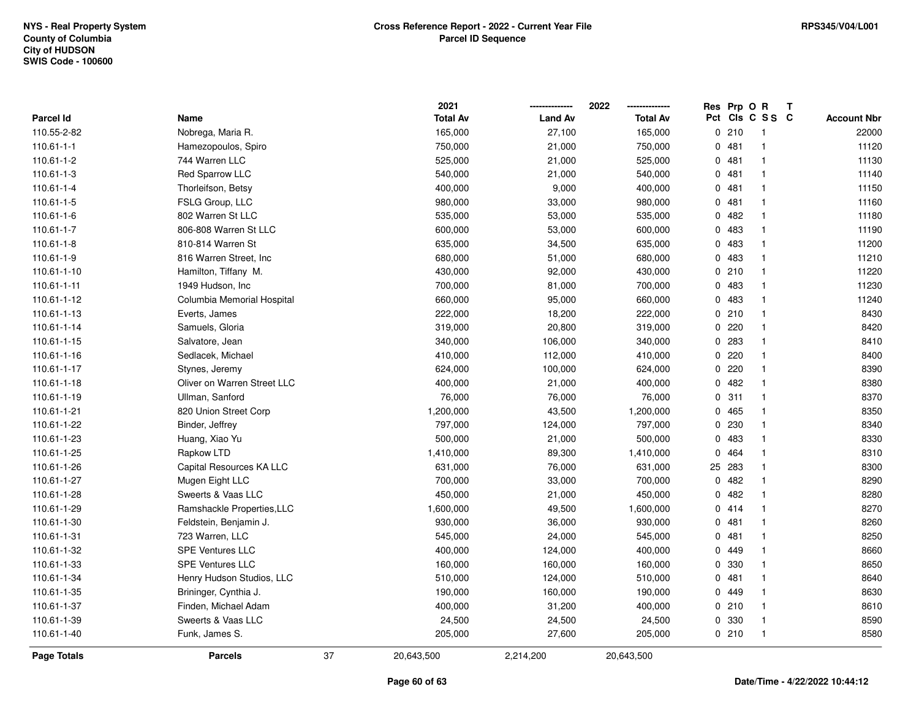NYS - Real Property System
County of Columbia
City of HUDSON
SWIS Code - 100600

**Cross Reference Report - 2022 - Current Year File**
**Parcel ID Sequence**

RPS345/V04/L001

| Parcel Id | Name | 2021 Total Av | 2022 Land Av | 2022 Total Av | Res Pct | Prp Cls | O C | R S S | T C | Account Nbr |
|---|---|---|---|---|---|---|---|---|---|---|
| 110.55-2-82 | Nobrega, Maria R. | 165,000 | 27,100 | 165,000 | 0 | 210 | | 1 | | 22000 |
| 110.61-1-1 | Hamezopoulos, Spiro | 750,000 | 21,000 | 750,000 | 0 | 481 | | 1 | | 11120 |
| 110.61-1-2 | 744 Warren LLC | 525,000 | 21,000 | 525,000 | 0 | 481 | | 1 | | 11130 |
| 110.61-1-3 | Red Sparrow LLC | 540,000 | 21,000 | 540,000 | 0 | 481 | | 1 | | 11140 |
| 110.61-1-4 | Thorleifson, Betsy | 400,000 | 9,000 | 400,000 | 0 | 481 | | 1 | | 11150 |
| 110.61-1-5 | FSLG Group, LLC | 980,000 | 33,000 | 980,000 | 0 | 481 | | 1 | | 11160 |
| 110.61-1-6 | 802 Warren St LLC | 535,000 | 53,000 | 535,000 | 0 | 482 | | 1 | | 11180 |
| 110.61-1-7 | 806-808 Warren St LLC | 600,000 | 53,000 | 600,000 | 0 | 483 | | 1 | | 11190 |
| 110.61-1-8 | 810-814 Warren St | 635,000 | 34,500 | 635,000 | 0 | 483 | | 1 | | 11200 |
| 110.61-1-9 | 816 Warren Street, Inc | 680,000 | 51,000 | 680,000 | 0 | 483 | | 1 | | 11210 |
| 110.61-1-10 | Hamilton, Tiffany M. | 430,000 | 92,000 | 430,000 | 0 | 210 | | 1 | | 11220 |
| 110.61-1-11 | 1949 Hudson, Inc | 700,000 | 81,000 | 700,000 | 0 | 483 | | 1 | | 11230 |
| 110.61-1-12 | Columbia Memorial Hospital | 660,000 | 95,000 | 660,000 | 0 | 483 | | 1 | | 11240 |
| 110.61-1-13 | Everts, James | 222,000 | 18,200 | 222,000 | 0 | 210 | | 1 | | 8430 |
| 110.61-1-14 | Samuels, Gloria | 319,000 | 20,800 | 319,000 | 0 | 220 | | 1 | | 8420 |
| 110.61-1-15 | Salvatore, Jean | 340,000 | 106,000 | 340,000 | 0 | 283 | | 1 | | 8410 |
| 110.61-1-16 | Sedlacek, Michael | 410,000 | 112,000 | 410,000 | 0 | 220 | | 1 | | 8400 |
| 110.61-1-17 | Stynes, Jeremy | 624,000 | 100,000 | 624,000 | 0 | 220 | | 1 | | 8390 |
| 110.61-1-18 | Oliver on Warren Street LLC | 400,000 | 21,000 | 400,000 | 0 | 482 | | 1 | | 8380 |
| 110.61-1-19 | Ullman, Sanford | 76,000 | 76,000 | 76,000 | 0 | 311 | | 1 | | 8370 |
| 110.61-1-21 | 820 Union Street Corp | 1,200,000 | 43,500 | 1,200,000 | 0 | 465 | | 1 | | 8350 |
| 110.61-1-22 | Binder, Jeffrey | 797,000 | 124,000 | 797,000 | 0 | 230 | | 1 | | 8340 |
| 110.61-1-23 | Huang, Xiao Yu | 500,000 | 21,000 | 500,000 | 0 | 483 | | 1 | | 8330 |
| 110.61-1-25 | Rapkow LTD | 1,410,000 | 89,300 | 1,410,000 | 0 | 464 | | 1 | | 8310 |
| 110.61-1-26 | Capital Resources KA LLC | 631,000 | 76,000 | 631,000 | 25 | 283 | | 1 | | 8300 |
| 110.61-1-27 | Mugen Eight LLC | 700,000 | 33,000 | 700,000 | 0 | 482 | | 1 | | 8290 |
| 110.61-1-28 | Sweerts & Vaas LLC | 450,000 | 21,000 | 450,000 | 0 | 482 | | 1 | | 8280 |
| 110.61-1-29 | Ramshackle Properties,LLC | 1,600,000 | 49,500 | 1,600,000 | 0 | 414 | | 1 | | 8270 |
| 110.61-1-30 | Feldstein, Benjamin J. | 930,000 | 36,000 | 930,000 | 0 | 481 | | 1 | | 8260 |
| 110.61-1-31 | 723 Warren, LLC | 545,000 | 24,000 | 545,000 | 0 | 481 | | 1 | | 8250 |
| 110.61-1-32 | SPE Ventures LLC | 400,000 | 124,000 | 400,000 | 0 | 449 | | 1 | | 8660 |
| 110.61-1-33 | SPE Ventures LLC | 160,000 | 160,000 | 160,000 | 0 | 330 | | 1 | | 8650 |
| 110.61-1-34 | Henry Hudson Studios, LLC | 510,000 | 124,000 | 510,000 | 0 | 481 | | 1 | | 8640 |
| 110.61-1-35 | Brininger, Cynthia J. | 190,000 | 160,000 | 190,000 | 0 | 449 | | 1 | | 8630 |
| 110.61-1-37 | Finden, Michael Adam | 400,000 | 31,200 | 400,000 | 0 | 210 | | 1 | | 8610 |
| 110.61-1-39 | Sweerts & Vaas LLC | 24,500 | 24,500 | 24,500 | 0 | 330 | | 1 | | 8590 |
| 110.61-1-40 | Funk, James S. | 205,000 | 27,600 | 205,000 | 0 | 210 | | 1 | | 8580 |
| **Page Totals** | **Parcels** 37 | 20,643,500 | 2,214,200 | 20,643,500 | | | | | | |

Date/Time - 4/22/2022 10:44:12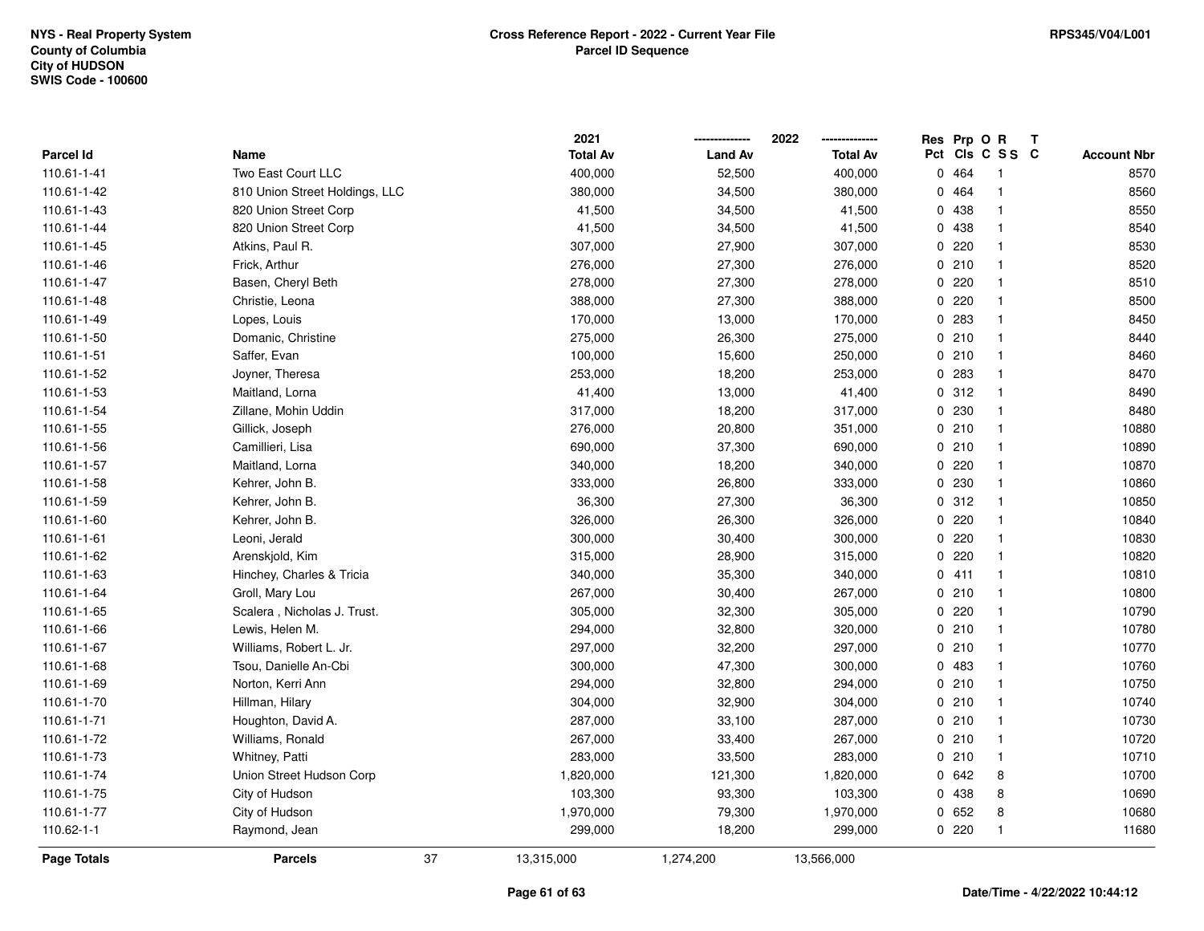NYS - Real Property System
County of Columbia
City of HUDSON
SWIS Code - 100600

**Cross Reference Report - 2022 - Current Year File**
**Parcel ID Sequence**

RPS345/V04/L001

| Parcel Id | Name | 2021 Total Av | 2022 Land Av | 2022 Total Av | Res Pct | Prp Cls | O C | R S S | T C | Account Nbr |
|---|---|---|---|---|---|---|---|---|---|---|
| 110.61-1-41 | Two East Court LLC | 400,000 | 52,500 | 400,000 | 0 | 464 | | 1 | | 8570 |
| 110.61-1-42 | 810 Union Street Holdings, LLC | 380,000 | 34,500 | 380,000 | 0 | 464 | | 1 | | 8560 |
| 110.61-1-43 | 820 Union Street Corp | 41,500 | 34,500 | 41,500 | 0 | 438 | | 1 | | 8550 |
| 110.61-1-44 | 820 Union Street Corp | 41,500 | 34,500 | 41,500 | 0 | 438 | | 1 | | 8540 |
| 110.61-1-45 | Atkins, Paul R. | 307,000 | 27,900 | 307,000 | 0 | 220 | | 1 | | 8530 |
| 110.61-1-46 | Frick, Arthur | 276,000 | 27,300 | 276,000 | 0 | 210 | | 1 | | 8520 |
| 110.61-1-47 | Basen, Cheryl Beth | 278,000 | 27,300 | 278,000 | 0 | 220 | | 1 | | 8510 |
| 110.61-1-48 | Christie, Leona | 388,000 | 27,300 | 388,000 | 0 | 220 | | 1 | | 8500 |
| 110.61-1-49 | Lopes, Louis | 170,000 | 13,000 | 170,000 | 0 | 283 | | 1 | | 8450 |
| 110.61-1-50 | Domanic, Christine | 275,000 | 26,300 | 275,000 | 0 | 210 | | 1 | | 8440 |
| 110.61-1-51 | Saffer, Evan | 100,000 | 15,600 | 250,000 | 0 | 210 | | 1 | | 8460 |
| 110.61-1-52 | Joyner, Theresa | 253,000 | 18,200 | 253,000 | 0 | 283 | | 1 | | 8470 |
| 110.61-1-53 | Maitland, Lorna | 41,400 | 13,000 | 41,400 | 0 | 312 | | 1 | | 8490 |
| 110.61-1-54 | Zillane, Mohin Uddin | 317,000 | 18,200 | 317,000 | 0 | 230 | | 1 | | 8480 |
| 110.61-1-55 | Gillick, Joseph | 276,000 | 20,800 | 351,000 | 0 | 210 | | 1 | | 10880 |
| 110.61-1-56 | Camillieri, Lisa | 690,000 | 37,300 | 690,000 | 0 | 210 | | 1 | | 10890 |
| 110.61-1-57 | Maitland, Lorna | 340,000 | 18,200 | 340,000 | 0 | 220 | | 1 | | 10870 |
| 110.61-1-58 | Kehrer, John B. | 333,000 | 26,800 | 333,000 | 0 | 230 | | 1 | | 10860 |
| 110.61-1-59 | Kehrer, John B. | 36,300 | 27,300 | 36,300 | 0 | 312 | | 1 | | 10850 |
| 110.61-1-60 | Kehrer, John B. | 326,000 | 26,300 | 326,000 | 0 | 220 | | 1 | | 10840 |
| 110.61-1-61 | Leoni, Jerald | 300,000 | 30,400 | 300,000 | 0 | 220 | | 1 | | 10830 |
| 110.61-1-62 | Arenskjold, Kim | 315,000 | 28,900 | 315,000 | 0 | 220 | | 1 | | 10820 |
| 110.61-1-63 | Hinchey, Charles & Tricia | 340,000 | 35,300 | 340,000 | 0 | 411 | | 1 | | 10810 |
| 110.61-1-64 | Groll, Mary Lou | 267,000 | 30,400 | 267,000 | 0 | 210 | | 1 | | 10800 |
| 110.61-1-65 | Scalera , Nicholas J. Trust. | 305,000 | 32,300 | 305,000 | 0 | 220 | | 1 | | 10790 |
| 110.61-1-66 | Lewis, Helen M. | 294,000 | 32,800 | 320,000 | 0 | 210 | | 1 | | 10780 |
| 110.61-1-67 | Williams, Robert L. Jr. | 297,000 | 32,200 | 297,000 | 0 | 210 | | 1 | | 10770 |
| 110.61-1-68 | Tsou, Danielle An-Cbi | 300,000 | 47,300 | 300,000 | 0 | 483 | | 1 | | 10760 |
| 110.61-1-69 | Norton, Kerri Ann | 294,000 | 32,800 | 294,000 | 0 | 210 | | 1 | | 10750 |
| 110.61-1-70 | Hillman, Hilary | 304,000 | 32,900 | 304,000 | 0 | 210 | | 1 | | 10740 |
| 110.61-1-71 | Houghton, David A. | 287,000 | 33,100 | 287,000 | 0 | 210 | | 1 | | 10730 |
| 110.61-1-72 | Williams, Ronald | 267,000 | 33,400 | 267,000 | 0 | 210 | | 1 | | 10720 |
| 110.61-1-73 | Whitney, Patti | 283,000 | 33,500 | 283,000 | 0 | 210 | | 1 | | 10710 |
| 110.61-1-74 | Union Street Hudson Corp | 1,820,000 | 121,300 | 1,820,000 | 0 | 642 | | 8 | | 10700 |
| 110.61-1-75 | City of Hudson | 103,300 | 93,300 | 103,300 | 0 | 438 | | 8 | | 10690 |
| 110.61-1-77 | City of Hudson | 1,970,000 | 79,300 | 1,970,000 | 0 | 652 | | 8 | | 10680 |
| 110.62-1-1 | Raymond, Jean | 299,000 | 18,200 | 299,000 | 0 | 220 | | 1 | | 11680 |
| **Page Totals** | **Parcels** 37 | 13,315,000 | 1,274,200 | 13,566,000 | | | | | | |

Date/Time - 4/22/2022 10:44:12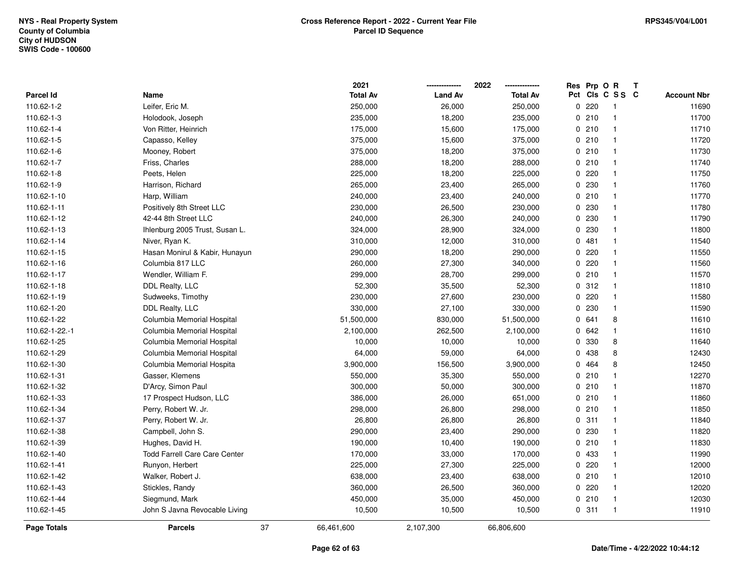NYS - Real Property System
County of Columbia
City of HUDSON
SWIS Code - 100600

**Cross Reference Report - 2022 - Current Year File**
**Parcel ID Sequence**

RPS345/V04/L001

| Parcel Id | Name | 2021 Total Av | 2022 Land Av | 2022 Total Av | Res Pct | Prp Cls | O C | R S S | T C | Account Nbr |
|---|---|---|---|---|---|---|---|---|---|---|
| 110.62-1-2 | Leifer, Eric M. | 250,000 | 26,000 | 250,000 | 0 | 220 | | 1 | | 11690 |
| 110.62-1-3 | Holodook, Joseph | 235,000 | 18,200 | 235,000 | 0 | 210 | | 1 | | 11700 |
| 110.62-1-4 | Von Ritter, Heinrich | 175,000 | 15,600 | 175,000 | 0 | 210 | | 1 | | 11710 |
| 110.62-1-5 | Capasso, Kelley | 375,000 | 15,600 | 375,000 | 0 | 210 | | 1 | | 11720 |
| 110.62-1-6 | Mooney, Robert | 375,000 | 18,200 | 375,000 | 0 | 210 | | 1 | | 11730 |
| 110.62-1-7 | Friss, Charles | 288,000 | 18,200 | 288,000 | 0 | 210 | | 1 | | 11740 |
| 110.62-1-8 | Peets, Helen | 225,000 | 18,200 | 225,000 | 0 | 220 | | 1 | | 11750 |
| 110.62-1-9 | Harrison, Richard | 265,000 | 23,400 | 265,000 | 0 | 230 | | 1 | | 11760 |
| 110.62-1-10 | Harp, William | 240,000 | 23,400 | 240,000 | 0 | 210 | | 1 | | 11770 |
| 110.62-1-11 | Positively 8th Street LLC | 230,000 | 26,500 | 230,000 | 0 | 230 | | 1 | | 11780 |
| 110.62-1-12 | 42-44 8th Street LLC | 240,000 | 26,300 | 240,000 | 0 | 230 | | 1 | | 11790 |
| 110.62-1-13 | Ihlenburg 2005 Trust, Susan L. | 324,000 | 28,900 | 324,000 | 0 | 230 | | 1 | | 11800 |
| 110.62-1-14 | Niver, Ryan K. | 310,000 | 12,000 | 310,000 | 0 | 481 | | 1 | | 11540 |
| 110.62-1-15 | Hasan Monirul & Kabir, Hunayun | 290,000 | 18,200 | 290,000 | 0 | 220 | | 1 | | 11550 |
| 110.62-1-16 | Columbia 817 LLC | 260,000 | 27,300 | 340,000 | 0 | 220 | | 1 | | 11560 |
| 110.62-1-17 | Wendler, William F. | 299,000 | 28,700 | 299,000 | 0 | 210 | | 1 | | 11570 |
| 110.62-1-18 | DDL Realty, LLC | 52,300 | 35,500 | 52,300 | 0 | 312 | | 1 | | 11810 |
| 110.62-1-19 | Sudweeks, Timothy | 230,000 | 27,600 | 230,000 | 0 | 220 | | 1 | | 11580 |
| 110.62-1-20 | DDL Realty, LLC | 330,000 | 27,100 | 330,000 | 0 | 230 | | 1 | | 11590 |
| 110.62-1-22 | Columbia Memorial Hospital | 51,500,000 | 830,000 | 51,500,000 | 0 | 641 | | 8 | | 11610 |
| 110.62-1-22.-1 | Columbia Memorial Hospital | 2,100,000 | 262,500 | 2,100,000 | 0 | 642 | | 1 | | 11610 |
| 110.62-1-25 | Columbia Memorial Hospital | 10,000 | 10,000 | 10,000 | 0 | 330 | | 8 | | 11640 |
| 110.62-1-29 | Columbia Memorial Hospital | 64,000 | 59,000 | 64,000 | 0 | 438 | | 8 | | 12430 |
| 110.62-1-30 | Columbia Memorial Hospita | 3,900,000 | 156,500 | 3,900,000 | 0 | 464 | | 8 | | 12450 |
| 110.62-1-31 | Gasser, Klemens | 550,000 | 35,300 | 550,000 | 0 | 210 | | 1 | | 12270 |
| 110.62-1-32 | D'Arcy, Simon Paul | 300,000 | 50,000 | 300,000 | 0 | 210 | | 1 | | 11870 |
| 110.62-1-33 | 17 Prospect Hudson, LLC | 386,000 | 26,000 | 651,000 | 0 | 210 | | 1 | | 11860 |
| 110.62-1-34 | Perry, Robert W. Jr. | 298,000 | 26,800 | 298,000 | 0 | 210 | | 1 | | 11850 |
| 110.62-1-37 | Perry, Robert W. Jr. | 26,800 | 26,800 | 26,800 | 0 | 311 | | 1 | | 11840 |
| 110.62-1-38 | Campbell, John S. | 290,000 | 23,400 | 290,000 | 0 | 230 | | 1 | | 11820 |
| 110.62-1-39 | Hughes, David H. | 190,000 | 10,400 | 190,000 | 0 | 210 | | 1 | | 11830 |
| 110.62-1-40 | Todd Farrell Care Care Center | 170,000 | 33,000 | 170,000 | 0 | 433 | | 1 | | 11990 |
| 110.62-1-41 | Runyon, Herbert | 225,000 | 27,300 | 225,000 | 0 | 220 | | 1 | | 12000 |
| 110.62-1-42 | Walker, Robert J. | 638,000 | 23,400 | 638,000 | 0 | 210 | | 1 | | 12010 |
| 110.62-1-43 | Stickles, Randy | 360,000 | 26,500 | 360,000 | 0 | 220 | | 1 | | 12020 |
| 110.62-1-44 | Siegmund, Mark | 450,000 | 35,000 | 450,000 | 0 | 210 | | 1 | | 12030 |
| 110.62-1-45 | John S Javna Revocable Living | 10,500 | 10,500 | 10,500 | 0 | 311 | | 1 | | 11910 |
| **Page Totals** | **Parcels** 37 | 66,461,600 | 2,107,300 | 66,806,600 | | | | | | |

Date/Time - 4/22/2022 10:44:12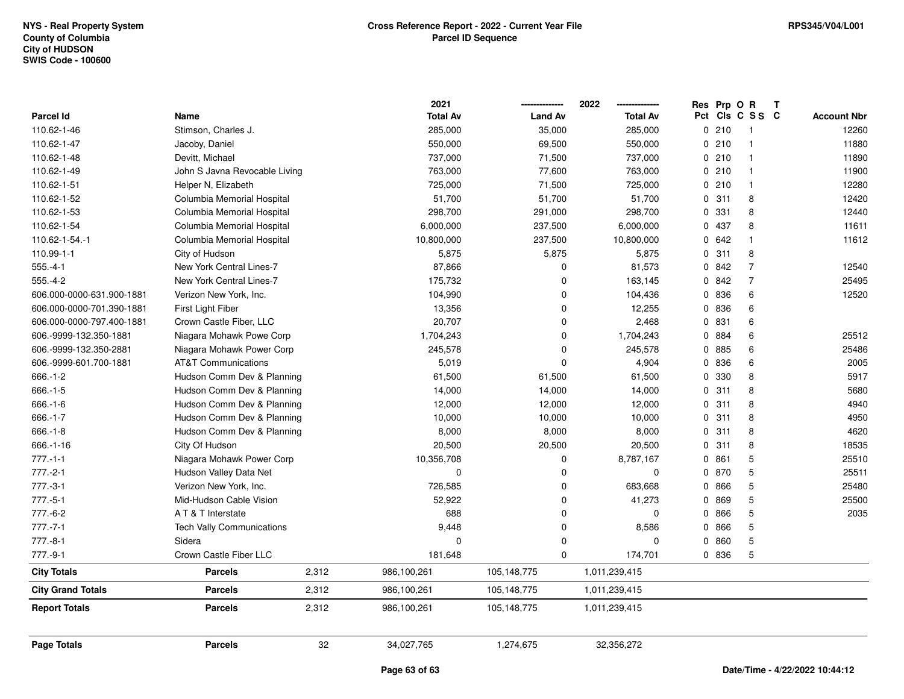NYS - Real Property System
County of Columbia
City of HUDSON
SWIS Code - 100600

**Cross Reference Report - 2022 - Current Year File**
**Parcel ID Sequence**

RPS345/V04/L001

| Parcel Id | Name | | 2021 Total Av | 2022 Land Av | 2022 Total Av | Res Pct | Prp Cls | O C | R S S | T C | Account Nbr |
|---|---|---|---|---|---|---|---|---|---|---|---|
| 110.62-1-46 | Stimson, Charles J. | | 285,000 | 35,000 | 285,000 | 0 | 210 | | 1 | | 12260 |
| 110.62-1-47 | Jacoby, Daniel | | 550,000 | 69,500 | 550,000 | 0 | 210 | | 1 | | 11880 |
| 110.62-1-48 | Devitt, Michael | | 737,000 | 71,500 | 737,000 | 0 | 210 | | 1 | | 11890 |
| 110.62-1-49 | John S Javna Revocable Living | | 763,000 | 77,600 | 763,000 | 0 | 210 | | 1 | | 11900 |
| 110.62-1-51 | Helper N, Elizabeth | | 725,000 | 71,500 | 725,000 | 0 | 210 | | 1 | | 12280 |
| 110.62-1-52 | Columbia Memorial Hospital | | 51,700 | 51,700 | 51,700 | 0 | 311 | | 8 | | 12420 |
| 110.62-1-53 | Columbia Memorial Hospital | | 298,700 | 291,000 | 298,700 | 0 | 331 | | 8 | | 12440 |
| 110.62-1-54 | Columbia Memorial Hospital | | 6,000,000 | 237,500 | 6,000,000 | 0 | 437 | | 8 | | 11611 |
| 110.62-1-54.-1 | Columbia Memorial Hospital | | 10,800,000 | 237,500 | 10,800,000 | 0 | 642 | | 1 | | 11612 |
| 110.99-1-1 | City of Hudson | | 5,875 | 5,875 | 5,875 | 0 | 311 | | 8 | | |
| 555.-4-1 | New York Central Lines-7 | | 87,866 | 0 | 81,573 | 0 | 842 | | 7 | | 12540 |
| 555.-4-2 | New York Central Lines-7 | | 175,732 | 0 | 163,145 | 0 | 842 | | 7 | | 25495 |
| 606.000-0000-631.900-1881 | Verizon New York, Inc. | | 104,990 | 0 | 104,436 | 0 | 836 | | 6 | | 12520 |
| 606.000-0000-701.390-1881 | First Light Fiber | | 13,356 | 0 | 12,255 | 0 | 836 | | 6 | | |
| 606.000-0000-797.400-1881 | Crown Castle Fiber, LLC | | 20,707 | 0 | 2,468 | 0 | 831 | | 6 | | |
| 606.-9999-132.350-1881 | Niagara Mohawk Powe Corp | | 1,704,243 | 0 | 1,704,243 | 0 | 884 | | 6 | | 25512 |
| 606.-9999-132.350-2881 | Niagara Mohawk Power Corp | | 245,578 | 0 | 245,578 | 0 | 885 | | 6 | | 25486 |
| 606.-9999-601.700-1881 | AT&T Communications | | 5,019 | 0 | 4,904 | 0 | 836 | | 6 | | 2005 |
| 666.-1-2 | Hudson Comm Dev & Planning | | 61,500 | 61,500 | 61,500 | 0 | 330 | | 8 | | 5917 |
| 666.-1-5 | Hudson Comm Dev & Planning | | 14,000 | 14,000 | 14,000 | 0 | 311 | | 8 | | 5680 |
| 666.-1-6 | Hudson Comm Dev & Planning | | 12,000 | 12,000 | 12,000 | 0 | 311 | | 8 | | 4940 |
| 666.-1-7 | Hudson Comm Dev & Planning | | 10,000 | 10,000 | 10,000 | 0 | 311 | | 8 | | 4950 |
| 666.-1-8 | Hudson Comm Dev & Planning | | 8,000 | 8,000 | 8,000 | 0 | 311 | | 8 | | 4620 |
| 666.-1-16 | City Of Hudson | | 20,500 | 20,500 | 20,500 | 0 | 311 | | 8 | | 18535 |
| 777.-1-1 | Niagara Mohawk Power Corp | | 10,356,708 | 0 | 8,787,167 | 0 | 861 | | 5 | | 25510 |
| 777.-2-1 | Hudson Valley Data Net | | 0 | 0 | 0 | 0 | 870 | | 5 | | 25511 |
| 777.-3-1 | Verizon New York, Inc. | | 726,585 | 0 | 683,668 | 0 | 866 | | 5 | | 25480 |
| 777.-5-1 | Mid-Hudson Cable Vision | | 52,922 | 0 | 41,273 | 0 | 869 | | 5 | | 25500 |
| 777.-6-2 | A T & T Interstate | | 688 | 0 | 0 | 0 | 866 | | 5 | | 2035 |
| 777.-7-1 | Tech Vally Communications | | 9,448 | 0 | 8,586 | 0 | 866 | | 5 | | |
| 777.-8-1 | Sidera | | 0 | 0 | 0 | 0 | 860 | | 5 | | |
| 777.-9-1 | Crown Castle Fiber LLC | | 181,648 | 0 | 174,701 | 0 | 836 | | 5 | | |
| **City Totals** | **Parcels** | 2,312 | 986,100,261 | 105,148,775 | 1,011,239,415 | | | | | | |
| **City Grand Totals** | **Parcels** | 2,312 | 986,100,261 | 105,148,775 | 1,011,239,415 | | | | | | |
| **Report Totals** | **Parcels** | 2,312 | 986,100,261 | 105,148,775 | 1,011,239,415 | | | | | | |
| **Page Totals** | **Parcels** | 32 | 34,027,765 | 1,274,675 | 32,356,272 | | | | | | |

Date/Time - 4/22/2022 10:44:12